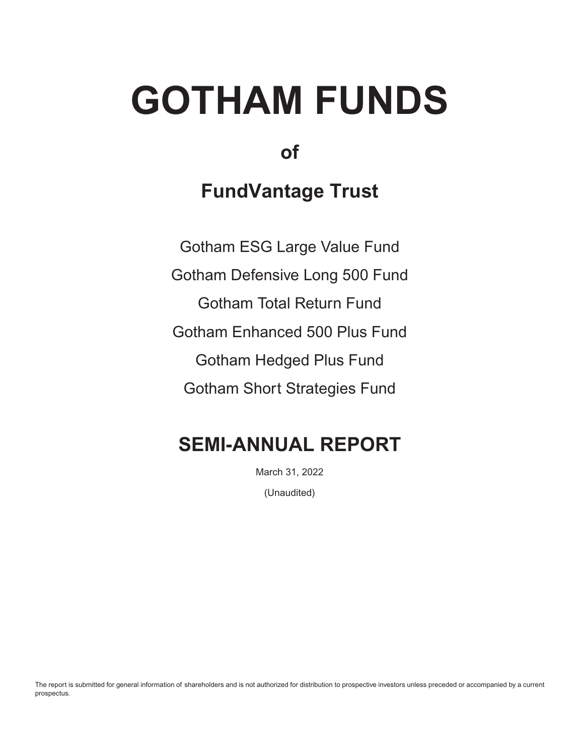# GOTHAM FUNDS

## of

## FundVantage Trust

Gotham ESG Large Value Fund

Gotham Defensive Long 500 Fund

Gotham Total Return Fund

Gotham Enhanced 500 Plus Fund

Gotham Hedged Plus Fund

Gotham Short Strategies Fund

## SEMI-ANNUAL REPORT

March 31, 2022

(Unaudited)

The report is submitted for general information of shareholders and is not authorized for distribution to prospective investors unless preceded or accompanied by a current prospectus.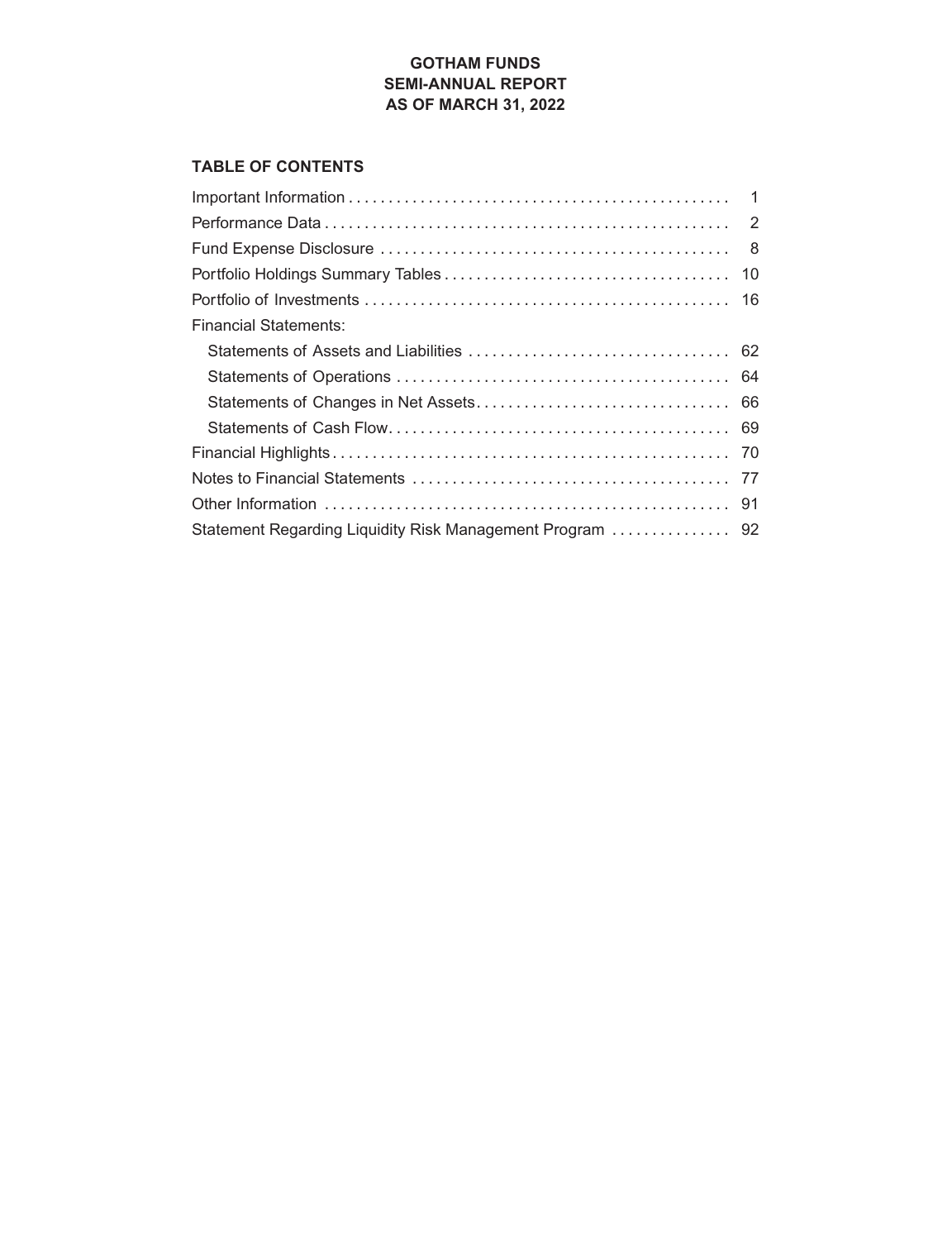**GOTHAM FUNDS**
**SEMI-ANNUAL REPORT**
**AS OF MARCH 31, 2022**

## TABLE OF CONTENTS

| | |
|---|---|
| Important Information | 1 |
| Performance Data | 2 |
| Fund Expense Disclosure | 8 |
| Portfolio Holdings Summary Tables | 10 |
| Portfolio of Investments | 16 |
| Financial Statements: | |
| Statements of Assets and Liabilities | 62 |
| Statements of Operations | 64 |
| Statements of Changes in Net Assets | 66 |
| Statements of Cash Flow | 69 |
| Financial Highlights | 70 |
| Notes to Financial Statements | 77 |
| Other Information | 91 |
| Statement Regarding Liquidity Risk Management Program | 92 |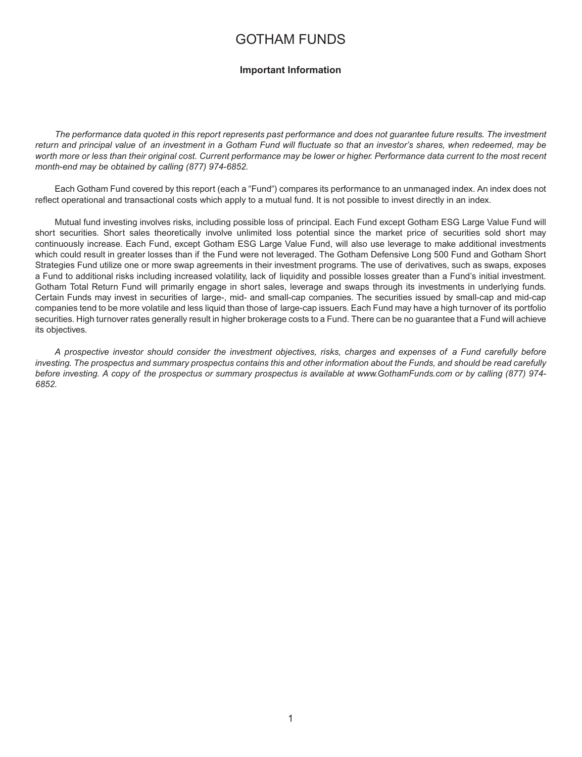# GOTHAM FUNDS

### Important Information

*The performance data quoted in this report represents past performance and does not guarantee future results. The investment return and principal value of an investment in a Gotham Fund will fluctuate so that an investor's shares, when redeemed, may be worth more or less than their original cost. Current performance may be lower or higher. Performance data current to the most recent month-end may be obtained by calling (877) 974-6852.*

Each Gotham Fund covered by this report (each a "Fund") compares its performance to an unmanaged index. An index does not reflect operational and transactional costs which apply to a mutual fund. It is not possible to invest directly in an index.

Mutual fund investing involves risks, including possible loss of principal. Each Fund except Gotham ESG Large Value Fund will short securities. Short sales theoretically involve unlimited loss potential since the market price of securities sold short may continuously increase. Each Fund, except Gotham ESG Large Value Fund, will also use leverage to make additional investments which could result in greater losses than if the Fund were not leveraged. The Gotham Defensive Long 500 Fund and Gotham Short Strategies Fund utilize one or more swap agreements in their investment programs. The use of derivatives, such as swaps, exposes a Fund to additional risks including increased volatility, lack of liquidity and possible losses greater than a Fund's initial investment. Gotham Total Return Fund will primarily engage in short sales, leverage and swaps through its investments in underlying funds. Certain Funds may invest in securities of large-, mid- and small-cap companies. The securities issued by small-cap and mid-cap companies tend to be more volatile and less liquid than those of large-cap issuers. Each Fund may have a high turnover of its portfolio securities. High turnover rates generally result in higher brokerage costs to a Fund. There can be no guarantee that a Fund will achieve its objectives.

*A prospective investor should consider the investment objectives, risks, charges and expenses of a Fund carefully before investing. The prospectus and summary prospectus contains this and other information about the Funds, and should be read carefully before investing. A copy of the prospectus or summary prospectus is available at www.GothamFunds.com or by calling (877) 974-6852.*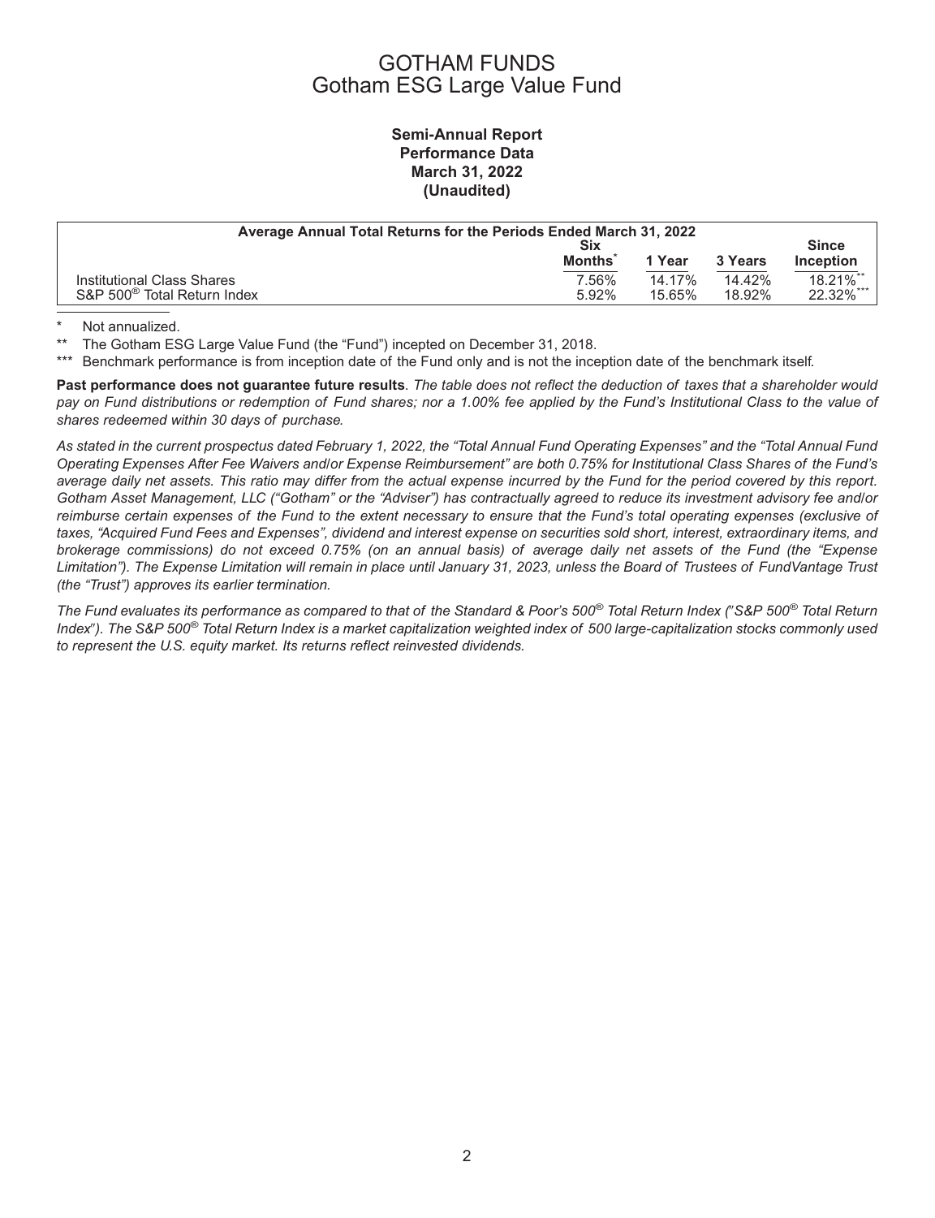# GOTHAM FUNDS
# Gotham ESG Large Value Fund

**Semi-Annual Report**
**Performance Data**
**March 31, 2022**
**(Unaudited)**

| Average Annual Total Returns for the Periods Ended March 31, 2022 | Six Months* | 1 Year | 3 Years | Since Inception |
|---|---|---|---|---|
| Institutional Class Shares | 7.56% | 14.17% | 14.42% | 18.21%** |
| S&P 500® Total Return Index | 5.92% | 15.65% | 18.92% | 22.32%*** |

\* Not annualized.

\*\* The Gotham ESG Large Value Fund (the "Fund") incepted on December 31, 2018.

\*\*\* Benchmark performance is from inception date of the Fund only and is not the inception date of the benchmark itself.

**Past performance does not guarantee future results**. *The table does not reflect the deduction of taxes that a shareholder would pay on Fund distributions or redemption of Fund shares; nor a 1.00% fee applied by the Fund's Institutional Class to the value of shares redeemed within 30 days of purchase.*

*As stated in the current prospectus dated February 1, 2022, the "Total Annual Fund Operating Expenses" and the "Total Annual Fund Operating Expenses After Fee Waivers and/or Expense Reimbursement" are both 0.75% for Institutional Class Shares of the Fund's average daily net assets. This ratio may differ from the actual expense incurred by the Fund for the period covered by this report. Gotham Asset Management, LLC ("Gotham" or the "Adviser") has contractually agreed to reduce its investment advisory fee and/or reimburse certain expenses of the Fund to the extent necessary to ensure that the Fund's total operating expenses (exclusive of taxes, "Acquired Fund Fees and Expenses", dividend and interest expense on securities sold short, interest, extraordinary items, and brokerage commissions) do not exceed 0.75% (on an annual basis) of average daily net assets of the Fund (the "Expense Limitation"). The Expense Limitation will remain in place until January 31, 2023, unless the Board of Trustees of FundVantage Trust (the "Trust") approves its earlier termination.*

*The Fund evaluates its performance as compared to that of the Standard & Poor's 500® Total Return Index ("S&P 500® Total Return Index"). The S&P 500® Total Return Index is a market capitalization weighted index of 500 large-capitalization stocks commonly used to represent the U.S. equity market. Its returns reflect reinvested dividends.*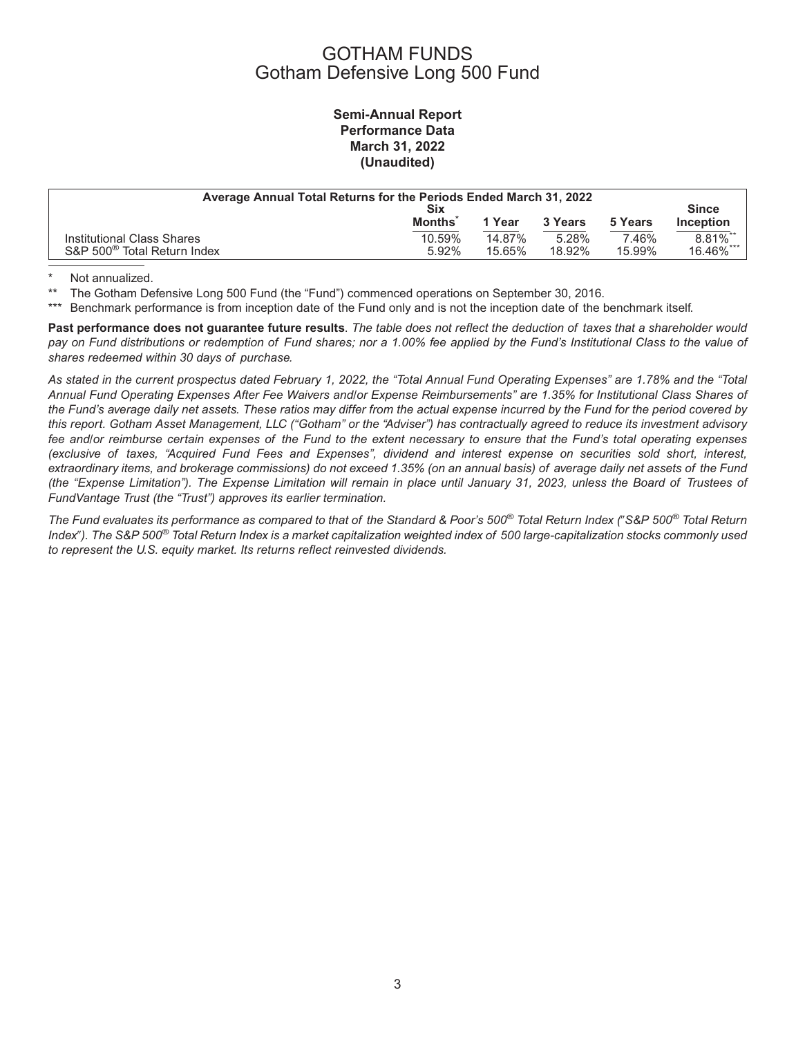# GOTHAM FUNDS
## Gotham Defensive Long 500 Fund

**Semi-Annual Report**
**Performance Data**
**March 31, 2022**
**(Unaudited)**

| Average Annual Total Returns for the Periods Ended March 31, 2022 | | | | | |
|---|---|---|---|---|---|
| | Six Months* | 1 Year | 3 Years | 5 Years | Since Inception |
| Institutional Class Shares | 10.59% | 14.87% | 5.28% | 7.46% | 8.81%** |
| S&P 500® Total Return Index | 5.92% | 15.65% | 18.92% | 15.99% | 16.46%*** |

\* Not annualized.

\** The Gotham Defensive Long 500 Fund (the "Fund") commenced operations on September 30, 2016.

\*** Benchmark performance is from inception date of the Fund only and is not the inception date of the benchmark itself.

**Past performance does not guarantee future results**. *The table does not reflect the deduction of taxes that a shareholder would pay on Fund distributions or redemption of Fund shares; nor a 1.00% fee applied by the Fund's Institutional Class to the value of shares redeemed within 30 days of purchase.*

*As stated in the current prospectus dated February 1, 2022, the "Total Annual Fund Operating Expenses" are 1.78% and the "Total Annual Fund Operating Expenses After Fee Waivers and/or Expense Reimbursements" are 1.35% for Institutional Class Shares of the Fund's average daily net assets. These ratios may differ from the actual expense incurred by the Fund for the period covered by this report. Gotham Asset Management, LLC ("Gotham" or the "Adviser") has contractually agreed to reduce its investment advisory fee and/or reimburse certain expenses of the Fund to the extent necessary to ensure that the Fund's total operating expenses (exclusive of taxes, "Acquired Fund Fees and Expenses", dividend and interest expense on securities sold short, interest, extraordinary items, and brokerage commissions) do not exceed 1.35% (on an annual basis) of average daily net assets of the Fund (the "Expense Limitation"). The Expense Limitation will remain in place until January 31, 2023, unless the Board of Trustees of FundVantage Trust (the "Trust") approves its earlier termination.*

*The Fund evaluates its performance as compared to that of the Standard & Poor's 500® Total Return Index ("S&P 500® Total Return Index"). The S&P 500® Total Return Index is a market capitalization weighted index of 500 large-capitalization stocks commonly used to represent the U.S. equity market. Its returns reflect reinvested dividends.*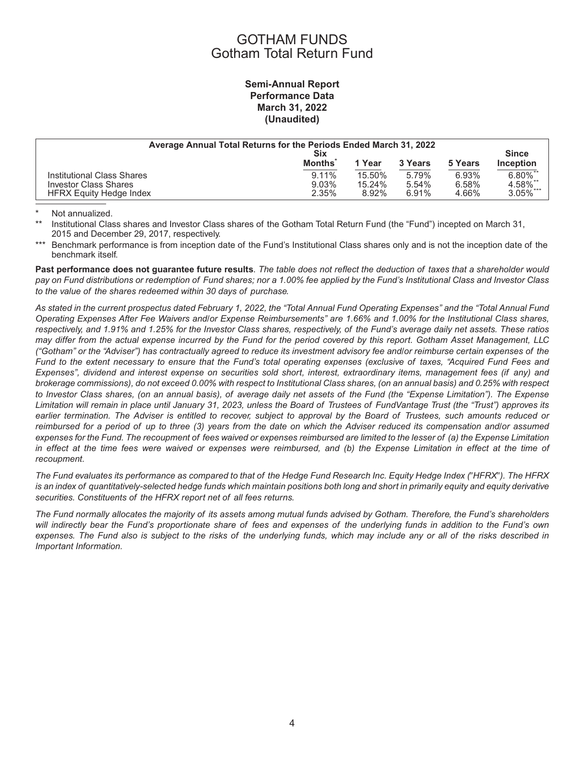# GOTHAM FUNDS
## Gotham Total Return Fund

**Semi-Annual Report**
**Performance Data**
**March 31, 2022**
**(Unaudited)**

| Average Annual Total Returns for the Periods Ended March 31, 2022 | Six Months* | 1 Year | 3 Years | 5 Years | Since Inception |
|---|---|---|---|---|---|
| Institutional Class Shares | 9.11% | 15.50% | 5.79% | 6.93% | 6.80%** |
| Investor Class Shares | 9.03% | 15.24% | 5.54% | 6.58% | 4.58%** |
| HFRX Equity Hedge Index | 2.35% | 8.92% | 6.91% | 4.66% | 3.05%*** |

\* Not annualized.

\** Institutional Class shares and Investor Class shares of the Gotham Total Return Fund (the "Fund") incepted on March 31, 2015 and December 29, 2017, respectively.

\*** Benchmark performance is from inception date of the Fund's Institutional Class shares only and is not the inception date of the benchmark itself.

**Past performance does not guarantee future results**. *The table does not reflect the deduction of taxes that a shareholder would pay on Fund distributions or redemption of Fund shares; nor a 1.00% fee applied by the Fund's Institutional Class and Investor Class to the value of the shares redeemed within 30 days of purchase.*

*As stated in the current prospectus dated February 1, 2022, the "Total Annual Fund Operating Expenses" and the "Total Annual Fund Operating Expenses After Fee Waivers and/or Expense Reimbursements" are 1.66% and 1.00% for the Institutional Class shares, respectively, and 1.91% and 1.25% for the Investor Class shares, respectively, of the Fund's average daily net assets. These ratios may differ from the actual expense incurred by the Fund for the period covered by this report. Gotham Asset Management, LLC ("Gotham" or the "Adviser") has contractually agreed to reduce its investment advisory fee and/or reimburse certain expenses of the Fund to the extent necessary to ensure that the Fund's total operating expenses (exclusive of taxes, "Acquired Fund Fees and Expenses", dividend and interest expense on securities sold short, interest, extraordinary items, management fees (if any) and brokerage commissions), do not exceed 0.00% with respect to Institutional Class shares, (on an annual basis) and 0.25% with respect to Investor Class shares, (on an annual basis), of average daily net assets of the Fund (the "Expense Limitation"). The Expense Limitation will remain in place until January 31, 2023, unless the Board of Trustees of FundVantage Trust (the "Trust") approves its earlier termination. The Adviser is entitled to recover, subject to approval by the Board of Trustees, such amounts reduced or reimbursed for a period of up to three (3) years from the date on which the Adviser reduced its compensation and/or assumed expenses for the Fund. The recoupment of fees waived or expenses reimbursed are limited to the lesser of (a) the Expense Limitation in effect at the time fees were waived or expenses were reimbursed, and (b) the Expense Limitation in effect at the time of recoupment.*

*The Fund evaluates its performance as compared to that of the Hedge Fund Research Inc. Equity Hedge Index ("HFRX"). The HFRX is an index of quantitatively-selected hedge funds which maintain positions both long and short in primarily equity and equity derivative securities. Constituents of the HFRX report net of all fees returns.*

*The Fund normally allocates the majority of its assets among mutual funds advised by Gotham. Therefore, the Fund's shareholders will indirectly bear the Fund's proportionate share of fees and expenses of the underlying funds in addition to the Fund's own expenses. The Fund also is subject to the risks of the underlying funds, which may include any or all of the risks described in Important Information.*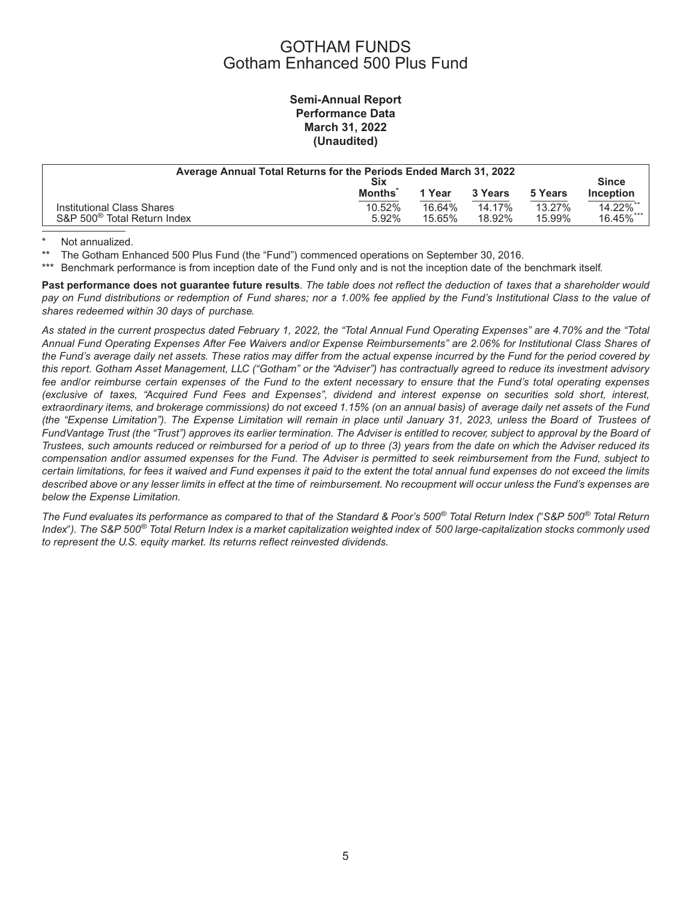# GOTHAM FUNDS
## Gotham Enhanced 500 Plus Fund

**Semi-Annual Report**
**Performance Data**
**March 31, 2022**
**(Unaudited)**

| Average Annual Total Returns for the Periods Ended March 31, 2022 | Six Months* | 1 Year | 3 Years | 5 Years | Since Inception |
|---|---|---|---|---|---|
| Institutional Class Shares | 10.52% | 16.64% | 14.17% | 13.27% | 14.22%** |
| S&P 500® Total Return Index | 5.92% | 15.65% | 18.92% | 15.99% | 16.45%*** |

\* Not annualized.

\*\* The Gotham Enhanced 500 Plus Fund (the "Fund") commenced operations on September 30, 2016.

\*\*\* Benchmark performance is from inception date of the Fund only and is not the inception date of the benchmark itself.

**Past performance does not guarantee future results**. *The table does not reflect the deduction of taxes that a shareholder would pay on Fund distributions or redemption of Fund shares; nor a 1.00% fee applied by the Fund's Institutional Class to the value of shares redeemed within 30 days of purchase.*

*As stated in the current prospectus dated February 1, 2022, the "Total Annual Fund Operating Expenses" are 4.70% and the "Total Annual Fund Operating Expenses After Fee Waivers and/or Expense Reimbursements" are 2.06% for Institutional Class Shares of the Fund's average daily net assets. These ratios may differ from the actual expense incurred by the Fund for the period covered by this report. Gotham Asset Management, LLC ("Gotham" or the "Adviser") has contractually agreed to reduce its investment advisory fee and/or reimburse certain expenses of the Fund to the extent necessary to ensure that the Fund's total operating expenses (exclusive of taxes, "Acquired Fund Fees and Expenses", dividend and interest expense on securities sold short, interest, extraordinary items, and brokerage commissions) do not exceed 1.15% (on an annual basis) of average daily net assets of the Fund (the "Expense Limitation"). The Expense Limitation will remain in place until January 31, 2023, unless the Board of Trustees of FundVantage Trust (the "Trust") approves its earlier termination. The Adviser is entitled to recover, subject to approval by the Board of Trustees, such amounts reduced or reimbursed for a period of up to three (3) years from the date on which the Adviser reduced its compensation and/or assumed expenses for the Fund. The Adviser is permitted to seek reimbursement from the Fund, subject to certain limitations, for fees it waived and Fund expenses it paid to the extent the total annual fund expenses do not exceed the limits described above or any lesser limits in effect at the time of reimbursement. No recoupment will occur unless the Fund's expenses are below the Expense Limitation.*

*The Fund evaluates its performance as compared to that of the Standard & Poor's 500® Total Return Index ("S&P 500® Total Return Index"). The S&P 500® Total Return Index is a market capitalization weighted index of 500 large-capitalization stocks commonly used to represent the U.S. equity market. Its returns reflect reinvested dividends.*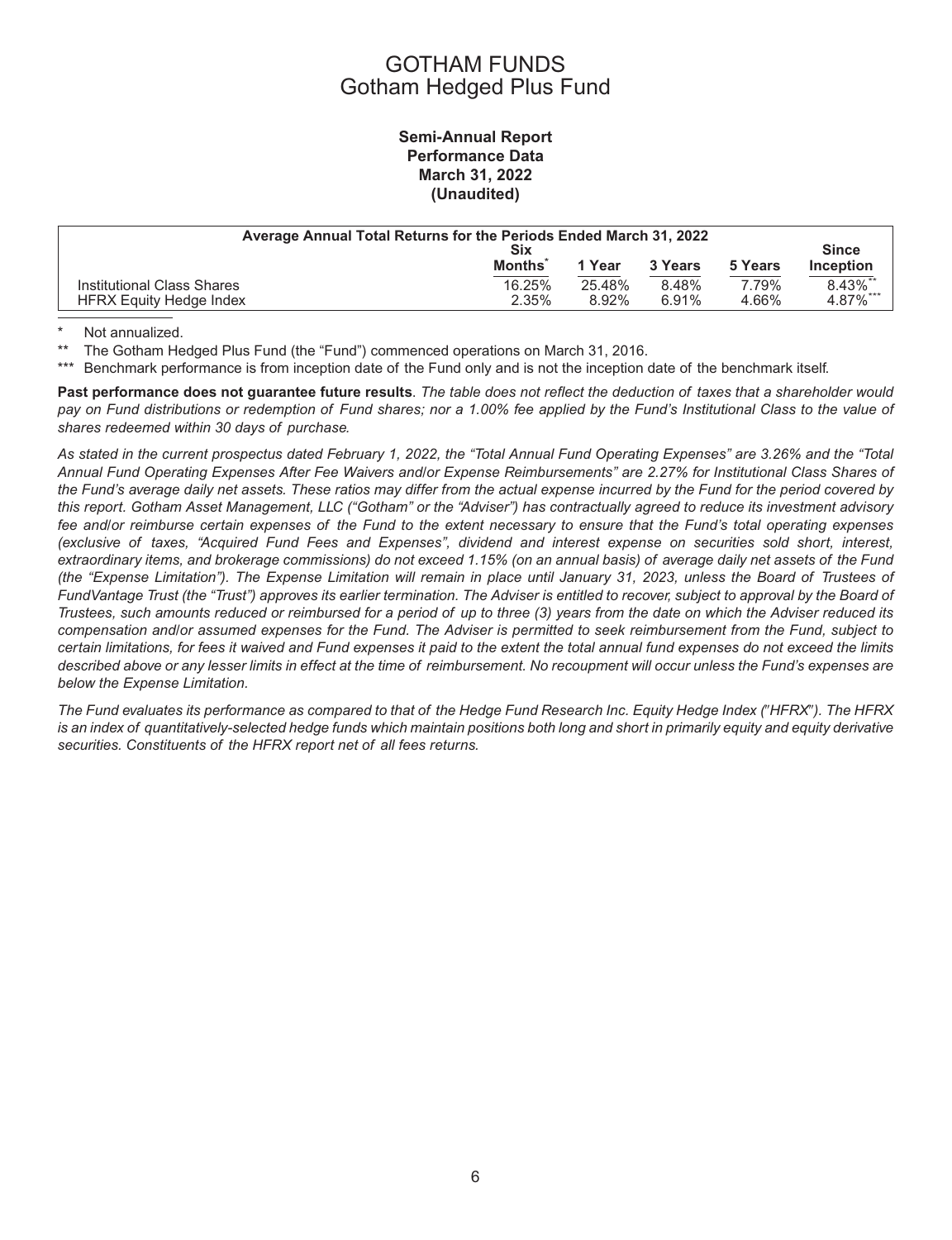# GOTHAM FUNDS
## Gotham Hedged Plus Fund

### Semi-Annual Report
### Performance Data
### March 31, 2022
### (Unaudited)

| Average Annual Total Returns for the Periods Ended March 31, 2022 | Six Months* | 1 Year | 3 Years | 5 Years | Since Inception |
|---|---|---|---|---|---|
| Institutional Class Shares | 16.25% | 25.48% | 8.48% | 7.79% | 8.43%** |
| HFRX Equity Hedge Index | 2.35% | 8.92% | 6.91% | 4.66% | 4.87%*** |

\* Not annualized.

\** The Gotham Hedged Plus Fund (the "Fund") commenced operations on March 31, 2016.

\*** Benchmark performance is from inception date of the Fund only and is not the inception date of the benchmark itself.

**Past performance does not guarantee future results**. *The table does not reflect the deduction of taxes that a shareholder would pay on Fund distributions or redemption of Fund shares; nor a 1.00% fee applied by the Fund's Institutional Class to the value of shares redeemed within 30 days of purchase.*

*As stated in the current prospectus dated February 1, 2022, the "Total Annual Fund Operating Expenses" are 3.26% and the "Total Annual Fund Operating Expenses After Fee Waivers and/or Expense Reimbursements" are 2.27% for Institutional Class Shares of the Fund's average daily net assets. These ratios may differ from the actual expense incurred by the Fund for the period covered by this report. Gotham Asset Management, LLC ("Gotham" or the "Adviser") has contractually agreed to reduce its investment advisory fee and/or reimburse certain expenses of the Fund to the extent necessary to ensure that the Fund's total operating expenses (exclusive of taxes, "Acquired Fund Fees and Expenses", dividend and interest expense on securities sold short, interest, extraordinary items, and brokerage commissions) do not exceed 1.15% (on an annual basis) of average daily net assets of the Fund (the "Expense Limitation"). The Expense Limitation will remain in place until January 31, 2023, unless the Board of Trustees of FundVantage Trust (the "Trust") approves its earlier termination. The Adviser is entitled to recover, subject to approval by the Board of Trustees, such amounts reduced or reimbursed for a period of up to three (3) years from the date on which the Adviser reduced its compensation and/or assumed expenses for the Fund. The Adviser is permitted to seek reimbursement from the Fund, subject to certain limitations, for fees it waived and Fund expenses it paid to the extent the total annual fund expenses do not exceed the limits described above or any lesser limits in effect at the time of reimbursement. No recoupment will occur unless the Fund's expenses are below the Expense Limitation.*

*The Fund evaluates its performance as compared to that of the Hedge Fund Research Inc. Equity Hedge Index ("HFRX"). The HFRX is an index of quantitatively-selected hedge funds which maintain positions both long and short in primarily equity and equity derivative securities. Constituents of the HFRX report net of all fees returns.*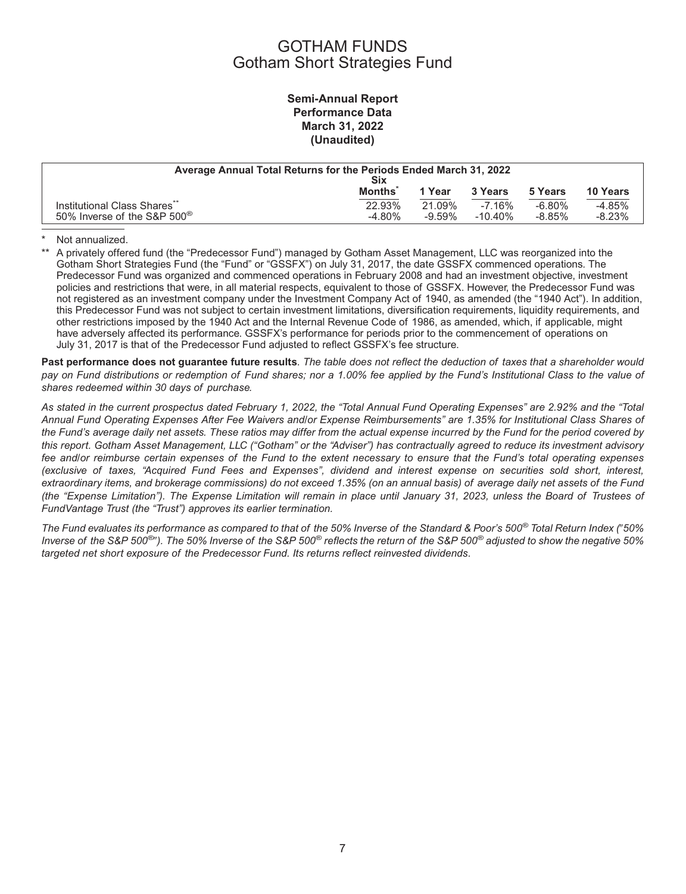# GOTHAM FUNDS
## Gotham Short Strategies Fund

**Semi-Annual Report**
**Performance Data**
**March 31, 2022**
**(Unaudited)**

| Average Annual Total Returns for the Periods Ended March 31, 2022 | | | | | |
|---|---|---|---|---|---|
| | Six Months* | 1 Year | 3 Years | 5 Years | 10 Years |
| Institutional Class Shares** | 22.93% | 21.09% | -7.16% | -6.80% | -4.85% |
| 50% Inverse of the S&P 500® | -4.80% | -9.59% | -10.40% | -8.85% | -8.23% |

\* Not annualized.

\*\* A privately offered fund (the "Predecessor Fund") managed by Gotham Asset Management, LLC was reorganized into the Gotham Short Strategies Fund (the "Fund" or "GSSFX") on July 31, 2017, the date GSSFX commenced operations. The Predecessor Fund was organized and commenced operations in February 2008 and had an investment objective, investment policies and restrictions that were, in all material respects, equivalent to those of GSSFX. However, the Predecessor Fund was not registered as an investment company under the Investment Company Act of 1940, as amended (the "1940 Act"). In addition, this Predecessor Fund was not subject to certain investment limitations, diversification requirements, liquidity requirements, and other restrictions imposed by the 1940 Act and the Internal Revenue Code of 1986, as amended, which, if applicable, might have adversely affected its performance. GSSFX's performance for periods prior to the commencement of operations on July 31, 2017 is that of the Predecessor Fund adjusted to reflect GSSFX's fee structure.

**Past performance does not guarantee future results**. *The table does not reflect the deduction of taxes that a shareholder would pay on Fund distributions or redemption of Fund shares; nor a 1.00% fee applied by the Fund's Institutional Class to the value of shares redeemed within 30 days of purchase.*

*As stated in the current prospectus dated February 1, 2022, the "Total Annual Fund Operating Expenses" are 2.92% and the "Total Annual Fund Operating Expenses After Fee Waivers and/or Expense Reimbursements" are 1.35% for Institutional Class Shares of the Fund's average daily net assets. These ratios may differ from the actual expense incurred by the Fund for the period covered by this report. Gotham Asset Management, LLC ("Gotham" or the "Adviser") has contractually agreed to reduce its investment advisory fee and/or reimburse certain expenses of the Fund to the extent necessary to ensure that the Fund's total operating expenses (exclusive of taxes, "Acquired Fund Fees and Expenses", dividend and interest expense on securities sold short, interest, extraordinary items, and brokerage commissions) do not exceed 1.35% (on an annual basis) of average daily net assets of the Fund (the "Expense Limitation"). The Expense Limitation will remain in place until January 31, 2023, unless the Board of Trustees of FundVantage Trust (the "Trust") approves its earlier termination.*

*The Fund evaluates its performance as compared to that of the 50% Inverse of the Standard & Poor's 500® Total Return Index ("50% Inverse of the S&P 500®"). The 50% Inverse of the S&P 500® reflects the return of the S&P 500® adjusted to show the negative 50% targeted net short exposure of the Predecessor Fund. Its returns reflect reinvested dividends.*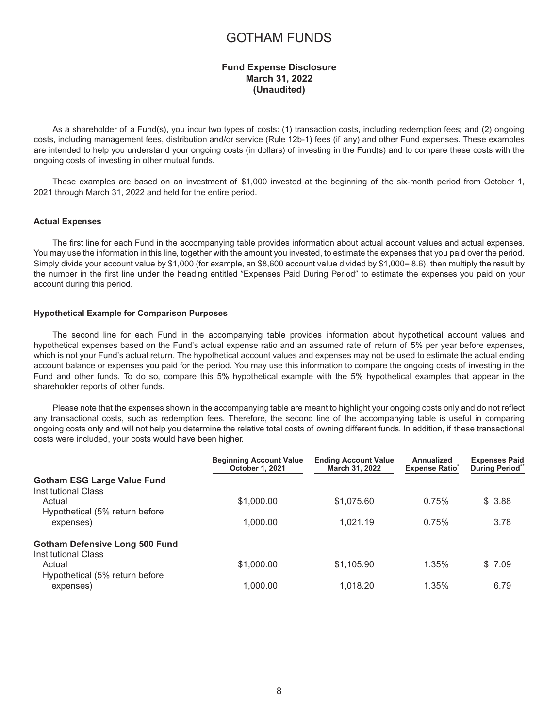# GOTHAM FUNDS

**Fund Expense Disclosure**
**March 31, 2022**
**(Unaudited)**

As a shareholder of a Fund(s), you incur two types of costs: (1) transaction costs, including redemption fees; and (2) ongoing costs, including management fees, distribution and/or service (Rule 12b-1) fees (if any) and other Fund expenses. These examples are intended to help you understand your ongoing costs (in dollars) of investing in the Fund(s) and to compare these costs with the ongoing costs of investing in other mutual funds.

These examples are based on an investment of $1,000 invested at the beginning of the six-month period from October 1, 2021 through March 31, 2022 and held for the entire period.

**Actual Expenses**

The first line for each Fund in the accompanying table provides information about actual account values and actual expenses. You may use the information in this line, together with the amount you invested, to estimate the expenses that you paid over the period. Simply divide your account value by $1,000 (for example, an $8,600 account value divided by $1,000= 8.6), then multiply the result by the number in the first line under the heading entitled ″Expenses Paid During Period″ to estimate the expenses you paid on your account during this period.

**Hypothetical Example for Comparison Purposes**

The second line for each Fund in the accompanying table provides information about hypothetical account values and hypothetical expenses based on the Fund's actual expense ratio and an assumed rate of return of 5% per year before expenses, which is not your Fund's actual return. The hypothetical account values and expenses may not be used to estimate the actual ending account balance or expenses you paid for the period. You may use this information to compare the ongoing costs of investing in the Fund and other funds. To do so, compare this 5% hypothetical example with the 5% hypothetical examples that appear in the shareholder reports of other funds.

Please note that the expenses shown in the accompanying table are meant to highlight your ongoing costs only and do not reflect any transactional costs, such as redemption fees. Therefore, the second line of the accompanying table is useful in comparing ongoing costs only and will not help you determine the relative total costs of owning different funds. In addition, if these transactional costs were included, your costs would have been higher.

| | Beginning Account Value October 1, 2021 | Ending Account Value March 31, 2022 | Annualized Expense Ratio* | Expenses Paid During Period** |
|---|---|---|---|---|
| **Gotham ESG Large Value Fund** | | | | |
| Institutional Class | | | | |
| Actual | $1,000.00 | $1,075.60 | 0.75% | $ 3.88 |
| Hypothetical (5% return before expenses) | 1,000.00 | 1,021.19 | 0.75% | 3.78 |
| **Gotham Defensive Long 500 Fund** | | | | |
| Institutional Class | | | | |
| Actual | $1,000.00 | $1,105.90 | 1.35% | $ 7.09 |
| Hypothetical (5% return before expenses) | 1,000.00 | 1,018.20 | 1.35% | 6.79 |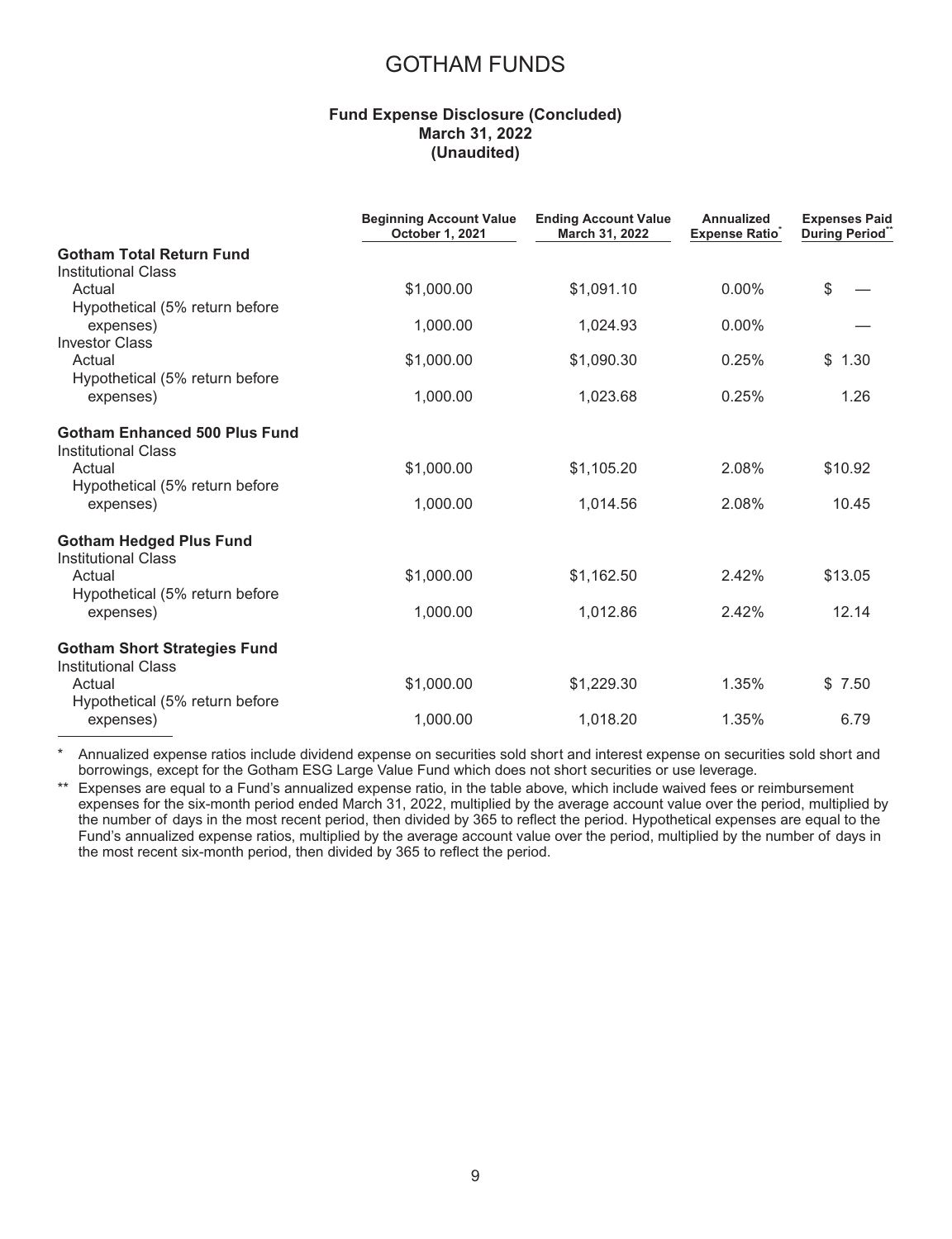# GOTHAM FUNDS

**Fund Expense Disclosure (Concluded)**
**March 31, 2022**
**(Unaudited)**

| | Beginning Account Value October 1, 2021 | Ending Account Value March 31, 2022 | Annualized Expense Ratio* | Expenses Paid During Period** |
|---|---|---|---|---|
| **Gotham Total Return Fund** | | | | |
| Institutional Class | | | | |
| Actual | $1,000.00 | $1,091.10 | 0.00% | $ — |
| Hypothetical (5% return before expenses) | 1,000.00 | 1,024.93 | 0.00% | — |
| Investor Class | | | | |
| Actual | $1,000.00 | $1,090.30 | 0.25% | $ 1.30 |
| Hypothetical (5% return before expenses) | 1,000.00 | 1,023.68 | 0.25% | 1.26 |
| **Gotham Enhanced 500 Plus Fund** | | | | |
| Institutional Class | | | | |
| Actual | $1,000.00 | $1,105.20 | 2.08% | $10.92 |
| Hypothetical (5% return before expenses) | 1,000.00 | 1,014.56 | 2.08% | 10.45 |
| **Gotham Hedged Plus Fund** | | | | |
| Institutional Class | | | | |
| Actual | $1,000.00 | $1,162.50 | 2.42% | $13.05 |
| Hypothetical (5% return before expenses) | 1,000.00 | 1,012.86 | 2.42% | 12.14 |
| **Gotham Short Strategies Fund** | | | | |
| Institutional Class | | | | |
| Actual | $1,000.00 | $1,229.30 | 1.35% | $ 7.50 |
| Hypothetical (5% return before expenses) | 1,000.00 | 1,018.20 | 1.35% | 6.79 |

\* Annualized expense ratios include dividend expense on securities sold short and interest expense on securities sold short and borrowings, except for the Gotham ESG Large Value Fund which does not short securities or use leverage.

\** Expenses are equal to a Fund's annualized expense ratio, in the table above, which include waived fees or reimbursement expenses for the six-month period ended March 31, 2022, multiplied by the average account value over the period, multiplied by the number of days in the most recent period, then divided by 365 to reflect the period. Hypothetical expenses are equal to the Fund's annualized expense ratios, multiplied by the average account value over the period, multiplied by the number of days in the most recent six-month period, then divided by 365 to reflect the period.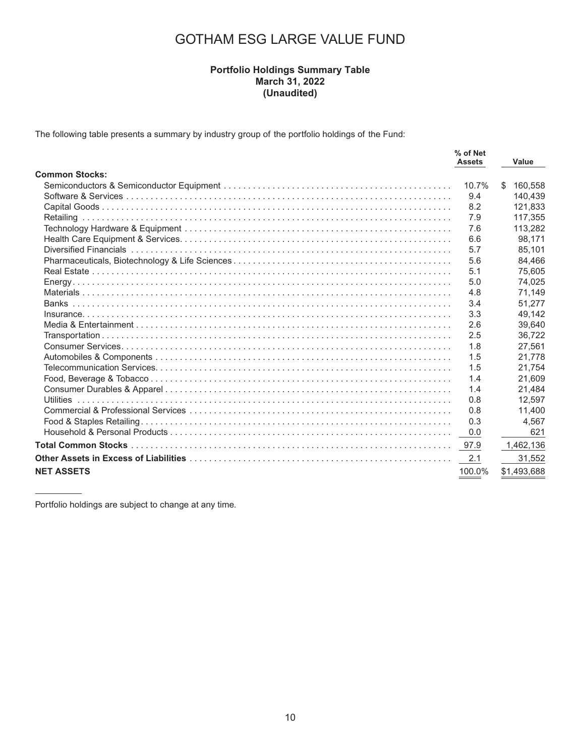# GOTHAM ESG LARGE VALUE FUND

**Portfolio Holdings Summary Table**
**March 31, 2022**
**(Unaudited)**

The following table presents a summary by industry group of the portfolio holdings of the Fund:

| | % of Net Assets | Value |
|---|---|---|
| **Common Stocks:** | | |
| Semiconductors & Semiconductor Equipment | 10.7% | $ 160,558 |
| Software & Services | 9.4 | 140,439 |
| Capital Goods | 8.2 | 121,833 |
| Retailing | 7.9 | 117,355 |
| Technology Hardware & Equipment | 7.6 | 113,282 |
| Health Care Equipment & Services | 6.6 | 98,171 |
| Diversified Financials | 5.7 | 85,101 |
| Pharmaceuticals, Biotechnology & Life Sciences | 5.6 | 84,466 |
| Real Estate | 5.1 | 75,605 |
| Energy | 5.0 | 74,025 |
| Materials | 4.8 | 71,149 |
| Banks | 3.4 | 51,277 |
| Insurance | 3.3 | 49,142 |
| Media & Entertainment | 2.6 | 39,640 |
| Transportation | 2.5 | 36,722 |
| Consumer Services | 1.8 | 27,561 |
| Automobiles & Components | 1.5 | 21,778 |
| Telecommunication Services | 1.5 | 21,754 |
| Food, Beverage & Tobacco | 1.4 | 21,609 |
| Consumer Durables & Apparel | 1.4 | 21,484 |
| Utilities | 0.8 | 12,597 |
| Commercial & Professional Services | 0.8 | 11,400 |
| Food & Staples Retailing | 0.3 | 4,567 |
| Household & Personal Products | 0.0 | 621 |
| **Total Common Stocks** | 97.9 | 1,462,136 |
| **Other Assets in Excess of Liabilities** | 2.1 | 31,552 |
| **NET ASSETS** | 100.0% | $1,493,688 |

Portfolio holdings are subject to change at any time.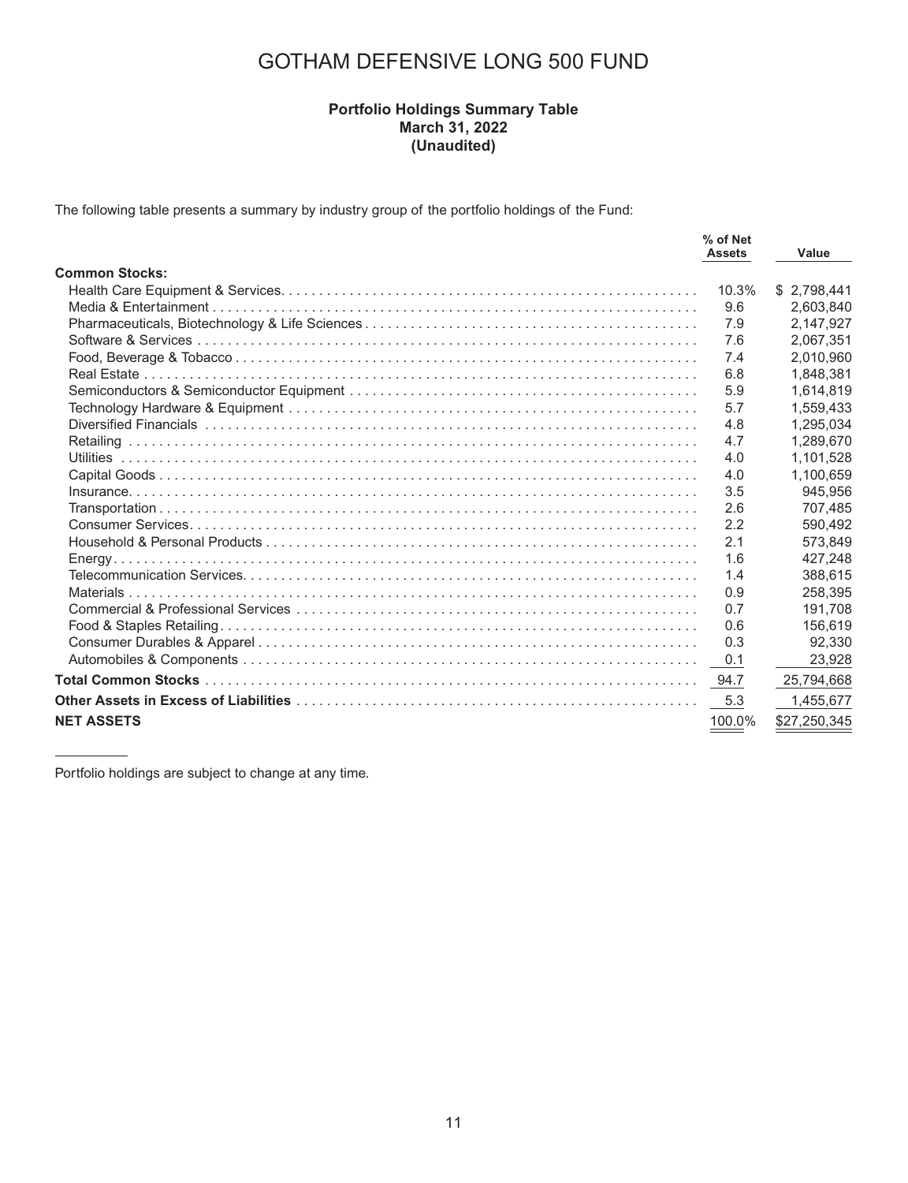# GOTHAM DEFENSIVE LONG 500 FUND

**Portfolio Holdings Summary Table**
**March 31, 2022**
**(Unaudited)**

The following table presents a summary by industry group of the portfolio holdings of the Fund:

| | % of Net Assets | Value |
|---|---|---|
| **Common Stocks:** | | |
| Health Care Equipment & Services | 10.3% | $ 2,798,441 |
| Media & Entertainment | 9.6 | 2,603,840 |
| Pharmaceuticals, Biotechnology & Life Sciences | 7.9 | 2,147,927 |
| Software & Services | 7.6 | 2,067,351 |
| Food, Beverage & Tobacco | 7.4 | 2,010,960 |
| Real Estate | 6.8 | 1,848,381 |
| Semiconductors & Semiconductor Equipment | 5.9 | 1,614,819 |
| Technology Hardware & Equipment | 5.7 | 1,559,433 |
| Diversified Financials | 4.8 | 1,295,034 |
| Retailing | 4.7 | 1,289,670 |
| Utilities | 4.0 | 1,101,528 |
| Capital Goods | 4.0 | 1,100,659 |
| Insurance | 3.5 | 945,956 |
| Transportation | 2.6 | 707,485 |
| Consumer Services | 2.2 | 590,492 |
| Household & Personal Products | 2.1 | 573,849 |
| Energy | 1.6 | 427,248 |
| Telecommunication Services | 1.4 | 388,615 |
| Materials | 0.9 | 258,395 |
| Commercial & Professional Services | 0.7 | 191,708 |
| Food & Staples Retailing | 0.6 | 156,619 |
| Consumer Durables & Apparel | 0.3 | 92,330 |
| Automobiles & Components | 0.1 | 23,928 |
| **Total Common Stocks** | 94.7 | 25,794,668 |
| **Other Assets in Excess of Liabilities** | 5.3 | 1,455,677 |
| **NET ASSETS** | 100.0% | $27,250,345 |

Portfolio holdings are subject to change at any time.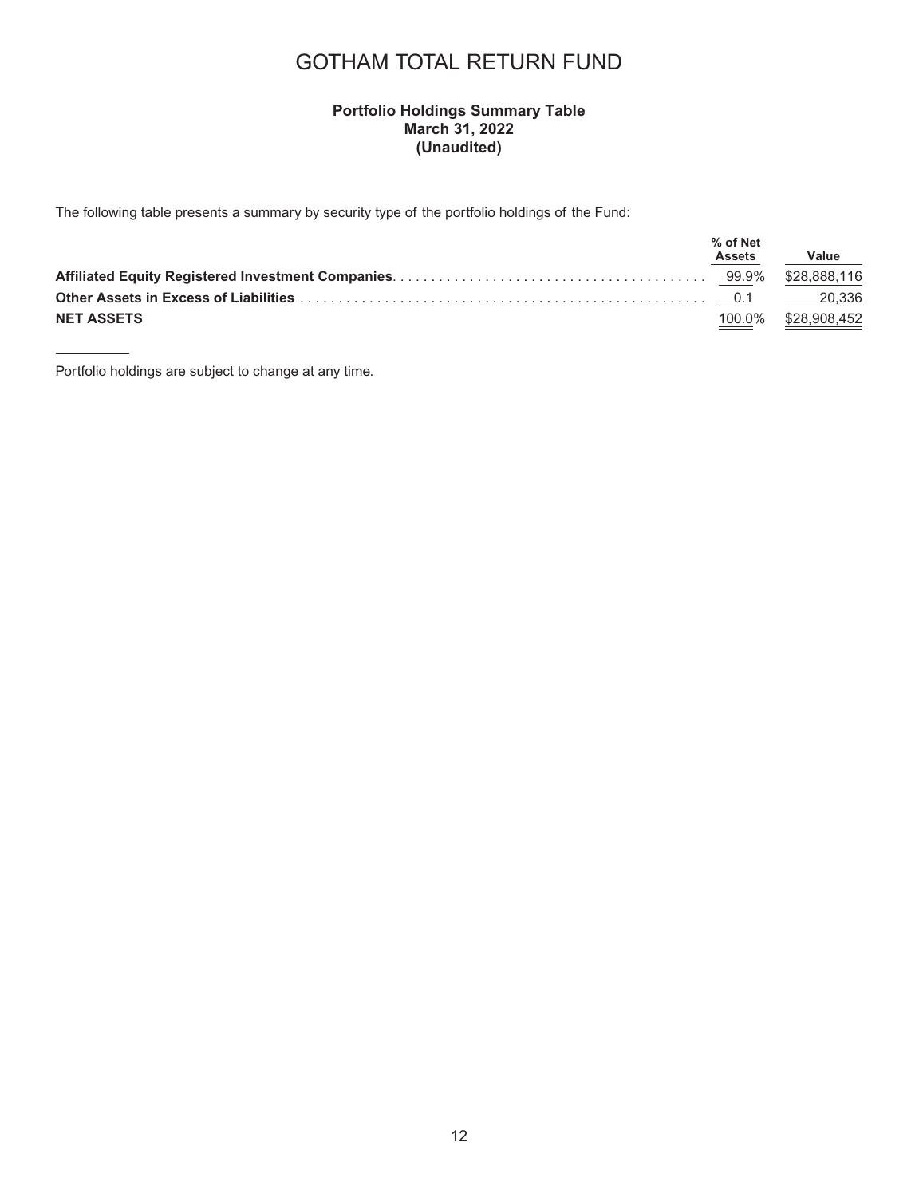# GOTHAM TOTAL RETURN FUND

**Portfolio Holdings Summary Table**
**March 31, 2022**
**(Unaudited)**

The following table presents a summary by security type of the portfolio holdings of the Fund:

| | % of Net Assets | Value |
|---|---|---|
| **Affiliated Equity Registered Investment Companies** | 99.9% | $28,888,116 |
| **Other Assets in Excess of Liabilities** | 0.1 | 20,336 |
| **NET ASSETS** | 100.0% | $28,908,452 |

---

Portfolio holdings are subject to change at any time.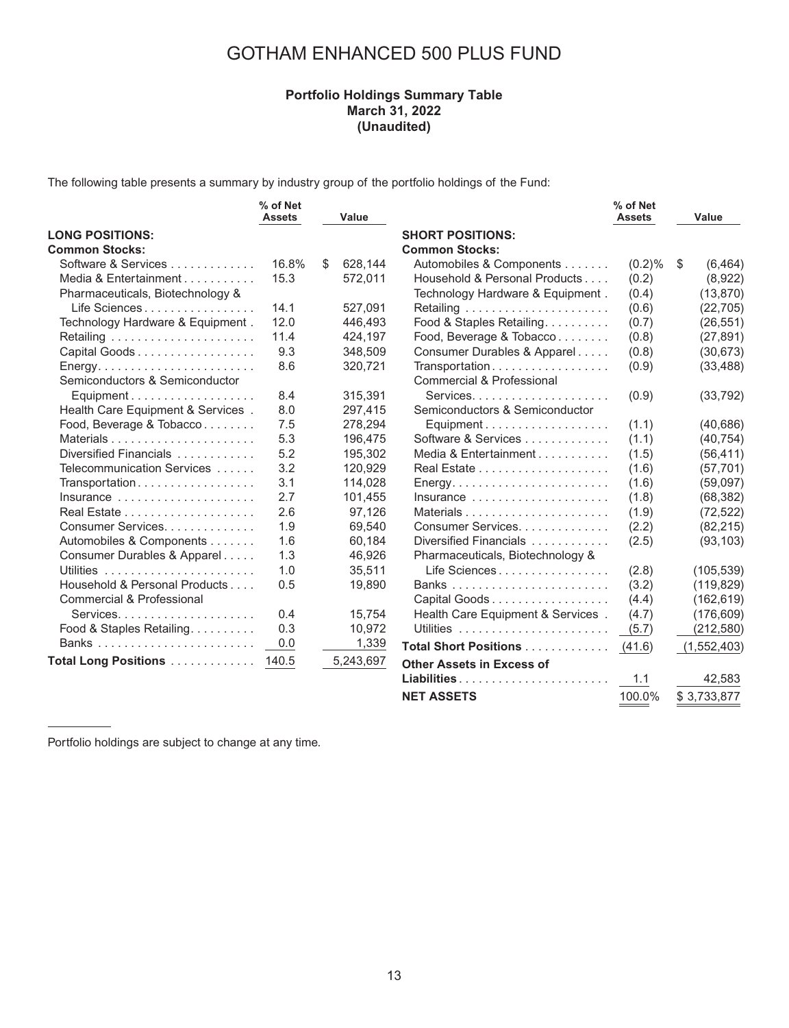# GOTHAM ENHANCED 500 PLUS FUND

**Portfolio Holdings Summary Table**
**March 31, 2022**
**(Unaudited)**

The following table presents a summary by industry group of the portfolio holdings of the Fund:

| | % of Net Assets | Value |
|---|---|---|
| **LONG POSITIONS:** | | |
| **Common Stocks:** | | |
| Software & Services | 16.8% | $ 628,144 |
| Media & Entertainment | 15.3 | 572,011 |
| Pharmaceuticals, Biotechnology & Life Sciences | 14.1 | 527,091 |
| Technology Hardware & Equipment | 12.0 | 446,493 |
| Retailing | 11.4 | 424,197 |
| Capital Goods | 9.3 | 348,509 |
| Energy | 8.6 | 320,721 |
| Semiconductors & Semiconductor Equipment | 8.4 | 315,391 |
| Health Care Equipment & Services | 8.0 | 297,415 |
| Food, Beverage & Tobacco | 7.5 | 278,294 |
| Materials | 5.3 | 196,475 |
| Diversified Financials | 5.2 | 195,302 |
| Telecommunication Services | 3.2 | 120,929 |
| Transportation | 3.1 | 114,028 |
| Insurance | 2.7 | 101,455 |
| Real Estate | 2.6 | 97,126 |
| Consumer Services | 1.9 | 69,540 |
| Automobiles & Components | 1.6 | 60,184 |
| Consumer Durables & Apparel | 1.3 | 46,926 |
| Utilities | 1.0 | 35,511 |
| Household & Personal Products | 0.5 | 19,890 |
| Commercial & Professional Services | 0.4 | 15,754 |
| Food & Staples Retailing | 0.3 | 10,972 |
| Banks | 0.0 | 1,339 |
| **Total Long Positions** | 140.5 | 5,243,697 |

| | % of Net Assets | Value |
|---|---|---|
| **SHORT POSITIONS:** | | |
| **Common Stocks:** | | |
| Automobiles & Components | (0.2)% | $ (6,464) |
| Household & Personal Products | (0.2) | (8,922) |
| Technology Hardware & Equipment | (0.4) | (13,870) |
| Retailing | (0.6) | (22,705) |
| Food & Staples Retailing | (0.7) | (26,551) |
| Food, Beverage & Tobacco | (0.8) | (27,891) |
| Consumer Durables & Apparel | (0.8) | (30,673) |
| Transportation | (0.9) | (33,488) |
| Commercial & Professional Services | (0.9) | (33,792) |
| Semiconductors & Semiconductor Equipment | (1.1) | (40,686) |
| Software & Services | (1.1) | (40,754) |
| Media & Entertainment | (1.5) | (56,411) |
| Real Estate | (1.6) | (57,701) |
| Energy | (1.6) | (59,097) |
| Insurance | (1.8) | (68,382) |
| Materials | (1.9) | (72,522) |
| Consumer Services | (2.2) | (82,215) |
| Diversified Financials | (2.5) | (93,103) |
| Pharmaceuticals, Biotechnology & Life Sciences | (2.8) | (105,539) |
| Banks | (3.2) | (119,829) |
| Capital Goods | (4.4) | (162,619) |
| Health Care Equipment & Services | (4.7) | (176,609) |
| Utilities | (5.7) | (212,580) |
| **Total Short Positions** | (41.6) | (1,552,403) |
| **Other Assets in Excess of Liabilities** | 1.1 | 42,583 |
| **NET ASSETS** | 100.0% | $ 3,733,877 |

Portfolio holdings are subject to change at any time.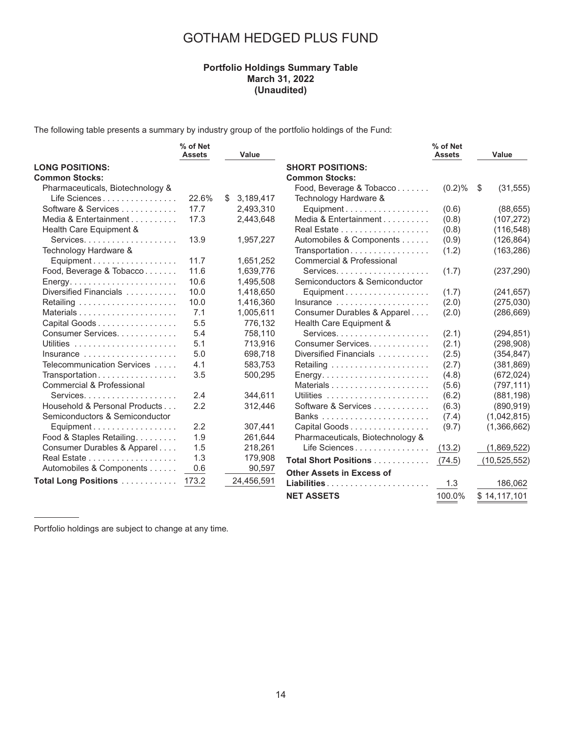# GOTHAM HEDGED PLUS FUND

**Portfolio Holdings Summary Table**
**March 31, 2022**
**(Unaudited)**

The following table presents a summary by industry group of the portfolio holdings of the Fund:

| | % of Net Assets | Value |
|---|---|---|
| **LONG POSITIONS:** | | |
| **Common Stocks:** | | |
| Pharmaceuticals, Biotechnology & Life Sciences | 22.6% | $ 3,189,417 |
| Software & Services | 17.7 | 2,493,310 |
| Media & Entertainment | 17.3 | 2,443,648 |
| Health Care Equipment & Services | 13.9 | 1,957,227 |
| Technology Hardware & Equipment | 11.7 | 1,651,252 |
| Food, Beverage & Tobacco | 11.6 | 1,639,776 |
| Energy | 10.6 | 1,495,508 |
| Diversified Financials | 10.0 | 1,418,650 |
| Retailing | 10.0 | 1,416,360 |
| Materials | 7.1 | 1,005,611 |
| Capital Goods | 5.5 | 776,132 |
| Consumer Services | 5.4 | 758,110 |
| Utilities | 5.1 | 713,916 |
| Insurance | 5.0 | 698,718 |
| Telecommunication Services | 4.1 | 583,753 |
| Transportation | 3.5 | 500,295 |
| Commercial & Professional Services | 2.4 | 344,611 |
| Household & Personal Products | 2.2 | 312,446 |
| Semiconductors & Semiconductor Equipment | 2.2 | 307,441 |
| Food & Staples Retailing | 1.9 | 261,644 |
| Consumer Durables & Apparel | 1.5 | 218,261 |
| Real Estate | 1.3 | 179,908 |
| Automobiles & Components | 0.6 | 90,597 |
| **Total Long Positions** | 173.2 | 24,456,591 |
| **SHORT POSITIONS:** | | |
| **Common Stocks:** | | |
| Food, Beverage & Tobacco | (0.2)% | $ (31,555) |
| Technology Hardware & Equipment | (0.6) | (88,655) |
| Media & Entertainment | (0.8) | (107,272) |
| Real Estate | (0.8) | (116,548) |
| Automobiles & Components | (0.9) | (126,864) |
| Transportation | (1.2) | (163,286) |
| Commercial & Professional Services | (1.7) | (237,290) |
| Semiconductors & Semiconductor Equipment | (1.7) | (241,657) |
| Insurance | (2.0) | (275,030) |
| Consumer Durables & Apparel | (2.0) | (286,669) |
| Health Care Equipment & Services | (2.1) | (294,851) |
| Consumer Services | (2.1) | (298,908) |
| Diversified Financials | (2.5) | (354,847) |
| Retailing | (2.7) | (381,869) |
| Energy | (4.8) | (672,024) |
| Materials | (5.6) | (797,111) |
| Utilities | (6.2) | (881,198) |
| Software & Services | (6.3) | (890,919) |
| Banks | (7.4) | (1,042,815) |
| Capital Goods | (9.7) | (1,366,662) |
| Pharmaceuticals, Biotechnology & Life Sciences | (13.2) | (1,869,522) |
| **Total Short Positions** | (74.5) | (10,525,552) |
| **Other Assets in Excess of Liabilities** | 1.3 | 186,062 |
| **NET ASSETS** | 100.0% | $ 14,117,101 |

Portfolio holdings are subject to change at any time.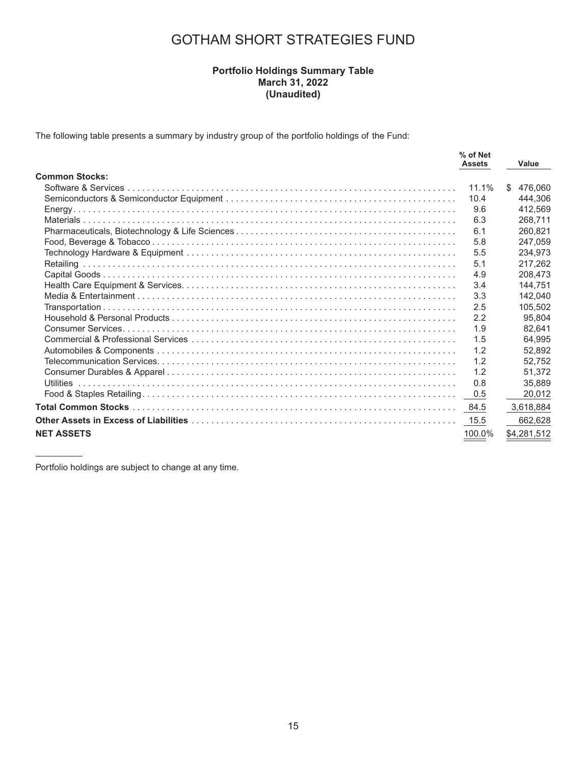# GOTHAM SHORT STRATEGIES FUND

**Portfolio Holdings Summary Table**
**March 31, 2022**
**(Unaudited)**

The following table presents a summary by industry group of the portfolio holdings of the Fund:

| | % of Net Assets | Value |
|---|---|---|
| **Common Stocks:** | | |
| Software & Services | 11.1% | $ 476,060 |
| Semiconductors & Semiconductor Equipment | 10.4 | 444,306 |
| Energy | 9.6 | 412,569 |
| Materials | 6.3 | 268,711 |
| Pharmaceuticals, Biotechnology & Life Sciences | 6.1 | 260,821 |
| Food, Beverage & Tobacco | 5.8 | 247,059 |
| Technology Hardware & Equipment | 5.5 | 234,973 |
| Retailing | 5.1 | 217,262 |
| Capital Goods | 4.9 | 208,473 |
| Health Care Equipment & Services | 3.4 | 144,751 |
| Media & Entertainment | 3.3 | 142,040 |
| Transportation | 2.5 | 105,502 |
| Household & Personal Products | 2.2 | 95,804 |
| Consumer Services | 1.9 | 82,641 |
| Commercial & Professional Services | 1.5 | 64,995 |
| Automobiles & Components | 1.2 | 52,892 |
| Telecommunication Services | 1.2 | 52,752 |
| Consumer Durables & Apparel | 1.2 | 51,372 |
| Utilities | 0.8 | 35,889 |
| Food & Staples Retailing | 0.5 | 20,012 |
| **Total Common Stocks** | 84.5 | 3,618,884 |
| **Other Assets in Excess of Liabilities** | 15.5 | 662,628 |
| **NET ASSETS** | 100.0% | $4,281,512 |

Portfolio holdings are subject to change at any time.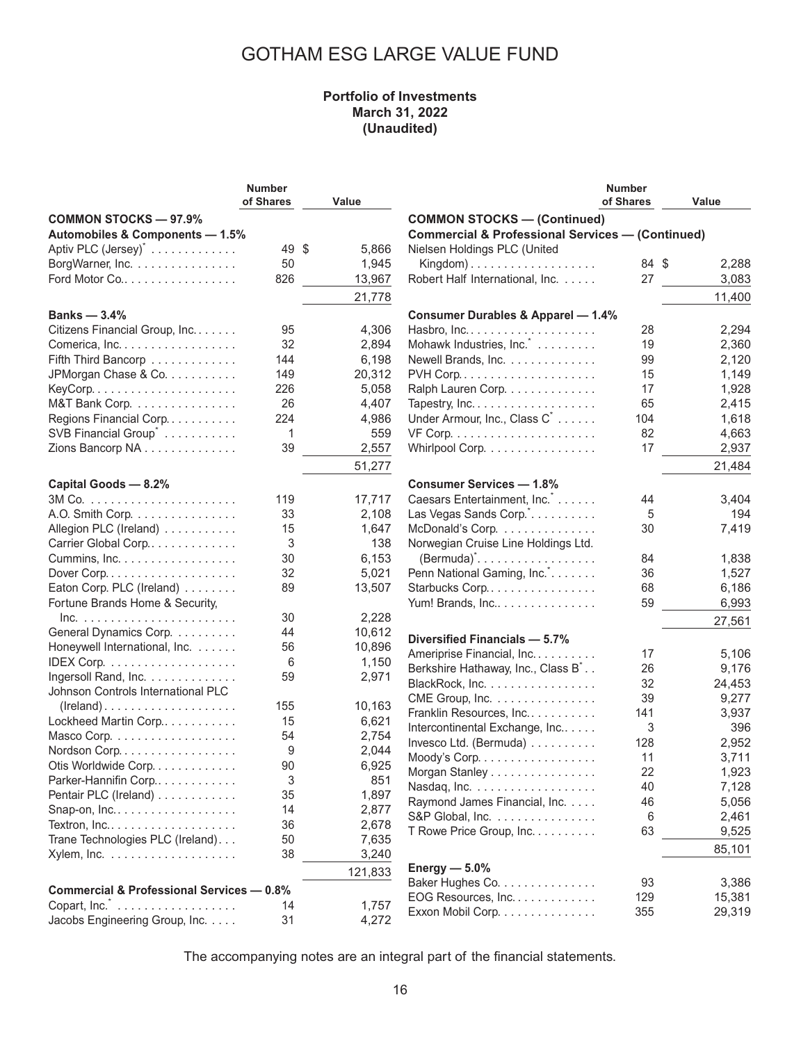# GOTHAM ESG LARGE VALUE FUND

**Portfolio of Investments**
**March 31, 2022**
**(Unaudited)**

| | Number of Shares | Value |
|---|---|---|
| **COMMON STOCKS — 97.9%** | | |
| **Automobiles & Components — 1.5%** | | |
| Aptiv PLC (Jersey)* | 49 | $ 5,866 |
| BorgWarner, Inc. | 50 | 1,945 |
| Ford Motor Co. | 826 | 13,967 |
| | | 21,778 |
| **Banks — 3.4%** | | |
| Citizens Financial Group, Inc. | 95 | 4,306 |
| Comerica, Inc. | 32 | 2,894 |
| Fifth Third Bancorp | 144 | 6,198 |
| JPMorgan Chase & Co. | 149 | 20,312 |
| KeyCorp. | 226 | 5,058 |
| M&T Bank Corp. | 26 | 4,407 |
| Regions Financial Corp. | 224 | 4,986 |
| SVB Financial Group* | 1 | 559 |
| Zions Bancorp NA | 39 | 2,557 |
| | | 51,277 |
| **Capital Goods — 8.2%** | | |
| 3M Co. | 119 | 17,717 |
| A.O. Smith Corp. | 33 | 2,108 |
| Allegion PLC (Ireland) | 15 | 1,647 |
| Carrier Global Corp. | 3 | 138 |
| Cummins, Inc. | 30 | 6,153 |
| Dover Corp. | 32 | 5,021 |
| Eaton Corp. PLC (Ireland) | 89 | 13,507 |
| Fortune Brands Home & Security, Inc. | 30 | 2,228 |
| General Dynamics Corp. | 44 | 10,612 |
| Honeywell International, Inc. | 56 | 10,896 |
| IDEX Corp. | 6 | 1,150 |
| Ingersoll Rand, Inc. | 59 | 2,971 |
| Johnson Controls International PLC (Ireland) | 155 | 10,163 |
| Lockheed Martin Corp. | 15 | 6,621 |
| Masco Corp. | 54 | 2,754 |
| Nordson Corp. | 9 | 2,044 |
| Otis Worldwide Corp. | 90 | 6,925 |
| Parker-Hannifin Corp. | 3 | 851 |
| Pentair PLC (Ireland) | 35 | 1,897 |
| Snap-on, Inc. | 14 | 2,877 |
| Textron, Inc. | 36 | 2,678 |
| Trane Technologies PLC (Ireland) | 50 | 7,635 |
| Xylem, Inc. | 38 | 3,240 |
| | | 121,833 |
| **Commercial & Professional Services — 0.8%** | | |
| Copart, Inc.* | 14 | 1,757 |
| Jacobs Engineering Group, Inc. | 31 | 4,272 |

| | Number of Shares | Value |
|---|---|---|
| **COMMON STOCKS — (Continued)** | | |
| **Commercial & Professional Services — (Continued)** | | |
| Nielsen Holdings PLC (United Kingdom) | 84 | $ 2,288 |
| Robert Half International, Inc. | 27 | 3,083 |
| | | 11,400 |
| **Consumer Durables & Apparel — 1.4%** | | |
| Hasbro, Inc. | 28 | 2,294 |
| Mohawk Industries, Inc.* | 19 | 2,360 |
| Newell Brands, Inc. | 99 | 2,120 |
| PVH Corp. | 15 | 1,149 |
| Ralph Lauren Corp. | 17 | 1,928 |
| Tapestry, Inc. | 65 | 2,415 |
| Under Armour, Inc., Class C* | 104 | 1,618 |
| VF Corp. | 82 | 4,663 |
| Whirlpool Corp. | 17 | 2,937 |
| | | 21,484 |
| **Consumer Services — 1.8%** | | |
| Caesars Entertainment, Inc.* | 44 | 3,404 |
| Las Vegas Sands Corp.* | 5 | 194 |
| McDonald's Corp. | 30 | 7,419 |
| Norwegian Cruise Line Holdings Ltd. (Bermuda)* | 84 | 1,838 |
| Penn National Gaming, Inc.* | 36 | 1,527 |
| Starbucks Corp. | 68 | 6,186 |
| Yum! Brands, Inc. | 59 | 6,993 |
| | | 27,561 |
| **Diversified Financials — 5.7%** | | |
| Ameriprise Financial, Inc. | 17 | 5,106 |
| Berkshire Hathaway, Inc., Class B* | 26 | 9,176 |
| BlackRock, Inc. | 32 | 24,453 |
| CME Group, Inc. | 39 | 9,277 |
| Franklin Resources, Inc. | 141 | 3,937 |
| Intercontinental Exchange, Inc. | 3 | 396 |
| Invesco Ltd. (Bermuda) | 128 | 2,952 |
| Moody's Corp. | 11 | 3,711 |
| Morgan Stanley | 22 | 1,923 |
| Nasdaq, Inc. | 40 | 7,128 |
| Raymond James Financial, Inc. | 46 | 5,056 |
| S&P Global, Inc. | 6 | 2,461 |
| T Rowe Price Group, Inc. | 63 | 9,525 |
| | | 85,101 |
| **Energy — 5.0%** | | |
| Baker Hughes Co. | 93 | 3,386 |
| EOG Resources, Inc. | 129 | 15,381 |
| Exxon Mobil Corp. | 355 | 29,319 |

The accompanying notes are an integral part of the financial statements.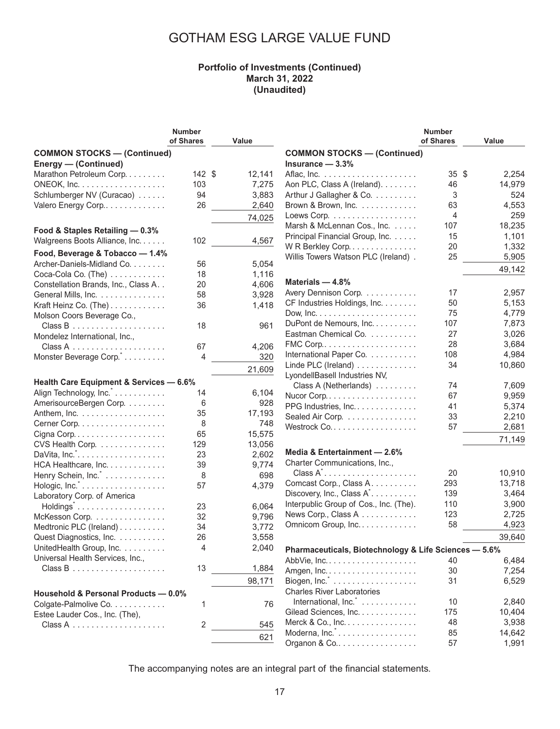# GOTHAM ESG LARGE VALUE FUND

**Portfolio of Investments (Continued)**
**March 31, 2022**
**(Unaudited)**

| | Number of Shares | Value |
|---|---|---|
| **COMMON STOCKS — (Continued)** | | |
| **Energy — (Continued)** | | |
| Marathon Petroleum Corp. | 142 | $ 12,141 |
| ONEOK, Inc. | 103 | 7,275 |
| Schlumberger NV (Curacao) | 94 | 3,883 |
| Valero Energy Corp. | 26 | 2,640 |
| | | 74,025 |
| **Food & Staples Retailing — 0.3%** | | |
| Walgreens Boots Alliance, Inc. | 102 | 4,567 |
| **Food, Beverage & Tobacco — 1.4%** | | |
| Archer-Daniels-Midland Co. | 56 | 5,054 |
| Coca-Cola Co. (The) | 18 | 1,116 |
| Constellation Brands, Inc., Class A | 20 | 4,606 |
| General Mills, Inc. | 58 | 3,928 |
| Kraft Heinz Co. (The) | 36 | 1,418 |
| Molson Coors Beverage Co., Class B | 18 | 961 |
| Mondelez International, Inc., Class A | 67 | 4,206 |
| Monster Beverage Corp.* | 4 | 320 |
| | | 21,609 |
| **Health Care Equipment & Services — 6.6%** | | |
| Align Technology, Inc.* | 14 | 6,104 |
| AmerisourceBergen Corp. | 6 | 928 |
| Anthem, Inc. | 35 | 17,193 |
| Cerner Corp. | 8 | 748 |
| Cigna Corp. | 65 | 15,575 |
| CVS Health Corp. | 129 | 13,056 |
| DaVita, Inc.* | 23 | 2,602 |
| HCA Healthcare, Inc. | 39 | 9,774 |
| Henry Schein, Inc.* | 8 | 698 |
| Hologic, Inc.* | 57 | 4,379 |
| Laboratory Corp. of America Holdings* | 23 | 6,064 |
| McKesson Corp. | 32 | 9,796 |
| Medtronic PLC (Ireland) | 34 | 3,772 |
| Quest Diagnostics, Inc. | 26 | 3,558 |
| UnitedHealth Group, Inc. | 4 | 2,040 |
| Universal Health Services, Inc., Class B | 13 | 1,884 |
| | | 98,171 |
| **Household & Personal Products — 0.0%** | | |
| Colgate-Palmolive Co. | 1 | 76 |
| Estee Lauder Cos., Inc. (The), Class A | 2 | 545 |
| | | 621 |
| **Insurance — 3.3%** | | |
| Aflac, Inc. | 35 | $ 2,254 |
| Aon PLC, Class A (Ireland) | 46 | 14,979 |
| Arthur J Gallagher & Co. | 3 | 524 |
| Brown & Brown, Inc. | 63 | 4,553 |
| Loews Corp. | 4 | 259 |
| Marsh & McLennan Cos., Inc. | 107 | 18,235 |
| Principal Financial Group, Inc. | 15 | 1,101 |
| W R Berkley Corp. | 20 | 1,332 |
| Willis Towers Watson PLC (Ireland) | 25 | 5,905 |
| | | 49,142 |
| **Materials — 4.8%** | | |
| Avery Dennison Corp. | 17 | 2,957 |
| CF Industries Holdings, Inc. | 50 | 5,153 |
| Dow, Inc. | 75 | 4,779 |
| DuPont de Nemours, Inc. | 107 | 7,873 |
| Eastman Chemical Co. | 27 | 3,026 |
| FMC Corp. | 28 | 3,684 |
| International Paper Co. | 108 | 4,984 |
| Linde PLC (Ireland) | 34 | 10,860 |
| LyondellBasell Industries NV, Class A (Netherlands) | 74 | 7,609 |
| Nucor Corp. | 67 | 9,959 |
| PPG Industries, Inc. | 41 | 5,374 |
| Sealed Air Corp. | 33 | 2,210 |
| Westrock Co. | 57 | 2,681 |
| | | 71,149 |
| **Media & Entertainment — 2.6%** | | |
| Charter Communications, Inc., Class A* | 20 | 10,910 |
| Comcast Corp., Class A | 293 | 13,718 |
| Discovery, Inc., Class A* | 139 | 3,464 |
| Interpublic Group of Cos., Inc. (The) | 110 | 3,900 |
| News Corp., Class A | 123 | 2,725 |
| Omnicom Group, Inc. | 58 | 4,923 |
| | | 39,640 |
| **Pharmaceuticals, Biotechnology & Life Sciences — 5.6%** | | |
| AbbVie, Inc. | 40 | 6,484 |
| Amgen, Inc. | 30 | 7,254 |
| Biogen, Inc.* | 31 | 6,529 |
| Charles River Laboratories International, Inc.* | 10 | 2,840 |
| Gilead Sciences, Inc. | 175 | 10,404 |
| Merck & Co., Inc. | 48 | 3,938 |
| Moderna, Inc.* | 85 | 14,642 |
| Organon & Co. | 57 | 1,991 |

The accompanying notes are an integral part of the financial statements.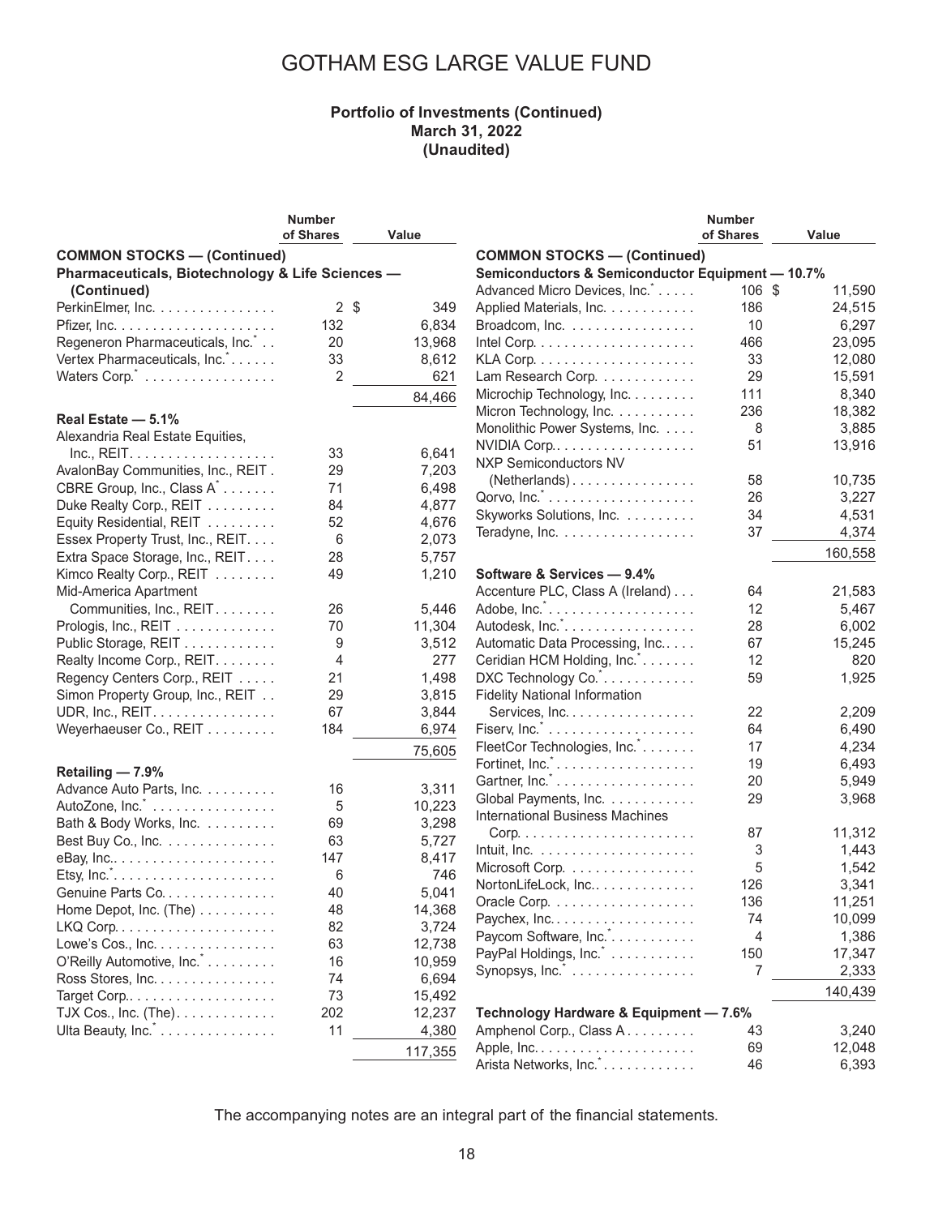# GOTHAM ESG LARGE VALUE FUND

**Portfolio of Investments (Continued)**
**March 31, 2022**
**(Unaudited)**

| | Number of Shares | Value |
|---|---|---|
| **COMMON STOCKS — (Continued)** | | |
| **Pharmaceuticals, Biotechnology & Life Sciences — (Continued)** | | |
| PerkinElmer, Inc. | 2 | $ 349 |
| Pfizer, Inc. | 132 | 6,834 |
| Regeneron Pharmaceuticals, Inc.* | 20 | 13,968 |
| Vertex Pharmaceuticals, Inc.* | 33 | 8,612 |
| Waters Corp.* | 2 | 621 |
| | | 84,466 |
| **Real Estate — 5.1%** | | |
| Alexandria Real Estate Equities, Inc., REIT | 33 | 6,641 |
| AvalonBay Communities, Inc., REIT | 29 | 7,203 |
| CBRE Group, Inc., Class A* | 71 | 6,498 |
| Duke Realty Corp., REIT | 84 | 4,877 |
| Equity Residential, REIT | 52 | 4,676 |
| Essex Property Trust, Inc., REIT | 6 | 2,073 |
| Extra Space Storage, Inc., REIT | 28 | 5,757 |
| Kimco Realty Corp., REIT | 49 | 1,210 |
| Mid-America Apartment Communities, Inc., REIT | 26 | 5,446 |
| Prologis, Inc., REIT | 70 | 11,304 |
| Public Storage, REIT | 9 | 3,512 |
| Realty Income Corp., REIT | 4 | 277 |
| Regency Centers Corp., REIT | 21 | 1,498 |
| Simon Property Group, Inc., REIT | 29 | 3,815 |
| UDR, Inc., REIT | 67 | 3,844 |
| Weyerhaeuser Co., REIT | 184 | 6,974 |
| | | 75,605 |
| **Retailing — 7.9%** | | |
| Advance Auto Parts, Inc. | 16 | 3,311 |
| AutoZone, Inc.* | 5 | 10,223 |
| Bath & Body Works, Inc. | 69 | 3,298 |
| Best Buy Co., Inc. | 63 | 5,727 |
| eBay, Inc. | 147 | 8,417 |
| Etsy, Inc.* | 6 | 746 |
| Genuine Parts Co. | 40 | 5,041 |
| Home Depot, Inc. (The) | 48 | 14,368 |
| LKQ Corp. | 82 | 3,724 |
| Lowe's Cos., Inc. | 63 | 12,738 |
| O'Reilly Automotive, Inc.* | 16 | 10,959 |
| Ross Stores, Inc. | 74 | 6,694 |
| Target Corp. | 73 | 15,492 |
| TJX Cos., Inc. (The) | 202 | 12,237 |
| Ulta Beauty, Inc.* | 11 | 4,380 |
| | | 117,355 |
| **Semiconductors & Semiconductor Equipment — 10.7%** | | |
| Advanced Micro Devices, Inc.* | 106 | $ 11,590 |
| Applied Materials, Inc. | 186 | 24,515 |
| Broadcom, Inc. | 10 | 6,297 |
| Intel Corp. | 466 | 23,095 |
| KLA Corp. | 33 | 12,080 |
| Lam Research Corp. | 29 | 15,591 |
| Microchip Technology, Inc. | 111 | 8,340 |
| Micron Technology, Inc. | 236 | 18,382 |
| Monolithic Power Systems, Inc. | 8 | 3,885 |
| NVIDIA Corp. | 51 | 13,916 |
| NXP Semiconductors NV (Netherlands) | 58 | 10,735 |
| Qorvo, Inc.* | 26 | 3,227 |
| Skyworks Solutions, Inc. | 34 | 4,531 |
| Teradyne, Inc. | 37 | 4,374 |
| | | 160,558 |
| **Software & Services — 9.4%** | | |
| Accenture PLC, Class A (Ireland) | 64 | 21,583 |
| Adobe, Inc.* | 12 | 5,467 |
| Autodesk, Inc.* | 28 | 6,002 |
| Automatic Data Processing, Inc. | 67 | 15,245 |
| Ceridian HCM Holding, Inc.* | 12 | 820 |
| DXC Technology Co.* | 59 | 1,925 |
| Fidelity National Information Services, Inc. | 22 | 2,209 |
| Fiserv, Inc.* | 64 | 6,490 |
| FleetCor Technologies, Inc.* | 17 | 4,234 |
| Fortinet, Inc.* | 19 | 6,493 |
| Gartner, Inc.* | 20 | 5,949 |
| Global Payments, Inc. | 29 | 3,968 |
| International Business Machines Corp. | 87 | 11,312 |
| Intuit, Inc. | 3 | 1,443 |
| Microsoft Corp. | 5 | 1,542 |
| NortonLifeLock, Inc. | 126 | 3,341 |
| Oracle Corp. | 136 | 11,251 |
| Paychex, Inc. | 74 | 10,099 |
| Paycom Software, Inc.* | 4 | 1,386 |
| PayPal Holdings, Inc.* | 150 | 17,347 |
| Synopsys, Inc.* | 7 | 2,333 |
| | | 140,439 |
| **Technology Hardware & Equipment — 7.6%** | | |
| Amphenol Corp., Class A | 43 | 3,240 |
| Apple, Inc. | 69 | 12,048 |
| Arista Networks, Inc.* | 46 | 6,393 |

The accompanying notes are an integral part of the financial statements.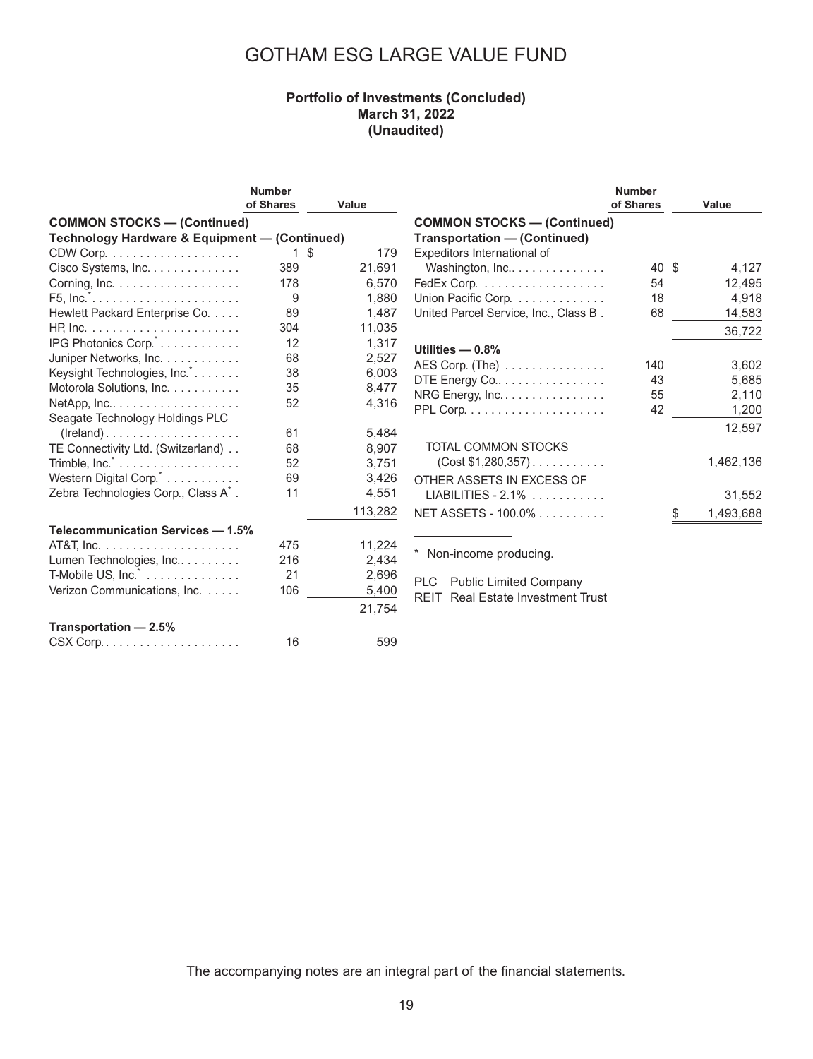# GOTHAM ESG LARGE VALUE FUND

**Portfolio of Investments (Concluded)**
**March 31, 2022**
**(Unaudited)**

| | Number of Shares | Value |
|---|---|---|
| **COMMON STOCKS — (Continued)** | | |
| **Technology Hardware & Equipment — (Continued)** | | |
| CDW Corp. | 1 | $ 179 |
| Cisco Systems, Inc. | 389 | 21,691 |
| Corning, Inc. | 178 | 6,570 |
| F5, Inc.* | 9 | 1,880 |
| Hewlett Packard Enterprise Co. | 89 | 1,487 |
| HP, Inc. | 304 | 11,035 |
| IPG Photonics Corp.* | 12 | 1,317 |
| Juniper Networks, Inc. | 68 | 2,527 |
| Keysight Technologies, Inc.* | 38 | 6,003 |
| Motorola Solutions, Inc. | 35 | 8,477 |
| NetApp, Inc. | 52 | 4,316 |
| Seagate Technology Holdings PLC (Ireland) | 61 | 5,484 |
| TE Connectivity Ltd. (Switzerland) | 68 | 8,907 |
| Trimble, Inc.* | 52 | 3,751 |
| Western Digital Corp.* | 69 | 3,426 |
| Zebra Technologies Corp., Class A* | 11 | 4,551 |
| | | 113,282 |
| **Telecommunication Services — 1.5%** | | |
| AT&T, Inc. | 475 | 11,224 |
| Lumen Technologies, Inc. | 216 | 2,434 |
| T-Mobile US, Inc.* | 21 | 2,696 |
| Verizon Communications, Inc. | 106 | 5,400 |
| | | 21,754 |
| **Transportation — 2.5%** | | |
| CSX Corp. | 16 | 599 |
| Expeditors International of Washington, Inc. | 40 | $ 4,127 |
| FedEx Corp. | 54 | 12,495 |
| Union Pacific Corp. | 18 | 4,918 |
| United Parcel Service, Inc., Class B | 68 | 14,583 |
| | | 36,722 |
| **Utilities — 0.8%** | | |
| AES Corp. (The) | 140 | 3,602 |
| DTE Energy Co. | 43 | 5,685 |
| NRG Energy, Inc. | 55 | 2,110 |
| PPL Corp. | 42 | 1,200 |
| | | 12,597 |
| TOTAL COMMON STOCKS (Cost $1,280,357) | | 1,462,136 |
| OTHER ASSETS IN EXCESS OF LIABILITIES - 2.1% | | 31,552 |
| NET ASSETS - 100.0% | | $ 1,493,688 |

\* Non-income producing.

PLC Public Limited Company
REIT Real Estate Investment Trust

The accompanying notes are an integral part of the financial statements.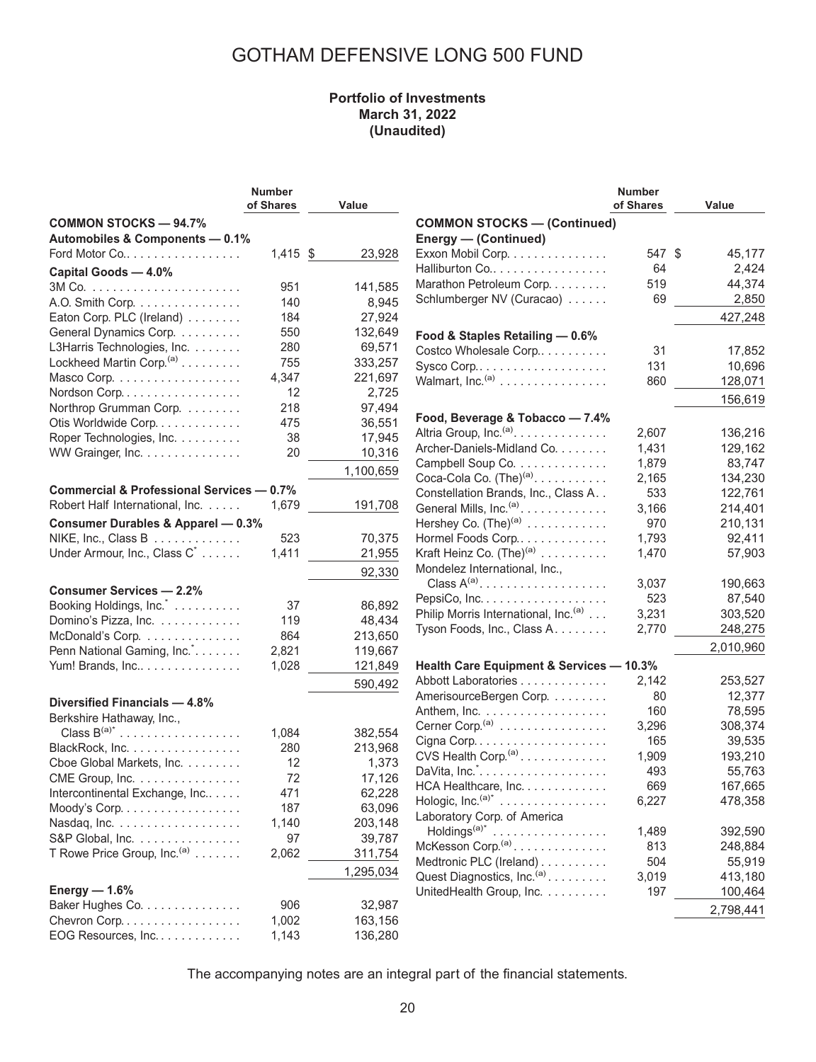# GOTHAM DEFENSIVE LONG 500 FUND

**Portfolio of Investments**
**March 31, 2022**
**(Unaudited)**

| | Number of Shares | Value |
|---|---|---|
| **COMMON STOCKS — 94.7%** | | |
| **Automobiles & Components — 0.1%** | | |
| Ford Motor Co. | 1,415 | $ 23,928 |
| **Capital Goods — 4.0%** | | |
| 3M Co. | 951 | 141,585 |
| A.O. Smith Corp. | 140 | 8,945 |
| Eaton Corp. PLC (Ireland) | 184 | 27,924 |
| General Dynamics Corp. | 550 | 132,649 |
| L3Harris Technologies, Inc. | 280 | 69,571 |
| Lockheed Martin Corp.[(a)] | 755 | 333,257 |
| Masco Corp. | 4,347 | 221,697 |
| Nordson Corp. | 12 | 2,725 |
| Northrop Grumman Corp. | 218 | 97,494 |
| Otis Worldwide Corp. | 475 | 36,551 |
| Roper Technologies, Inc. | 38 | 17,945 |
| WW Grainger, Inc. | 20 | 10,316 |
| | | 1,100,659 |
| **Commercial & Professional Services — 0.7%** | | |
| Robert Half International, Inc. | 1,679 | 191,708 |
| **Consumer Durables & Apparel — 0.3%** | | |
| NIKE, Inc., Class B | 523 | 70,375 |
| Under Armour, Inc., Class C* | 1,411 | 21,955 |
| | | 92,330 |
| **Consumer Services — 2.2%** | | |
| Booking Holdings, Inc.* | 37 | 86,892 |
| Domino's Pizza, Inc. | 119 | 48,434 |
| McDonald's Corp. | 864 | 213,650 |
| Penn National Gaming, Inc.* | 2,821 | 119,667 |
| Yum! Brands, Inc. | 1,028 | 121,849 |
| | | 590,492 |
| **Diversified Financials — 4.8%** | | |
| Berkshire Hathaway, Inc., Class B[(a)]* | 1,084 | 382,554 |
| BlackRock, Inc. | 280 | 213,968 |
| Cboe Global Markets, Inc. | 12 | 1,373 |
| CME Group, Inc. | 72 | 17,126 |
| Intercontinental Exchange, Inc. | 471 | 62,228 |
| Moody's Corp. | 187 | 63,096 |
| Nasdaq, Inc. | 1,140 | 203,148 |
| S&P Global, Inc. | 97 | 39,787 |
| T Rowe Price Group, Inc.[(a)] | 2,062 | 311,754 |
| | | 1,295,034 |
| **Energy — 1.6%** | | |
| Baker Hughes Co. | 906 | 32,987 |
| Chevron Corp. | 1,002 | 163,156 |
| EOG Resources, Inc. | 1,143 | 136,280 |

| | Number of Shares | Value |
|---|---|---|
| **COMMON STOCKS — (Continued)** | | |
| **Energy — (Continued)** | | |
| Exxon Mobil Corp. | 547 | $ 45,177 |
| Halliburton Co. | 64 | 2,424 |
| Marathon Petroleum Corp. | 519 | 44,374 |
| Schlumberger NV (Curacao) | 69 | 2,850 |
| | | 427,248 |
| **Food & Staples Retailing — 0.6%** | | |
| Costco Wholesale Corp. | 31 | 17,852 |
| Sysco Corp. | 131 | 10,696 |
| Walmart, Inc.[(a)] | 860 | 128,071 |
| | | 156,619 |
| **Food, Beverage & Tobacco — 7.4%** | | |
| Altria Group, Inc.[(a)] | 2,607 | 136,216 |
| Archer-Daniels-Midland Co. | 1,431 | 129,162 |
| Campbell Soup Co. | 1,879 | 83,747 |
| Coca-Cola Co. (The)[(a)] | 2,165 | 134,230 |
| Constellation Brands, Inc., Class A | 533 | 122,761 |
| General Mills, Inc.[(a)] | 3,166 | 214,401 |
| Hershey Co. (The)[(a)] | 970 | 210,131 |
| Hormel Foods Corp. | 1,793 | 92,411 |
| Kraft Heinz Co. (The)[(a)] | 1,470 | 57,903 |
| Mondelez International, Inc., Class A[(a)] | 3,037 | 190,663 |
| PepsiCo, Inc. | 523 | 87,540 |
| Philip Morris International, Inc.[(a)] | 3,231 | 303,520 |
| Tyson Foods, Inc., Class A | 2,770 | 248,275 |
| | | 2,010,960 |
| **Health Care Equipment & Services — 10.3%** | | |
| Abbott Laboratories | 2,142 | 253,527 |
| AmerisourceBergen Corp. | 80 | 12,377 |
| Anthem, Inc. | 160 | 78,595 |
| Cerner Corp.[(a)] | 3,296 | 308,374 |
| Cigna Corp. | 165 | 39,535 |
| CVS Health Corp.[(a)] | 1,909 | 193,210 |
| DaVita, Inc.* | 493 | 55,763 |
| HCA Healthcare, Inc. | 669 | 167,665 |
| Hologic, Inc.[(a)]* | 6,227 | 478,358 |
| Laboratory Corp. of America Holdings[(a)]* | 1,489 | 392,590 |
| McKesson Corp.[(a)] | 813 | 248,884 |
| Medtronic PLC (Ireland) | 504 | 55,919 |
| Quest Diagnostics, Inc.[(a)] | 3,019 | 413,180 |
| UnitedHealth Group, Inc. | 197 | 100,464 |
| | | 2,798,441 |

The accompanying notes are an integral part of the financial statements.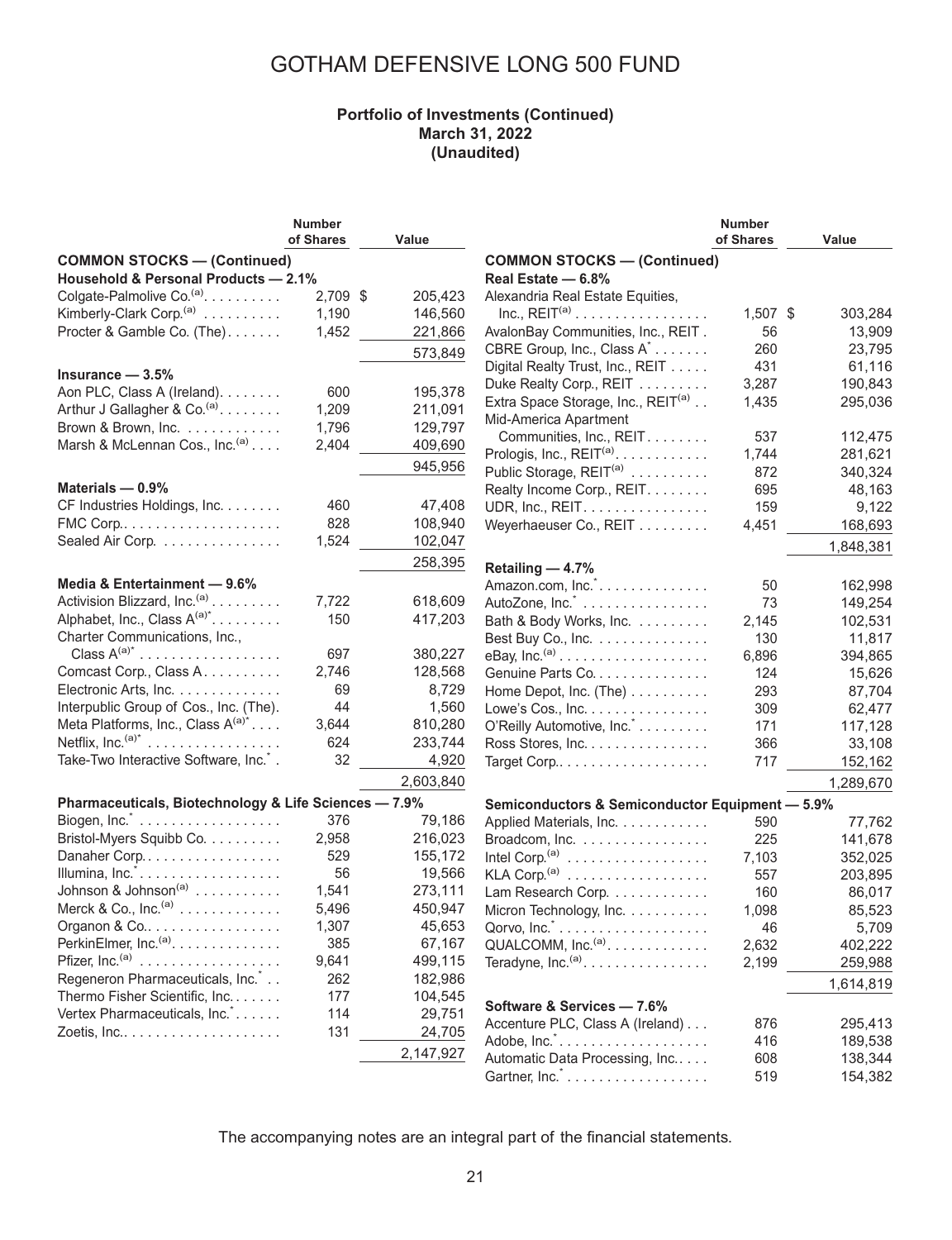# GOTHAM DEFENSIVE LONG 500 FUND

**Portfolio of Investments (Continued)**
**March 31, 2022**
**(Unaudited)**

| | Number of Shares | Value |
|---|---|---|
| **COMMON STOCKS — (Continued)** | | |
| **Household & Personal Products — 2.1%** | | |
| Colgate-Palmolive Co.(a) | 2,709 | $ 205,423 |
| Kimberly-Clark Corp.(a) | 1,190 | 146,560 |
| Procter & Gamble Co. (The) | 1,452 | 221,866 |
| | | 573,849 |
| **Insurance — 3.5%** | | |
| Aon PLC, Class A (Ireland) | 600 | 195,378 |
| Arthur J Gallagher & Co.(a) | 1,209 | 211,091 |
| Brown & Brown, Inc. | 1,796 | 129,797 |
| Marsh & McLennan Cos., Inc.(a) | 2,404 | 409,690 |
| | | 945,956 |
| **Materials — 0.9%** | | |
| CF Industries Holdings, Inc. | 460 | 47,408 |
| FMC Corp. | 828 | 108,940 |
| Sealed Air Corp. | 1,524 | 102,047 |
| | | 258,395 |
| **Media & Entertainment — 9.6%** | | |
| Activision Blizzard, Inc.(a) | 7,722 | 618,609 |
| Alphabet, Inc., Class A(a)* | 150 | 417,203 |
| Charter Communications, Inc., Class A(a)* | 697 | 380,227 |
| Comcast Corp., Class A | 2,746 | 128,568 |
| Electronic Arts, Inc. | 69 | 8,729 |
| Interpublic Group of Cos., Inc. (The) | 44 | 1,560 |
| Meta Platforms, Inc., Class A(a)* | 3,644 | 810,280 |
| Netflix, Inc.(a)* | 624 | 233,744 |
| Take-Two Interactive Software, Inc.* | 32 | 4,920 |
| | | 2,603,840 |
| **Pharmaceuticals, Biotechnology & Life Sciences — 7.9%** | | |
| Biogen, Inc.* | 376 | 79,186 |
| Bristol-Myers Squibb Co. | 2,958 | 216,023 |
| Danaher Corp. | 529 | 155,172 |
| Illumina, Inc.* | 56 | 19,566 |
| Johnson & Johnson(a) | 1,541 | 273,111 |
| Merck & Co., Inc.(a) | 5,496 | 450,947 |
| Organon & Co. | 1,307 | 45,653 |
| PerkinElmer, Inc.(a) | 385 | 67,167 |
| Pfizer, Inc.(a) | 9,641 | 499,115 |
| Regeneron Pharmaceuticals, Inc.* | 262 | 182,986 |
| Thermo Fisher Scientific, Inc. | 177 | 104,545 |
| Vertex Pharmaceuticals, Inc.* | 114 | 29,751 |
| Zoetis, Inc. | 131 | 24,705 |
| | | 2,147,927 |
| **Real Estate — 6.8%** | | |
| Alexandria Real Estate Equities, Inc., REIT(a) | 1,507 | $ 303,284 |
| AvalonBay Communities, Inc., REIT | 56 | 13,909 |
| CBRE Group, Inc., Class A* | 260 | 23,795 |
| Digital Realty Trust, Inc., REIT | 431 | 61,116 |
| Duke Realty Corp., REIT | 3,287 | 190,843 |
| Extra Space Storage, Inc., REIT(a) | 1,435 | 295,036 |
| Mid-America Apartment Communities, Inc., REIT | 537 | 112,475 |
| Prologis, Inc., REIT(a) | 1,744 | 281,621 |
| Public Storage, REIT(a) | 872 | 340,324 |
| Realty Income Corp., REIT | 695 | 48,163 |
| UDR, Inc., REIT | 159 | 9,122 |
| Weyerhaeuser Co., REIT | 4,451 | 168,693 |
| | | 1,848,381 |
| **Retailing — 4.7%** | | |
| Amazon.com, Inc.* | 50 | 162,998 |
| AutoZone, Inc.* | 73 | 149,254 |
| Bath & Body Works, Inc. | 2,145 | 102,531 |
| Best Buy Co., Inc. | 130 | 11,817 |
| eBay, Inc.(a) | 6,896 | 394,865 |
| Genuine Parts Co. | 124 | 15,626 |
| Home Depot, Inc. (The) | 293 | 87,704 |
| Lowe's Cos., Inc. | 309 | 62,477 |
| O'Reilly Automotive, Inc.* | 171 | 117,128 |
| Ross Stores, Inc. | 366 | 33,108 |
| Target Corp. | 717 | 152,162 |
| | | 1,289,670 |
| **Semiconductors & Semiconductor Equipment — 5.9%** | | |
| Applied Materials, Inc. | 590 | 77,762 |
| Broadcom, Inc. | 225 | 141,678 |
| Intel Corp.(a) | 7,103 | 352,025 |
| KLA Corp.(a) | 557 | 203,895 |
| Lam Research Corp. | 160 | 86,017 |
| Micron Technology, Inc. | 1,098 | 85,523 |
| Qorvo, Inc.* | 46 | 5,709 |
| QUALCOMM, Inc.(a) | 2,632 | 402,222 |
| Teradyne, Inc.(a) | 2,199 | 259,988 |
| | | 1,614,819 |
| **Software & Services — 7.6%** | | |
| Accenture PLC, Class A (Ireland) | 876 | 295,413 |
| Adobe, Inc.* | 416 | 189,538 |
| Automatic Data Processing, Inc. | 608 | 138,344 |
| Gartner, Inc.* | 519 | 154,382 |

The accompanying notes are an integral part of the financial statements.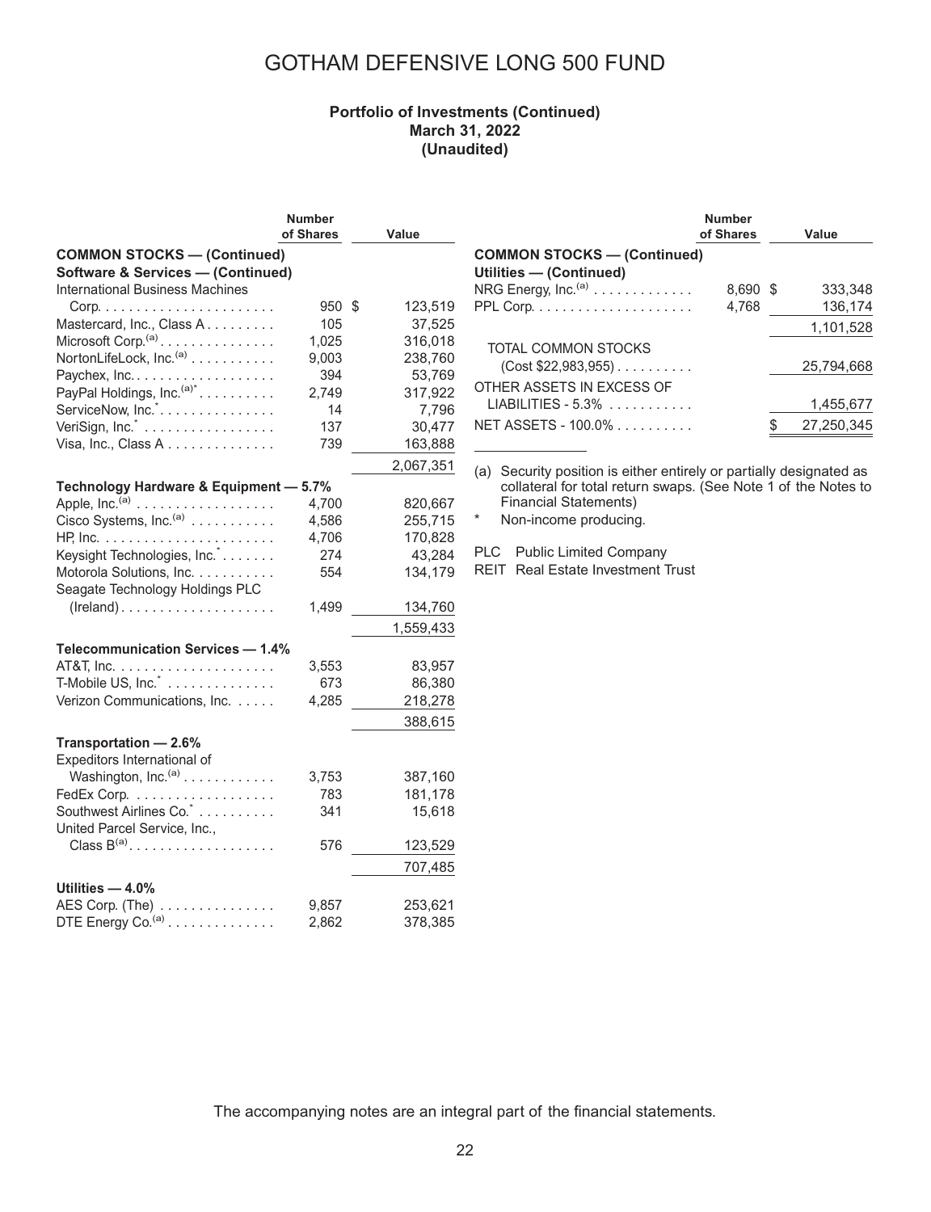# GOTHAM DEFENSIVE LONG 500 FUND

**Portfolio of Investments (Continued)**
**March 31, 2022**
**(Unaudited)**

| | Number of Shares | Value |
|---|---|---|
| **COMMON STOCKS — (Continued)** | | |
| **Software & Services — (Continued)** | | |
| International Business Machines Corp. | 950 | $ 123,519 |
| Mastercard, Inc., Class A | 105 | 37,525 |
| Microsoft Corp.(a) | 1,025 | 316,018 |
| NortonLifeLock, Inc.(a) | 9,003 | 238,760 |
| Paychex, Inc. | 394 | 53,769 |
| PayPal Holdings, Inc.(a)* | 2,749 | 317,922 |
| ServiceNow, Inc.* | 14 | 7,796 |
| VeriSign, Inc.* | 137 | 30,477 |
| Visa, Inc., Class A | 739 | 163,888 |
| | | 2,067,351 |
| **Technology Hardware & Equipment — 5.7%** | | |
| Apple, Inc.(a) | 4,700 | 820,667 |
| Cisco Systems, Inc.(a) | 4,586 | 255,715 |
| HP, Inc. | 4,706 | 170,828 |
| Keysight Technologies, Inc.* | 274 | 43,284 |
| Motorola Solutions, Inc. | 554 | 134,179 |
| Seagate Technology Holdings PLC (Ireland) | 1,499 | 134,760 |
| | | 1,559,433 |
| **Telecommunication Services — 1.4%** | | |
| AT&T, Inc. | 3,553 | 83,957 |
| T-Mobile US, Inc.* | 673 | 86,380 |
| Verizon Communications, Inc. | 4,285 | 218,278 |
| | | 388,615 |
| **Transportation — 2.6%** | | |
| Expeditors International of Washington, Inc.(a) | 3,753 | 387,160 |
| FedEx Corp. | 783 | 181,178 |
| Southwest Airlines Co.* | 341 | 15,618 |
| United Parcel Service, Inc., Class B(a) | 576 | 123,529 |
| | | 707,485 |
| **Utilities — 4.0%** | | |
| AES Corp. (The) | 9,857 | 253,621 |
| DTE Energy Co.(a) | 2,862 | 378,385 |
| NRG Energy, Inc.(a) | 8,690 | $ 333,348 |
| PPL Corp. | 4,768 | 136,174 |
| | | 1,101,528 |
| TOTAL COMMON STOCKS (Cost $22,983,955) | | 25,794,668 |
| OTHER ASSETS IN EXCESS OF LIABILITIES - 5.3% | | 1,455,677 |
| NET ASSETS - 100.0% | | $ 27,250,345 |

(a) Security position is either entirely or partially designated as collateral for total return swaps. (See Note 1 of the Notes to Financial Statements)

\* Non-income producing.

PLC Public Limited Company
REIT Real Estate Investment Trust

The accompanying notes are an integral part of the financial statements.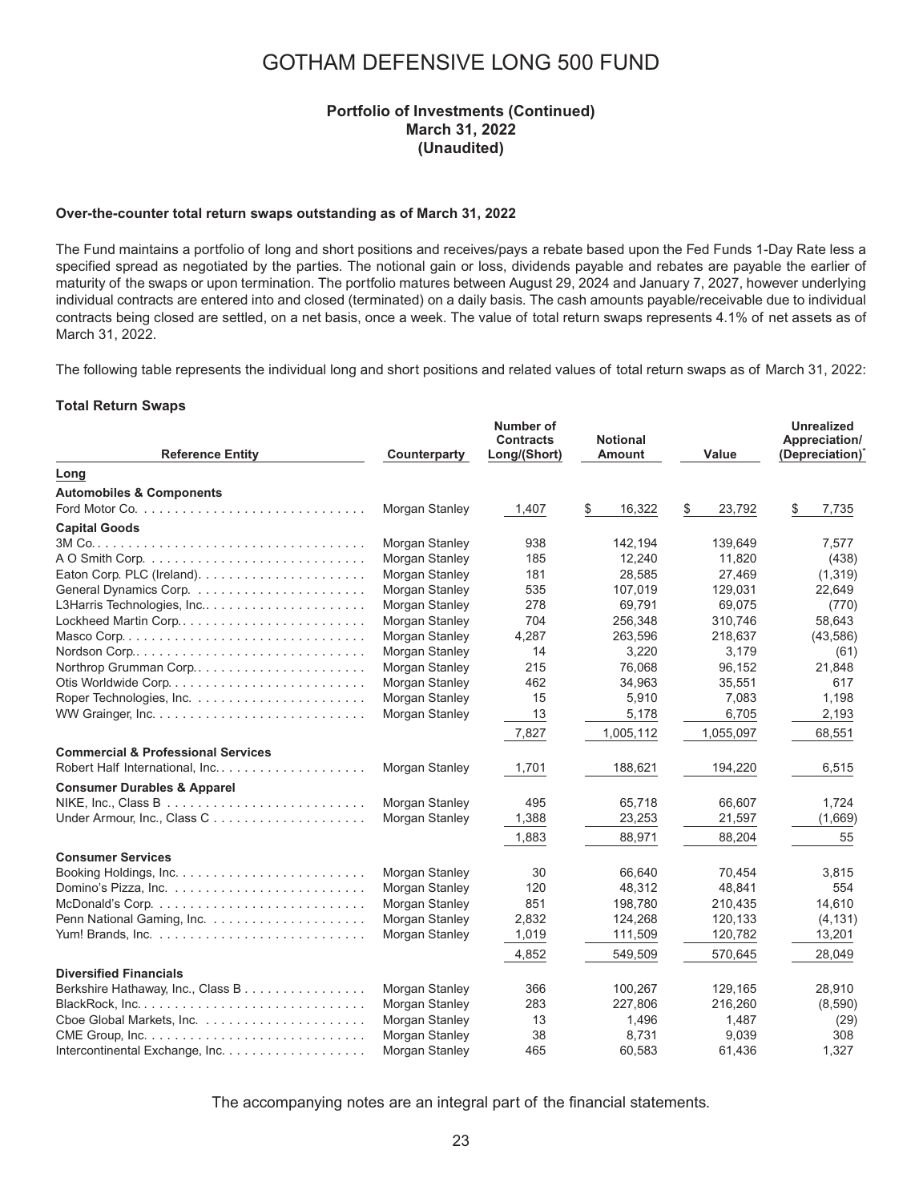# GOTHAM DEFENSIVE LONG 500 FUND

**Portfolio of Investments (Continued)**
**March 31, 2022**
**(Unaudited)**

**Over-the-counter total return swaps outstanding as of March 31, 2022**

The Fund maintains a portfolio of long and short positions and receives/pays a rebate based upon the Fed Funds 1-Day Rate less a specified spread as negotiated by the parties. The notional gain or loss, dividends payable and rebates are payable the earlier of maturity of the swaps or upon termination. The portfolio matures between August 29, 2024 and January 7, 2027, however underlying individual contracts are entered into and closed (terminated) on a daily basis. The cash amounts payable/receivable due to individual contracts being closed are settled, on a net basis, once a week. The value of total return swaps represents 4.1% of net assets as of March 31, 2022.

The following table represents the individual long and short positions and related values of total return swaps as of March 31, 2022:

**Total Return Swaps**

| Reference Entity | Counterparty | Number of Contracts Long/(Short) | Notional Amount | Value | Unrealized Appreciation/ (Depreciation)* |
|---|---|---|---|---|---|
| **Long** | | | | | |
| **Automobiles & Components** | | | | | |
| Ford Motor Co. | Morgan Stanley | 1,407 | $ 16,322 | $ 23,792 | $ 7,735 |
| **Capital Goods** | | | | | |
| 3M Co. | Morgan Stanley | 938 | 142,194 | 139,649 | 7,577 |
| A O Smith Corp. | Morgan Stanley | 185 | 12,240 | 11,820 | (438) |
| Eaton Corp. PLC (Ireland). | Morgan Stanley | 181 | 28,585 | 27,469 | (1,319) |
| General Dynamics Corp. | Morgan Stanley | 535 | 107,019 | 129,031 | 22,649 |
| L3Harris Technologies, Inc. | Morgan Stanley | 278 | 69,791 | 69,075 | (770) |
| Lockheed Martin Corp. | Morgan Stanley | 704 | 256,348 | 310,746 | 58,643 |
| Masco Corp. | Morgan Stanley | 4,287 | 263,596 | 218,637 | (43,586) |
| Nordson Corp. | Morgan Stanley | 14 | 3,220 | 3,179 | (61) |
| Northrop Grumman Corp. | Morgan Stanley | 215 | 76,068 | 96,152 | 21,848 |
| Otis Worldwide Corp. | Morgan Stanley | 462 | 34,963 | 35,551 | 617 |
| Roper Technologies, Inc. | Morgan Stanley | 15 | 5,910 | 7,083 | 1,198 |
| WW Grainger, Inc. | Morgan Stanley | 13 | 5,178 | 6,705 | 2,193 |
| | | 7,827 | 1,005,112 | 1,055,097 | 68,551 |
| **Commercial & Professional Services** | | | | | |
| Robert Half International, Inc. | Morgan Stanley | 1,701 | 188,621 | 194,220 | 6,515 |
| **Consumer Durables & Apparel** | | | | | |
| NIKE, Inc., Class B | Morgan Stanley | 495 | 65,718 | 66,607 | 1,724 |
| Under Armour, Inc., Class C | Morgan Stanley | 1,388 | 23,253 | 21,597 | (1,669) |
| | | 1,883 | 88,971 | 88,204 | 55 |
| **Consumer Services** | | | | | |
| Booking Holdings, Inc. | Morgan Stanley | 30 | 66,640 | 70,454 | 3,815 |
| Domino's Pizza, Inc. | Morgan Stanley | 120 | 48,312 | 48,841 | 554 |
| McDonald's Corp. | Morgan Stanley | 851 | 198,780 | 210,435 | 14,610 |
| Penn National Gaming, Inc. | Morgan Stanley | 2,832 | 124,268 | 120,133 | (4,131) |
| Yum! Brands, Inc. | Morgan Stanley | 1,019 | 111,509 | 120,782 | 13,201 |
| | | 4,852 | 549,509 | 570,645 | 28,049 |
| **Diversified Financials** | | | | | |
| Berkshire Hathaway, Inc., Class B | Morgan Stanley | 366 | 100,267 | 129,165 | 28,910 |
| BlackRock, Inc. | Morgan Stanley | 283 | 227,806 | 216,260 | (8,590) |
| Cboe Global Markets, Inc. | Morgan Stanley | 13 | 1,496 | 1,487 | (29) |
| CME Group, Inc. | Morgan Stanley | 38 | 8,731 | 9,039 | 308 |
| Intercontinental Exchange, Inc. | Morgan Stanley | 465 | 60,583 | 61,436 | 1,327 |

The accompanying notes are an integral part of the financial statements.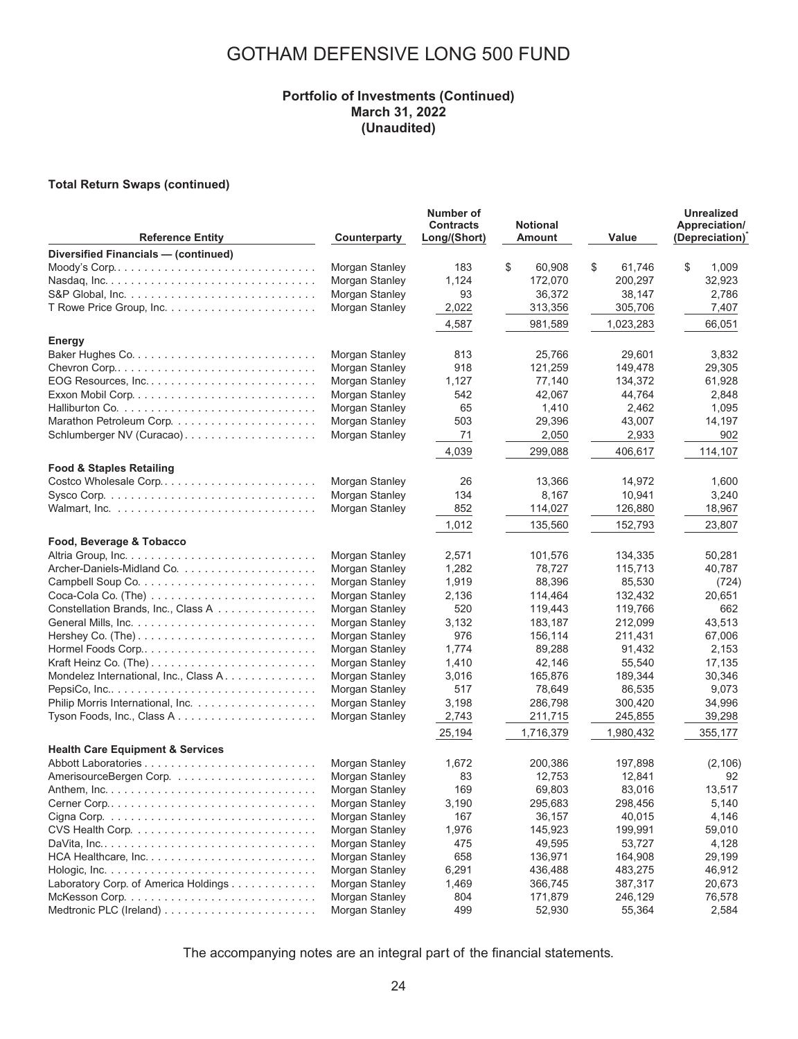# GOTHAM DEFENSIVE LONG 500 FUND

**Portfolio of Investments (Continued)**
**March 31, 2022**
**(Unaudited)**

**Total Return Swaps (continued)**

| Reference Entity | Counterparty | Number of Contracts Long/(Short) | Notional Amount | Value | Unrealized Appreciation/ (Depreciation)* |
|---|---|---|---|---|---|
| **Diversified Financials — (continued)** | | | | | |
| Moody's Corp. | Morgan Stanley | 183 | $ 60,908 | $ 61,746 | $ 1,009 |
| Nasdaq, Inc. | Morgan Stanley | 1,124 | 172,070 | 200,297 | 32,923 |
| S&P Global, Inc. | Morgan Stanley | 93 | 36,372 | 38,147 | 2,786 |
| T Rowe Price Group, Inc. | Morgan Stanley | 2,022 | 313,356 | 305,706 | 7,407 |
| | | 4,587 | 981,589 | 1,023,283 | 66,051 |
| **Energy** | | | | | |
| Baker Hughes Co. | Morgan Stanley | 813 | 25,766 | 29,601 | 3,832 |
| Chevron Corp. | Morgan Stanley | 918 | 121,259 | 149,478 | 29,305 |
| EOG Resources, Inc. | Morgan Stanley | 1,127 | 77,140 | 134,372 | 61,928 |
| Exxon Mobil Corp. | Morgan Stanley | 542 | 42,067 | 44,764 | 2,848 |
| Halliburton Co. | Morgan Stanley | 65 | 1,410 | 2,462 | 1,095 |
| Marathon Petroleum Corp. | Morgan Stanley | 503 | 29,396 | 43,007 | 14,197 |
| Schlumberger NV (Curacao) | Morgan Stanley | 71 | 2,050 | 2,933 | 902 |
| | | 4,039 | 299,088 | 406,617 | 114,107 |
| **Food & Staples Retailing** | | | | | |
| Costco Wholesale Corp. | Morgan Stanley | 26 | 13,366 | 14,972 | 1,600 |
| Sysco Corp. | Morgan Stanley | 134 | 8,167 | 10,941 | 3,240 |
| Walmart, Inc. | Morgan Stanley | 852 | 114,027 | 126,880 | 18,967 |
| | | 1,012 | 135,560 | 152,793 | 23,807 |
| **Food, Beverage & Tobacco** | | | | | |
| Altria Group, Inc. | Morgan Stanley | 2,571 | 101,576 | 134,335 | 50,281 |
| Archer-Daniels-Midland Co. | Morgan Stanley | 1,282 | 78,727 | 115,713 | 40,787 |
| Campbell Soup Co. | Morgan Stanley | 1,919 | 88,396 | 85,530 | (724) |
| Coca-Cola Co. (The) | Morgan Stanley | 2,136 | 114,464 | 132,432 | 20,651 |
| Constellation Brands, Inc., Class A | Morgan Stanley | 520 | 119,443 | 119,766 | 662 |
| General Mills, Inc. | Morgan Stanley | 3,132 | 183,187 | 212,099 | 43,513 |
| Hershey Co. (The) | Morgan Stanley | 976 | 156,114 | 211,431 | 67,006 |
| Hormel Foods Corp. | Morgan Stanley | 1,774 | 89,288 | 91,432 | 2,153 |
| Kraft Heinz Co. (The) | Morgan Stanley | 1,410 | 42,146 | 55,540 | 17,135 |
| Mondelez International, Inc., Class A | Morgan Stanley | 3,016 | 165,876 | 189,344 | 30,346 |
| PepsiCo, Inc. | Morgan Stanley | 517 | 78,649 | 86,535 | 9,073 |
| Philip Morris International, Inc. | Morgan Stanley | 3,198 | 286,798 | 300,420 | 34,996 |
| Tyson Foods, Inc., Class A | Morgan Stanley | 2,743 | 211,715 | 245,855 | 39,298 |
| | | 25,194 | 1,716,379 | 1,980,432 | 355,177 |
| **Health Care Equipment & Services** | | | | | |
| Abbott Laboratories | Morgan Stanley | 1,672 | 200,386 | 197,898 | (2,106) |
| AmerisourceBergen Corp. | Morgan Stanley | 83 | 12,753 | 12,841 | 92 |
| Anthem, Inc. | Morgan Stanley | 169 | 69,803 | 83,016 | 13,517 |
| Cerner Corp. | Morgan Stanley | 3,190 | 295,683 | 298,456 | 5,140 |
| Cigna Corp. | Morgan Stanley | 167 | 36,157 | 40,015 | 4,146 |
| CVS Health Corp. | Morgan Stanley | 1,976 | 145,923 | 199,991 | 59,010 |
| DaVita, Inc. | Morgan Stanley | 475 | 49,595 | 53,727 | 4,128 |
| HCA Healthcare, Inc. | Morgan Stanley | 658 | 136,971 | 164,908 | 29,199 |
| Hologic, Inc. | Morgan Stanley | 6,291 | 436,488 | 483,275 | 46,912 |
| Laboratory Corp. of America Holdings | Morgan Stanley | 1,469 | 366,745 | 387,317 | 20,673 |
| McKesson Corp. | Morgan Stanley | 804 | 171,879 | 246,129 | 76,578 |
| Medtronic PLC (Ireland) | Morgan Stanley | 499 | 52,930 | 55,364 | 2,584 |

The accompanying notes are an integral part of the financial statements.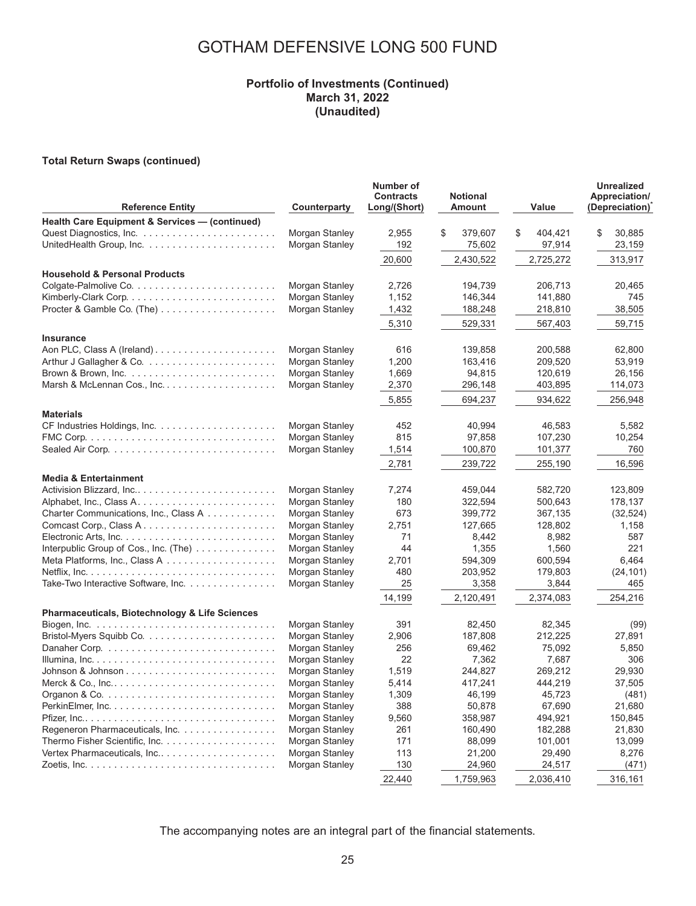# GOTHAM DEFENSIVE LONG 500 FUND

**Portfolio of Investments (Continued)**
**March 31, 2022**
**(Unaudited)**

**Total Return Swaps (continued)**

| Reference Entity | Counterparty | Number of Contracts Long/(Short) | Notional Amount | Value | Unrealized Appreciation/ (Depreciation)* |
|---|---|---|---|---|---|
| **Health Care Equipment & Services — (continued)** | | | | | |
| Quest Diagnostics, Inc. | Morgan Stanley | 2,955 | $ 379,607 | $ 404,421 | $ 30,885 |
| UnitedHealth Group, Inc. | Morgan Stanley | 192 | 75,602 | 97,914 | 23,159 |
| | | 20,600 | 2,430,522 | 2,725,272 | 313,917 |
| **Household & Personal Products** | | | | | |
| Colgate-Palmolive Co. | Morgan Stanley | 2,726 | 194,739 | 206,713 | 20,465 |
| Kimberly-Clark Corp. | Morgan Stanley | 1,152 | 146,344 | 141,880 | 745 |
| Procter & Gamble Co. (The) | Morgan Stanley | 1,432 | 188,248 | 218,810 | 38,505 |
| | | 5,310 | 529,331 | 567,403 | 59,715 |
| **Insurance** | | | | | |
| Aon PLC, Class A (Ireland) | Morgan Stanley | 616 | 139,858 | 200,588 | 62,800 |
| Arthur J Gallagher & Co. | Morgan Stanley | 1,200 | 163,416 | 209,520 | 53,919 |
| Brown & Brown, Inc. | Morgan Stanley | 1,669 | 94,815 | 120,619 | 26,156 |
| Marsh & McLennan Cos., Inc. | Morgan Stanley | 2,370 | 296,148 | 403,895 | 114,073 |
| | | 5,855 | 694,237 | 934,622 | 256,948 |
| **Materials** | | | | | |
| CF Industries Holdings, Inc. | Morgan Stanley | 452 | 40,994 | 46,583 | 5,582 |
| FMC Corp. | Morgan Stanley | 815 | 97,858 | 107,230 | 10,254 |
| Sealed Air Corp. | Morgan Stanley | 1,514 | 100,870 | 101,377 | 760 |
| | | 2,781 | 239,722 | 255,190 | 16,596 |
| **Media & Entertainment** | | | | | |
| Activision Blizzard, Inc. | Morgan Stanley | 7,274 | 459,044 | 582,720 | 123,809 |
| Alphabet, Inc., Class A | Morgan Stanley | 180 | 322,594 | 500,643 | 178,137 |
| Charter Communications, Inc., Class A | Morgan Stanley | 673 | 399,772 | 367,135 | (32,524) |
| Comcast Corp., Class A | Morgan Stanley | 2,751 | 127,665 | 128,802 | 1,158 |
| Electronic Arts, Inc. | Morgan Stanley | 71 | 8,442 | 8,982 | 587 |
| Interpublic Group of Cos., Inc. (The) | Morgan Stanley | 44 | 1,355 | 1,560 | 221 |
| Meta Platforms, Inc., Class A | Morgan Stanley | 2,701 | 594,309 | 600,594 | 6,464 |
| Netflix, Inc. | Morgan Stanley | 480 | 203,952 | 179,803 | (24,101) |
| Take-Two Interactive Software, Inc. | Morgan Stanley | 25 | 3,358 | 3,844 | 465 |
| | | 14,199 | 2,120,491 | 2,374,083 | 254,216 |
| **Pharmaceuticals, Biotechnology & Life Sciences** | | | | | |
| Biogen, Inc. | Morgan Stanley | 391 | 82,450 | 82,345 | (99) |
| Bristol-Myers Squibb Co. | Morgan Stanley | 2,906 | 187,808 | 212,225 | 27,891 |
| Danaher Corp. | Morgan Stanley | 256 | 69,462 | 75,092 | 5,850 |
| Illumina, Inc. | Morgan Stanley | 22 | 7,362 | 7,687 | 306 |
| Johnson & Johnson | Morgan Stanley | 1,519 | 244,827 | 269,212 | 29,930 |
| Merck & Co., Inc. | Morgan Stanley | 5,414 | 417,241 | 444,219 | 37,505 |
| Organon & Co. | Morgan Stanley | 1,309 | 46,199 | 45,723 | (481) |
| PerkinElmer, Inc. | Morgan Stanley | 388 | 50,878 | 67,690 | 21,680 |
| Pfizer, Inc. | Morgan Stanley | 9,560 | 358,987 | 494,921 | 150,845 |
| Regeneron Pharmaceuticals, Inc. | Morgan Stanley | 261 | 160,490 | 182,288 | 21,830 |
| Thermo Fisher Scientific, Inc. | Morgan Stanley | 171 | 88,099 | 101,001 | 13,099 |
| Vertex Pharmaceuticals, Inc. | Morgan Stanley | 113 | 21,200 | 29,490 | 8,276 |
| Zoetis, Inc. | Morgan Stanley | 130 | 24,960 | 24,517 | (471) |
| | | 22,440 | 1,759,963 | 2,036,410 | 316,161 |

The accompanying notes are an integral part of the financial statements.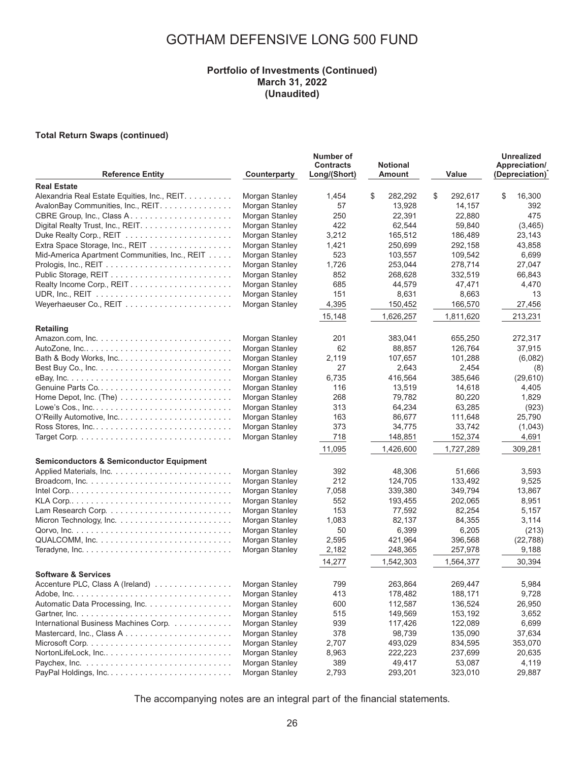# GOTHAM DEFENSIVE LONG 500 FUND

**Portfolio of Investments (Continued)**
**March 31, 2022**
**(Unaudited)**

**Total Return Swaps (continued)**

| Reference Entity | Counterparty | Number of Contracts Long/(Short) | Notional Amount | Value | Unrealized Appreciation/ (Depreciation)* |
|---|---|---|---|---|---|
| **Real Estate** | | | | | |
| Alexandria Real Estate Equities, Inc., REIT | Morgan Stanley | 1,454 | $ 282,292 | $ 292,617 | $ 16,300 |
| AvalonBay Communities, Inc., REIT | Morgan Stanley | 57 | 13,928 | 14,157 | 392 |
| CBRE Group, Inc., Class A | Morgan Stanley | 250 | 22,391 | 22,880 | 475 |
| Digital Realty Trust, Inc., REIT | Morgan Stanley | 422 | 62,544 | 59,840 | (3,465) |
| Duke Realty Corp., REIT | Morgan Stanley | 3,212 | 165,512 | 186,489 | 23,143 |
| Extra Space Storage, Inc., REIT | Morgan Stanley | 1,421 | 250,699 | 292,158 | 43,858 |
| Mid-America Apartment Communities, Inc., REIT | Morgan Stanley | 523 | 103,557 | 109,542 | 6,699 |
| Prologis, Inc., REIT | Morgan Stanley | 1,726 | 253,044 | 278,714 | 27,047 |
| Public Storage, REIT | Morgan Stanley | 852 | 268,628 | 332,519 | 66,843 |
| Realty Income Corp., REIT | Morgan Stanley | 685 | 44,579 | 47,471 | 4,470 |
| UDR, Inc., REIT | Morgan Stanley | 151 | 8,631 | 8,663 | 13 |
| Weyerhaeuser Co., REIT | Morgan Stanley | 4,395 | 150,452 | 166,570 | 27,456 |
| | | 15,148 | 1,626,257 | 1,811,620 | 213,231 |
| **Retailing** | | | | | |
| Amazon.com, Inc. | Morgan Stanley | 201 | 383,041 | 655,250 | 272,317 |
| AutoZone, Inc. | Morgan Stanley | 62 | 88,857 | 126,764 | 37,915 |
| Bath & Body Works, Inc. | Morgan Stanley | 2,119 | 107,657 | 101,288 | (6,082) |
| Best Buy Co., Inc. | Morgan Stanley | 27 | 2,643 | 2,454 | (8) |
| eBay, Inc. | Morgan Stanley | 6,735 | 416,564 | 385,646 | (29,610) |
| Genuine Parts Co. | Morgan Stanley | 116 | 13,519 | 14,618 | 4,405 |
| Home Depot, Inc. (The) | Morgan Stanley | 268 | 79,782 | 80,220 | 1,829 |
| Lowe's Cos., Inc. | Morgan Stanley | 313 | 64,234 | 63,285 | (923) |
| O'Reilly Automotive, Inc. | Morgan Stanley | 163 | 86,677 | 111,648 | 25,790 |
| Ross Stores, Inc. | Morgan Stanley | 373 | 34,775 | 33,742 | (1,043) |
| Target Corp. | Morgan Stanley | 718 | 148,851 | 152,374 | 4,691 |
| | | 11,095 | 1,426,600 | 1,727,289 | 309,281 |
| **Semiconductors & Semiconductor Equipment** | | | | | |
| Applied Materials, Inc. | Morgan Stanley | 392 | 48,306 | 51,666 | 3,593 |
| Broadcom, Inc. | Morgan Stanley | 212 | 124,705 | 133,492 | 9,525 |
| Intel Corp. | Morgan Stanley | 7,058 | 339,380 | 349,794 | 13,867 |
| KLA Corp. | Morgan Stanley | 552 | 193,455 | 202,065 | 8,951 |
| Lam Research Corp. | Morgan Stanley | 153 | 77,592 | 82,254 | 5,157 |
| Micron Technology, Inc. | Morgan Stanley | 1,083 | 82,137 | 84,355 | 3,114 |
| Qorvo, Inc. | Morgan Stanley | 50 | 6,399 | 6,205 | (213) |
| QUALCOMM, Inc. | Morgan Stanley | 2,595 | 421,964 | 396,568 | (22,788) |
| Teradyne, Inc. | Morgan Stanley | 2,182 | 248,365 | 257,978 | 9,188 |
| | | 14,277 | 1,542,303 | 1,564,377 | 30,394 |
| **Software & Services** | | | | | |
| Accenture PLC, Class A (Ireland) | Morgan Stanley | 799 | 263,864 | 269,447 | 5,984 |
| Adobe, Inc. | Morgan Stanley | 413 | 178,482 | 188,171 | 9,728 |
| Automatic Data Processing, Inc. | Morgan Stanley | 600 | 112,587 | 136,524 | 26,950 |
| Gartner, Inc. | Morgan Stanley | 515 | 149,569 | 153,192 | 3,652 |
| International Business Machines Corp. | Morgan Stanley | 939 | 117,426 | 122,089 | 6,699 |
| Mastercard, Inc., Class A | Morgan Stanley | 378 | 98,739 | 135,090 | 37,634 |
| Microsoft Corp. | Morgan Stanley | 2,707 | 493,029 | 834,595 | 353,070 |
| NortonLifeLock, Inc. | Morgan Stanley | 8,963 | 222,223 | 237,699 | 20,635 |
| Paychex, Inc. | Morgan Stanley | 389 | 49,417 | 53,087 | 4,119 |
| PayPal Holdings, Inc. | Morgan Stanley | 2,793 | 293,201 | 323,010 | 29,887 |

The accompanying notes are an integral part of the financial statements.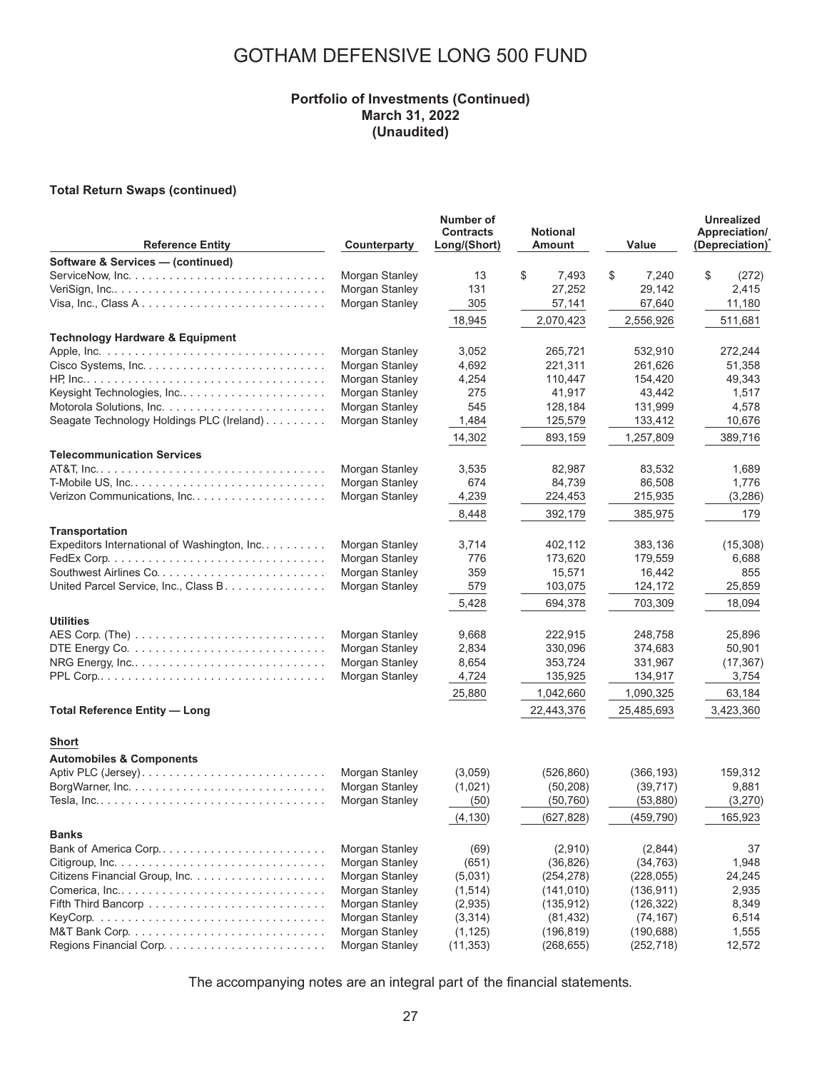# GOTHAM DEFENSIVE LONG 500 FUND

**Portfolio of Investments (Continued)**
**March 31, 2022**
**(Unaudited)**

**Total Return Swaps (continued)**

| Reference Entity | Counterparty | Number of Contracts Long/(Short) | Notional Amount | Value | Unrealized Appreciation/ (Depreciation)* |
|---|---|---|---|---|---|
| **Software & Services — (continued)** | | | | | |
| ServiceNow, Inc. | Morgan Stanley | 13 | $ 7,493 | $ 7,240 | $ (272) |
| VeriSign, Inc. | Morgan Stanley | 131 | 27,252 | 29,142 | 2,415 |
| Visa, Inc., Class A | Morgan Stanley | 305 | 57,141 | 67,640 | 11,180 |
| | | 18,945 | 2,070,423 | 2,556,926 | 511,681 |
| **Technology Hardware & Equipment** | | | | | |
| Apple, Inc. | Morgan Stanley | 3,052 | 265,721 | 532,910 | 272,244 |
| Cisco Systems, Inc. | Morgan Stanley | 4,692 | 221,311 | 261,626 | 51,358 |
| HP, Inc. | Morgan Stanley | 4,254 | 110,447 | 154,420 | 49,343 |
| Keysight Technologies, Inc. | Morgan Stanley | 275 | 41,917 | 43,442 | 1,517 |
| Motorola Solutions, Inc. | Morgan Stanley | 545 | 128,184 | 131,999 | 4,578 |
| Seagate Technology Holdings PLC (Ireland) | Morgan Stanley | 1,484 | 125,579 | 133,412 | 10,676 |
| | | 14,302 | 893,159 | 1,257,809 | 389,716 |
| **Telecommunication Services** | | | | | |
| AT&T, Inc. | Morgan Stanley | 3,535 | 82,987 | 83,532 | 1,689 |
| T-Mobile US, Inc. | Morgan Stanley | 674 | 84,739 | 86,508 | 1,776 |
| Verizon Communications, Inc. | Morgan Stanley | 4,239 | 224,453 | 215,935 | (3,286) |
| | | 8,448 | 392,179 | 385,975 | 179 |
| **Transportation** | | | | | |
| Expeditors International of Washington, Inc. | Morgan Stanley | 3,714 | 402,112 | 383,136 | (15,308) |
| FedEx Corp. | Morgan Stanley | 776 | 173,620 | 179,559 | 6,688 |
| Southwest Airlines Co. | Morgan Stanley | 359 | 15,571 | 16,442 | 855 |
| United Parcel Service, Inc., Class B | Morgan Stanley | 579 | 103,075 | 124,172 | 25,859 |
| | | 5,428 | 694,378 | 703,309 | 18,094 |
| **Utilities** | | | | | |
| AES Corp. (The) | Morgan Stanley | 9,668 | 222,915 | 248,758 | 25,896 |
| DTE Energy Co. | Morgan Stanley | 2,834 | 330,096 | 374,683 | 50,901 |
| NRG Energy, Inc. | Morgan Stanley | 8,654 | 353,724 | 331,967 | (17,367) |
| PPL Corp. | Morgan Stanley | 4,724 | 135,925 | 134,917 | 3,754 |
| | | 25,880 | 1,042,660 | 1,090,325 | 63,184 |
| **Total Reference Entity — Long** | | | 22,443,376 | 25,485,693 | 3,423,360 |
| **Short** | | | | | |
| **Automobiles & Components** | | | | | |
| Aptiv PLC (Jersey) | Morgan Stanley | (3,059) | (526,860) | (366,193) | 159,312 |
| BorgWarner, Inc. | Morgan Stanley | (1,021) | (50,208) | (39,717) | 9,881 |
| Tesla, Inc. | Morgan Stanley | (50) | (50,760) | (53,880) | (3,270) |
| | | (4,130) | (627,828) | (459,790) | 165,923 |
| **Banks** | | | | | |
| Bank of America Corp. | Morgan Stanley | (69) | (2,910) | (2,844) | 37 |
| Citigroup, Inc. | Morgan Stanley | (651) | (36,826) | (34,763) | 1,948 |
| Citizens Financial Group, Inc. | Morgan Stanley | (5,031) | (254,278) | (228,055) | 24,245 |
| Comerica, Inc. | Morgan Stanley | (1,514) | (141,010) | (136,911) | 2,935 |
| Fifth Third Bancorp | Morgan Stanley | (2,935) | (135,912) | (126,322) | 8,349 |
| KeyCorp. | Morgan Stanley | (3,314) | (81,432) | (74,167) | 6,514 |
| M&T Bank Corp. | Morgan Stanley | (1,125) | (196,819) | (190,688) | 1,555 |
| Regions Financial Corp. | Morgan Stanley | (11,353) | (268,655) | (252,718) | 12,572 |

The accompanying notes are an integral part of the financial statements.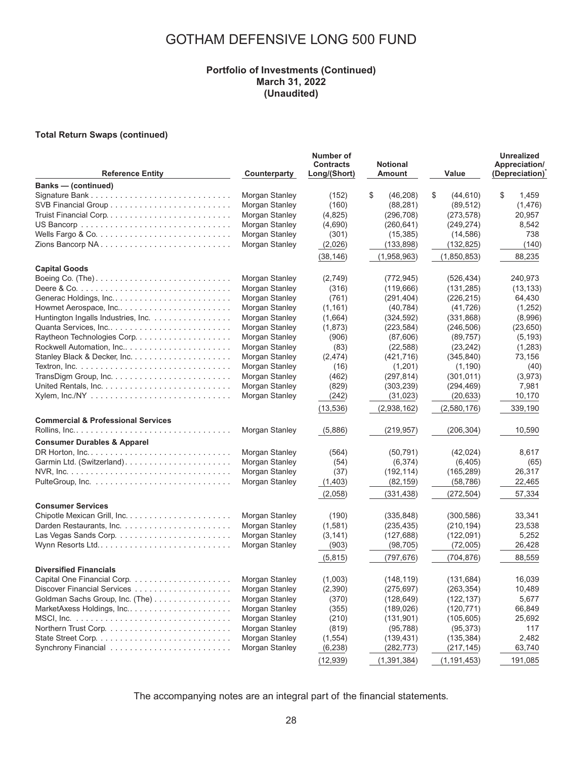# GOTHAM DEFENSIVE LONG 500 FUND

**Portfolio of Investments (Continued)**
**March 31, 2022**
**(Unaudited)**

**Total Return Swaps (continued)**

| Reference Entity | Counterparty | Number of Contracts Long/(Short) | Notional Amount | Value | Unrealized Appreciation/ (Depreciation)* |
|---|---|---|---|---|---|
| **Banks — (continued)** | | | | | |
| Signature Bank | Morgan Stanley | (152) | $ (46,208) | $ (44,610) | $ 1,459 |
| SVB Financial Group | Morgan Stanley | (160) | (88,281) | (89,512) | (1,476) |
| Truist Financial Corp. | Morgan Stanley | (4,825) | (296,708) | (273,578) | 20,957 |
| US Bancorp | Morgan Stanley | (4,690) | (260,641) | (249,274) | 8,542 |
| Wells Fargo & Co. | Morgan Stanley | (301) | (15,385) | (14,586) | 738 |
| Zions Bancorp NA | Morgan Stanley | (2,026) | (133,898) | (132,825) | (140) |
| | | (38,146) | (1,958,963) | (1,850,853) | 88,235 |
| **Capital Goods** | | | | | |
| Boeing Co. (The) | Morgan Stanley | (2,749) | (772,945) | (526,434) | 240,973 |
| Deere & Co. | Morgan Stanley | (316) | (119,666) | (131,285) | (13,133) |
| Generac Holdings, Inc. | Morgan Stanley | (761) | (291,404) | (226,215) | 64,430 |
| Howmet Aerospace, Inc. | Morgan Stanley | (1,161) | (40,784) | (41,726) | (1,252) |
| Huntington Ingalls Industries, Inc. | Morgan Stanley | (1,664) | (324,592) | (331,868) | (8,996) |
| Quanta Services, Inc. | Morgan Stanley | (1,873) | (223,584) | (246,506) | (23,650) |
| Raytheon Technologies Corp. | Morgan Stanley | (906) | (87,606) | (89,757) | (5,193) |
| Rockwell Automation, Inc. | Morgan Stanley | (83) | (22,588) | (23,242) | (1,283) |
| Stanley Black & Decker, Inc. | Morgan Stanley | (2,474) | (421,716) | (345,840) | 73,156 |
| Textron, Inc. | Morgan Stanley | (16) | (1,201) | (1,190) | (40) |
| TransDigm Group, Inc. | Morgan Stanley | (462) | (297,814) | (301,011) | (3,973) |
| United Rentals, Inc. | Morgan Stanley | (829) | (303,239) | (294,469) | 7,981 |
| Xylem, Inc./NY | Morgan Stanley | (242) | (31,023) | (20,633) | 10,170 |
| | | (13,536) | (2,938,162) | (2,580,176) | 339,190 |
| **Commercial & Professional Services** | | | | | |
| Rollins, Inc. | Morgan Stanley | (5,886) | (219,957) | (206,304) | 10,590 |
| **Consumer Durables & Apparel** | | | | | |
| DR Horton, Inc. | Morgan Stanley | (564) | (50,791) | (42,024) | 8,617 |
| Garmin Ltd. (Switzerland) | Morgan Stanley | (54) | (6,374) | (6,405) | (65) |
| NVR, Inc. | Morgan Stanley | (37) | (192,114) | (165,289) | 26,317 |
| PulteGroup, Inc. | Morgan Stanley | (1,403) | (82,159) | (58,786) | 22,465 |
| | | (2,058) | (331,438) | (272,504) | 57,334 |
| **Consumer Services** | | | | | |
| Chipotle Mexican Grill, Inc. | Morgan Stanley | (190) | (335,848) | (300,586) | 33,341 |
| Darden Restaurants, Inc. | Morgan Stanley | (1,581) | (235,435) | (210,194) | 23,538 |
| Las Vegas Sands Corp. | Morgan Stanley | (3,141) | (127,688) | (122,091) | 5,252 |
| Wynn Resorts Ltd. | Morgan Stanley | (903) | (98,705) | (72,005) | 26,428 |
| | | (5,815) | (797,676) | (704,876) | 88,559 |
| **Diversified Financials** | | | | | |
| Capital One Financial Corp. | Morgan Stanley | (1,003) | (148,119) | (131,684) | 16,039 |
| Discover Financial Services | Morgan Stanley | (2,390) | (275,697) | (263,354) | 10,489 |
| Goldman Sachs Group, Inc. (The) | Morgan Stanley | (370) | (128,649) | (122,137) | 5,677 |
| MarketAxess Holdings, Inc. | Morgan Stanley | (355) | (189,026) | (120,771) | 66,849 |
| MSCI, Inc. | Morgan Stanley | (210) | (131,901) | (105,605) | 25,692 |
| Northern Trust Corp. | Morgan Stanley | (819) | (95,788) | (95,373) | 117 |
| State Street Corp. | Morgan Stanley | (1,554) | (139,431) | (135,384) | 2,482 |
| Synchrony Financial | Morgan Stanley | (6,238) | (282,773) | (217,145) | 63,740 |
| | | (12,939) | (1,391,384) | (1,191,453) | 191,085 |

The accompanying notes are an integral part of the financial statements.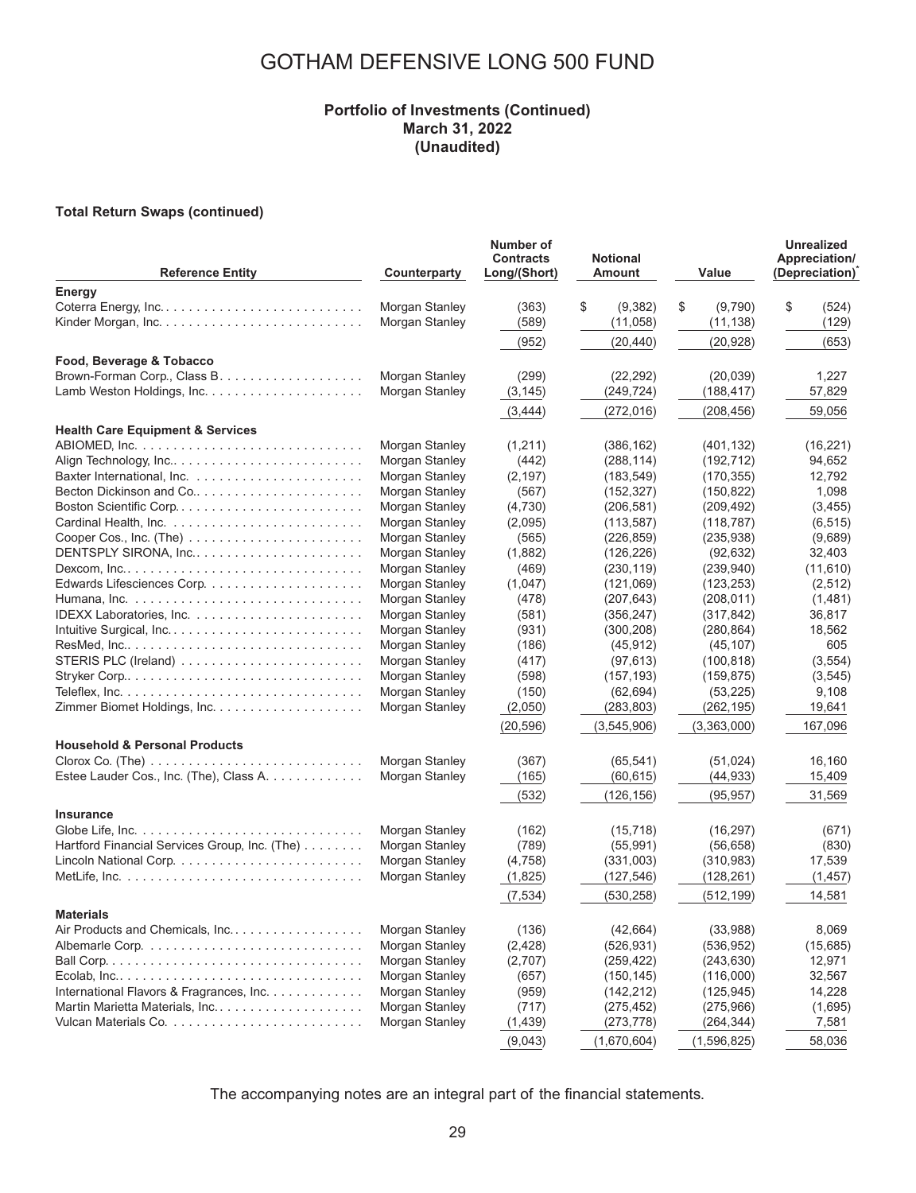# GOTHAM DEFENSIVE LONG 500 FUND

**Portfolio of Investments (Continued)**
**March 31, 2022**
**(Unaudited)**

**Total Return Swaps (continued)**

| Reference Entity | Counterparty | Number of Contracts Long/(Short) | Notional Amount | Value | Unrealized Appreciation/ (Depreciation)* |
|---|---|---|---|---|---|
| **Energy** | | | | | |
| Coterra Energy, Inc. | Morgan Stanley | (363) | $ (9,382) | $ (9,790) | $ (524) |
| Kinder Morgan, Inc. | Morgan Stanley | (589) | (11,058) | (11,138) | (129) |
| | | (952) | (20,440) | (20,928) | (653) |
| **Food, Beverage & Tobacco** | | | | | |
| Brown-Forman Corp., Class B | Morgan Stanley | (299) | (22,292) | (20,039) | 1,227 |
| Lamb Weston Holdings, Inc. | Morgan Stanley | (3,145) | (249,724) | (188,417) | 57,829 |
| | | (3,444) | (272,016) | (208,456) | 59,056 |
| **Health Care Equipment & Services** | | | | | |
| ABIOMED, Inc. | Morgan Stanley | (1,211) | (386,162) | (401,132) | (16,221) |
| Align Technology, Inc. | Morgan Stanley | (442) | (288,114) | (192,712) | 94,652 |
| Baxter International, Inc. | Morgan Stanley | (2,197) | (183,549) | (170,355) | 12,792 |
| Becton Dickinson and Co. | Morgan Stanley | (567) | (152,327) | (150,822) | 1,098 |
| Boston Scientific Corp. | Morgan Stanley | (4,730) | (206,581) | (209,492) | (3,455) |
| Cardinal Health, Inc. | Morgan Stanley | (2,095) | (113,587) | (118,787) | (6,515) |
| Cooper Cos., Inc. (The) | Morgan Stanley | (565) | (226,859) | (235,938) | (9,689) |
| DENTSPLY SIRONA, Inc. | Morgan Stanley | (1,882) | (126,226) | (92,632) | 32,403 |
| Dexcom, Inc. | Morgan Stanley | (469) | (230,119) | (239,940) | (11,610) |
| Edwards Lifesciences Corp. | Morgan Stanley | (1,047) | (121,069) | (123,253) | (2,512) |
| Humana, Inc. | Morgan Stanley | (478) | (207,643) | (208,011) | (1,481) |
| IDEXX Laboratories, Inc. | Morgan Stanley | (581) | (356,247) | (317,842) | 36,817 |
| Intuitive Surgical, Inc. | Morgan Stanley | (931) | (300,208) | (280,864) | 18,562 |
| ResMed, Inc. | Morgan Stanley | (186) | (45,912) | (45,107) | 605 |
| STERIS PLC (Ireland) | Morgan Stanley | (417) | (97,613) | (100,818) | (3,554) |
| Stryker Corp. | Morgan Stanley | (598) | (157,193) | (159,875) | (3,545) |
| Teleflex, Inc. | Morgan Stanley | (150) | (62,694) | (53,225) | 9,108 |
| Zimmer Biomet Holdings, Inc. | Morgan Stanley | (2,050) | (283,803) | (262,195) | 19,641 |
| | | (20,596) | (3,545,906) | (3,363,000) | 167,096 |
| **Household & Personal Products** | | | | | |
| Clorox Co. (The) | Morgan Stanley | (367) | (65,541) | (51,024) | 16,160 |
| Estee Lauder Cos., Inc. (The), Class A | Morgan Stanley | (165) | (60,615) | (44,933) | 15,409 |
| | | (532) | (126,156) | (95,957) | 31,569 |
| **Insurance** | | | | | |
| Globe Life, Inc. | Morgan Stanley | (162) | (15,718) | (16,297) | (671) |
| Hartford Financial Services Group, Inc. (The) | Morgan Stanley | (789) | (55,991) | (56,658) | (830) |
| Lincoln National Corp. | Morgan Stanley | (4,758) | (331,003) | (310,983) | 17,539 |
| MetLife, Inc. | Morgan Stanley | (1,825) | (127,546) | (128,261) | (1,457) |
| | | (7,534) | (530,258) | (512,199) | 14,581 |
| **Materials** | | | | | |
| Air Products and Chemicals, Inc. | Morgan Stanley | (136) | (42,664) | (33,988) | 8,069 |
| Albemarle Corp. | Morgan Stanley | (2,428) | (526,931) | (536,952) | (15,685) |
| Ball Corp. | Morgan Stanley | (2,707) | (259,422) | (243,630) | 12,971 |
| Ecolab, Inc. | Morgan Stanley | (657) | (150,145) | (116,000) | 32,567 |
| International Flavors & Fragrances, Inc. | Morgan Stanley | (959) | (142,212) | (125,945) | 14,228 |
| Martin Marietta Materials, Inc. | Morgan Stanley | (717) | (275,452) | (275,966) | (1,695) |
| Vulcan Materials Co. | Morgan Stanley | (1,439) | (273,778) | (264,344) | 7,581 |
| | | (9,043) | (1,670,604) | (1,596,825) | 58,036 |

The accompanying notes are an integral part of the financial statements.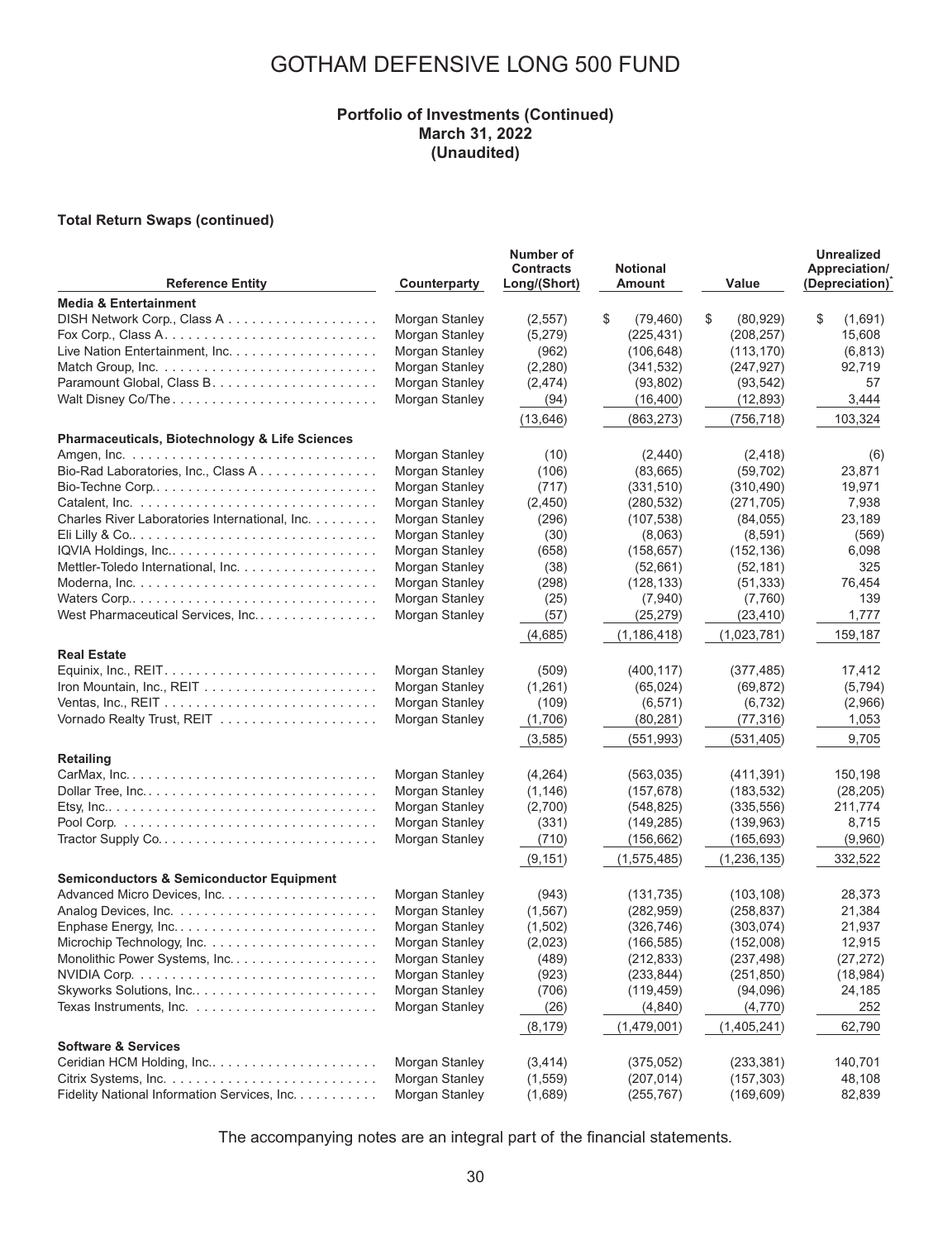# GOTHAM DEFENSIVE LONG 500 FUND

**Portfolio of Investments (Continued)**
**March 31, 2022**
**(Unaudited)**

**Total Return Swaps (continued)**

| Reference Entity | Counterparty | Number of Contracts Long/(Short) | Notional Amount | Value | Unrealized Appreciation/ (Depreciation)* |
|---|---|---|---|---|---|
| **Media & Entertainment** | | | | | |
| DISH Network Corp., Class A | Morgan Stanley | (2,557) | $ (79,460) | $ (80,929) | $ (1,691) |
| Fox Corp., Class A | Morgan Stanley | (5,279) | (225,431) | (208,257) | 15,608 |
| Live Nation Entertainment, Inc. | Morgan Stanley | (962) | (106,648) | (113,170) | (6,813) |
| Match Group, Inc. | Morgan Stanley | (2,280) | (341,532) | (247,927) | 92,719 |
| Paramount Global, Class B | Morgan Stanley | (2,474) | (93,802) | (93,542) | 57 |
| Walt Disney Co/The | Morgan Stanley | (94) | (16,400) | (12,893) | 3,444 |
| | | (13,646) | (863,273) | (756,718) | 103,324 |
| **Pharmaceuticals, Biotechnology & Life Sciences** | | | | | |
| Amgen, Inc. | Morgan Stanley | (10) | (2,440) | (2,418) | (6) |
| Bio-Rad Laboratories, Inc., Class A | Morgan Stanley | (106) | (83,665) | (59,702) | 23,871 |
| Bio-Techne Corp. | Morgan Stanley | (717) | (331,510) | (310,490) | 19,971 |
| Catalent, Inc. | Morgan Stanley | (2,450) | (280,532) | (271,705) | 7,938 |
| Charles River Laboratories International, Inc. | Morgan Stanley | (296) | (107,538) | (84,055) | 23,189 |
| Eli Lilly & Co. | Morgan Stanley | (30) | (8,063) | (8,591) | (569) |
| IQVIA Holdings, Inc. | Morgan Stanley | (658) | (158,657) | (152,136) | 6,098 |
| Mettler-Toledo International, Inc. | Morgan Stanley | (38) | (52,661) | (52,181) | 325 |
| Moderna, Inc. | Morgan Stanley | (298) | (128,133) | (51,333) | 76,454 |
| Waters Corp. | Morgan Stanley | (25) | (7,940) | (7,760) | 139 |
| West Pharmaceutical Services, Inc. | Morgan Stanley | (57) | (25,279) | (23,410) | 1,777 |
| | | (4,685) | (1,186,418) | (1,023,781) | 159,187 |
| **Real Estate** | | | | | |
| Equinix, Inc., REIT | Morgan Stanley | (509) | (400,117) | (377,485) | 17,412 |
| Iron Mountain, Inc., REIT | Morgan Stanley | (1,261) | (65,024) | (69,872) | (5,794) |
| Ventas, Inc., REIT | Morgan Stanley | (109) | (6,571) | (6,732) | (2,966) |
| Vornado Realty Trust, REIT | Morgan Stanley | (1,706) | (80,281) | (77,316) | 1,053 |
| | | (3,585) | (551,993) | (531,405) | 9,705 |
| **Retailing** | | | | | |
| CarMax, Inc. | Morgan Stanley | (4,264) | (563,035) | (411,391) | 150,198 |
| Dollar Tree, Inc. | Morgan Stanley | (1,146) | (157,678) | (183,532) | (28,205) |
| Etsy, Inc. | Morgan Stanley | (2,700) | (548,825) | (335,556) | 211,774 |
| Pool Corp. | Morgan Stanley | (331) | (149,285) | (139,963) | 8,715 |
| Tractor Supply Co. | Morgan Stanley | (710) | (156,662) | (165,693) | (9,960) |
| | | (9,151) | (1,575,485) | (1,236,135) | 332,522 |
| **Semiconductors & Semiconductor Equipment** | | | | | |
| Advanced Micro Devices, Inc. | Morgan Stanley | (943) | (131,735) | (103,108) | 28,373 |
| Analog Devices, Inc. | Morgan Stanley | (1,567) | (282,959) | (258,837) | 21,384 |
| Enphase Energy, Inc. | Morgan Stanley | (1,502) | (326,746) | (303,074) | 21,937 |
| Microchip Technology, Inc. | Morgan Stanley | (2,023) | (166,585) | (152,008) | 12,915 |
| Monolithic Power Systems, Inc. | Morgan Stanley | (489) | (212,833) | (237,498) | (27,272) |
| NVIDIA Corp. | Morgan Stanley | (923) | (233,844) | (251,850) | (18,984) |
| Skyworks Solutions, Inc. | Morgan Stanley | (706) | (119,459) | (94,096) | 24,185 |
| Texas Instruments, Inc. | Morgan Stanley | (26) | (4,840) | (4,770) | 252 |
| | | (8,179) | (1,479,001) | (1,405,241) | 62,790 |
| **Software & Services** | | | | | |
| Ceridian HCM Holding, Inc. | Morgan Stanley | (3,414) | (375,052) | (233,381) | 140,701 |
| Citrix Systems, Inc. | Morgan Stanley | (1,559) | (207,014) | (157,303) | 48,108 |
| Fidelity National Information Services, Inc. | Morgan Stanley | (1,689) | (255,767) | (169,609) | 82,839 |

The accompanying notes are an integral part of the financial statements.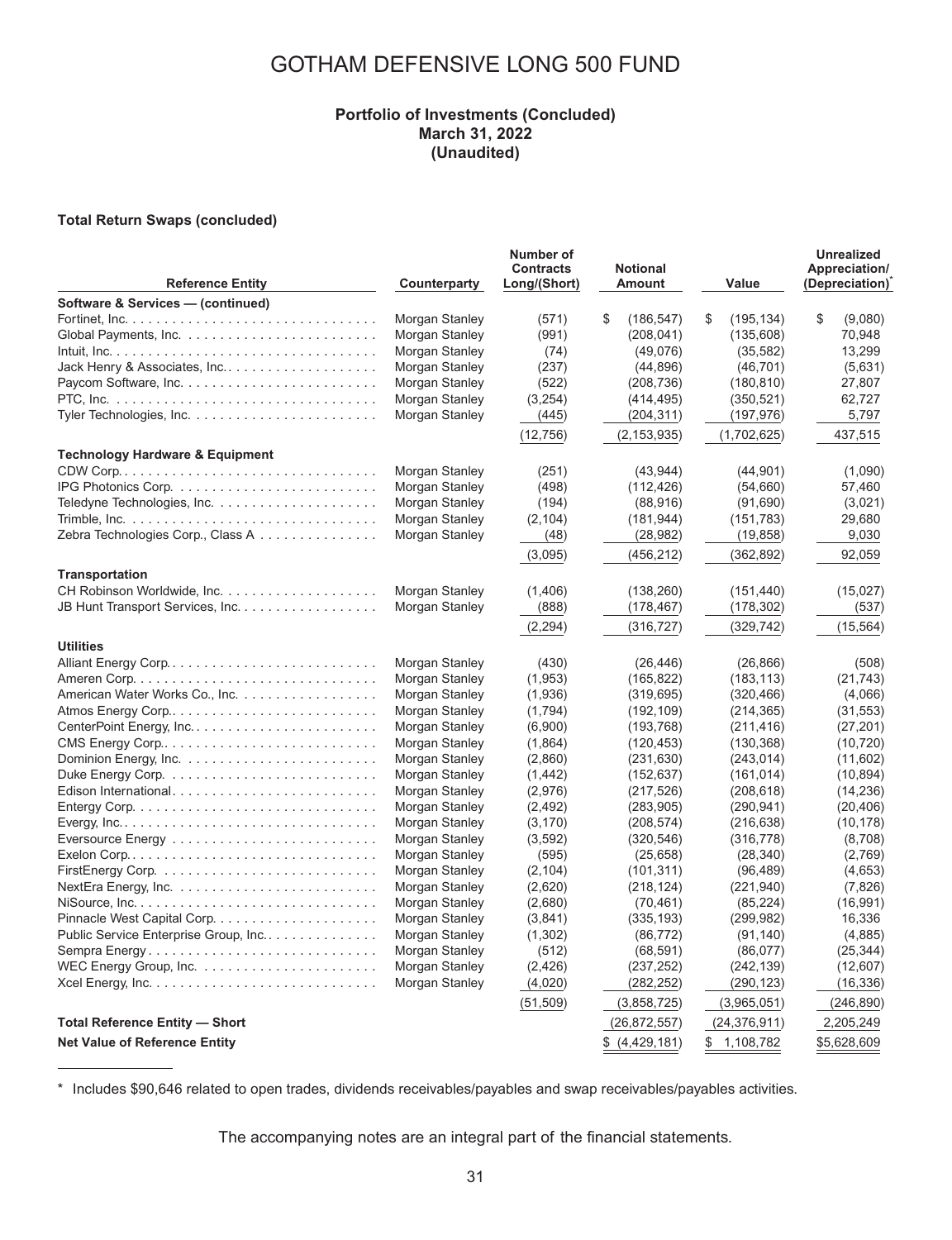# GOTHAM DEFENSIVE LONG 500 FUND

### Portfolio of Investments (Concluded)
### March 31, 2022
### (Unaudited)

**Total Return Swaps (concluded)**

| Reference Entity | Counterparty | Number of Contracts Long/(Short) | Notional Amount | Value | Unrealized Appreciation/ (Depreciation)* |
|---|---|---|---|---|---|
| **Software & Services — (continued)** | | | | | |
| Fortinet, Inc. | Morgan Stanley | (571) | $ (186,547) | $ (195,134) | $ (9,080) |
| Global Payments, Inc. | Morgan Stanley | (991) | (208,041) | (135,608) | 70,948 |
| Intuit, Inc. | Morgan Stanley | (74) | (49,076) | (35,582) | 13,299 |
| Jack Henry & Associates, Inc. | Morgan Stanley | (237) | (44,896) | (46,701) | (5,631) |
| Paycom Software, Inc. | Morgan Stanley | (522) | (208,736) | (180,810) | 27,807 |
| PTC, Inc. | Morgan Stanley | (3,254) | (414,495) | (350,521) | 62,727 |
| Tyler Technologies, Inc. | Morgan Stanley | (445) | (204,311) | (197,976) | 5,797 |
| | | (12,756) | (2,153,935) | (1,702,625) | 437,515 |
| **Technology Hardware & Equipment** | | | | | |
| CDW Corp. | Morgan Stanley | (251) | (43,944) | (44,901) | (1,090) |
| IPG Photonics Corp. | Morgan Stanley | (498) | (112,426) | (54,660) | 57,460 |
| Teledyne Technologies, Inc. | Morgan Stanley | (194) | (88,916) | (91,690) | (3,021) |
| Trimble, Inc. | Morgan Stanley | (2,104) | (181,944) | (151,783) | 29,680 |
| Zebra Technologies Corp., Class A | Morgan Stanley | (48) | (28,982) | (19,858) | 9,030 |
| | | (3,095) | (456,212) | (362,892) | 92,059 |
| **Transportation** | | | | | |
| CH Robinson Worldwide, Inc. | Morgan Stanley | (1,406) | (138,260) | (151,440) | (15,027) |
| JB Hunt Transport Services, Inc. | Morgan Stanley | (888) | (178,467) | (178,302) | (537) |
| | | (2,294) | (316,727) | (329,742) | (15,564) |
| **Utilities** | | | | | |
| Alliant Energy Corp. | Morgan Stanley | (430) | (26,446) | (26,866) | (508) |
| Ameren Corp. | Morgan Stanley | (1,953) | (165,822) | (183,113) | (21,743) |
| American Water Works Co., Inc. | Morgan Stanley | (1,936) | (319,695) | (320,466) | (4,066) |
| Atmos Energy Corp. | Morgan Stanley | (1,794) | (192,109) | (214,365) | (31,553) |
| CenterPoint Energy, Inc. | Morgan Stanley | (6,900) | (193,768) | (211,416) | (27,201) |
| CMS Energy Corp. | Morgan Stanley | (1,864) | (120,453) | (130,368) | (10,720) |
| Dominion Energy, Inc. | Morgan Stanley | (2,860) | (231,630) | (243,014) | (11,602) |
| Duke Energy Corp. | Morgan Stanley | (1,442) | (152,637) | (161,014) | (10,894) |
| Edison International | Morgan Stanley | (2,976) | (217,526) | (208,618) | (14,236) |
| Entergy Corp. | Morgan Stanley | (2,492) | (283,905) | (290,941) | (20,406) |
| Evergy, Inc. | Morgan Stanley | (3,170) | (208,574) | (216,638) | (10,178) |
| Eversource Energy | Morgan Stanley | (3,592) | (320,546) | (316,778) | (8,708) |
| Exelon Corp. | Morgan Stanley | (595) | (25,658) | (28,340) | (2,769) |
| FirstEnergy Corp. | Morgan Stanley | (2,104) | (101,311) | (96,489) | (4,653) |
| NextEra Energy, Inc. | Morgan Stanley | (2,620) | (218,124) | (221,940) | (7,826) |
| NiSource, Inc. | Morgan Stanley | (2,680) | (70,461) | (85,224) | (16,991) |
| Pinnacle West Capital Corp. | Morgan Stanley | (3,841) | (335,193) | (299,982) | 16,336 |
| Public Service Enterprise Group, Inc. | Morgan Stanley | (1,302) | (86,772) | (91,140) | (4,885) |
| Sempra Energy | Morgan Stanley | (512) | (68,591) | (86,077) | (25,344) |
| WEC Energy Group, Inc. | Morgan Stanley | (2,426) | (237,252) | (242,139) | (12,607) |
| Xcel Energy, Inc. | Morgan Stanley | (4,020) | (282,252) | (290,123) | (16,336) |
| | | (51,509) | (3,858,725) | (3,965,051) | (246,890) |
| **Total Reference Entity — Short** | | | (26,872,557) | (24,376,911) | 2,205,249 |
| **Net Value of Reference Entity** | | | $ (4,429,181) | $ 1,108,782 | $5,628,609 |

\* Includes $90,646 related to open trades, dividends receivables/payables and swap receivables/payables activities.

The accompanying notes are an integral part of the financial statements.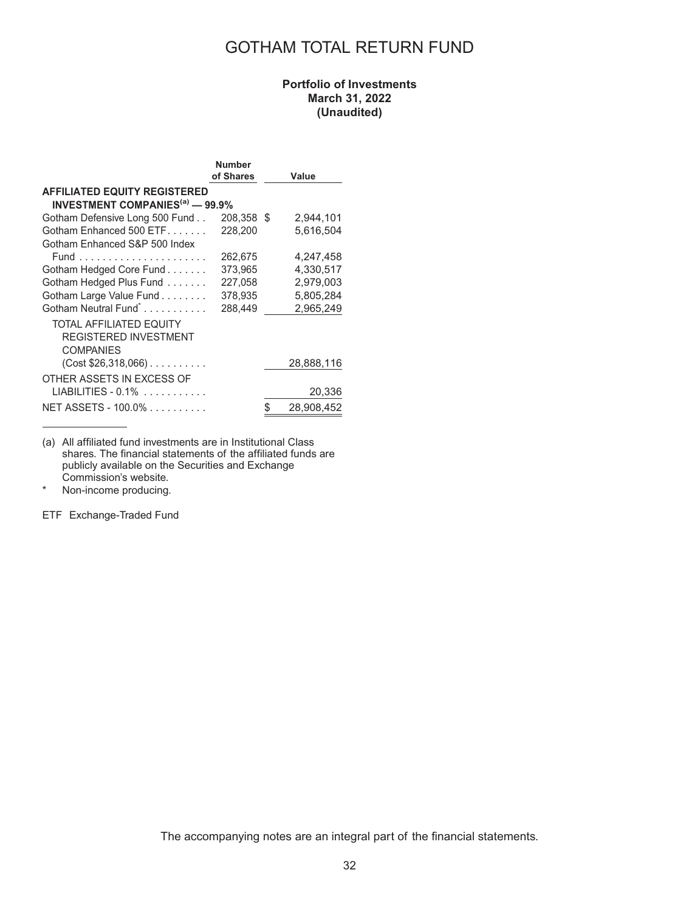# GOTHAM TOTAL RETURN FUND

**Portfolio of Investments**
**March 31, 2022**
**(Unaudited)**

| | Number of Shares | Value |
|---|---|---|
| **AFFILIATED EQUITY REGISTERED INVESTMENT COMPANIES[(a)] — 99.9%** | | |
| Gotham Defensive Long 500 Fund | 208,358 | $ 2,944,101 |
| Gotham Enhanced 500 ETF | 228,200 | 5,616,504 |
| Gotham Enhanced S&P 500 Index Fund | 262,675 | 4,247,458 |
| Gotham Hedged Core Fund | 373,965 | 4,330,517 |
| Gotham Hedged Plus Fund | 227,058 | 2,979,003 |
| Gotham Large Value Fund | 378,935 | 5,805,284 |
| Gotham Neutral Fund* | 288,449 | 2,965,249 |
| TOTAL AFFILIATED EQUITY REGISTERED INVESTMENT COMPANIES (Cost $26,318,066) | | 28,888,116 |
| OTHER ASSETS IN EXCESS OF LIABILITIES - 0.1% | | 20,336 |
| NET ASSETS - 100.0% | | $ 28,908,452 |

(a) All affiliated fund investments are in Institutional Class shares. The financial statements of the affiliated funds are publicly available on the Securities and Exchange Commission's website.

\* Non-income producing.

ETF Exchange-Traded Fund

The accompanying notes are an integral part of the financial statements.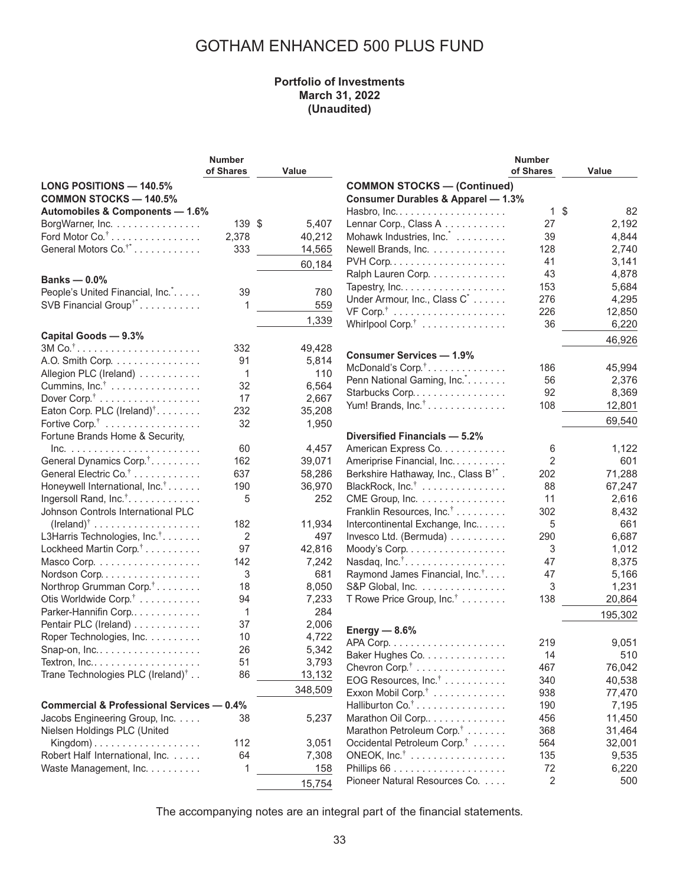# GOTHAM ENHANCED 500 PLUS FUND

**Portfolio of Investments**
**March 31, 2022**
**(Unaudited)**

| | Number of Shares | Value |
|---|---|---|
| **LONG POSITIONS — 140.5%** | | |
| **COMMON STOCKS — 140.5%** | | |
| **Automobiles & Components — 1.6%** | | |
| BorgWarner, Inc. | 139 | $ 5,407 |
| Ford Motor Co.† | 2,378 | 40,212 |
| General Motors Co.†* | 333 | 14,565 |
| | | 60,184 |
| **Banks — 0.0%** | | |
| People's United Financial, Inc.* | 39 | 780 |
| SVB Financial Group†* | 1 | 559 |
| | | 1,339 |
| **Capital Goods — 9.3%** | | |
| 3M Co.† | 332 | 49,428 |
| A.O. Smith Corp. | 91 | 5,814 |
| Allegion PLC (Ireland) | 1 | 110 |
| Cummins, Inc.† | 32 | 6,564 |
| Dover Corp.† | 17 | 2,667 |
| Eaton Corp. PLC (Ireland)† | 232 | 35,208 |
| Fortive Corp.† | 32 | 1,950 |
| Fortune Brands Home & Security, Inc. | 60 | 4,457 |
| General Dynamics Corp.† | 162 | 39,071 |
| General Electric Co.† | 637 | 58,286 |
| Honeywell International, Inc.† | 190 | 36,970 |
| Ingersoll Rand, Inc.† | 5 | 252 |
| Johnson Controls International PLC (Ireland)† | 182 | 11,934 |
| L3Harris Technologies, Inc.† | 2 | 497 |
| Lockheed Martin Corp.† | 97 | 42,816 |
| Masco Corp. | 142 | 7,242 |
| Nordson Corp. | 3 | 681 |
| Northrop Grumman Corp.† | 18 | 8,050 |
| Otis Worldwide Corp.† | 94 | 7,233 |
| Parker-Hannifin Corp. | 1 | 284 |
| Pentair PLC (Ireland) | 37 | 2,006 |
| Roper Technologies, Inc. | 10 | 4,722 |
| Snap-on, Inc. | 26 | 5,342 |
| Textron, Inc. | 51 | 3,793 |
| Trane Technologies PLC (Ireland)† | 86 | 13,132 |
| | | 348,509 |
| **Commercial & Professional Services — 0.4%** | | |
| Jacobs Engineering Group, Inc. | 38 | 5,237 |
| Nielsen Holdings PLC (United Kingdom) | 112 | 3,051 |
| Robert Half International, Inc. | 64 | 7,308 |
| Waste Management, Inc. | 1 | 158 |
| | | 15,754 |
| **COMMON STOCKS — (Continued)** | | |
| **Consumer Durables & Apparel — 1.3%** | | |
| Hasbro, Inc. | 1 | $ 82 |
| Lennar Corp., Class A | 27 | 2,192 |
| Mohawk Industries, Inc.* | 39 | 4,844 |
| Newell Brands, Inc. | 128 | 2,740 |
| PVH Corp. | 41 | 3,141 |
| Ralph Lauren Corp. | 43 | 4,878 |
| Tapestry, Inc. | 153 | 5,684 |
| Under Armour, Inc., Class C* | 276 | 4,295 |
| VF Corp.† | 226 | 12,850 |
| Whirlpool Corp.† | 36 | 6,220 |
| | | 46,926 |
| **Consumer Services — 1.9%** | | |
| McDonald's Corp.† | 186 | 45,994 |
| Penn National Gaming, Inc.* | 56 | 2,376 |
| Starbucks Corp. | 92 | 8,369 |
| Yum! Brands, Inc.† | 108 | 12,801 |
| | | 69,540 |
| **Diversified Financials — 5.2%** | | |
| American Express Co. | 6 | 1,122 |
| Ameriprise Financial, Inc. | 2 | 601 |
| Berkshire Hathaway, Inc., Class B†* | 202 | 71,288 |
| BlackRock, Inc.† | 88 | 67,247 |
| CME Group, Inc. | 11 | 2,616 |
| Franklin Resources, Inc.† | 302 | 8,432 |
| Intercontinental Exchange, Inc. | 5 | 661 |
| Invesco Ltd. (Bermuda) | 290 | 6,687 |
| Moody's Corp. | 3 | 1,012 |
| Nasdaq, Inc.† | 47 | 8,375 |
| Raymond James Financial, Inc.† | 47 | 5,166 |
| S&P Global, Inc. | 3 | 1,231 |
| T Rowe Price Group, Inc.† | 138 | 20,864 |
| | | 195,302 |
| **Energy — 8.6%** | | |
| APA Corp. | 219 | 9,051 |
| Baker Hughes Co. | 14 | 510 |
| Chevron Corp.† | 467 | 76,042 |
| EOG Resources, Inc.† | 340 | 40,538 |
| Exxon Mobil Corp.† | 938 | 77,470 |
| Halliburton Co.† | 190 | 7,195 |
| Marathon Oil Corp. | 456 | 11,450 |
| Marathon Petroleum Corp.† | 368 | 31,464 |
| Occidental Petroleum Corp.† | 564 | 32,001 |
| ONEOK, Inc.† | 135 | 9,535 |
| Phillips 66 | 72 | 6,220 |
| Pioneer Natural Resources Co. | 2 | 500 |

The accompanying notes are an integral part of the financial statements.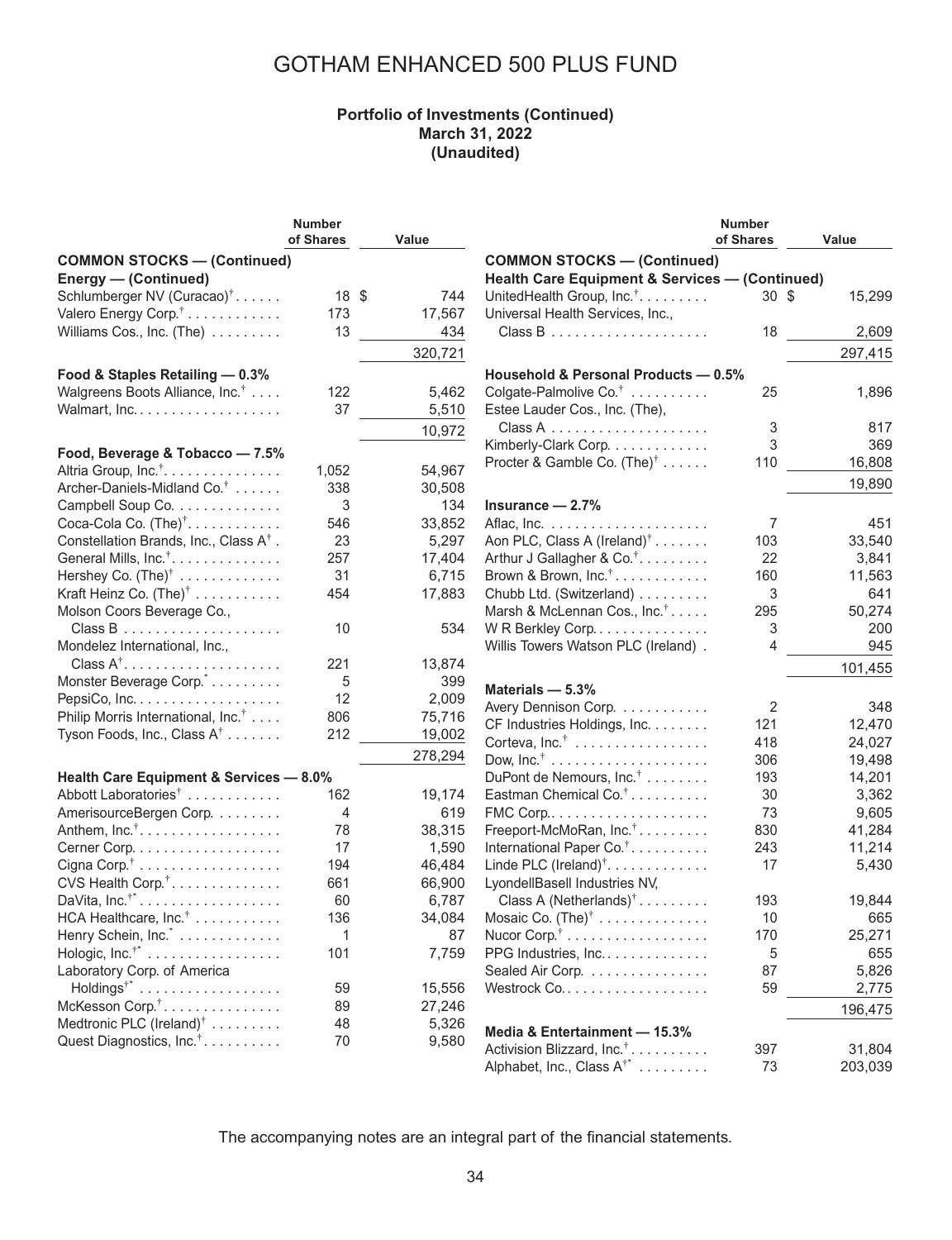# GOTHAM ENHANCED 500 PLUS FUND

**Portfolio of Investments (Continued)**
**March 31, 2022**
**(Unaudited)**

| | Number of Shares | Value |
|---|---|---|
| **COMMON STOCKS — (Continued)** | | |
| **Energy — (Continued)** | | |
| Schlumberger NV (Curacao)† | 18 | $ 744 |
| Valero Energy Corp.† | 173 | 17,567 |
| Williams Cos., Inc. (The) | 13 | 434 |
| | | 320,721 |
| **Food & Staples Retailing — 0.3%** | | |
| Walgreens Boots Alliance, Inc.† | 122 | 5,462 |
| Walmart, Inc. | 37 | 5,510 |
| | | 10,972 |
| **Food, Beverage & Tobacco — 7.5%** | | |
| Altria Group, Inc.† | 1,052 | 54,967 |
| Archer-Daniels-Midland Co.† | 338 | 30,508 |
| Campbell Soup Co. | 3 | 134 |
| Coca-Cola Co. (The)† | 546 | 33,852 |
| Constellation Brands, Inc., Class A† | 23 | 5,297 |
| General Mills, Inc.† | 257 | 17,404 |
| Hershey Co. (The)† | 31 | 6,715 |
| Kraft Heinz Co. (The)† | 454 | 17,883 |
| Molson Coors Beverage Co., Class B | 10 | 534 |
| Mondelez International, Inc., Class A† | 221 | 13,874 |
| Monster Beverage Corp.* | 5 | 399 |
| PepsiCo, Inc. | 12 | 2,009 |
| Philip Morris International, Inc.† | 806 | 75,716 |
| Tyson Foods, Inc., Class A† | 212 | 19,002 |
| | | 278,294 |
| **Health Care Equipment & Services — 8.0%** | | |
| Abbott Laboratories† | 162 | 19,174 |
| AmerisourceBergen Corp. | 4 | 619 |
| Anthem, Inc.† | 78 | 38,315 |
| Cerner Corp. | 17 | 1,590 |
| Cigna Corp.† | 194 | 46,484 |
| CVS Health Corp.† | 661 | 66,900 |
| DaVita, Inc.†* | 60 | 6,787 |
| HCA Healthcare, Inc.† | 136 | 34,084 |
| Henry Schein, Inc.* | 1 | 87 |
| Hologic, Inc.†* | 101 | 7,759 |
| Laboratory Corp. of America Holdings†* | 59 | 15,556 |
| McKesson Corp.† | 89 | 27,246 |
| Medtronic PLC (Ireland)† | 48 | 5,326 |
| Quest Diagnostics, Inc.† | 70 | 9,580 |
| **COMMON STOCKS — (Continued)** | | |
| **Health Care Equipment & Services — (Continued)** | | |
| UnitedHealth Group, Inc.† | 30 | $ 15,299 |
| Universal Health Services, Inc., Class B | 18 | 2,609 |
| | | 297,415 |
| **Household & Personal Products — 0.5%** | | |
| Colgate-Palmolive Co.† | 25 | 1,896 |
| Estee Lauder Cos., Inc. (The), Class A | 3 | 817 |
| Kimberly-Clark Corp. | 3 | 369 |
| Procter & Gamble Co. (The)† | 110 | 16,808 |
| | | 19,890 |
| **Insurance — 2.7%** | | |
| Aflac, Inc. | 7 | 451 |
| Aon PLC, Class A (Ireland)† | 103 | 33,540 |
| Arthur J Gallagher & Co.† | 22 | 3,841 |
| Brown & Brown, Inc.† | 160 | 11,563 |
| Chubb Ltd. (Switzerland) | 3 | 641 |
| Marsh & McLennan Cos., Inc.† | 295 | 50,274 |
| W R Berkley Corp. | 3 | 200 |
| Willis Towers Watson PLC (Ireland) | 4 | 945 |
| | | 101,455 |
| **Materials — 5.3%** | | |
| Avery Dennison Corp. | 2 | 348 |
| CF Industries Holdings, Inc. | 121 | 12,470 |
| Corteva, Inc.† | 418 | 24,027 |
| Dow, Inc.† | 306 | 19,498 |
| DuPont de Nemours, Inc.† | 193 | 14,201 |
| Eastman Chemical Co.† | 30 | 3,362 |
| FMC Corp. | 73 | 9,605 |
| Freeport-McMoRan, Inc.† | 830 | 41,284 |
| International Paper Co.† | 243 | 11,214 |
| Linde PLC (Ireland)† | 17 | 5,430 |
| LyondellBasell Industries NV, Class A (Netherlands)† | 193 | 19,844 |
| Mosaic Co. (The)† | 10 | 665 |
| Nucor Corp.† | 170 | 25,271 |
| PPG Industries, Inc. | 5 | 655 |
| Sealed Air Corp. | 87 | 5,826 |
| Westrock Co. | 59 | 2,775 |
| | | 196,475 |
| **Media & Entertainment — 15.3%** | | |
| Activision Blizzard, Inc.† | 397 | 31,804 |
| Alphabet, Inc., Class A†* | 73 | 203,039 |

The accompanying notes are an integral part of the financial statements.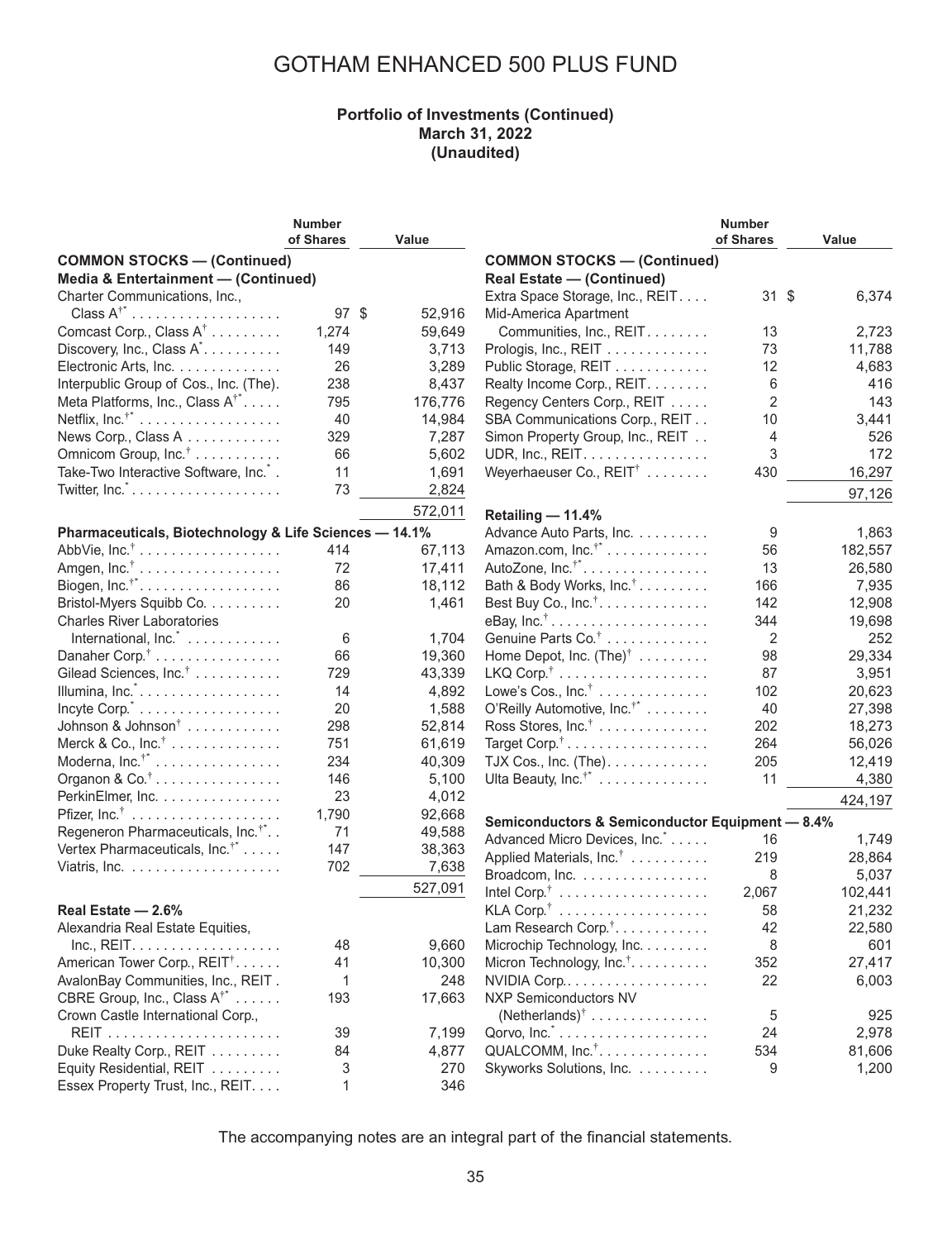# GOTHAM ENHANCED 500 PLUS FUND

**Portfolio of Investments (Continued)**
**March 31, 2022**
**(Unaudited)**

| | Number of Shares | Value |
|---|---|---|
| **COMMON STOCKS — (Continued)** | | |
| **Media & Entertainment — (Continued)** | | |
| Charter Communications, Inc., Class A†* | 97 | $ 52,916 |
| Comcast Corp., Class A† | 1,274 | 59,649 |
| Discovery, Inc., Class A* | 149 | 3,713 |
| Electronic Arts, Inc. | 26 | 3,289 |
| Interpublic Group of Cos., Inc. (The). | 238 | 8,437 |
| Meta Platforms, Inc., Class A†* | 795 | 176,776 |
| Netflix, Inc.†* | 40 | 14,984 |
| News Corp., Class A | 329 | 7,287 |
| Omnicom Group, Inc.† | 66 | 5,602 |
| Take-Two Interactive Software, Inc.* | 11 | 1,691 |
| Twitter, Inc.* | 73 | 2,824 |
| | | 572,011 |
| **Pharmaceuticals, Biotechnology & Life Sciences — 14.1%** | | |
| AbbVie, Inc.† | 414 | 67,113 |
| Amgen, Inc.† | 72 | 17,411 |
| Biogen, Inc.†* | 86 | 18,112 |
| Bristol-Myers Squibb Co. | 20 | 1,461 |
| Charles River Laboratories International, Inc.* | 6 | 1,704 |
| Danaher Corp.† | 66 | 19,360 |
| Gilead Sciences, Inc.† | 729 | 43,339 |
| Illumina, Inc.* | 14 | 4,892 |
| Incyte Corp.* | 20 | 1,588 |
| Johnson & Johnson† | 298 | 52,814 |
| Merck & Co., Inc.† | 751 | 61,619 |
| Moderna, Inc.†* | 234 | 40,309 |
| Organon & Co.† | 146 | 5,100 |
| PerkinElmer, Inc. | 23 | 4,012 |
| Pfizer, Inc.† | 1,790 | 92,668 |
| Regeneron Pharmaceuticals, Inc.†* | 71 | 49,588 |
| Vertex Pharmaceuticals, Inc.†* | 147 | 38,363 |
| Viatris, Inc. | 702 | 7,638 |
| | | 527,091 |
| **Real Estate — 2.6%** | | |
| Alexandria Real Estate Equities, Inc., REIT | 48 | 9,660 |
| American Tower Corp., REIT† | 41 | 10,300 |
| AvalonBay Communities, Inc., REIT | 1 | 248 |
| CBRE Group, Inc., Class A†* | 193 | 17,663 |
| Crown Castle International Corp., REIT | 39 | 7,199 |
| Duke Realty Corp., REIT | 84 | 4,877 |
| Equity Residential, REIT | 3 | 270 |
| Essex Property Trust, Inc., REIT | 1 | 346 |
| Extra Space Storage, Inc., REIT | 31 | $ 6,374 |
| Mid-America Apartment Communities, Inc., REIT | 13 | 2,723 |
| Prologis, Inc., REIT | 73 | 11,788 |
| Public Storage, REIT | 12 | 4,683 |
| Realty Income Corp., REIT | 6 | 416 |
| Regency Centers Corp., REIT | 2 | 143 |
| SBA Communications Corp., REIT | 10 | 3,441 |
| Simon Property Group, Inc., REIT | 4 | 526 |
| UDR, Inc., REIT | 3 | 172 |
| Weyerhaeuser Co., REIT† | 430 | 16,297 |
| | | 97,126 |
| **Retailing — 11.4%** | | |
| Advance Auto Parts, Inc. | 9 | 1,863 |
| Amazon.com, Inc.†* | 56 | 182,557 |
| AutoZone, Inc.†* | 13 | 26,580 |
| Bath & Body Works, Inc.† | 166 | 7,935 |
| Best Buy Co., Inc.† | 142 | 12,908 |
| eBay, Inc.† | 344 | 19,698 |
| Genuine Parts Co.† | 2 | 252 |
| Home Depot, Inc. (The)† | 98 | 29,334 |
| LKQ Corp.† | 87 | 3,951 |
| Lowe's Cos., Inc.† | 102 | 20,623 |
| O'Reilly Automotive, Inc.†* | 40 | 27,398 |
| Ross Stores, Inc.† | 202 | 18,273 |
| Target Corp.† | 264 | 56,026 |
| TJX Cos., Inc. (The) | 205 | 12,419 |
| Ulta Beauty, Inc.†* | 11 | 4,380 |
| | | 424,197 |
| **Semiconductors & Semiconductor Equipment — 8.4%** | | |
| Advanced Micro Devices, Inc.* | 16 | 1,749 |
| Applied Materials, Inc.† | 219 | 28,864 |
| Broadcom, Inc. | 8 | 5,037 |
| Intel Corp.† | 2,067 | 102,441 |
| KLA Corp.† | 58 | 21,232 |
| Lam Research Corp.† | 42 | 22,580 |
| Microchip Technology, Inc. | 8 | 601 |
| Micron Technology, Inc.† | 352 | 27,417 |
| NVIDIA Corp. | 22 | 6,003 |
| NXP Semiconductors NV (Netherlands)† | 5 | 925 |
| Qorvo, Inc.* | 24 | 2,978 |
| QUALCOMM, Inc.† | 534 | 81,606 |
| Skyworks Solutions, Inc. | 9 | 1,200 |

The accompanying notes are an integral part of the financial statements.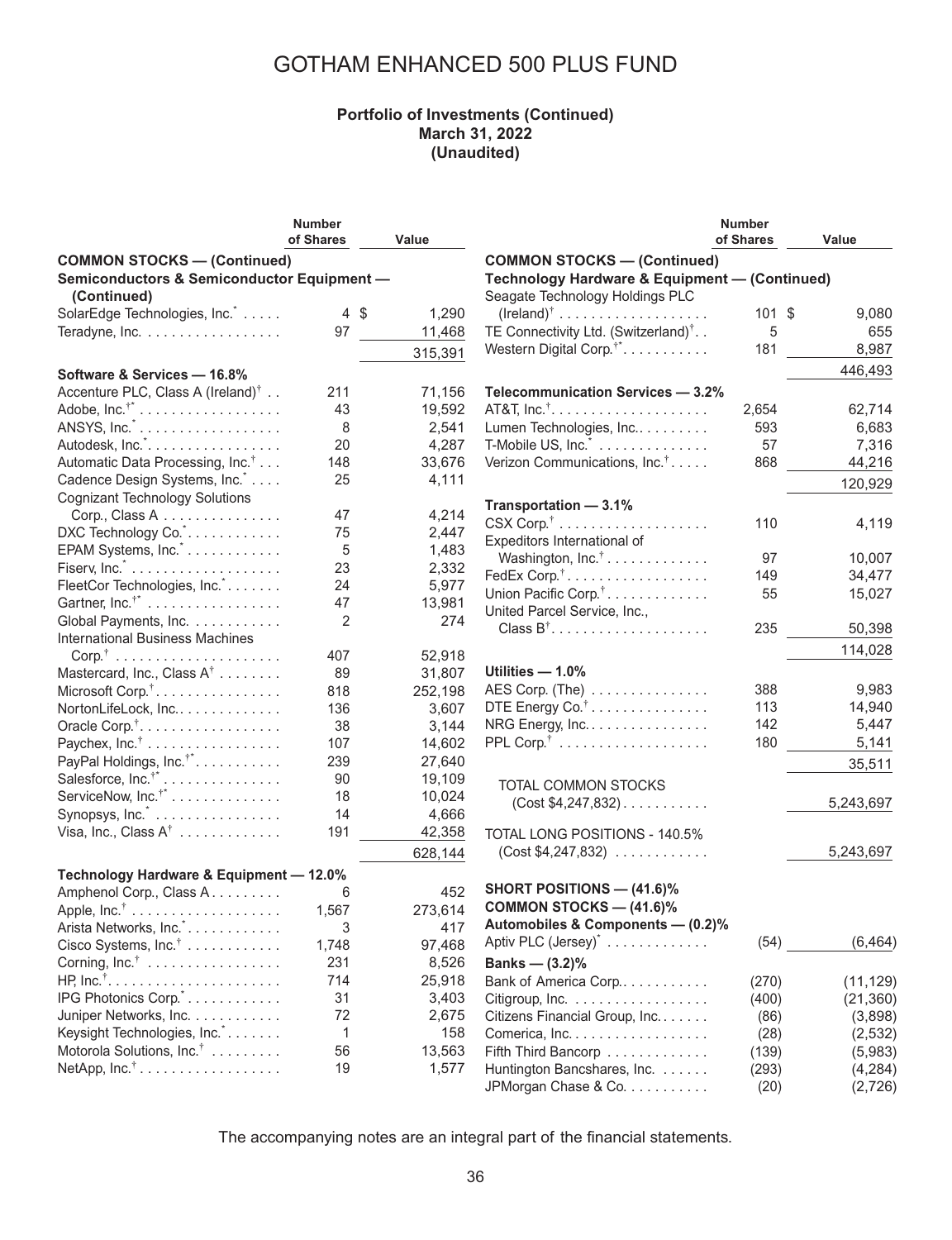# GOTHAM ENHANCED 500 PLUS FUND

**Portfolio of Investments (Continued)**
**March 31, 2022**
**(Unaudited)**

| | Number of Shares | Value |
|---|---|---|
| **COMMON STOCKS — (Continued)** | | |
| **Semiconductors & Semiconductor Equipment — (Continued)** | | |
| SolarEdge Technologies, Inc.* | 4 | $ 1,290 |
| Teradyne, Inc. | 97 | 11,468 |
| | | 315,391 |
| **Software & Services — 16.8%** | | |
| Accenture PLC, Class A (Ireland)† | 211 | 71,156 |
| Adobe, Inc.†* | 43 | 19,592 |
| ANSYS, Inc.* | 8 | 2,541 |
| Autodesk, Inc.* | 20 | 4,287 |
| Automatic Data Processing, Inc.† | 148 | 33,676 |
| Cadence Design Systems, Inc.* | 25 | 4,111 |
| Cognizant Technology Solutions Corp., Class A | 47 | 4,214 |
| DXC Technology Co.* | 75 | 2,447 |
| EPAM Systems, Inc.* | 5 | 1,483 |
| Fiserv, Inc.* | 23 | 2,332 |
| FleetCor Technologies, Inc.* | 24 | 5,977 |
| Gartner, Inc.†* | 47 | 13,981 |
| Global Payments, Inc. | 2 | 274 |
| International Business Machines Corp.† | 407 | 52,918 |
| Mastercard, Inc., Class A† | 89 | 31,807 |
| Microsoft Corp.† | 818 | 252,198 |
| NortonLifeLock, Inc. | 136 | 3,607 |
| Oracle Corp.† | 38 | 3,144 |
| Paychex, Inc.† | 107 | 14,602 |
| PayPal Holdings, Inc.†* | 239 | 27,640 |
| Salesforce, Inc.†* | 90 | 19,109 |
| ServiceNow, Inc.†* | 18 | 10,024 |
| Synopsys, Inc.* | 14 | 4,666 |
| Visa, Inc., Class A† | 191 | 42,358 |
| | | 628,144 |
| **Technology Hardware & Equipment — 12.0%** | | |
| Amphenol Corp., Class A | 6 | 452 |
| Apple, Inc.† | 1,567 | 273,614 |
| Arista Networks, Inc.* | 3 | 417 |
| Cisco Systems, Inc.† | 1,748 | 97,468 |
| Corning, Inc.† | 231 | 8,526 |
| HP, Inc.† | 714 | 25,918 |
| IPG Photonics Corp.* | 31 | 3,403 |
| Juniper Networks, Inc. | 72 | 2,675 |
| Keysight Technologies, Inc.* | 1 | 158 |
| Motorola Solutions, Inc.† | 56 | 13,563 |
| NetApp, Inc.† | 19 | 1,577 |
| Seagate Technology Holdings PLC (Ireland)† | 101 | $ 9,080 |
| TE Connectivity Ltd. (Switzerland)† | 5 | 655 |
| Western Digital Corp.†* | 181 | 8,987 |
| | | 446,493 |
| **Telecommunication Services — 3.2%** | | |
| AT&T, Inc.† | 2,654 | 62,714 |
| Lumen Technologies, Inc. | 593 | 6,683 |
| T-Mobile US, Inc.* | 57 | 7,316 |
| Verizon Communications, Inc.† | 868 | 44,216 |
| | | 120,929 |
| **Transportation — 3.1%** | | |
| CSX Corp.† | 110 | 4,119 |
| Expeditors International of Washington, Inc.† | 97 | 10,007 |
| FedEx Corp.† | 149 | 34,477 |
| Union Pacific Corp.† | 55 | 15,027 |
| United Parcel Service, Inc., Class B† | 235 | 50,398 |
| | | 114,028 |
| **Utilities — 1.0%** | | |
| AES Corp. (The) | 388 | 9,983 |
| DTE Energy Co.† | 113 | 14,940 |
| NRG Energy, Inc. | 142 | 5,447 |
| PPL Corp.† | 180 | 5,141 |
| | | 35,511 |
| TOTAL COMMON STOCKS (Cost $4,247,832) | | 5,243,697 |
| TOTAL LONG POSITIONS - 140.5% (Cost $4,247,832) | | 5,243,697 |
| **SHORT POSITIONS — (41.6)%** | | |
| **COMMON STOCKS — (41.6)%** | | |
| **Automobiles & Components — (0.2)%** | | |
| Aptiv PLC (Jersey)* | (54) | (6,464) |
| **Banks — (3.2)%** | | |
| Bank of America Corp. | (270) | (11,129) |
| Citigroup, Inc. | (400) | (21,360) |
| Citizens Financial Group, Inc. | (86) | (3,898) |
| Comerica, Inc. | (28) | (2,532) |
| Fifth Third Bancorp | (139) | (5,983) |
| Huntington Bancshares, Inc. | (293) | (4,284) |
| JPMorgan Chase & Co. | (20) | (2,726) |

The accompanying notes are an integral part of the financial statements.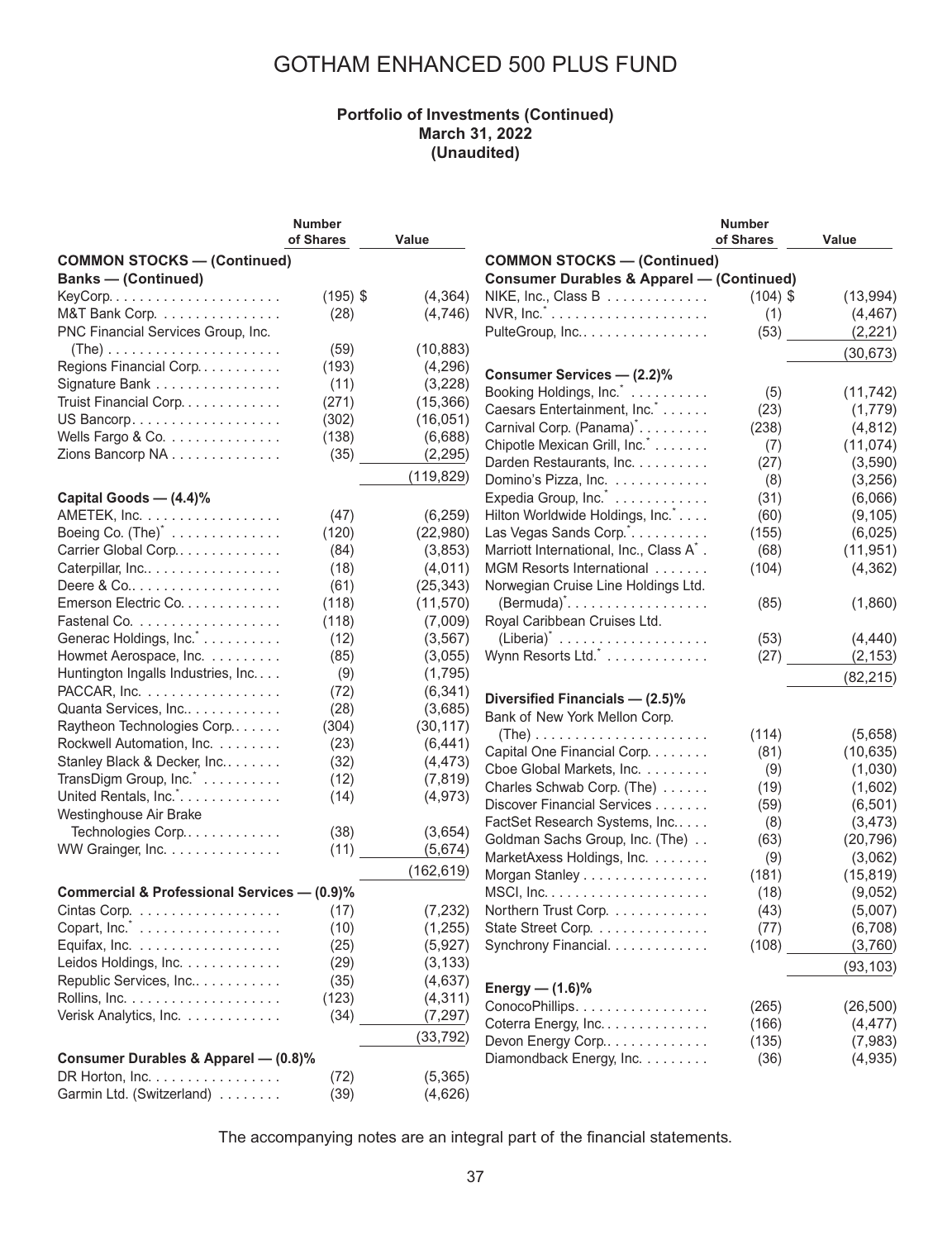# GOTHAM ENHANCED 500 PLUS FUND

**Portfolio of Investments (Continued)**
**March 31, 2022**
**(Unaudited)**

| | Number of Shares | Value |
|---|---|---|
| **COMMON STOCKS — (Continued)** | | |
| **Banks — (Continued)** | | |
| KeyCorp. | (195) | $ (4,364) |
| M&T Bank Corp. | (28) | (4,746) |
| PNC Financial Services Group, Inc. (The) | (59) | (10,883) |
| Regions Financial Corp. | (193) | (4,296) |
| Signature Bank | (11) | (3,228) |
| Truist Financial Corp. | (271) | (15,366) |
| US Bancorp. | (302) | (16,051) |
| Wells Fargo & Co. | (138) | (6,688) |
| Zions Bancorp NA | (35) | (2,295) |
| | | (119,829) |
| **Capital Goods — (4.4)%** | | |
| AMETEK, Inc. | (47) | (6,259) |
| Boeing Co. (The)* | (120) | (22,980) |
| Carrier Global Corp. | (84) | (3,853) |
| Caterpillar, Inc. | (18) | (4,011) |
| Deere & Co. | (61) | (25,343) |
| Emerson Electric Co. | (118) | (11,570) |
| Fastenal Co. | (118) | (7,009) |
| Generac Holdings, Inc.* | (12) | (3,567) |
| Howmet Aerospace, Inc. | (85) | (3,055) |
| Huntington Ingalls Industries, Inc. | (9) | (1,795) |
| PACCAR, Inc. | (72) | (6,341) |
| Quanta Services, Inc. | (28) | (3,685) |
| Raytheon Technologies Corp. | (304) | (30,117) |
| Rockwell Automation, Inc. | (23) | (6,441) |
| Stanley Black & Decker, Inc. | (32) | (4,473) |
| TransDigm Group, Inc.* | (12) | (7,819) |
| United Rentals, Inc.* | (14) | (4,973) |
| Westinghouse Air Brake Technologies Corp. | (38) | (3,654) |
| WW Grainger, Inc. | (11) | (5,674) |
| | | (162,619) |
| **Commercial & Professional Services — (0.9)%** | | |
| Cintas Corp. | (17) | (7,232) |
| Copart, Inc.* | (10) | (1,255) |
| Equifax, Inc. | (25) | (5,927) |
| Leidos Holdings, Inc. | (29) | (3,133) |
| Republic Services, Inc. | (35) | (4,637) |
| Rollins, Inc. | (123) | (4,311) |
| Verisk Analytics, Inc. | (34) | (7,297) |
| | | (33,792) |
| **Consumer Durables & Apparel — (0.8)%** | | |
| DR Horton, Inc. | (72) | (5,365) |
| Garmin Ltd. (Switzerland) | (39) | (4,626) |
| **COMMON STOCKS — (Continued)** | | |
| **Consumer Durables & Apparel — (Continued)** | | |
| NIKE, Inc., Class B | (104) | $ (13,994) |
| NVR, Inc.* | (1) | (4,467) |
| PulteGroup, Inc. | (53) | (2,221) |
| | | (30,673) |
| **Consumer Services — (2.2)%** | | |
| Booking Holdings, Inc.* | (5) | (11,742) |
| Caesars Entertainment, Inc.* | (23) | (1,779) |
| Carnival Corp. (Panama)* | (238) | (4,812) |
| Chipotle Mexican Grill, Inc.* | (7) | (11,074) |
| Darden Restaurants, Inc. | (27) | (3,590) |
| Domino's Pizza, Inc. | (8) | (3,256) |
| Expedia Group, Inc.* | (31) | (6,066) |
| Hilton Worldwide Holdings, Inc.* | (60) | (9,105) |
| Las Vegas Sands Corp.* | (155) | (6,025) |
| Marriott International, Inc., Class A* | (68) | (11,951) |
| MGM Resorts International | (104) | (4,362) |
| Norwegian Cruise Line Holdings Ltd. (Bermuda)* | (85) | (1,860) |
| Royal Caribbean Cruises Ltd. (Liberia)* | (53) | (4,440) |
| Wynn Resorts Ltd.* | (27) | (2,153) |
| | | (82,215) |
| **Diversified Financials — (2.5)%** | | |
| Bank of New York Mellon Corp. (The) | (114) | (5,658) |
| Capital One Financial Corp. | (81) | (10,635) |
| Cboe Global Markets, Inc. | (9) | (1,030) |
| Charles Schwab Corp. (The) | (19) | (1,602) |
| Discover Financial Services | (59) | (6,501) |
| FactSet Research Systems, Inc. | (8) | (3,473) |
| Goldman Sachs Group, Inc. (The) | (63) | (20,796) |
| MarketAxess Holdings, Inc. | (9) | (3,062) |
| Morgan Stanley | (181) | (15,819) |
| MSCI, Inc. | (18) | (9,052) |
| Northern Trust Corp. | (43) | (5,007) |
| State Street Corp. | (77) | (6,708) |
| Synchrony Financial. | (108) | (3,760) |
| | | (93,103) |
| **Energy — (1.6)%** | | |
| ConocoPhillips. | (265) | (26,500) |
| Coterra Energy, Inc. | (166) | (4,477) |
| Devon Energy Corp. | (135) | (7,983) |
| Diamondback Energy, Inc. | (36) | (4,935) |

The accompanying notes are an integral part of the financial statements.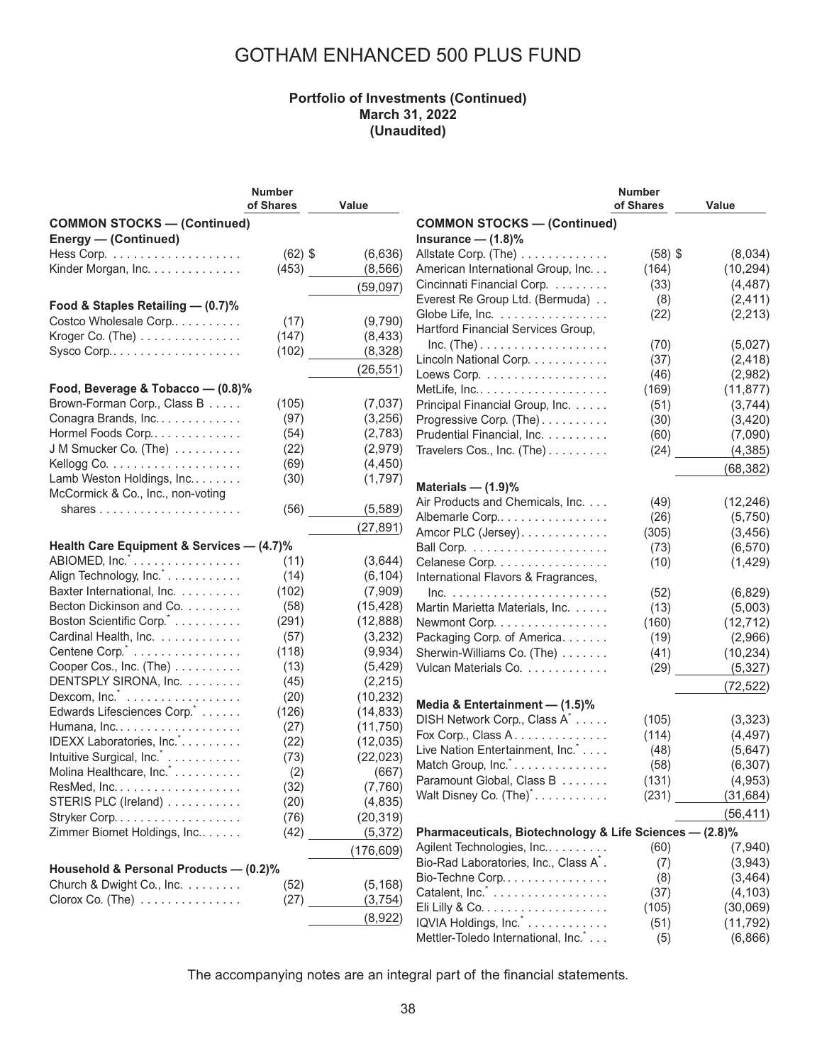# GOTHAM ENHANCED 500 PLUS FUND

**Portfolio of Investments (Continued)**
**March 31, 2022**
**(Unaudited)**

| | Number of Shares | Value |
|---|---|---|
| **COMMON STOCKS — (Continued)** | | |
| **Energy — (Continued)** | | |
| Hess Corp. | (62) | $ (6,636) |
| Kinder Morgan, Inc. | (453) | (8,566) |
| | | (59,097) |
| **Food & Staples Retailing — (0.7)%** | | |
| Costco Wholesale Corp. | (17) | (9,790) |
| Kroger Co. (The) | (147) | (8,433) |
| Sysco Corp. | (102) | (8,328) |
| | | (26,551) |
| **Food, Beverage & Tobacco — (0.8)%** | | |
| Brown-Forman Corp., Class B | (105) | (7,037) |
| Conagra Brands, Inc. | (97) | (3,256) |
| Hormel Foods Corp. | (54) | (2,783) |
| J M Smucker Co. (The) | (22) | (2,979) |
| Kellogg Co. | (69) | (4,450) |
| Lamb Weston Holdings, Inc. | (30) | (1,797) |
| McCormick & Co., Inc., non-voting shares | (56) | (5,589) |
| | | (27,891) |
| **Health Care Equipment & Services — (4.7)%** | | |
| ABIOMED, Inc.* | (11) | (3,644) |
| Align Technology, Inc.* | (14) | (6,104) |
| Baxter International, Inc. | (102) | (7,909) |
| Becton Dickinson and Co. | (58) | (15,428) |
| Boston Scientific Corp.* | (291) | (12,888) |
| Cardinal Health, Inc. | (57) | (3,232) |
| Centene Corp.* | (118) | (9,934) |
| Cooper Cos., Inc. (The) | (13) | (5,429) |
| DENTSPLY SIRONA, Inc. | (45) | (2,215) |
| Dexcom, Inc.* | (20) | (10,232) |
| Edwards Lifesciences Corp.* | (126) | (14,833) |
| Humana, Inc. | (27) | (11,750) |
| IDEXX Laboratories, Inc.* | (22) | (12,035) |
| Intuitive Surgical, Inc.* | (73) | (22,023) |
| Molina Healthcare, Inc.* | (2) | (667) |
| ResMed, Inc. | (32) | (7,760) |
| STERIS PLC (Ireland) | (20) | (4,835) |
| Stryker Corp. | (76) | (20,319) |
| Zimmer Biomet Holdings, Inc. | (42) | (5,372) |
| | | (176,609) |
| **Household & Personal Products — (0.2)%** | | |
| Church & Dwight Co., Inc. | (52) | (5,168) |
| Clorox Co. (The) | (27) | (3,754) |
| | | (8,922) |
| **Insurance — (1.8)%** | | |
| Allstate Corp. (The) | (58) | $ (8,034) |
| American International Group, Inc. | (164) | (10,294) |
| Cincinnati Financial Corp. | (33) | (4,487) |
| Everest Re Group Ltd. (Bermuda) | (8) | (2,411) |
| Globe Life, Inc. | (22) | (2,213) |
| Hartford Financial Services Group, Inc. (The) | (70) | (5,027) |
| Lincoln National Corp. | (37) | (2,418) |
| Loews Corp. | (46) | (2,982) |
| MetLife, Inc. | (169) | (11,877) |
| Principal Financial Group, Inc. | (51) | (3,744) |
| Progressive Corp. (The) | (30) | (3,420) |
| Prudential Financial, Inc. | (60) | (7,090) |
| Travelers Cos., Inc. (The) | (24) | (4,385) |
| | | (68,382) |
| **Materials — (1.9)%** | | |
| Air Products and Chemicals, Inc. | (49) | (12,246) |
| Albemarle Corp. | (26) | (5,750) |
| Amcor PLC (Jersey) | (305) | (3,456) |
| Ball Corp. | (73) | (6,570) |
| Celanese Corp. | (10) | (1,429) |
| International Flavors & Fragrances, Inc. | (52) | (6,829) |
| Martin Marietta Materials, Inc. | (13) | (5,003) |
| Newmont Corp. | (160) | (12,712) |
| Packaging Corp. of America | (19) | (2,966) |
| Sherwin-Williams Co. (The) | (41) | (10,234) |
| Vulcan Materials Co. | (29) | (5,327) |
| | | (72,522) |
| **Media & Entertainment — (1.5)%** | | |
| DISH Network Corp., Class A* | (105) | (3,323) |
| Fox Corp., Class A | (114) | (4,497) |
| Live Nation Entertainment, Inc.* | (48) | (5,647) |
| Match Group, Inc.* | (58) | (6,307) |
| Paramount Global, Class B | (131) | (4,953) |
| Walt Disney Co. (The)* | (231) | (31,684) |
| | | (56,411) |
| **Pharmaceuticals, Biotechnology & Life Sciences — (2.8)%** | | |
| Agilent Technologies, Inc. | (60) | (7,940) |
| Bio-Rad Laboratories, Inc., Class A* | (7) | (3,943) |
| Bio-Techne Corp. | (8) | (3,464) |
| Catalent, Inc.* | (37) | (4,103) |
| Eli Lilly & Co. | (105) | (30,069) |
| IQVIA Holdings, Inc.* | (51) | (11,792) |
| Mettler-Toledo International, Inc.* | (5) | (6,866) |

The accompanying notes are an integral part of the financial statements.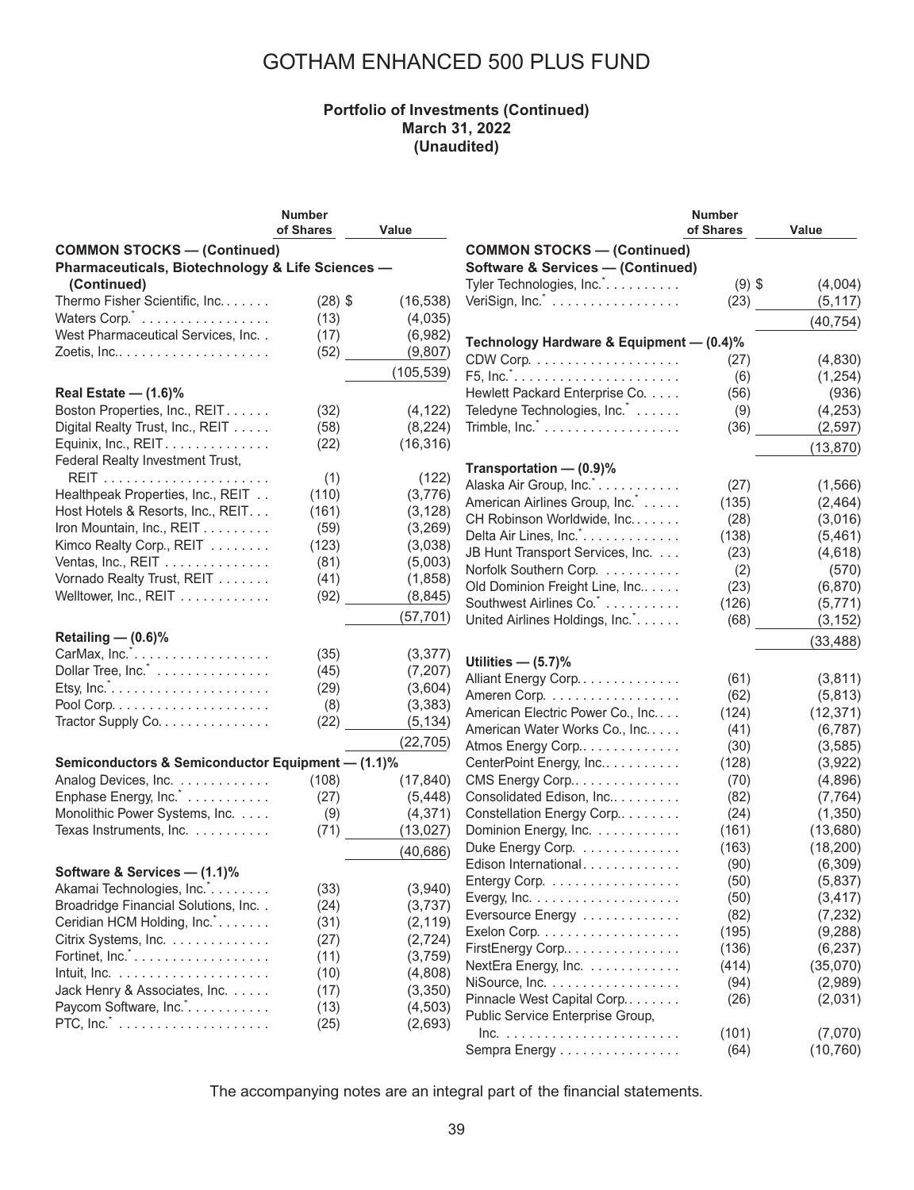# GOTHAM ENHANCED 500 PLUS FUND

**Portfolio of Investments (Continued)**
**March 31, 2022**
**(Unaudited)**

| | Number of Shares | Value |
|---|---|---|
| **COMMON STOCKS — (Continued)** | | |
| **Pharmaceuticals, Biotechnology & Life Sciences — (Continued)** | | |
| Thermo Fisher Scientific, Inc. | (28) | $ (16,538) |
| Waters Corp.* | (13) | (4,035) |
| West Pharmaceutical Services, Inc. | (17) | (6,982) |
| Zoetis, Inc. | (52) | (9,807) |
| | | (105,539) |
| **Real Estate — (1.6)%** | | |
| Boston Properties, Inc., REIT | (32) | (4,122) |
| Digital Realty Trust, Inc., REIT | (58) | (8,224) |
| Equinix, Inc., REIT | (22) | (16,316) |
| Federal Realty Investment Trust, REIT | (1) | (122) |
| Healthpeak Properties, Inc., REIT | (110) | (3,776) |
| Host Hotels & Resorts, Inc., REIT | (161) | (3,128) |
| Iron Mountain, Inc., REIT | (59) | (3,269) |
| Kimco Realty Corp., REIT | (123) | (3,038) |
| Ventas, Inc., REIT | (81) | (5,003) |
| Vornado Realty Trust, REIT | (41) | (1,858) |
| Welltower, Inc., REIT | (92) | (8,845) |
| | | (57,701) |
| **Retailing — (0.6)%** | | |
| CarMax, Inc.* | (35) | (3,377) |
| Dollar Tree, Inc.* | (45) | (7,207) |
| Etsy, Inc.* | (29) | (3,604) |
| Pool Corp. | (8) | (3,383) |
| Tractor Supply Co. | (22) | (5,134) |
| | | (22,705) |
| **Semiconductors & Semiconductor Equipment — (1.1)%** | | |
| Analog Devices, Inc. | (108) | (17,840) |
| Enphase Energy, Inc.* | (27) | (5,448) |
| Monolithic Power Systems, Inc. | (9) | (4,371) |
| Texas Instruments, Inc. | (71) | (13,027) |
| | | (40,686) |
| **Software & Services — (1.1)%** | | |
| Akamai Technologies, Inc.* | (33) | (3,940) |
| Broadridge Financial Solutions, Inc. | (24) | (3,737) |
| Ceridian HCM Holding, Inc.* | (31) | (2,119) |
| Citrix Systems, Inc. | (27) | (2,724) |
| Fortinet, Inc.* | (11) | (3,759) |
| Intuit, Inc. | (10) | (4,808) |
| Jack Henry & Associates, Inc. | (17) | (3,350) |
| Paycom Software, Inc.* | (13) | (4,503) |
| PTC, Inc.* | (25) | (2,693) |
| Tyler Technologies, Inc.* | (9) | $ (4,004) |
| VeriSign, Inc.* | (23) | (5,117) |
| | | (40,754) |
| **Technology Hardware & Equipment — (0.4)%** | | |
| CDW Corp. | (27) | (4,830) |
| F5, Inc.* | (6) | (1,254) |
| Hewlett Packard Enterprise Co. | (56) | (936) |
| Teledyne Technologies, Inc.* | (9) | (4,253) |
| Trimble, Inc.* | (36) | (2,597) |
| | | (13,870) |
| **Transportation — (0.9)%** | | |
| Alaska Air Group, Inc.* | (27) | (1,566) |
| American Airlines Group, Inc.* | (135) | (2,464) |
| CH Robinson Worldwide, Inc. | (28) | (3,016) |
| Delta Air Lines, Inc.* | (138) | (5,461) |
| JB Hunt Transport Services, Inc. | (23) | (4,618) |
| Norfolk Southern Corp. | (2) | (570) |
| Old Dominion Freight Line, Inc. | (23) | (6,870) |
| Southwest Airlines Co.* | (126) | (5,771) |
| United Airlines Holdings, Inc.* | (68) | (3,152) |
| | | (33,488) |
| **Utilities — (5.7)%** | | |
| Alliant Energy Corp. | (61) | (3,811) |
| Ameren Corp. | (62) | (5,813) |
| American Electric Power Co., Inc. | (124) | (12,371) |
| American Water Works Co., Inc. | (41) | (6,787) |
| Atmos Energy Corp. | (30) | (3,585) |
| CenterPoint Energy, Inc. | (128) | (3,922) |
| CMS Energy Corp. | (70) | (4,896) |
| Consolidated Edison, Inc. | (82) | (7,764) |
| Constellation Energy Corp. | (24) | (1,350) |
| Dominion Energy, Inc. | (161) | (13,680) |
| Duke Energy Corp. | (163) | (18,200) |
| Edison International | (90) | (6,309) |
| Entergy Corp. | (50) | (5,837) |
| Evergy, Inc. | (50) | (3,417) |
| Eversource Energy | (82) | (7,232) |
| Exelon Corp. | (195) | (9,288) |
| FirstEnergy Corp. | (136) | (6,237) |
| NextEra Energy, Inc. | (414) | (35,070) |
| NiSource, Inc. | (94) | (2,989) |
| Pinnacle West Capital Corp. | (26) | (2,031) |
| Public Service Enterprise Group, Inc. | (101) | (7,070) |
| Sempra Energy | (64) | (10,760) |

The accompanying notes are an integral part of the financial statements.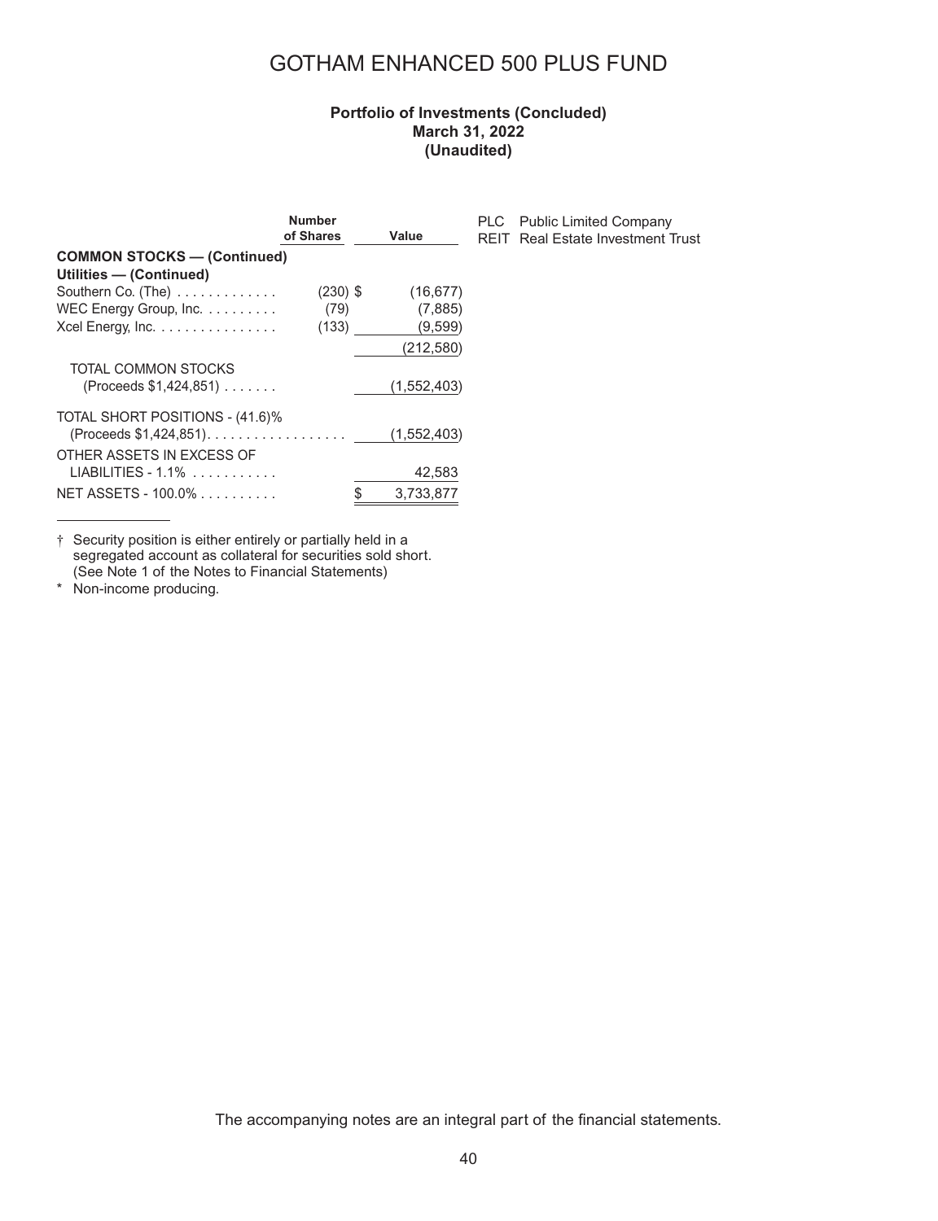# GOTHAM ENHANCED 500 PLUS FUND

**Portfolio of Investments (Concluded)**
**March 31, 2022**
**(Unaudited)**

| | Number of Shares | Value |
|---|---|---|
| **COMMON STOCKS — (Continued)** | | |
| **Utilities — (Continued)** | | |
| Southern Co. (The) | (230) | $ (16,677) |
| WEC Energy Group, Inc. | (79) | (7,885) |
| Xcel Energy, Inc. | (133) | (9,599) |
| | | (212,580) |
| TOTAL COMMON STOCKS (Proceeds $1,424,851) | | (1,552,403) |
| TOTAL SHORT POSITIONS - (41.6)% (Proceeds $1,424,851) | | (1,552,403) |
| OTHER ASSETS IN EXCESS OF LIABILITIES - 1.1% | | 42,583 |
| NET ASSETS - 100.0% | | $ 3,733,877 |

PLC Public Limited Company
REIT Real Estate Investment Trust

† Security position is either entirely or partially held in a segregated account as collateral for securities sold short. (See Note 1 of the Notes to Financial Statements)

\* Non-income producing.

The accompanying notes are an integral part of the financial statements.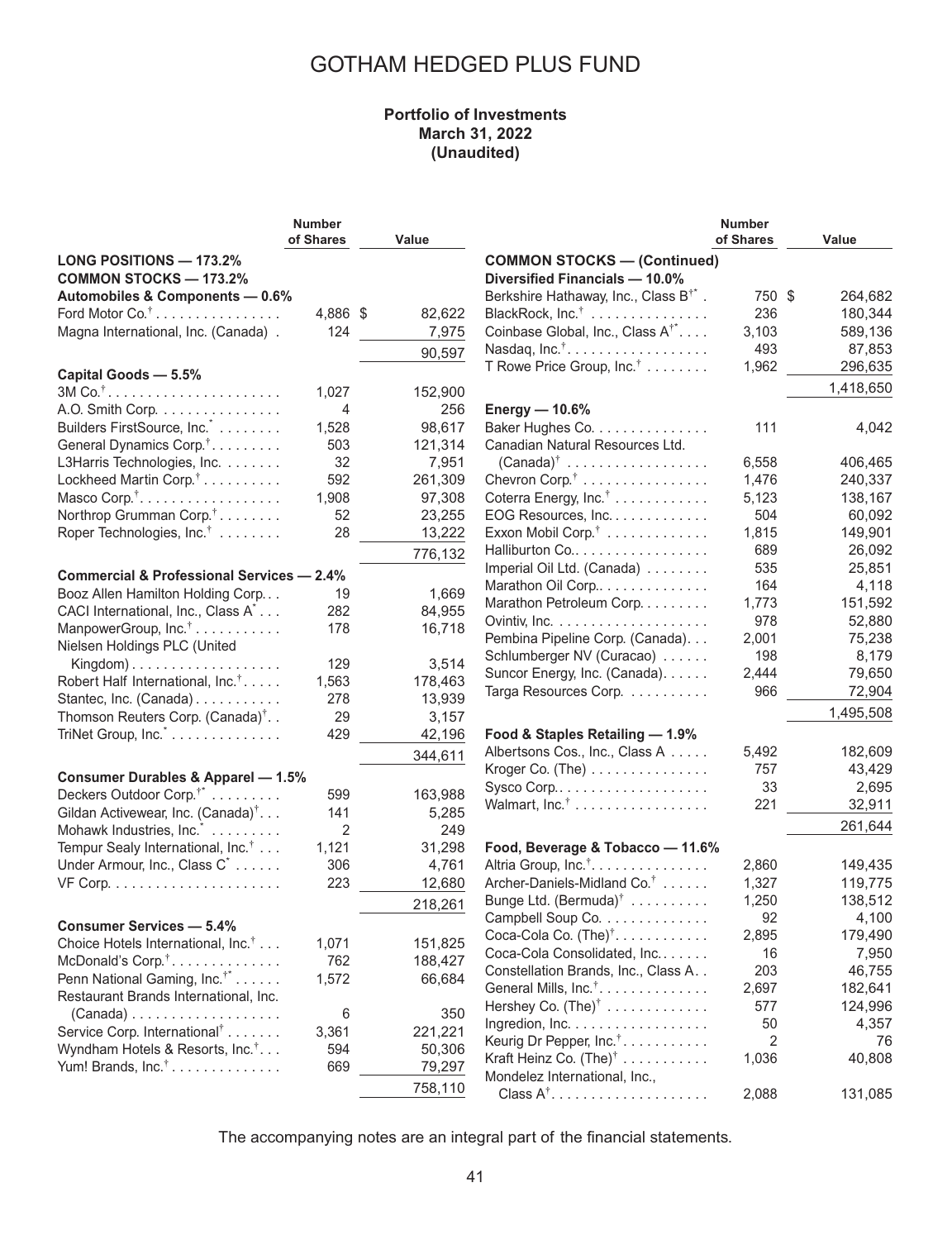# GOTHAM HEDGED PLUS FUND

**Portfolio of Investments**
**March 31, 2022**
**(Unaudited)**

| | Number of Shares | Value |
|---|---|---|
| **LONG POSITIONS — 173.2%** | | |
| **COMMON STOCKS — 173.2%** | | |
| **Automobiles & Components — 0.6%** | | |
| Ford Motor Co.† | 4,886 | $ 82,622 |
| Magna International, Inc. (Canada) | 124 | 7,975 |
| | | 90,597 |
| **Capital Goods — 5.5%** | | |
| 3M Co.† | 1,027 | 152,900 |
| A.O. Smith Corp. | 4 | 256 |
| Builders FirstSource, Inc.* | 1,528 | 98,617 |
| General Dynamics Corp.† | 503 | 121,314 |
| L3Harris Technologies, Inc. | 32 | 7,951 |
| Lockheed Martin Corp.† | 592 | 261,309 |
| Masco Corp.† | 1,908 | 97,308 |
| Northrop Grumman Corp.† | 52 | 23,255 |
| Roper Technologies, Inc.† | 28 | 13,222 |
| | | 776,132 |
| **Commercial & Professional Services — 2.4%** | | |
| Booz Allen Hamilton Holding Corp. | 19 | 1,669 |
| CACI International, Inc., Class A* | 282 | 84,955 |
| ManpowerGroup, Inc.† | 178 | 16,718 |
| Nielsen Holdings PLC (United Kingdom) | 129 | 3,514 |
| Robert Half International, Inc.† | 1,563 | 178,463 |
| Stantec, Inc. (Canada) | 278 | 13,939 |
| Thomson Reuters Corp. (Canada)† | 29 | 3,157 |
| TriNet Group, Inc.* | 429 | 42,196 |
| | | 344,611 |
| **Consumer Durables & Apparel — 1.5%** | | |
| Deckers Outdoor Corp.†* | 599 | 163,988 |
| Gildan Activewear, Inc. (Canada)† | 141 | 5,285 |
| Mohawk Industries, Inc.* | 2 | 249 |
| Tempur Sealy International, Inc.† | 1,121 | 31,298 |
| Under Armour, Inc., Class C* | 306 | 4,761 |
| VF Corp. | 223 | 12,680 |
| | | 218,261 |
| **Consumer Services — 5.4%** | | |
| Choice Hotels International, Inc.† | 1,071 | 151,825 |
| McDonald's Corp.† | 762 | 188,427 |
| Penn National Gaming, Inc.†* | 1,572 | 66,684 |
| Restaurant Brands International, Inc. (Canada) | 6 | 350 |
| Service Corp. International† | 3,361 | 221,221 |
| Wyndham Hotels & Resorts, Inc.† | 594 | 50,306 |
| Yum! Brands, Inc.† | 669 | 79,297 |
| | | 758,110 |
| **COMMON STOCKS — (Continued)** | | |
| **Diversified Financials — 10.0%** | | |
| Berkshire Hathaway, Inc., Class B†* | 750 | $ 264,682 |
| BlackRock, Inc.† | 236 | 180,344 |
| Coinbase Global, Inc., Class A†* | 3,103 | 589,136 |
| Nasdaq, Inc.† | 493 | 87,853 |
| T Rowe Price Group, Inc.† | 1,962 | 296,635 |
| | | 1,418,650 |
| **Energy — 10.6%** | | |
| Baker Hughes Co. | 111 | 4,042 |
| Canadian Natural Resources Ltd. (Canada)† | 6,558 | 406,465 |
| Chevron Corp.† | 1,476 | 240,337 |
| Coterra Energy, Inc.† | 5,123 | 138,167 |
| EOG Resources, Inc. | 504 | 60,092 |
| Exxon Mobil Corp.† | 1,815 | 149,901 |
| Halliburton Co. | 689 | 26,092 |
| Imperial Oil Ltd. (Canada) | 535 | 25,851 |
| Marathon Oil Corp. | 164 | 4,118 |
| Marathon Petroleum Corp. | 1,773 | 151,592 |
| Ovintiv, Inc. | 978 | 52,880 |
| Pembina Pipeline Corp. (Canada) | 2,001 | 75,238 |
| Schlumberger NV (Curacao) | 198 | 8,179 |
| Suncor Energy, Inc. (Canada) | 2,444 | 79,650 |
| Targa Resources Corp. | 966 | 72,904 |
| | | 1,495,508 |
| **Food & Staples Retailing — 1.9%** | | |
| Albertsons Cos., Inc., Class A | 5,492 | 182,609 |
| Kroger Co. (The) | 757 | 43,429 |
| Sysco Corp. | 33 | 2,695 |
| Walmart, Inc.† | 221 | 32,911 |
| | | 261,644 |
| **Food, Beverage & Tobacco — 11.6%** | | |
| Altria Group, Inc.† | 2,860 | 149,435 |
| Archer-Daniels-Midland Co.† | 1,327 | 119,775 |
| Bunge Ltd. (Bermuda)† | 1,250 | 138,512 |
| Campbell Soup Co. | 92 | 4,100 |
| Coca-Cola Co. (The)† | 2,895 | 179,490 |
| Coca-Cola Consolidated, Inc. | 16 | 7,950 |
| Constellation Brands, Inc., Class A | 203 | 46,755 |
| General Mills, Inc.† | 2,697 | 182,641 |
| Hershey Co. (The)† | 577 | 124,996 |
| Ingredion, Inc. | 50 | 4,357 |
| Keurig Dr Pepper, Inc.† | 2 | 76 |
| Kraft Heinz Co. (The)† | 1,036 | 40,808 |
| Mondelez International, Inc., Class A† | 2,088 | 131,085 |

The accompanying notes are an integral part of the financial statements.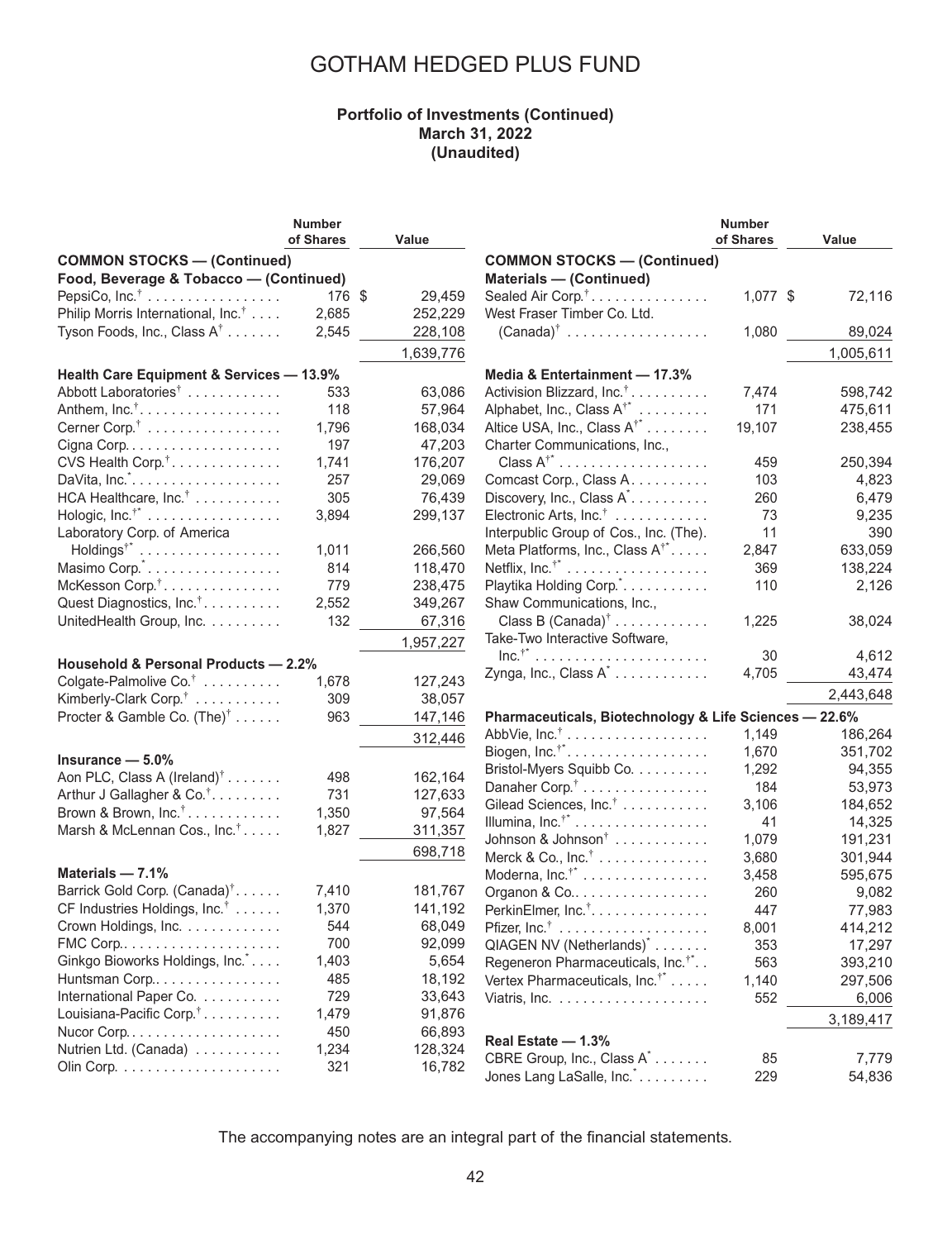# GOTHAM HEDGED PLUS FUND

**Portfolio of Investments (Continued)**
**March 31, 2022**
**(Unaudited)**

| | Number of Shares | Value |
|---|---|---|
| **COMMON STOCKS — (Continued)** | | |
| **Food, Beverage & Tobacco — (Continued)** | | |
| PepsiCo, Inc.† | 176 | $ 29,459 |
| Philip Morris International, Inc.† | 2,685 | 252,229 |
| Tyson Foods, Inc., Class A† | 2,545 | 228,108 |
| | | 1,639,776 |
| **Health Care Equipment & Services — 13.9%** | | |
| Abbott Laboratories† | 533 | 63,086 |
| Anthem, Inc.† | 118 | 57,964 |
| Cerner Corp.† | 1,796 | 168,034 |
| Cigna Corp. | 197 | 47,203 |
| CVS Health Corp.† | 1,741 | 176,207 |
| DaVita, Inc.* | 257 | 29,069 |
| HCA Healthcare, Inc.† | 305 | 76,439 |
| Hologic, Inc.†* | 3,894 | 299,137 |
| Laboratory Corp. of America Holdings†* | 1,011 | 266,560 |
| Masimo Corp.* | 814 | 118,470 |
| McKesson Corp.† | 779 | 238,475 |
| Quest Diagnostics, Inc.† | 2,552 | 349,267 |
| UnitedHealth Group, Inc. | 132 | 67,316 |
| | | 1,957,227 |
| **Household & Personal Products — 2.2%** | | |
| Colgate-Palmolive Co.† | 1,678 | 127,243 |
| Kimberly-Clark Corp.† | 309 | 38,057 |
| Procter & Gamble Co. (The)† | 963 | 147,146 |
| | | 312,446 |
| **Insurance — 5.0%** | | |
| Aon PLC, Class A (Ireland)† | 498 | 162,164 |
| Arthur J Gallagher & Co.† | 731 | 127,633 |
| Brown & Brown, Inc.† | 1,350 | 97,564 |
| Marsh & McLennan Cos., Inc.† | 1,827 | 311,357 |
| | | 698,718 |
| **Materials — 7.1%** | | |
| Barrick Gold Corp. (Canada)† | 7,410 | 181,767 |
| CF Industries Holdings, Inc.† | 1,370 | 141,192 |
| Crown Holdings, Inc. | 544 | 68,049 |
| FMC Corp. | 700 | 92,099 |
| Ginkgo Bioworks Holdings, Inc.* | 1,403 | 5,654 |
| Huntsman Corp. | 485 | 18,192 |
| International Paper Co. | 729 | 33,643 |
| Louisiana-Pacific Corp.† | 1,479 | 91,876 |
| Nucor Corp. | 450 | 66,893 |
| Nutrien Ltd. (Canada) | 1,234 | 128,324 |
| Olin Corp. | 321 | 16,782 |
| Sealed Air Corp.† | 1,077 | $ 72,116 |
| West Fraser Timber Co. Ltd. (Canada)† | 1,080 | 89,024 |
| | | 1,005,611 |
| **Media & Entertainment — 17.3%** | | |
| Activision Blizzard, Inc.† | 7,474 | 598,742 |
| Alphabet, Inc., Class A†* | 171 | 475,611 |
| Altice USA, Inc., Class A†* | 19,107 | 238,455 |
| Charter Communications, Inc., Class A†* | 459 | 250,394 |
| Comcast Corp., Class A | 103 | 4,823 |
| Discovery, Inc., Class A* | 260 | 6,479 |
| Electronic Arts, Inc.† | 73 | 9,235 |
| Interpublic Group of Cos., Inc. (The) | 11 | 390 |
| Meta Platforms, Inc., Class A†* | 2,847 | 633,059 |
| Netflix, Inc.†* | 369 | 138,224 |
| Playtika Holding Corp.* | 110 | 2,126 |
| Shaw Communications, Inc., Class B (Canada)† | 1,225 | 38,024 |
| Take-Two Interactive Software, Inc.†* | 30 | 4,612 |
| Zynga, Inc., Class A* | 4,705 | 43,474 |
| | | 2,443,648 |
| **Pharmaceuticals, Biotechnology & Life Sciences — 22.6%** | | |
| AbbVie, Inc.† | 1,149 | 186,264 |
| Biogen, Inc.†* | 1,670 | 351,702 |
| Bristol-Myers Squibb Co. | 1,292 | 94,355 |
| Danaher Corp.† | 184 | 53,973 |
| Gilead Sciences, Inc.† | 3,106 | 184,652 |
| Illumina, Inc.†* | 41 | 14,325 |
| Johnson & Johnson† | 1,079 | 191,231 |
| Merck & Co., Inc.† | 3,680 | 301,944 |
| Moderna, Inc.†* | 3,458 | 595,675 |
| Organon & Co. | 260 | 9,082 |
| PerkinElmer, Inc.† | 447 | 77,983 |
| Pfizer, Inc.† | 8,001 | 414,212 |
| QIAGEN NV (Netherlands)* | 353 | 17,297 |
| Regeneron Pharmaceuticals, Inc.†* | 563 | 393,210 |
| Vertex Pharmaceuticals, Inc.†* | 1,140 | 297,506 |
| Viatris, Inc. | 552 | 6,006 |
| | | 3,189,417 |
| **Real Estate — 1.3%** | | |
| CBRE Group, Inc., Class A* | 85 | 7,779 |
| Jones Lang LaSalle, Inc.* | 229 | 54,836 |

The accompanying notes are an integral part of the financial statements.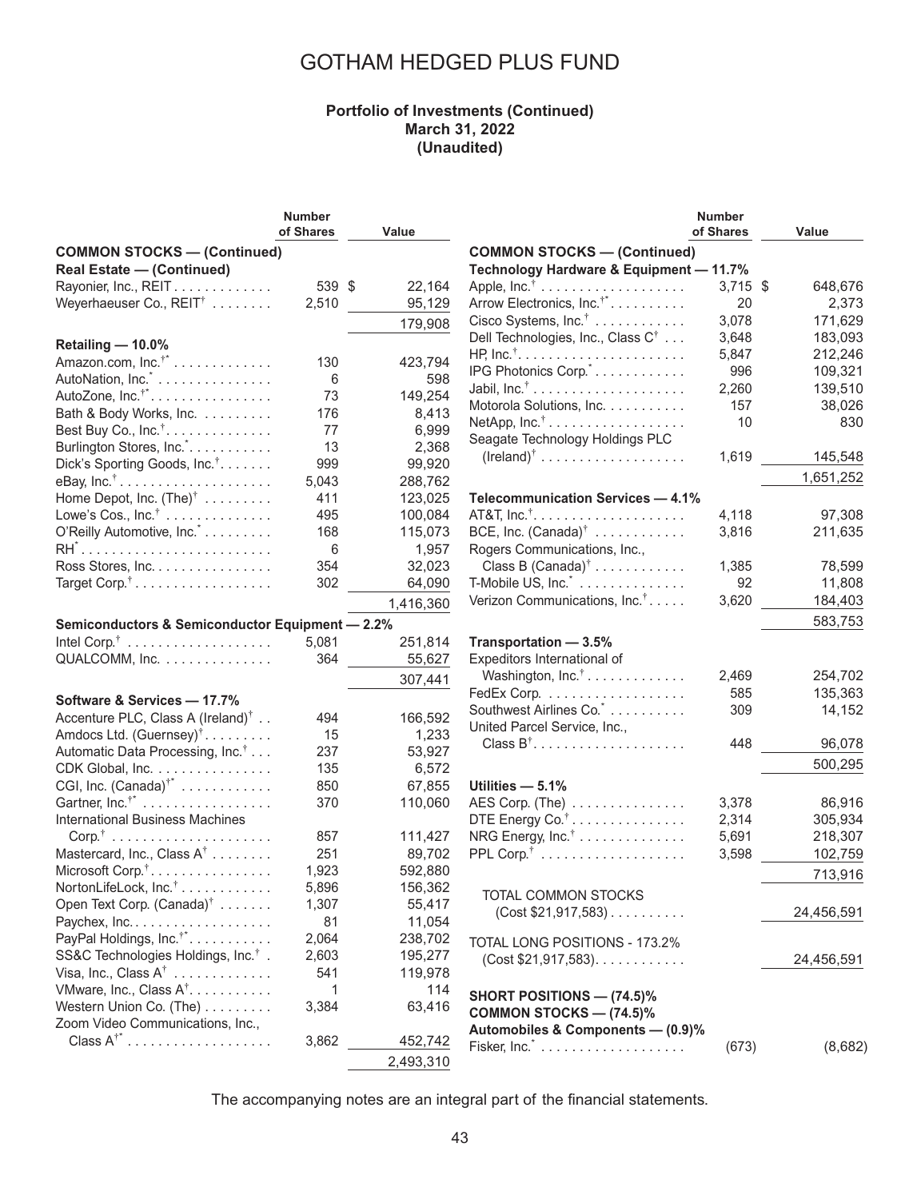# GOTHAM HEDGED PLUS FUND

**Portfolio of Investments (Continued)**
**March 31, 2022**
**(Unaudited)**

| | Number of Shares | Value |
|---|---|---|
| **COMMON STOCKS — (Continued)** | | |
| **Real Estate — (Continued)** | | |
| Rayonier, Inc., REIT | 539 | $ 22,164 |
| Weyerhaeuser Co., REIT[†] | 2,510 | 95,129 |
| | | 179,908 |
| **Retailing — 10.0%** | | |
| Amazon.com, Inc.[†*] | 130 | 423,794 |
| AutoNation, Inc.[*] | 6 | 598 |
| AutoZone, Inc.[†*] | 73 | 149,254 |
| Bath & Body Works, Inc. | 176 | 8,413 |
| Best Buy Co., Inc.[†] | 77 | 6,999 |
| Burlington Stores, Inc.[*] | 13 | 2,368 |
| Dick's Sporting Goods, Inc.[†] | 999 | 99,920 |
| eBay, Inc.[†] | 5,043 | 288,762 |
| Home Depot, Inc. (The)[†] | 411 | 123,025 |
| Lowe's Cos., Inc.[†] | 495 | 100,084 |
| O'Reilly Automotive, Inc.[*] | 168 | 115,073 |
| RH[*] | 6 | 1,957 |
| Ross Stores, Inc. | 354 | 32,023 |
| Target Corp.[†] | 302 | 64,090 |
| | | 1,416,360 |
| **Semiconductors & Semiconductor Equipment — 2.2%** | | |
| Intel Corp.[†] | 5,081 | 251,814 |
| QUALCOMM, Inc. | 364 | 55,627 |
| | | 307,441 |
| **Software & Services — 17.7%** | | |
| Accenture PLC, Class A (Ireland)[†] | 494 | 166,592 |
| Amdocs Ltd. (Guernsey)[†] | 15 | 1,233 |
| Automatic Data Processing, Inc.[†] | 237 | 53,927 |
| CDK Global, Inc. | 135 | 6,572 |
| CGI, Inc. (Canada)[†*] | 850 | 67,855 |
| Gartner, Inc.[†*] | 370 | 110,060 |
| International Business Machines Corp.[†] | 857 | 111,427 |
| Mastercard, Inc., Class A[†] | 251 | 89,702 |
| Microsoft Corp.[†] | 1,923 | 592,880 |
| NortonLifeLock, Inc.[†] | 5,896 | 156,362 |
| Open Text Corp. (Canada)[†] | 1,307 | 55,417 |
| Paychex, Inc. | 81 | 11,054 |
| PayPal Holdings, Inc.[†*] | 2,064 | 238,702 |
| SS&C Technologies Holdings, Inc.[†] | 2,603 | 195,277 |
| Visa, Inc., Class A[†] | 541 | 119,978 |
| VMware, Inc., Class A[†] | 1 | 114 |
| Western Union Co. (The) | 3,384 | 63,416 |
| Zoom Video Communications, Inc., Class A[†*] | 3,862 | 452,742 |
| | | 2,493,310 |
| **COMMON STOCKS — (Continued)** | | |
| **Technology Hardware & Equipment — 11.7%** | | |
| Apple, Inc.[†] | 3,715 | $ 648,676 |
| Arrow Electronics, Inc.[†*] | 20 | 2,373 |
| Cisco Systems, Inc.[†] | 3,078 | 171,629 |
| Dell Technologies, Inc., Class C[†] | 3,648 | 183,093 |
| HP, Inc.[†] | 5,847 | 212,246 |
| IPG Photonics Corp.[*] | 996 | 109,321 |
| Jabil, Inc.[†] | 2,260 | 139,510 |
| Motorola Solutions, Inc. | 157 | 38,026 |
| NetApp, Inc.[†] | 10 | 830 |
| Seagate Technology Holdings PLC (Ireland)[†] | 1,619 | 145,548 |
| | | 1,651,252 |
| **Telecommunication Services — 4.1%** | | |
| AT&T, Inc.[†] | 4,118 | 97,308 |
| BCE, Inc. (Canada)[†] | 3,816 | 211,635 |
| Rogers Communications, Inc., Class B (Canada)[†] | 1,385 | 78,599 |
| T-Mobile US, Inc.[*] | 92 | 11,808 |
| Verizon Communications, Inc.[†] | 3,620 | 184,403 |
| | | 583,753 |
| **Transportation — 3.5%** | | |
| Expeditors International of Washington, Inc.[†] | 2,469 | 254,702 |
| FedEx Corp. | 585 | 135,363 |
| Southwest Airlines Co.[*] | 309 | 14,152 |
| United Parcel Service, Inc., Class B[†] | 448 | 96,078 |
| | | 500,295 |
| **Utilities — 5.1%** | | |
| AES Corp. (The) | 3,378 | 86,916 |
| DTE Energy Co.[†] | 2,314 | 305,934 |
| NRG Energy, Inc.[†] | 5,691 | 218,307 |
| PPL Corp.[†] | 3,598 | 102,759 |
| | | 713,916 |
| TOTAL COMMON STOCKS (Cost $21,917,583) | | 24,456,591 |
| TOTAL LONG POSITIONS - 173.2% (Cost $21,917,583) | | 24,456,591 |
| **SHORT POSITIONS — (74.5)%** | | |
| **COMMON STOCKS — (74.5)%** | | |
| **Automobiles & Components — (0.9)%** | | |
| Fisker, Inc.[*] | (673) | (8,682) |

The accompanying notes are an integral part of the financial statements.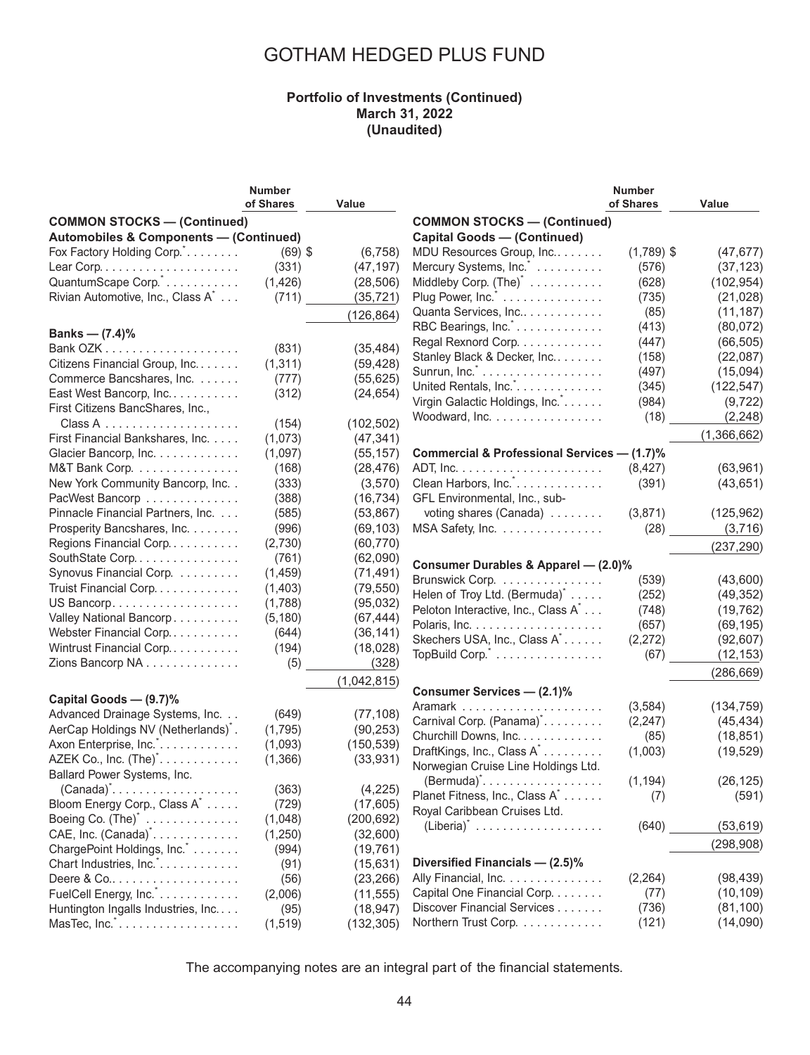# GOTHAM HEDGED PLUS FUND

**Portfolio of Investments (Continued)**
**March 31, 2022**
**(Unaudited)**

| | Number of Shares | Value |
|---|---|---|
| **COMMON STOCKS — (Continued)** | | |
| **Automobiles & Components — (Continued)** | | |
| Fox Factory Holding Corp.* | (69) | $ (6,758) |
| Lear Corp. | (331) | (47,197) |
| QuantumScape Corp.* | (1,426) | (28,506) |
| Rivian Automotive, Inc., Class A* | (711) | (35,721) |
| | | (126,864) |
| **Banks — (7.4)%** | | |
| Bank OZK | (831) | (35,484) |
| Citizens Financial Group, Inc. | (1,311) | (59,428) |
| Commerce Bancshares, Inc. | (777) | (55,625) |
| East West Bancorp, Inc. | (312) | (24,654) |
| First Citizens BancShares, Inc., Class A | (154) | (102,502) |
| First Financial Bankshares, Inc. | (1,073) | (47,341) |
| Glacier Bancorp, Inc. | (1,097) | (55,157) |
| M&T Bank Corp. | (168) | (28,476) |
| New York Community Bancorp, Inc. | (333) | (3,570) |
| PacWest Bancorp | (388) | (16,734) |
| Pinnacle Financial Partners, Inc. | (585) | (53,867) |
| Prosperity Bancshares, Inc. | (996) | (69,103) |
| Regions Financial Corp. | (2,730) | (60,770) |
| SouthState Corp. | (761) | (62,090) |
| Synovus Financial Corp. | (1,459) | (71,491) |
| Truist Financial Corp. | (1,403) | (79,550) |
| US Bancorp | (1,788) | (95,032) |
| Valley National Bancorp | (5,180) | (67,444) |
| Webster Financial Corp. | (644) | (36,141) |
| Wintrust Financial Corp. | (194) | (18,028) |
| Zions Bancorp NA | (5) | (328) |
| | | (1,042,815) |
| **Capital Goods — (9.7)%** | | |
| Advanced Drainage Systems, Inc. | (649) | (77,108) |
| AerCap Holdings NV (Netherlands)* | (1,795) | (90,253) |
| Axon Enterprise, Inc.* | (1,093) | (150,539) |
| AZEK Co., Inc. (The)* | (1,366) | (33,931) |
| Ballard Power Systems, Inc. (Canada)* | (363) | (4,225) |
| Bloom Energy Corp., Class A* | (729) | (17,605) |
| Boeing Co. (The)* | (1,048) | (200,692) |
| CAE, Inc. (Canada)* | (1,250) | (32,600) |
| ChargePoint Holdings, Inc.* | (994) | (19,761) |
| Chart Industries, Inc.* | (91) | (15,631) |
| Deere & Co. | (56) | (23,266) |
| FuelCell Energy, Inc.* | (2,006) | (11,555) |
| Huntington Ingalls Industries, Inc. | (95) | (18,947) |
| MasTec, Inc.* | (1,519) | (132,305) |
| MDU Resources Group, Inc. | (1,789) | $ (47,677) |
| Mercury Systems, Inc.* | (576) | (37,123) |
| Middleby Corp. (The)* | (628) | (102,954) |
| Plug Power, Inc.* | (735) | (21,028) |
| Quanta Services, Inc. | (85) | (11,187) |
| RBC Bearings, Inc.* | (413) | (80,072) |
| Regal Rexnord Corp. | (447) | (66,505) |
| Stanley Black & Decker, Inc. | (158) | (22,087) |
| Sunrun, Inc.* | (497) | (15,094) |
| United Rentals, Inc.* | (345) | (122,547) |
| Virgin Galactic Holdings, Inc.* | (984) | (9,722) |
| Woodward, Inc. | (18) | (2,248) |
| | | (1,366,662) |
| **Commercial & Professional Services — (1.7)%** | | |
| ADT, Inc. | (8,427) | (63,961) |
| Clean Harbors, Inc.* | (391) | (43,651) |
| GFL Environmental, Inc., sub-voting shares (Canada) | (3,871) | (125,962) |
| MSA Safety, Inc. | (28) | (3,716) |
| | | (237,290) |
| **Consumer Durables & Apparel — (2.0)%** | | |
| Brunswick Corp. | (539) | (43,600) |
| Helen of Troy Ltd. (Bermuda)* | (252) | (49,352) |
| Peloton Interactive, Inc., Class A* | (748) | (19,762) |
| Polaris, Inc. | (657) | (69,195) |
| Skechers USA, Inc., Class A* | (2,272) | (92,607) |
| TopBuild Corp.* | (67) | (12,153) |
| | | (286,669) |
| **Consumer Services — (2.1)%** | | |
| Aramark | (3,584) | (134,759) |
| Carnival Corp. (Panama)* | (2,247) | (45,434) |
| Churchill Downs, Inc. | (85) | (18,851) |
| DraftKings, Inc., Class A* | (1,003) | (19,529) |
| Norwegian Cruise Line Holdings Ltd. (Bermuda)* | (1,194) | (26,125) |
| Planet Fitness, Inc., Class A* | (7) | (591) |
| Royal Caribbean Cruises Ltd. (Liberia)* | (640) | (53,619) |
| | | (298,908) |
| **Diversified Financials — (2.5)%** | | |
| Ally Financial, Inc. | (2,264) | (98,439) |
| Capital One Financial Corp. | (77) | (10,109) |
| Discover Financial Services | (736) | (81,100) |
| Northern Trust Corp. | (121) | (14,090) |

The accompanying notes are an integral part of the financial statements.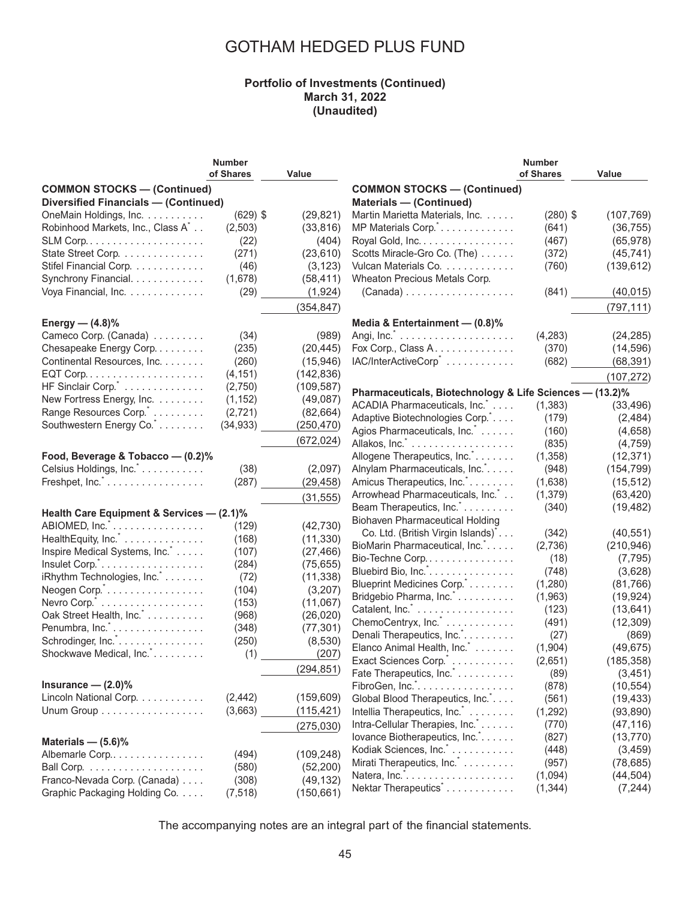# GOTHAM HEDGED PLUS FUND

**Portfolio of Investments (Continued)**
**March 31, 2022**
**(Unaudited)**

| | Number of Shares | Value |
|---|---|---|
| **COMMON STOCKS — (Continued)** | | |
| **Diversified Financials — (Continued)** | | |
| OneMain Holdings, Inc. | (629) | $ (29,821) |
| Robinhood Markets, Inc., Class A* | (2,503) | (33,816) |
| SLM Corp. | (22) | (404) |
| State Street Corp. | (271) | (23,610) |
| Stifel Financial Corp. | (46) | (3,123) |
| Synchrony Financial | (1,678) | (58,411) |
| Voya Financial, Inc. | (29) | (1,924) |
| | | (354,847) |
| **Energy — (4.8)%** | | |
| Cameco Corp. (Canada) | (34) | (989) |
| Chesapeake Energy Corp. | (235) | (20,445) |
| Continental Resources, Inc. | (260) | (15,946) |
| EQT Corp. | (4,151) | (142,836) |
| HF Sinclair Corp.* | (2,750) | (109,587) |
| New Fortress Energy, Inc. | (1,152) | (49,087) |
| Range Resources Corp.* | (2,721) | (82,664) |
| Southwestern Energy Co.* | (34,933) | (250,470) |
| | | (672,024) |
| **Food, Beverage & Tobacco — (0.2)%** | | |
| Celsius Holdings, Inc.* | (38) | (2,097) |
| Freshpet, Inc.* | (287) | (29,458) |
| | | (31,555) |
| **Health Care Equipment & Services — (2.1)%** | | |
| ABIOMED, Inc.* | (129) | (42,730) |
| HealthEquity, Inc.* | (168) | (11,330) |
| Inspire Medical Systems, Inc.* | (107) | (27,466) |
| Insulet Corp.* | (284) | (75,655) |
| iRhythm Technologies, Inc.* | (72) | (11,338) |
| Neogen Corp.* | (104) | (3,207) |
| Nevro Corp.* | (153) | (11,067) |
| Oak Street Health, Inc.* | (968) | (26,020) |
| Penumbra, Inc.* | (348) | (77,301) |
| Schrodinger, Inc.* | (250) | (8,530) |
| Shockwave Medical, Inc.* | (1) | (207) |
| | | (294,851) |
| **Insurance — (2.0)%** | | |
| Lincoln National Corp. | (2,442) | (159,609) |
| Unum Group | (3,663) | (115,421) |
| | | (275,030) |
| **Materials — (5.6)%** | | |
| Albemarle Corp. | (494) | (109,248) |
| Ball Corp. | (580) | (52,200) |
| Franco-Nevada Corp. (Canada) | (308) | (49,132) |
| Graphic Packaging Holding Co. | (7,518) | (150,661) |
| Martin Marietta Materials, Inc. | (280) | $ (107,769) |
| MP Materials Corp.* | (641) | (36,755) |
| Royal Gold, Inc. | (467) | (65,978) |
| Scotts Miracle-Gro Co. (The) | (372) | (45,741) |
| Vulcan Materials Co. | (760) | (139,612) |
| Wheaton Precious Metals Corp. (Canada) | (841) | (40,015) |
| | | (797,111) |
| **Media & Entertainment — (0.8)%** | | |
| Angi, Inc.* | (4,283) | (24,285) |
| Fox Corp., Class A | (370) | (14,596) |
| IAC/InterActiveCorp* | (682) | (68,391) |
| | | (107,272) |
| **Pharmaceuticals, Biotechnology & Life Sciences — (13.2)%** | | |
| ACADIA Pharmaceuticals, Inc.* | (1,383) | (33,496) |
| Adaptive Biotechnologies Corp.* | (179) | (2,484) |
| Agios Pharmaceuticals, Inc.* | (160) | (4,658) |
| Allakos, Inc.* | (835) | (4,759) |
| Allogene Therapeutics, Inc.* | (1,358) | (12,371) |
| Alnylam Pharmaceuticals, Inc.* | (948) | (154,799) |
| Amicus Therapeutics, Inc.* | (1,638) | (15,512) |
| Arrowhead Pharmaceuticals, Inc.* | (1,379) | (63,420) |
| Beam Therapeutics, Inc.* | (340) | (19,482) |
| Biohaven Pharmaceutical Holding Co. Ltd. (British Virgin Islands)* | (342) | (40,551) |
| BioMarin Pharmaceutical, Inc.* | (2,736) | (210,946) |
| Bio-Techne Corp. | (18) | (7,795) |
| Bluebird Bio, Inc.* | (748) | (3,628) |
| Blueprint Medicines Corp.* | (1,280) | (81,766) |
| Bridgebio Pharma, Inc.* | (1,963) | (19,924) |
| Catalent, Inc.* | (123) | (13,641) |
| ChemoCentryx, Inc.* | (491) | (12,309) |
| Denali Therapeutics, Inc.* | (27) | (869) |
| Elanco Animal Health, Inc.* | (1,904) | (49,675) |
| Exact Sciences Corp.* | (2,651) | (185,358) |
| Fate Therapeutics, Inc.* | (89) | (3,451) |
| FibroGen, Inc.* | (878) | (10,554) |
| Global Blood Therapeutics, Inc.* | (561) | (19,433) |
| Intellia Therapeutics, Inc.* | (1,292) | (93,890) |
| Intra-Cellular Therapies, Inc.* | (770) | (47,116) |
| Iovance Biotherapeutics, Inc.* | (827) | (13,770) |
| Kodiak Sciences, Inc.* | (448) | (3,459) |
| Mirati Therapeutics, Inc.* | (957) | (78,685) |
| Natera, Inc.* | (1,094) | (44,504) |
| Nektar Therapeutics* | (1,344) | (7,244) |

The accompanying notes are an integral part of the financial statements.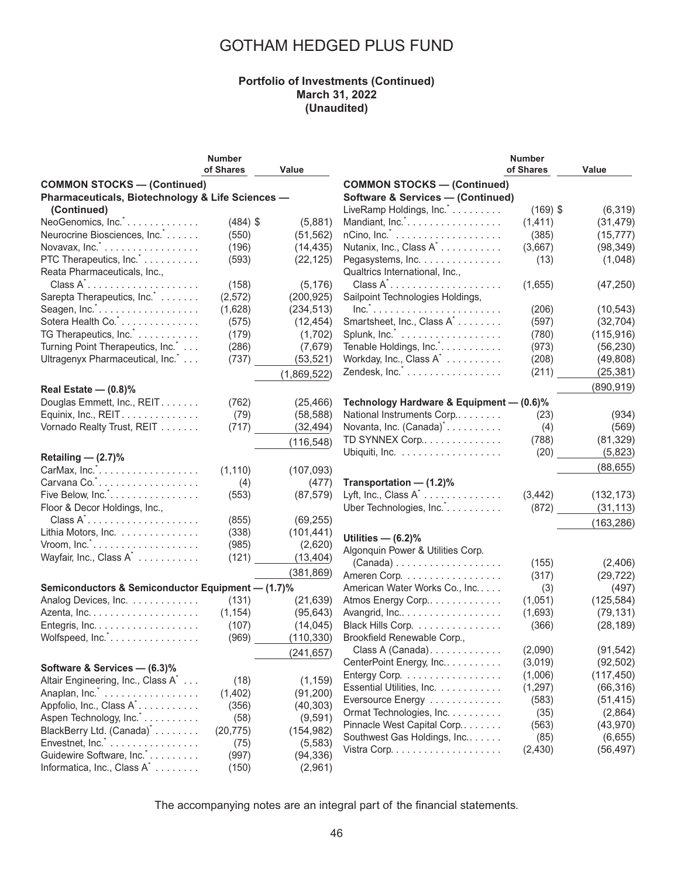# GOTHAM HEDGED PLUS FUND

**Portfolio of Investments (Continued)**
**March 31, 2022**
**(Unaudited)**

| | Number of Shares | Value |
|---|---|---|
| **COMMON STOCKS — (Continued)** | | |
| **Pharmaceuticals, Biotechnology & Life Sciences — (Continued)** | | |
| NeoGenomics, Inc.* | (484) | $ (5,881) |
| Neurocrine Biosciences, Inc.* | (550) | (51,562) |
| Novavax, Inc.* | (196) | (14,435) |
| PTC Therapeutics, Inc.* | (593) | (22,125) |
| Reata Pharmaceuticals, Inc., Class A* | (158) | (5,176) |
| Sarepta Therapeutics, Inc.* | (2,572) | (200,925) |
| Seagen, Inc.* | (1,628) | (234,513) |
| Sotera Health Co.* | (575) | (12,454) |
| TG Therapeutics, Inc.* | (179) | (1,702) |
| Turning Point Therapeutics, Inc.* | (286) | (7,679) |
| Ultragenyx Pharmaceutical, Inc.* | (737) | (53,521) |
| | | (1,869,522) |
| **Real Estate — (0.8)%** | | |
| Douglas Emmett, Inc., REIT | (762) | (25,466) |
| Equinix, Inc., REIT | (79) | (58,588) |
| Vornado Realty Trust, REIT | (717) | (32,494) |
| | | (116,548) |
| **Retailing — (2.7)%** | | |
| CarMax, Inc.* | (1,110) | (107,093) |
| Carvana Co.* | (4) | (477) |
| Five Below, Inc.* | (553) | (87,579) |
| Floor & Decor Holdings, Inc., Class A* | (855) | (69,255) |
| Lithia Motors, Inc. | (338) | (101,441) |
| Vroom, Inc.* | (985) | (2,620) |
| Wayfair, Inc., Class A* | (121) | (13,404) |
| | | (381,869) |
| **Semiconductors & Semiconductor Equipment — (1.7)%** | | |
| Analog Devices, Inc. | (131) | (21,639) |
| Azenta, Inc. | (1,154) | (95,643) |
| Entegris, Inc. | (107) | (14,045) |
| Wolfspeed, Inc.* | (969) | (110,330) |
| | | (241,657) |
| **Software & Services — (6.3)%** | | |
| Altair Engineering, Inc., Class A* | (18) | (1,159) |
| Anaplan, Inc.* | (1,402) | (91,200) |
| Appfolio, Inc., Class A* | (356) | (40,303) |
| Aspen Technology, Inc.* | (58) | (9,591) |
| BlackBerry Ltd. (Canada)* | (20,775) | (154,982) |
| Envestnet, Inc.* | (75) | (5,583) |
| Guidewire Software, Inc.* | (997) | (94,336) |
| Informatica, Inc., Class A* | (150) | (2,961) |
| LiveRamp Holdings, Inc.* | (169) | $ (6,319) |
| Mandiant, Inc.* | (1,411) | (31,479) |
| nCino, Inc.* | (385) | (15,777) |
| Nutanix, Inc., Class A* | (3,667) | (98,349) |
| Pegasystems, Inc. | (13) | (1,048) |
| Qualtrics International, Inc., Class A* | (1,655) | (47,250) |
| Sailpoint Technologies Holdings, Inc.* | (206) | (10,543) |
| Smartsheet, Inc., Class A* | (597) | (32,704) |
| Splunk, Inc.* | (780) | (115,916) |
| Tenable Holdings, Inc.* | (973) | (56,230) |
| Workday, Inc., Class A* | (208) | (49,808) |
| Zendesk, Inc.* | (211) | (25,381) |
| | | (890,919) |
| **Technology Hardware & Equipment — (0.6)%** | | |
| National Instruments Corp. | (23) | (934) |
| Novanta, Inc. (Canada)* | (4) | (569) |
| TD SYNNEX Corp. | (788) | (81,329) |
| Ubiquiti, Inc. | (20) | (5,823) |
| | | (88,655) |
| **Transportation — (1.2)%** | | |
| Lyft, Inc., Class A* | (3,442) | (132,173) |
| Uber Technologies, Inc.* | (872) | (31,113) |
| | | (163,286) |
| **Utilities — (6.2)%** | | |
| Algonquin Power & Utilities Corp. (Canada) | (155) | (2,406) |
| Ameren Corp. | (317) | (29,722) |
| American Water Works Co., Inc. | (3) | (497) |
| Atmos Energy Corp. | (1,051) | (125,584) |
| Avangrid, Inc. | (1,693) | (79,131) |
| Black Hills Corp. | (366) | (28,189) |
| Brookfield Renewable Corp., Class A (Canada) | (2,090) | (91,542) |
| CenterPoint Energy, Inc. | (3,019) | (92,502) |
| Entergy Corp. | (1,006) | (117,450) |
| Essential Utilities, Inc. | (1,297) | (66,316) |
| Eversource Energy | (583) | (51,415) |
| Ormat Technologies, Inc. | (35) | (2,864) |
| Pinnacle West Capital Corp. | (563) | (43,970) |
| Southwest Gas Holdings, Inc. | (85) | (6,655) |
| Vistra Corp. | (2,430) | (56,497) |

The accompanying notes are an integral part of the financial statements.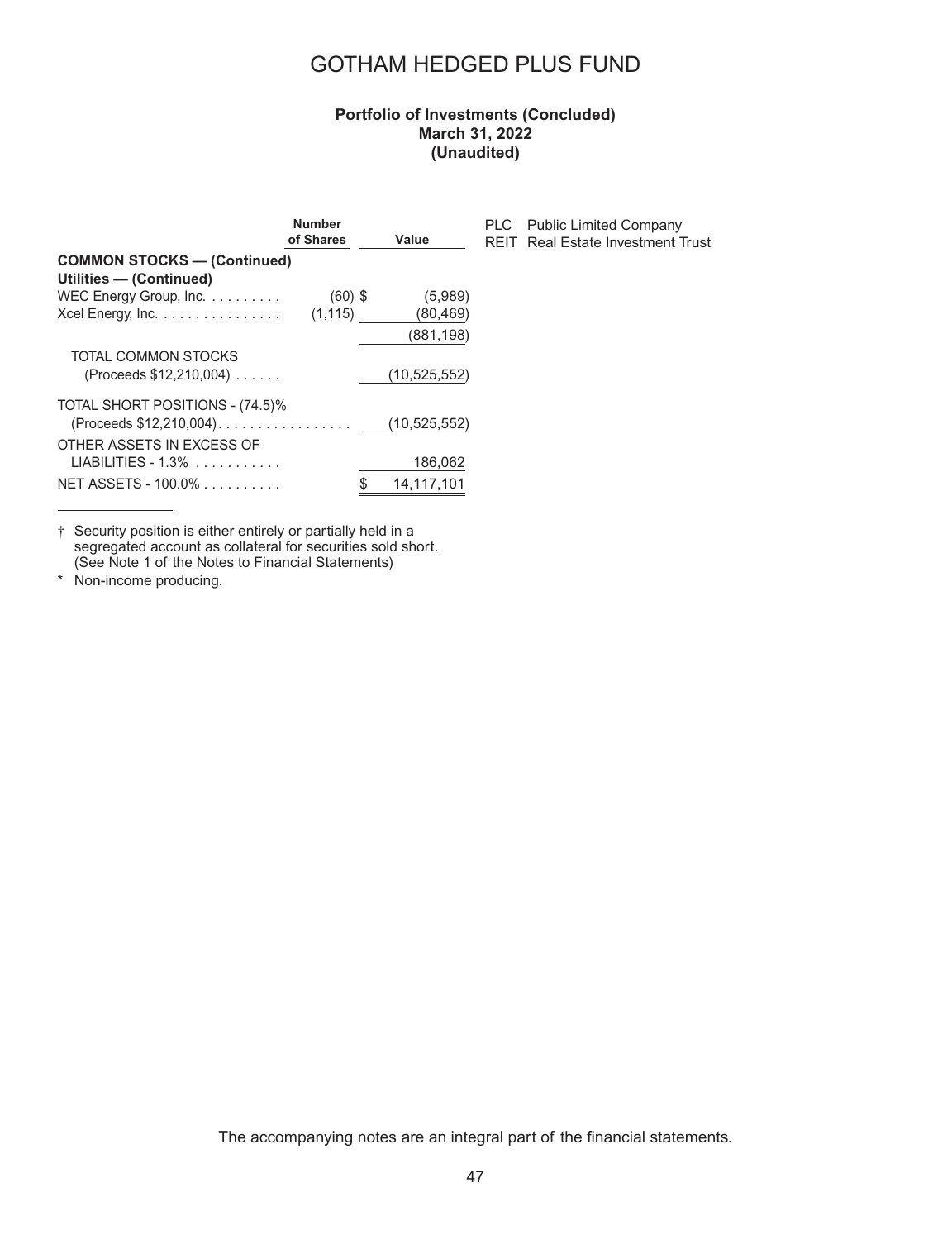# GOTHAM HEDGED PLUS FUND

**Portfolio of Investments (Concluded)**
**March 31, 2022**
**(Unaudited)**

| | Number of Shares | Value |
|---|---|---|
| **COMMON STOCKS — (Continued)** | | |
| **Utilities — (Continued)** | | |
| WEC Energy Group, Inc. | (60) | $ (5,989) |
| Xcel Energy, Inc. | (1,115) | (80,469) |
| | | (881,198) |
| TOTAL COMMON STOCKS (Proceeds $12,210,004) | | (10,525,552) |
| TOTAL SHORT POSITIONS - (74.5)% (Proceeds $12,210,004) | | (10,525,552) |
| OTHER ASSETS IN EXCESS OF LIABILITIES - 1.3% | | 186,062 |
| NET ASSETS - 100.0% | | $ 14,117,101 |

† Security position is either entirely or partially held in a segregated account as collateral for securities sold short. (See Note 1 of the Notes to Financial Statements)

\* Non-income producing.

PLC Public Limited Company
REIT Real Estate Investment Trust

The accompanying notes are an integral part of the financial statements.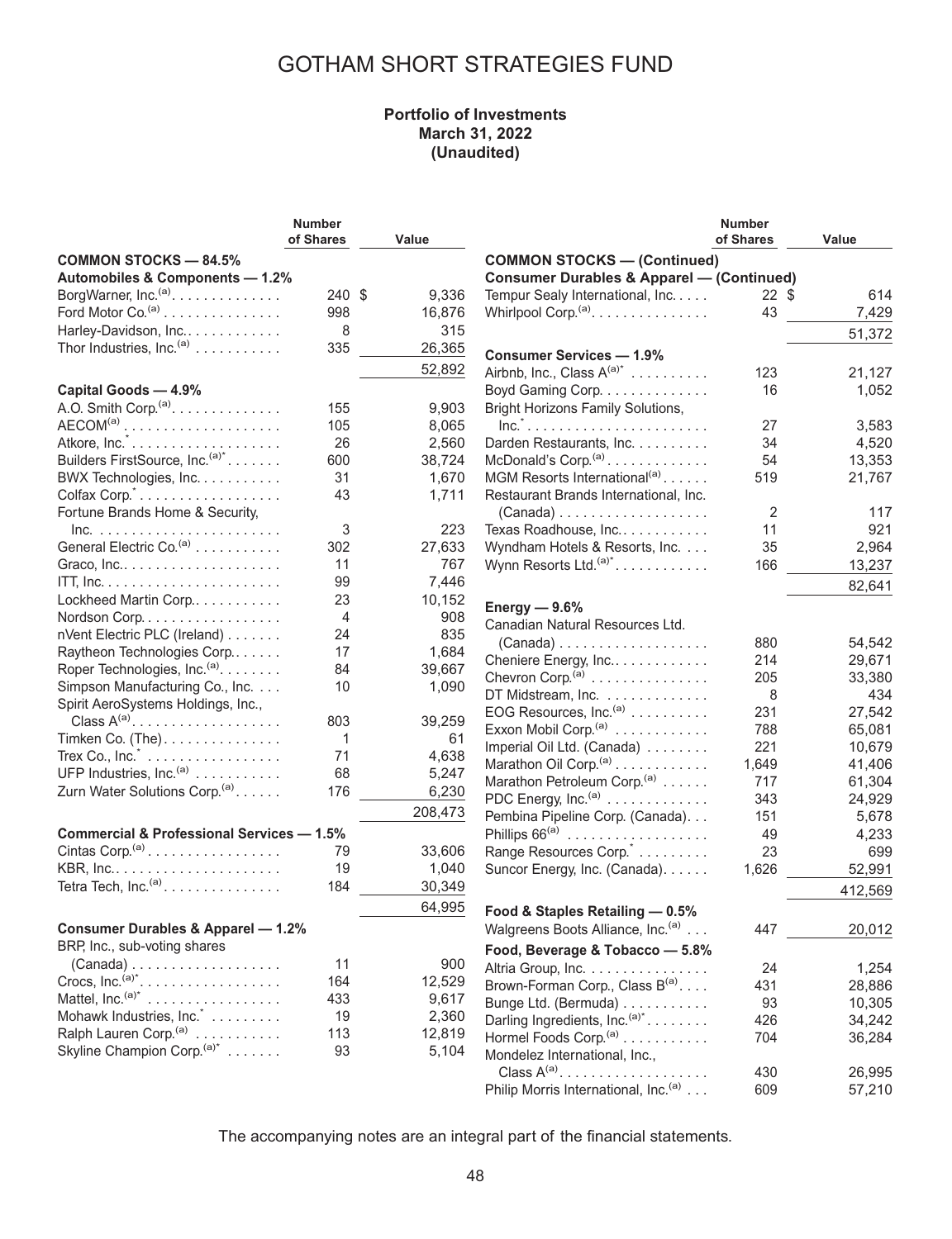# GOTHAM SHORT STRATEGIES FUND

**Portfolio of Investments**
**March 31, 2022**
**(Unaudited)**

| | Number of Shares | Value |
|---|---|---|
| **COMMON STOCKS — 84.5%** | | |
| **Automobiles & Components — 1.2%** | | |
| BorgWarner, Inc.(a) | 240 | $ 9,336 |
| Ford Motor Co.(a) | 998 | 16,876 |
| Harley-Davidson, Inc. | 8 | 315 |
| Thor Industries, Inc.(a) | 335 | 26,365 |
| | | 52,892 |
| **Capital Goods — 4.9%** | | |
| A.O. Smith Corp.(a) | 155 | 9,903 |
| AECOM(a) | 105 | 8,065 |
| Atkore, Inc.* | 26 | 2,560 |
| Builders FirstSource, Inc.(a)* | 600 | 38,724 |
| BWX Technologies, Inc. | 31 | 1,670 |
| Colfax Corp.* | 43 | 1,711 |
| Fortune Brands Home & Security, Inc. | 3 | 223 |
| General Electric Co.(a) | 302 | 27,633 |
| Graco, Inc. | 11 | 767 |
| ITT, Inc. | 99 | 7,446 |
| Lockheed Martin Corp. | 23 | 10,152 |
| Nordson Corp. | 4 | 908 |
| nVent Electric PLC (Ireland) | 24 | 835 |
| Raytheon Technologies Corp. | 17 | 1,684 |
| Roper Technologies, Inc.(a) | 84 | 39,667 |
| Simpson Manufacturing Co., Inc. | 10 | 1,090 |
| Spirit AeroSystems Holdings, Inc., Class A(a) | 803 | 39,259 |
| Timken Co. (The) | 1 | 61 |
| Trex Co., Inc.* | 71 | 4,638 |
| UFP Industries, Inc.(a) | 68 | 5,247 |
| Zurn Water Solutions Corp.(a) | 176 | 6,230 |
| | | 208,473 |
| **Commercial & Professional Services — 1.5%** | | |
| Cintas Corp.(a) | 79 | 33,606 |
| KBR, Inc. | 19 | 1,040 |
| Tetra Tech, Inc.(a) | 184 | 30,349 |
| | | 64,995 |
| **Consumer Durables & Apparel — 1.2%** | | |
| BRP, Inc., sub-voting shares (Canada) | 11 | 900 |
| Crocs, Inc.(a)* | 164 | 12,529 |
| Mattel, Inc.(a)* | 433 | 9,617 |
| Mohawk Industries, Inc.* | 19 | 2,360 |
| Ralph Lauren Corp.(a) | 113 | 12,819 |
| Skyline Champion Corp.(a)* | 93 | 5,104 |
| **COMMON STOCKS — (Continued)** | | |
| **Consumer Durables & Apparel — (Continued)** | | |
| Tempur Sealy International, Inc. | 22 | $ 614 |
| Whirlpool Corp.(a) | 43 | 7,429 |
| | | 51,372 |
| **Consumer Services — 1.9%** | | |
| Airbnb, Inc., Class A(a)* | 123 | 21,127 |
| Boyd Gaming Corp. | 16 | 1,052 |
| Bright Horizons Family Solutions, Inc.* | 27 | 3,583 |
| Darden Restaurants, Inc. | 34 | 4,520 |
| McDonald's Corp.(a) | 54 | 13,353 |
| MGM Resorts International(a) | 519 | 21,767 |
| Restaurant Brands International, Inc. (Canada) | 2 | 117 |
| Texas Roadhouse, Inc. | 11 | 921 |
| Wyndham Hotels & Resorts, Inc. | 35 | 2,964 |
| Wynn Resorts Ltd.(a)* | 166 | 13,237 |
| | | 82,641 |
| **Energy — 9.6%** | | |
| Canadian Natural Resources Ltd. (Canada) | 880 | 54,542 |
| Cheniere Energy, Inc. | 214 | 29,671 |
| Chevron Corp.(a) | 205 | 33,380 |
| DT Midstream, Inc. | 8 | 434 |
| EOG Resources, Inc.(a) | 231 | 27,542 |
| Exxon Mobil Corp.(a) | 788 | 65,081 |
| Imperial Oil Ltd. (Canada) | 221 | 10,679 |
| Marathon Oil Corp.(a) | 1,649 | 41,406 |
| Marathon Petroleum Corp.(a) | 717 | 61,304 |
| PDC Energy, Inc.(a) | 343 | 24,929 |
| Pembina Pipeline Corp. (Canada) | 151 | 5,678 |
| Phillips 66(a) | 49 | 4,233 |
| Range Resources Corp.* | 23 | 699 |
| Suncor Energy, Inc. (Canada) | 1,626 | 52,991 |
| | | 412,569 |
| **Food & Staples Retailing — 0.5%** | | |
| Walgreens Boots Alliance, Inc.(a) | 447 | 20,012 |
| **Food, Beverage & Tobacco — 5.8%** | | |
| Altria Group, Inc. | 24 | 1,254 |
| Brown-Forman Corp., Class B(a) | 431 | 28,886 |
| Bunge Ltd. (Bermuda) | 93 | 10,305 |
| Darling Ingredients, Inc.(a)* | 426 | 34,242 |
| Hormel Foods Corp.(a) | 704 | 36,284 |
| Mondelez International, Inc., Class A(a) | 430 | 26,995 |
| Philip Morris International, Inc.(a) | 609 | 57,210 |

The accompanying notes are an integral part of the financial statements.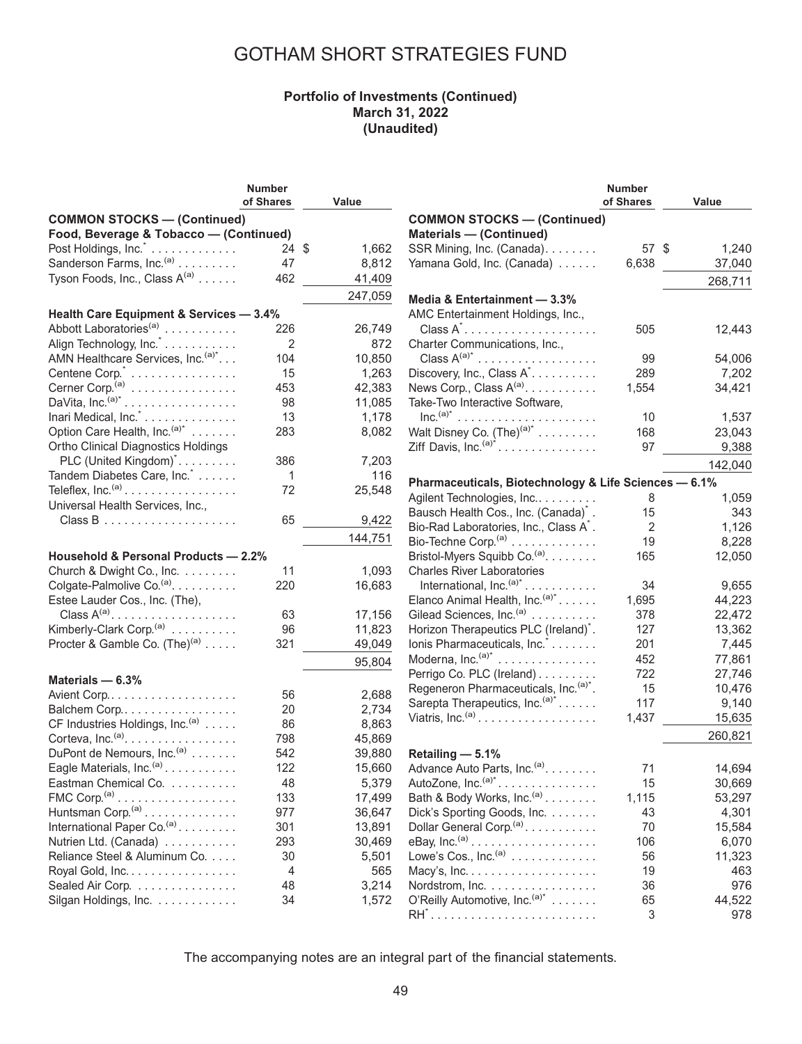# GOTHAM SHORT STRATEGIES FUND

**Portfolio of Investments (Continued)**
**March 31, 2022**
**(Unaudited)**

| | Number of Shares | Value |
|---|---|---|
| **COMMON STOCKS — (Continued)** | | |
| **Food, Beverage & Tobacco — (Continued)** | | |
| Post Holdings, Inc.* | 24 | $ 1,662 |
| Sanderson Farms, Inc.[(a)] | 47 | 8,812 |
| Tyson Foods, Inc., Class A[(a)] | 462 | 41,409 |
| | | 247,059 |
| **Health Care Equipment & Services — 3.4%** | | |
| Abbott Laboratories[(a)] | 226 | 26,749 |
| Align Technology, Inc.* | 2 | 872 |
| AMN Healthcare Services, Inc.[(a)]* | 104 | 10,850 |
| Centene Corp.* | 15 | 1,263 |
| Cerner Corp.[(a)] | 453 | 42,383 |
| DaVita, Inc.[(a)]* | 98 | 11,085 |
| Inari Medical, Inc.* | 13 | 1,178 |
| Option Care Health, Inc.[(a)]* | 283 | 8,082 |
| Ortho Clinical Diagnostics Holdings PLC (United Kingdom)* | 386 | 7,203 |
| Tandem Diabetes Care, Inc.* | 1 | 116 |
| Teleflex, Inc.[(a)] | 72 | 25,548 |
| Universal Health Services, Inc., Class B | 65 | 9,422 |
| | | 144,751 |
| **Household & Personal Products — 2.2%** | | |
| Church & Dwight Co., Inc. | 11 | 1,093 |
| Colgate-Palmolive Co.[(a)] | 220 | 16,683 |
| Estee Lauder Cos., Inc. (The), Class A[(a)] | 63 | 17,156 |
| Kimberly-Clark Corp.[(a)] | 96 | 11,823 |
| Procter & Gamble Co. (The)[(a)] | 321 | 49,049 |
| | | 95,804 |
| **Materials — 6.3%** | | |
| Avient Corp. | 56 | 2,688 |
| Balchem Corp. | 20 | 2,734 |
| CF Industries Holdings, Inc.[(a)] | 86 | 8,863 |
| Corteva, Inc.[(a)] | 798 | 45,869 |
| DuPont de Nemours, Inc.[(a)] | 542 | 39,880 |
| Eagle Materials, Inc.[(a)] | 122 | 15,660 |
| Eastman Chemical Co. | 48 | 5,379 |
| FMC Corp.[(a)] | 133 | 17,499 |
| Huntsman Corp.[(a)] | 977 | 36,647 |
| International Paper Co.[(a)] | 301 | 13,891 |
| Nutrien Ltd. (Canada) | 293 | 30,469 |
| Reliance Steel & Aluminum Co. | 30 | 5,501 |
| Royal Gold, Inc. | 4 | 565 |
| Sealed Air Corp. | 48 | 3,214 |
| Silgan Holdings, Inc. | 34 | 1,572 |
| **COMMON STOCKS — (Continued)** | | |
| **Materials — (Continued)** | | |
| SSR Mining, Inc. (Canada) | 57 | $ 1,240 |
| Yamana Gold, Inc. (Canada) | 6,638 | 37,040 |
| | | 268,711 |
| **Media & Entertainment — 3.3%** | | |
| AMC Entertainment Holdings, Inc., Class A* | 505 | 12,443 |
| Charter Communications, Inc., Class A[(a)]* | 99 | 54,006 |
| Discovery, Inc., Class A* | 289 | 7,202 |
| News Corp., Class A[(a)] | 1,554 | 34,421 |
| Take-Two Interactive Software, Inc.[(a)]* | 10 | 1,537 |
| Walt Disney Co. (The)[(a)]* | 168 | 23,043 |
| Ziff Davis, Inc.[(a)]* | 97 | 9,388 |
| | | 142,040 |
| **Pharmaceuticals, Biotechnology & Life Sciences — 6.1%** | | |
| Agilent Technologies, Inc. | 8 | 1,059 |
| Bausch Health Cos., Inc. (Canada)* | 15 | 343 |
| Bio-Rad Laboratories, Inc., Class A* | 2 | 1,126 |
| Bio-Techne Corp.[(a)] | 19 | 8,228 |
| Bristol-Myers Squibb Co.[(a)] | 165 | 12,050 |
| Charles River Laboratories International, Inc.[(a)]* | 34 | 9,655 |
| Elanco Animal Health, Inc.[(a)]* | 1,695 | 44,223 |
| Gilead Sciences, Inc.[(a)] | 378 | 22,472 |
| Horizon Therapeutics PLC (Ireland)* | 127 | 13,362 |
| Ionis Pharmaceuticals, Inc.* | 201 | 7,445 |
| Moderna, Inc.[(a)]* | 452 | 77,861 |
| Perrigo Co. PLC (Ireland) | 722 | 27,746 |
| Regeneron Pharmaceuticals, Inc.[(a)]* | 15 | 10,476 |
| Sarepta Therapeutics, Inc.[(a)]* | 117 | 9,140 |
| Viatris, Inc.[(a)] | 1,437 | 15,635 |
| | | 260,821 |
| **Retailing — 5.1%** | | |
| Advance Auto Parts, Inc.[(a)] | 71 | 14,694 |
| AutoZone, Inc.[(a)]* | 15 | 30,669 |
| Bath & Body Works, Inc.[(a)] | 1,115 | 53,297 |
| Dick's Sporting Goods, Inc. | 43 | 4,301 |
| Dollar General Corp.[(a)] | 70 | 15,584 |
| eBay, Inc.[(a)] | 106 | 6,070 |
| Lowe's Cos., Inc.[(a)] | 56 | 11,323 |
| Macy's, Inc. | 19 | 463 |
| Nordstrom, Inc. | 36 | 976 |
| O'Reilly Automotive, Inc.[(a)]* | 65 | 44,522 |
| RH* | 3 | 978 |

The accompanying notes are an integral part of the financial statements.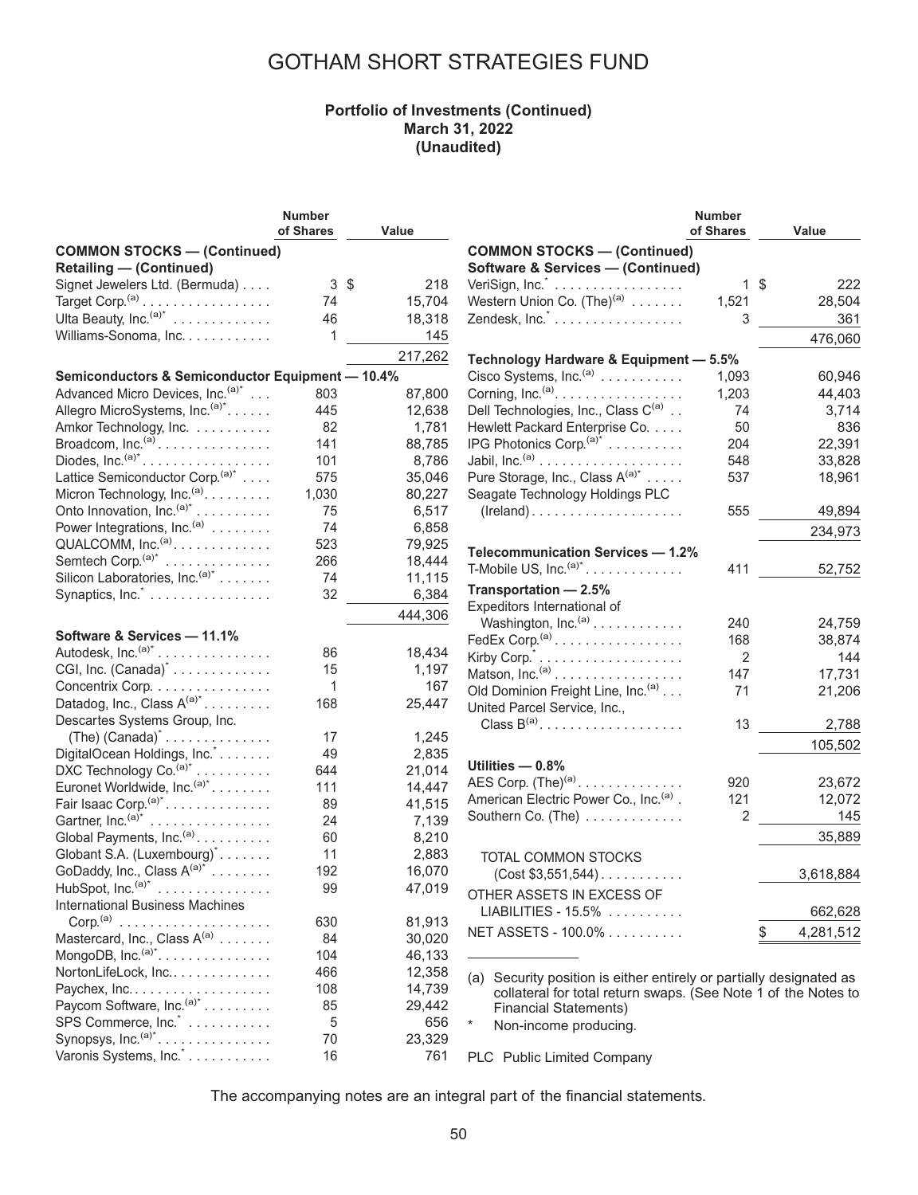# GOTHAM SHORT STRATEGIES FUND

**Portfolio of Investments (Continued)**
**March 31, 2022**
**(Unaudited)**

| | Number of Shares | Value |
|---|---|---|
| **COMMON STOCKS — (Continued)** | | |
| **Retailing — (Continued)** | | |
| Signet Jewelers Ltd. (Bermuda) | 3 | $ 218 |
| Target Corp.[(a)] | 74 | 15,704 |
| Ulta Beauty, Inc.[(a)*] | 46 | 18,318 |
| Williams-Sonoma, Inc. | 1 | 145 |
| | | 217,262 |
| **Semiconductors & Semiconductor Equipment — 10.4%** | | |
| Advanced Micro Devices, Inc.[(a)*] | 803 | 87,800 |
| Allegro MicroSystems, Inc.[(a)*] | 445 | 12,638 |
| Amkor Technology, Inc. | 82 | 1,781 |
| Broadcom, Inc.[(a)] | 141 | 88,785 |
| Diodes, Inc.[(a)*] | 101 | 8,786 |
| Lattice Semiconductor Corp.[(a)*] | 575 | 35,046 |
| Micron Technology, Inc.[(a)] | 1,030 | 80,227 |
| Onto Innovation, Inc.[(a)*] | 75 | 6,517 |
| Power Integrations, Inc.[(a)] | 74 | 6,858 |
| QUALCOMM, Inc.[(a)] | 523 | 79,925 |
| Semtech Corp.[(a)*] | 266 | 18,444 |
| Silicon Laboratories, Inc.[(a)*] | 74 | 11,115 |
| Synaptics, Inc.* | 32 | 6,384 |
| | | 444,306 |
| **Software & Services — 11.1%** | | |
| Autodesk, Inc.[(a)*] | 86 | 18,434 |
| CGI, Inc. (Canada)* | 15 | 1,197 |
| Concentrix Corp. | 1 | 167 |
| Datadog, Inc., Class A[(a)*] | 168 | 25,447 |
| Descartes Systems Group, Inc. (The) (Canada)* | 17 | 1,245 |
| DigitalOcean Holdings, Inc.* | 49 | 2,835 |
| DXC Technology Co.[(a)*] | 644 | 21,014 |
| Euronet Worldwide, Inc.[(a)*] | 111 | 14,447 |
| Fair Isaac Corp.[(a)*] | 89 | 41,515 |
| Gartner, Inc.[(a)*] | 24 | 7,139 |
| Global Payments, Inc.[(a)] | 60 | 8,210 |
| Globant S.A. (Luxembourg)* | 11 | 2,883 |
| GoDaddy, Inc., Class A[(a)*] | 192 | 16,070 |
| HubSpot, Inc.[(a)*] | 99 | 47,019 |
| International Business Machines Corp.[(a)] | 630 | 81,913 |
| Mastercard, Inc., Class A[(a)] | 84 | 30,020 |
| MongoDB, Inc.[(a)*] | 104 | 46,133 |
| NortonLifeLock, Inc. | 466 | 12,358 |
| Paychex, Inc. | 108 | 14,739 |
| Paycom Software, Inc.[(a)*] | 85 | 29,442 |
| SPS Commerce, Inc.* | 5 | 656 |
| Synopsys, Inc.[(a)*] | 70 | 23,329 |
| Varonis Systems, Inc.* | 16 | 761 |
| VeriSign, Inc.* | 1 | $ 222 |
| Western Union Co. (The)[(a)] | 1,521 | 28,504 |
| Zendesk, Inc.* | 3 | 361 |
| | | 476,060 |
| **Technology Hardware & Equipment — 5.5%** | | |
| Cisco Systems, Inc.[(a)] | 1,093 | 60,946 |
| Corning, Inc.[(a)] | 1,203 | 44,403 |
| Dell Technologies, Inc., Class C[(a)] | 74 | 3,714 |
| Hewlett Packard Enterprise Co. | 50 | 836 |
| IPG Photonics Corp.[(a)*] | 204 | 22,391 |
| Jabil, Inc.[(a)] | 548 | 33,828 |
| Pure Storage, Inc., Class A[(a)*] | 537 | 18,961 |
| Seagate Technology Holdings PLC (Ireland) | 555 | 49,894 |
| | | 234,973 |
| **Telecommunication Services — 1.2%** | | |
| T-Mobile US, Inc.[(a)*] | 411 | 52,752 |
| **Transportation — 2.5%** | | |
| Expeditors International of Washington, Inc.[(a)] | 240 | 24,759 |
| FedEx Corp.[(a)] | 168 | 38,874 |
| Kirby Corp.* | 2 | 144 |
| Matson, Inc.[(a)] | 147 | 17,731 |
| Old Dominion Freight Line, Inc.[(a)] | 71 | 21,206 |
| United Parcel Service, Inc., Class B[(a)] | 13 | 2,788 |
| | | 105,502 |
| **Utilities — 0.8%** | | |
| AES Corp. (The)[(a)] | 920 | 23,672 |
| American Electric Power Co., Inc.[(a)] | 121 | 12,072 |
| Southern Co. (The) | 2 | 145 |
| | | 35,889 |
| TOTAL COMMON STOCKS (Cost $3,551,544) | | 3,618,884 |
| OTHER ASSETS IN EXCESS OF LIABILITIES - 15.5% | | 662,628 |
| NET ASSETS - 100.0% | | $ 4,281,512 |

(a) Security position is either entirely or partially designated as collateral for total return swaps. (See Note 1 of the Notes to Financial Statements)

\* Non-income producing.

PLC Public Limited Company

The accompanying notes are an integral part of the financial statements.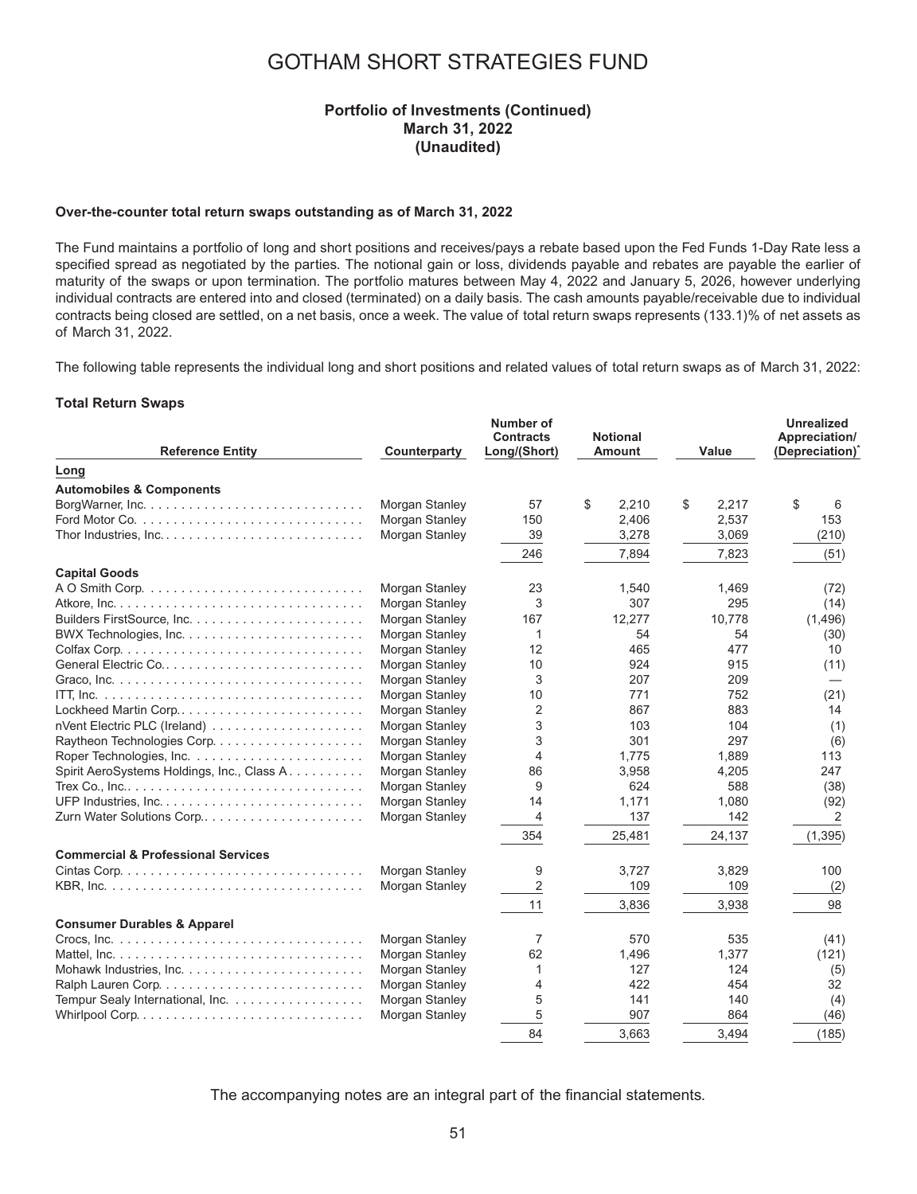# GOTHAM SHORT STRATEGIES FUND

## Portfolio of Investments (Continued)
## March 31, 2022
## (Unaudited)

**Over-the-counter total return swaps outstanding as of March 31, 2022**

The Fund maintains a portfolio of long and short positions and receives/pays a rebate based upon the Fed Funds 1-Day Rate less a specified spread as negotiated by the parties. The notional gain or loss, dividends payable and rebates are payable the earlier of maturity of the swaps or upon termination. The portfolio matures between May 4, 2022 and January 5, 2026, however underlying individual contracts are entered into and closed (terminated) on a daily basis. The cash amounts payable/receivable due to individual contracts being closed are settled, on a net basis, once a week. The value of total return swaps represents (133.1)% of net assets as of March 31, 2022.

The following table represents the individual long and short positions and related values of total return swaps as of March 31, 2022:

**Total Return Swaps**

| Reference Entity | Counterparty | Number of Contracts Long/(Short) | Notional Amount | Value | Unrealized Appreciation/ (Depreciation)* |
|---|---|---|---|---|---|
| **Long** | | | | | |
| **Automobiles & Components** | | | | | |
| BorgWarner, Inc. | Morgan Stanley | 57 | $ 2,210 | $ 2,217 | $ 6 |
| Ford Motor Co. | Morgan Stanley | 150 | 2,406 | 2,537 | 153 |
| Thor Industries, Inc. | Morgan Stanley | 39 | 3,278 | 3,069 | (210) |
| | | 246 | 7,894 | 7,823 | (51) |
| **Capital Goods** | | | | | |
| A O Smith Corp. | Morgan Stanley | 23 | 1,540 | 1,469 | (72) |
| Atkore, Inc. | Morgan Stanley | 3 | 307 | 295 | (14) |
| Builders FirstSource, Inc. | Morgan Stanley | 167 | 12,277 | 10,778 | (1,496) |
| BWX Technologies, Inc. | Morgan Stanley | 1 | 54 | 54 | (30) |
| Colfax Corp. | Morgan Stanley | 12 | 465 | 477 | 10 |
| General Electric Co. | Morgan Stanley | 10 | 924 | 915 | (11) |
| Graco, Inc. | Morgan Stanley | 3 | 207 | 209 | — |
| ITT, Inc. | Morgan Stanley | 10 | 771 | 752 | (21) |
| Lockheed Martin Corp. | Morgan Stanley | 2 | 867 | 883 | 14 |
| nVent Electric PLC (Ireland) | Morgan Stanley | 3 | 103 | 104 | (1) |
| Raytheon Technologies Corp. | Morgan Stanley | 3 | 301 | 297 | (6) |
| Roper Technologies, Inc. | Morgan Stanley | 4 | 1,775 | 1,889 | 113 |
| Spirit AeroSystems Holdings, Inc., Class A | Morgan Stanley | 86 | 3,958 | 4,205 | 247 |
| Trex Co., Inc. | Morgan Stanley | 9 | 624 | 588 | (38) |
| UFP Industries, Inc. | Morgan Stanley | 14 | 1,171 | 1,080 | (92) |
| Zurn Water Solutions Corp. | Morgan Stanley | 4 | 137 | 142 | 2 |
| | | 354 | 25,481 | 24,137 | (1,395) |
| **Commercial & Professional Services** | | | | | |
| Cintas Corp. | Morgan Stanley | 9 | 3,727 | 3,829 | 100 |
| KBR, Inc. | Morgan Stanley | 2 | 109 | 109 | (2) |
| | | 11 | 3,836 | 3,938 | 98 |
| **Consumer Durables & Apparel** | | | | | |
| Crocs, Inc. | Morgan Stanley | 7 | 570 | 535 | (41) |
| Mattel, Inc. | Morgan Stanley | 62 | 1,496 | 1,377 | (121) |
| Mohawk Industries, Inc. | Morgan Stanley | 1 | 127 | 124 | (5) |
| Ralph Lauren Corp. | Morgan Stanley | 4 | 422 | 454 | 32 |
| Tempur Sealy International, Inc. | Morgan Stanley | 5 | 141 | 140 | (4) |
| Whirlpool Corp. | Morgan Stanley | 5 | 907 | 864 | (46) |
| | | 84 | 3,663 | 3,494 | (185) |

The accompanying notes are an integral part of the financial statements.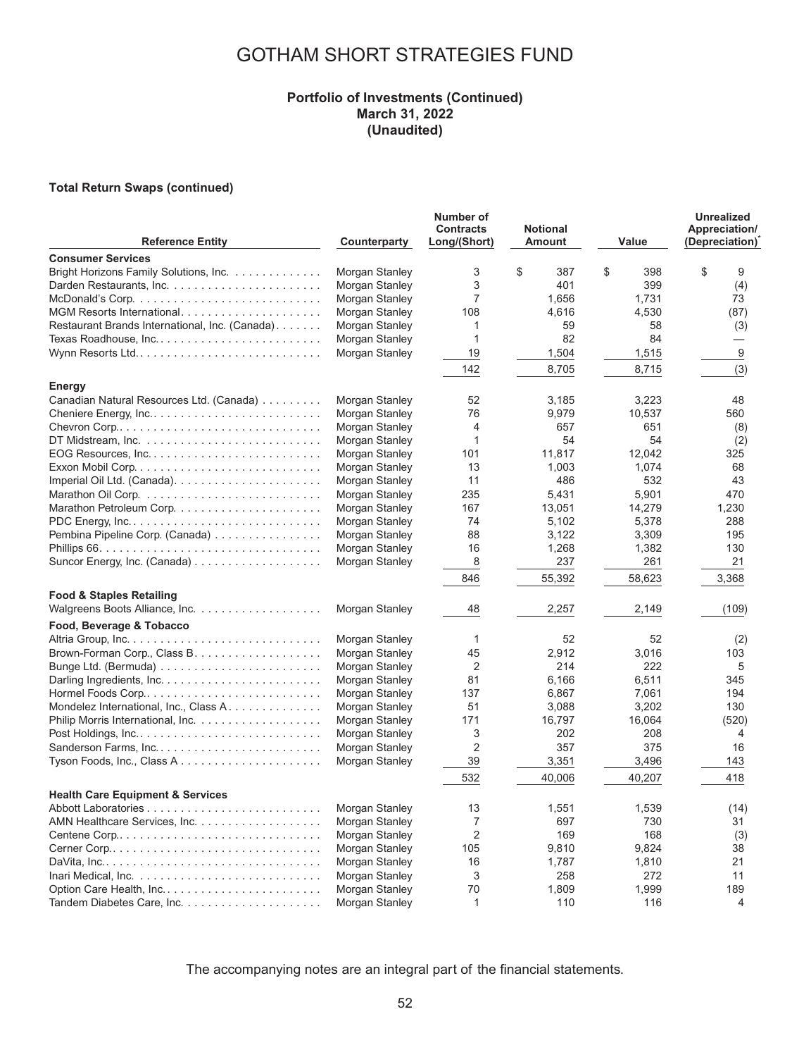# GOTHAM SHORT STRATEGIES FUND

**Portfolio of Investments (Continued)**
**March 31, 2022**
**(Unaudited)**

**Total Return Swaps (continued)**

| Reference Entity | Counterparty | Number of Contracts Long/(Short) | Notional Amount | Value | Unrealized Appreciation/ (Depreciation)* |
|---|---|---|---|---|---|
| **Consumer Services** | | | | | |
| Bright Horizons Family Solutions, Inc. | Morgan Stanley | 3 | $ 387 | $ 398 | $ 9 |
| Darden Restaurants, Inc. | Morgan Stanley | 3 | 401 | 399 | (4) |
| McDonald's Corp. | Morgan Stanley | 7 | 1,656 | 1,731 | 73 |
| MGM Resorts International | Morgan Stanley | 108 | 4,616 | 4,530 | (87) |
| Restaurant Brands International, Inc. (Canada) | Morgan Stanley | 1 | 59 | 58 | (3) |
| Texas Roadhouse, Inc. | Morgan Stanley | 1 | 82 | 84 | — |
| Wynn Resorts Ltd. | Morgan Stanley | 19 | 1,504 | 1,515 | 9 |
| | | 142 | 8,705 | 8,715 | (3) |
| **Energy** | | | | | |
| Canadian Natural Resources Ltd. (Canada) | Morgan Stanley | 52 | 3,185 | 3,223 | 48 |
| Cheniere Energy, Inc. | Morgan Stanley | 76 | 9,979 | 10,537 | 560 |
| Chevron Corp. | Morgan Stanley | 4 | 657 | 651 | (8) |
| DT Midstream, Inc. | Morgan Stanley | 1 | 54 | 54 | (2) |
| EOG Resources, Inc. | Morgan Stanley | 101 | 11,817 | 12,042 | 325 |
| Exxon Mobil Corp. | Morgan Stanley | 13 | 1,003 | 1,074 | 68 |
| Imperial Oil Ltd. (Canada) | Morgan Stanley | 11 | 486 | 532 | 43 |
| Marathon Oil Corp. | Morgan Stanley | 235 | 5,431 | 5,901 | 470 |
| Marathon Petroleum Corp. | Morgan Stanley | 167 | 13,051 | 14,279 | 1,230 |
| PDC Energy, Inc. | Morgan Stanley | 74 | 5,102 | 5,378 | 288 |
| Pembina Pipeline Corp. (Canada) | Morgan Stanley | 88 | 3,122 | 3,309 | 195 |
| Phillips 66 | Morgan Stanley | 16 | 1,268 | 1,382 | 130 |
| Suncor Energy, Inc. (Canada) | Morgan Stanley | 8 | 237 | 261 | 21 |
| | | 846 | 55,392 | 58,623 | 3,368 |
| **Food & Staples Retailing** | | | | | |
| Walgreens Boots Alliance, Inc. | Morgan Stanley | 48 | 2,257 | 2,149 | (109) |
| **Food, Beverage & Tobacco** | | | | | |
| Altria Group, Inc. | Morgan Stanley | 1 | 52 | 52 | (2) |
| Brown-Forman Corp., Class B | Morgan Stanley | 45 | 2,912 | 3,016 | 103 |
| Bunge Ltd. (Bermuda) | Morgan Stanley | 2 | 214 | 222 | 5 |
| Darling Ingredients, Inc. | Morgan Stanley | 81 | 6,166 | 6,511 | 345 |
| Hormel Foods Corp. | Morgan Stanley | 137 | 6,867 | 7,061 | 194 |
| Mondelez International, Inc., Class A | Morgan Stanley | 51 | 3,088 | 3,202 | 130 |
| Philip Morris International, Inc. | Morgan Stanley | 171 | 16,797 | 16,064 | (520) |
| Post Holdings, Inc. | Morgan Stanley | 3 | 202 | 208 | 4 |
| Sanderson Farms, Inc. | Morgan Stanley | 2 | 357 | 375 | 16 |
| Tyson Foods, Inc., Class A | Morgan Stanley | 39 | 3,351 | 3,496 | 143 |
| | | 532 | 40,006 | 40,207 | 418 |
| **Health Care Equipment & Services** | | | | | |
| Abbott Laboratories | Morgan Stanley | 13 | 1,551 | 1,539 | (14) |
| AMN Healthcare Services, Inc. | Morgan Stanley | 7 | 697 | 730 | 31 |
| Centene Corp. | Morgan Stanley | 2 | 169 | 168 | (3) |
| Cerner Corp. | Morgan Stanley | 105 | 9,810 | 9,824 | 38 |
| DaVita, Inc. | Morgan Stanley | 16 | 1,787 | 1,810 | 21 |
| Inari Medical, Inc. | Morgan Stanley | 3 | 258 | 272 | 11 |
| Option Care Health, Inc. | Morgan Stanley | 70 | 1,809 | 1,999 | 189 |
| Tandem Diabetes Care, Inc. | Morgan Stanley | 1 | 110 | 116 | 4 |

The accompanying notes are an integral part of the financial statements.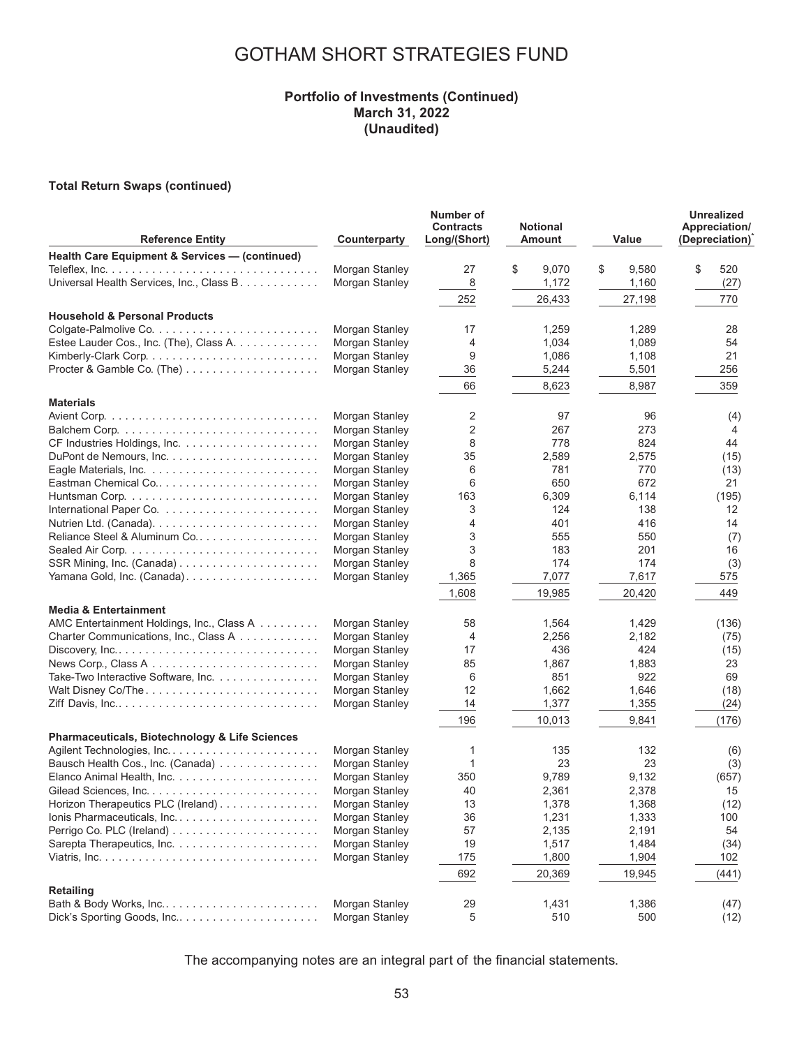# GOTHAM SHORT STRATEGIES FUND

**Portfolio of Investments (Continued)**
**March 31, 2022**
**(Unaudited)**

**Total Return Swaps (continued)**

| Reference Entity | Counterparty | Number of Contracts Long/(Short) | Notional Amount | Value | Unrealized Appreciation/ (Depreciation)* |
|---|---|---|---|---|---|
| **Health Care Equipment & Services — (continued)** | | | | | |
| Teleflex, Inc. | Morgan Stanley | 27 | $ 9,070 | $ 9,580 | $ 520 |
| Universal Health Services, Inc., Class B | Morgan Stanley | 8 | 1,172 | 1,160 | (27) |
| | | 252 | 26,433 | 27,198 | 770 |
| **Household & Personal Products** | | | | | |
| Colgate-Palmolive Co. | Morgan Stanley | 17 | 1,259 | 1,289 | 28 |
| Estee Lauder Cos., Inc. (The), Class A. | Morgan Stanley | 4 | 1,034 | 1,089 | 54 |
| Kimberly-Clark Corp. | Morgan Stanley | 9 | 1,086 | 1,108 | 21 |
| Procter & Gamble Co. (The) | Morgan Stanley | 36 | 5,244 | 5,501 | 256 |
| | | 66 | 8,623 | 8,987 | 359 |
| **Materials** | | | | | |
| Avient Corp. | Morgan Stanley | 2 | 97 | 96 | (4) |
| Balchem Corp. | Morgan Stanley | 2 | 267 | 273 | 4 |
| CF Industries Holdings, Inc. | Morgan Stanley | 8 | 778 | 824 | 44 |
| DuPont de Nemours, Inc. | Morgan Stanley | 35 | 2,589 | 2,575 | (15) |
| Eagle Materials, Inc. | Morgan Stanley | 6 | 781 | 770 | (13) |
| Eastman Chemical Co. | Morgan Stanley | 6 | 650 | 672 | 21 |
| Huntsman Corp. | Morgan Stanley | 163 | 6,309 | 6,114 | (195) |
| International Paper Co. | Morgan Stanley | 3 | 124 | 138 | 12 |
| Nutrien Ltd. (Canada). | Morgan Stanley | 4 | 401 | 416 | 14 |
| Reliance Steel & Aluminum Co. | Morgan Stanley | 3 | 555 | 550 | (7) |
| Sealed Air Corp. | Morgan Stanley | 3 | 183 | 201 | 16 |
| SSR Mining, Inc. (Canada) | Morgan Stanley | 8 | 174 | 174 | (3) |
| Yamana Gold, Inc. (Canada) | Morgan Stanley | 1,365 | 7,077 | 7,617 | 575 |
| | | 1,608 | 19,985 | 20,420 | 449 |
| **Media & Entertainment** | | | | | |
| AMC Entertainment Holdings, Inc., Class A | Morgan Stanley | 58 | 1,564 | 1,429 | (136) |
| Charter Communications, Inc., Class A | Morgan Stanley | 4 | 2,256 | 2,182 | (75) |
| Discovery, Inc. | Morgan Stanley | 17 | 436 | 424 | (15) |
| News Corp., Class A | Morgan Stanley | 85 | 1,867 | 1,883 | 23 |
| Take-Two Interactive Software, Inc. | Morgan Stanley | 6 | 851 | 922 | 69 |
| Walt Disney Co/The | Morgan Stanley | 12 | 1,662 | 1,646 | (18) |
| Ziff Davis, Inc. | Morgan Stanley | 14 | 1,377 | 1,355 | (24) |
| | | 196 | 10,013 | 9,841 | (176) |
| **Pharmaceuticals, Biotechnology & Life Sciences** | | | | | |
| Agilent Technologies, Inc. | Morgan Stanley | 1 | 135 | 132 | (6) |
| Bausch Health Cos., Inc. (Canada) | Morgan Stanley | 1 | 23 | 23 | (3) |
| Elanco Animal Health, Inc. | Morgan Stanley | 350 | 9,789 | 9,132 | (657) |
| Gilead Sciences, Inc. | Morgan Stanley | 40 | 2,361 | 2,378 | 15 |
| Horizon Therapeutics PLC (Ireland) | Morgan Stanley | 13 | 1,378 | 1,368 | (12) |
| Ionis Pharmaceuticals, Inc. | Morgan Stanley | 36 | 1,231 | 1,333 | 100 |
| Perrigo Co. PLC (Ireland) | Morgan Stanley | 57 | 2,135 | 2,191 | 54 |
| Sarepta Therapeutics, Inc. | Morgan Stanley | 19 | 1,517 | 1,484 | (34) |
| Viatris, Inc. | Morgan Stanley | 175 | 1,800 | 1,904 | 102 |
| | | 692 | 20,369 | 19,945 | (441) |
| **Retailing** | | | | | |
| Bath & Body Works, Inc. | Morgan Stanley | 29 | 1,431 | 1,386 | (47) |
| Dick's Sporting Goods, Inc. | Morgan Stanley | 5 | 510 | 500 | (12) |

The accompanying notes are an integral part of the financial statements.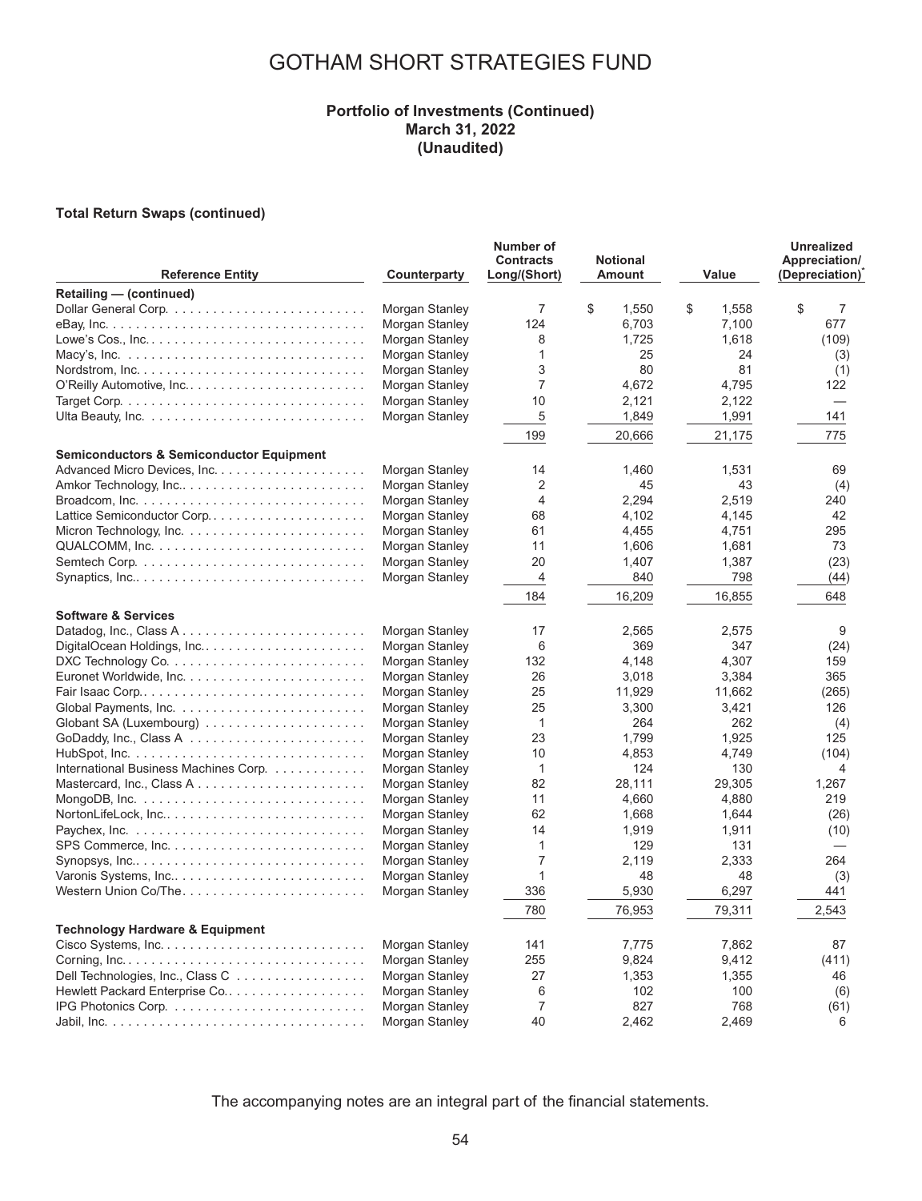# GOTHAM SHORT STRATEGIES FUND

**Portfolio of Investments (Continued)**
**March 31, 2022**
**(Unaudited)**

**Total Return Swaps (continued)**

| Reference Entity | Counterparty | Number of Contracts Long/(Short) | Notional Amount | Value | Unrealized Appreciation/ (Depreciation)* |
|---|---|---|---|---|---|
| **Retailing — (continued)** | | | | | |
| Dollar General Corp. | Morgan Stanley | 7 | $ 1,550 | $ 1,558 | $ 7 |
| eBay, Inc. | Morgan Stanley | 124 | 6,703 | 7,100 | 677 |
| Lowe's Cos., Inc. | Morgan Stanley | 8 | 1,725 | 1,618 | (109) |
| Macy's, Inc. | Morgan Stanley | 1 | 25 | 24 | (3) |
| Nordstrom, Inc. | Morgan Stanley | 3 | 80 | 81 | (1) |
| O'Reilly Automotive, Inc. | Morgan Stanley | 7 | 4,672 | 4,795 | 122 |
| Target Corp. | Morgan Stanley | 10 | 2,121 | 2,122 | — |
| Ulta Beauty, Inc. | Morgan Stanley | 5 | 1,849 | 1,991 | 141 |
| | | 199 | 20,666 | 21,175 | 775 |
| **Semiconductors & Semiconductor Equipment** | | | | | |
| Advanced Micro Devices, Inc. | Morgan Stanley | 14 | 1,460 | 1,531 | 69 |
| Amkor Technology, Inc.. | Morgan Stanley | 2 | 45 | 43 | (4) |
| Broadcom, Inc. | Morgan Stanley | 4 | 2,294 | 2,519 | 240 |
| Lattice Semiconductor Corp. | Morgan Stanley | 68 | 4,102 | 4,145 | 42 |
| Micron Technology, Inc. | Morgan Stanley | 61 | 4,455 | 4,751 | 295 |
| QUALCOMM, Inc. | Morgan Stanley | 11 | 1,606 | 1,681 | 73 |
| Semtech Corp. | Morgan Stanley | 20 | 1,407 | 1,387 | (23) |
| Synaptics, Inc.. | Morgan Stanley | 4 | 840 | 798 | (44) |
| | | 184 | 16,209 | 16,855 | 648 |
| **Software & Services** | | | | | |
| Datadog, Inc., Class A | Morgan Stanley | 17 | 2,565 | 2,575 | 9 |
| DigitalOcean Holdings, Inc.. | Morgan Stanley | 6 | 369 | 347 | (24) |
| DXC Technology Co. | Morgan Stanley | 132 | 4,148 | 4,307 | 159 |
| Euronet Worldwide, Inc. | Morgan Stanley | 26 | 3,018 | 3,384 | 365 |
| Fair Isaac Corp.. | Morgan Stanley | 25 | 11,929 | 11,662 | (265) |
| Global Payments, Inc. | Morgan Stanley | 25 | 3,300 | 3,421 | 126 |
| Globant SA (Luxembourg) | Morgan Stanley | 1 | 264 | 262 | (4) |
| GoDaddy, Inc., Class A | Morgan Stanley | 23 | 1,799 | 1,925 | 125 |
| HubSpot, Inc. | Morgan Stanley | 10 | 4,853 | 4,749 | (104) |
| International Business Machines Corp. | Morgan Stanley | 1 | 124 | 130 | 4 |
| Mastercard, Inc., Class A | Morgan Stanley | 82 | 28,111 | 29,305 | 1,267 |
| MongoDB, Inc. | Morgan Stanley | 11 | 4,660 | 4,880 | 219 |
| NortonLifeLock, Inc. | Morgan Stanley | 62 | 1,668 | 1,644 | (26) |
| Paychex, Inc. | Morgan Stanley | 14 | 1,919 | 1,911 | (10) |
| SPS Commerce, Inc. | Morgan Stanley | 1 | 129 | 131 | — |
| Synopsys, Inc.. | Morgan Stanley | 7 | 2,119 | 2,333 | 264 |
| Varonis Systems, Inc.. | Morgan Stanley | 1 | 48 | 48 | (3) |
| Western Union Co/The. | Morgan Stanley | 336 | 5,930 | 6,297 | 441 |
| | | 780 | 76,953 | 79,311 | 2,543 |
| **Technology Hardware & Equipment** | | | | | |
| Cisco Systems, Inc. | Morgan Stanley | 141 | 7,775 | 7,862 | 87 |
| Corning, Inc. | Morgan Stanley | 255 | 9,824 | 9,412 | (411) |
| Dell Technologies, Inc., Class C | Morgan Stanley | 27 | 1,353 | 1,355 | 46 |
| Hewlett Packard Enterprise Co. | Morgan Stanley | 6 | 102 | 100 | (6) |
| IPG Photonics Corp. | Morgan Stanley | 7 | 827 | 768 | (61) |
| Jabil, Inc. | Morgan Stanley | 40 | 2,462 | 2,469 | 6 |

The accompanying notes are an integral part of the financial statements.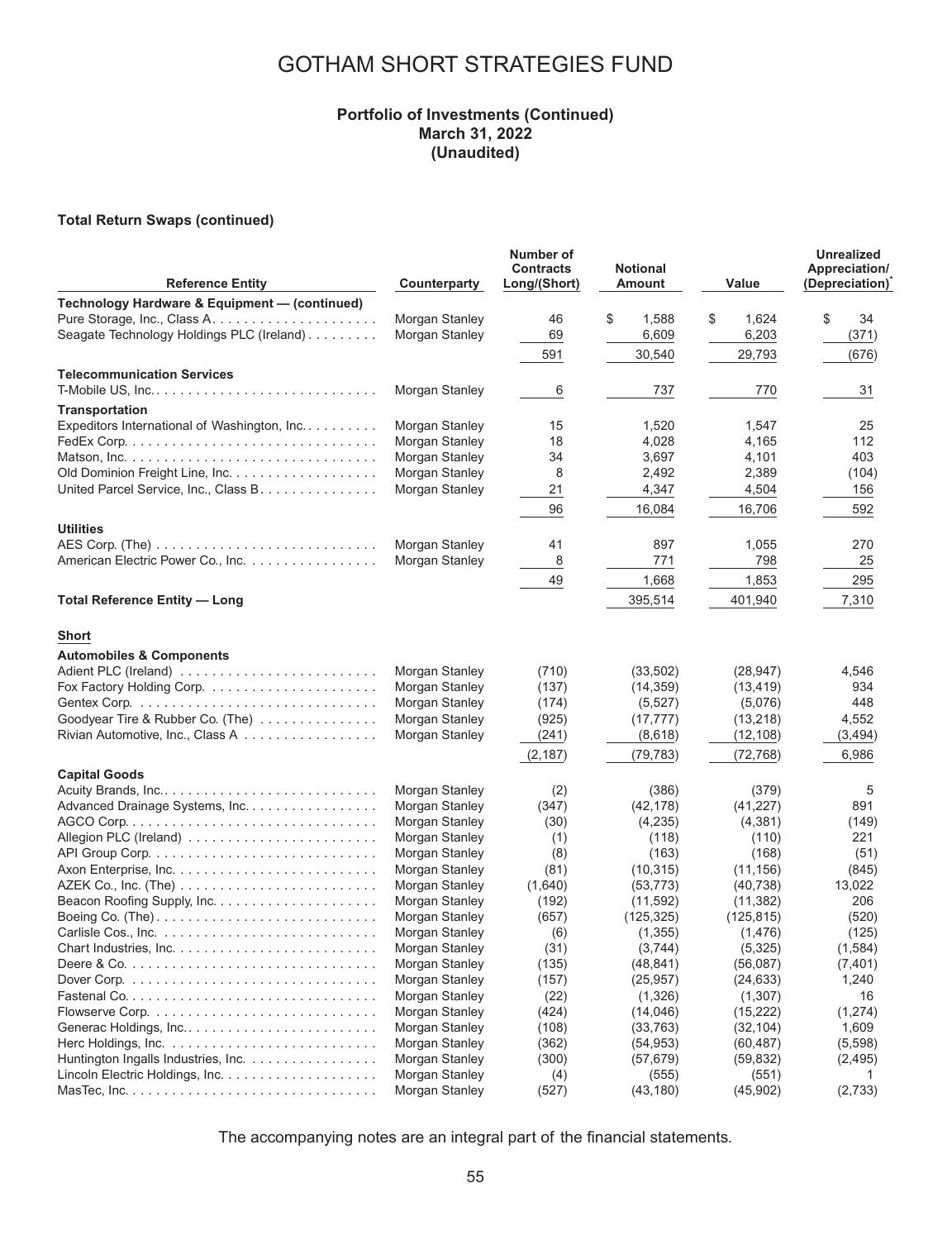# GOTHAM SHORT STRATEGIES FUND

### Portfolio of Investments (Continued)
### March 31, 2022
### (Unaudited)

**Total Return Swaps (continued)**

| Reference Entity | Counterparty | Number of Contracts Long/(Short) | Notional Amount | Value | Unrealized Appreciation/ (Depreciation)* |
|---|---|---|---|---|---|
| **Technology Hardware & Equipment — (continued)** | | | | | |
| Pure Storage, Inc., Class A | Morgan Stanley | 46 | $ 1,588 | $ 1,624 | $ 34 |
| Seagate Technology Holdings PLC (Ireland) | Morgan Stanley | 69 | 6,609 | 6,203 | (371) |
| | | 591 | 30,540 | 29,793 | (676) |
| **Telecommunication Services** | | | | | |
| T-Mobile US, Inc. | Morgan Stanley | 6 | 737 | 770 | 31 |
| **Transportation** | | | | | |
| Expeditors International of Washington, Inc. | Morgan Stanley | 15 | 1,520 | 1,547 | 25 |
| FedEx Corp. | Morgan Stanley | 18 | 4,028 | 4,165 | 112 |
| Matson, Inc. | Morgan Stanley | 34 | 3,697 | 4,101 | 403 |
| Old Dominion Freight Line, Inc. | Morgan Stanley | 8 | 2,492 | 2,389 | (104) |
| United Parcel Service, Inc., Class B | Morgan Stanley | 21 | 4,347 | 4,504 | 156 |
| | | 96 | 16,084 | 16,706 | 592 |
| **Utilities** | | | | | |
| AES Corp. (The) | Morgan Stanley | 41 | 897 | 1,055 | 270 |
| American Electric Power Co., Inc. | Morgan Stanley | 8 | 771 | 798 | 25 |
| | | 49 | 1,668 | 1,853 | 295 |
| **Total Reference Entity — Long** | | | 395,514 | 401,940 | 7,310 |
| **Short** | | | | | |
| **Automobiles & Components** | | | | | |
| Adient PLC (Ireland) | Morgan Stanley | (710) | (33,502) | (28,947) | 4,546 |
| Fox Factory Holding Corp. | Morgan Stanley | (137) | (14,359) | (13,419) | 934 |
| Gentex Corp. | Morgan Stanley | (174) | (5,527) | (5,076) | 448 |
| Goodyear Tire & Rubber Co. (The) | Morgan Stanley | (925) | (17,777) | (13,218) | 4,552 |
| Rivian Automotive, Inc., Class A | Morgan Stanley | (241) | (8,618) | (12,108) | (3,494) |
| | | (2,187) | (79,783) | (72,768) | 6,986 |
| **Capital Goods** | | | | | |
| Acuity Brands, Inc. | Morgan Stanley | (2) | (386) | (379) | 5 |
| Advanced Drainage Systems, Inc. | Morgan Stanley | (347) | (42,178) | (41,227) | 891 |
| AGCO Corp. | Morgan Stanley | (30) | (4,235) | (4,381) | (149) |
| Allegion PLC (Ireland) | Morgan Stanley | (1) | (118) | (110) | 221 |
| API Group Corp. | Morgan Stanley | (8) | (163) | (168) | (51) |
| Axon Enterprise, Inc. | Morgan Stanley | (81) | (10,315) | (11,156) | (845) |
| AZEK Co., Inc. (The) | Morgan Stanley | (1,640) | (53,773) | (40,738) | 13,022 |
| Beacon Roofing Supply, Inc. | Morgan Stanley | (192) | (11,592) | (11,382) | 206 |
| Boeing Co. (The) | Morgan Stanley | (657) | (125,325) | (125,815) | (520) |
| Carlisle Cos., Inc. | Morgan Stanley | (6) | (1,355) | (1,476) | (125) |
| Chart Industries, Inc. | Morgan Stanley | (31) | (3,744) | (5,325) | (1,584) |
| Deere & Co. | Morgan Stanley | (135) | (48,841) | (56,087) | (7,401) |
| Dover Corp. | Morgan Stanley | (157) | (25,957) | (24,633) | 1,240 |
| Fastenal Co. | Morgan Stanley | (22) | (1,326) | (1,307) | 16 |
| Flowserve Corp. | Morgan Stanley | (424) | (14,046) | (15,222) | (1,274) |
| Generac Holdings, Inc. | Morgan Stanley | (108) | (33,763) | (32,104) | 1,609 |
| Herc Holdings, Inc. | Morgan Stanley | (362) | (54,953) | (60,487) | (5,598) |
| Huntington Ingalls Industries, Inc. | Morgan Stanley | (300) | (57,679) | (59,832) | (2,495) |
| Lincoln Electric Holdings, Inc. | Morgan Stanley | (4) | (555) | (551) | 1 |
| MasTec, Inc. | Morgan Stanley | (527) | (43,180) | (45,902) | (2,733) |

The accompanying notes are an integral part of the financial statements.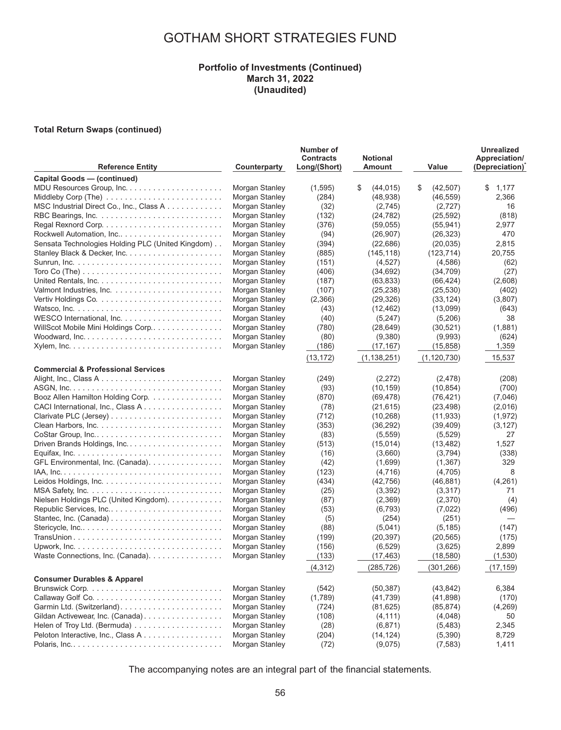# GOTHAM SHORT STRATEGIES FUND

**Portfolio of Investments (Continued)**
**March 31, 2022**
**(Unaudited)**

**Total Return Swaps (continued)**

| Reference Entity | Counterparty | Number of Contracts Long/(Short) | Notional Amount | Value | Unrealized Appreciation/ (Depreciation)* |
|---|---|---|---|---|---|
| **Capital Goods — (continued)** | | | | | |
| MDU Resources Group, Inc. | Morgan Stanley | (1,595) | $ (44,015) | $ (42,507) | $ 1,177 |
| Middleby Corp (The) | Morgan Stanley | (284) | (48,938) | (46,559) | 2,366 |
| MSC Industrial Direct Co., Inc., Class A | Morgan Stanley | (32) | (2,745) | (2,727) | 16 |
| RBC Bearings, Inc. | Morgan Stanley | (132) | (24,782) | (25,592) | (818) |
| Regal Rexnord Corp. | Morgan Stanley | (376) | (59,055) | (55,941) | 2,977 |
| Rockwell Automation, Inc. | Morgan Stanley | (94) | (26,907) | (26,323) | 470 |
| Sensata Technologies Holding PLC (United Kingdom) | Morgan Stanley | (394) | (22,686) | (20,035) | 2,815 |
| Stanley Black & Decker, Inc. | Morgan Stanley | (885) | (145,118) | (123,714) | 20,755 |
| Sunrun, Inc. | Morgan Stanley | (151) | (4,527) | (4,586) | (62) |
| Toro Co (The) | Morgan Stanley | (406) | (34,692) | (34,709) | (27) |
| United Rentals, Inc. | Morgan Stanley | (187) | (63,833) | (66,424) | (2,608) |
| Valmont Industries, Inc. | Morgan Stanley | (107) | (25,238) | (25,530) | (402) |
| Vertiv Holdings Co. | Morgan Stanley | (2,366) | (29,326) | (33,124) | (3,807) |
| Watsco, Inc. | Morgan Stanley | (43) | (12,462) | (13,099) | (643) |
| WESCO International, Inc. | Morgan Stanley | (40) | (5,247) | (5,206) | 38 |
| WillScot Mobile Mini Holdings Corp. | Morgan Stanley | (780) | (28,649) | (30,521) | (1,881) |
| Woodward, Inc. | Morgan Stanley | (80) | (9,380) | (9,993) | (624) |
| Xylem, Inc. | Morgan Stanley | (186) | (17,167) | (15,858) | 1,359 |
| | | (13,172) | (1,138,251) | (1,120,730) | 15,537 |
| **Commercial & Professional Services** | | | | | |
| Alight, Inc., Class A | Morgan Stanley | (249) | (2,272) | (2,478) | (208) |
| ASGN, Inc. | Morgan Stanley | (93) | (10,159) | (10,854) | (700) |
| Booz Allen Hamilton Holding Corp. | Morgan Stanley | (870) | (69,478) | (76,421) | (7,046) |
| CACI International, Inc., Class A | Morgan Stanley | (78) | (21,615) | (23,498) | (2,016) |
| Clarivate PLC (Jersey) | Morgan Stanley | (712) | (10,268) | (11,933) | (1,972) |
| Clean Harbors, Inc. | Morgan Stanley | (353) | (36,292) | (39,409) | (3,127) |
| CoStar Group, Inc. | Morgan Stanley | (83) | (5,559) | (5,529) | 27 |
| Driven Brands Holdings, Inc. | Morgan Stanley | (513) | (15,014) | (13,482) | 1,527 |
| Equifax, Inc. | Morgan Stanley | (16) | (3,660) | (3,794) | (338) |
| GFL Environmental, Inc. (Canada) | Morgan Stanley | (42) | (1,699) | (1,367) | 329 |
| IAA, Inc. | Morgan Stanley | (123) | (4,716) | (4,705) | 8 |
| Leidos Holdings, Inc. | Morgan Stanley | (434) | (42,756) | (46,881) | (4,261) |
| MSA Safety, Inc. | Morgan Stanley | (25) | (3,392) | (3,317) | 71 |
| Nielsen Holdings PLC (United Kingdom) | Morgan Stanley | (87) | (2,369) | (2,370) | (4) |
| Republic Services, Inc. | Morgan Stanley | (53) | (6,793) | (7,022) | (496) |
| Stantec, Inc. (Canada) | Morgan Stanley | (5) | (254) | (251) | — |
| Stericycle, Inc. | Morgan Stanley | (88) | (5,041) | (5,185) | (147) |
| TransUnion | Morgan Stanley | (199) | (20,397) | (20,565) | (175) |
| Upwork, Inc. | Morgan Stanley | (156) | (6,529) | (3,625) | 2,899 |
| Waste Connections, Inc. (Canada) | Morgan Stanley | (133) | (17,463) | (18,580) | (1,530) |
| | | (4,312) | (285,726) | (301,266) | (17,159) |
| **Consumer Durables & Apparel** | | | | | |
| Brunswick Corp. | Morgan Stanley | (542) | (50,387) | (43,842) | 6,384 |
| Callaway Golf Co. | Morgan Stanley | (1,789) | (41,739) | (41,898) | (170) |
| Garmin Ltd. (Switzerland) | Morgan Stanley | (724) | (81,625) | (85,874) | (4,269) |
| Gildan Activewear, Inc. (Canada) | Morgan Stanley | (108) | (4,111) | (4,048) | 50 |
| Helen of Troy Ltd. (Bermuda) | Morgan Stanley | (28) | (6,871) | (5,483) | 2,345 |
| Peloton Interactive, Inc., Class A | Morgan Stanley | (204) | (14,124) | (5,390) | 8,729 |
| Polaris, Inc. | Morgan Stanley | (72) | (9,075) | (7,583) | 1,411 |

The accompanying notes are an integral part of the financial statements.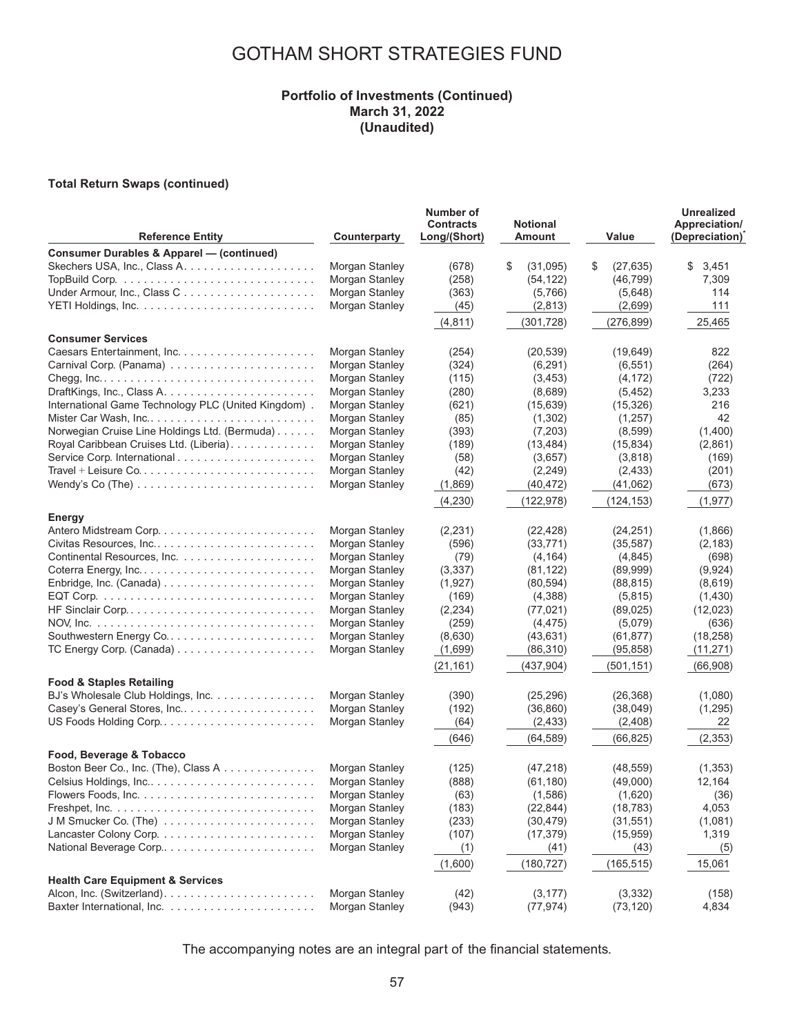# GOTHAM SHORT STRATEGIES FUND

**Portfolio of Investments (Continued)**
**March 31, 2022**
**(Unaudited)**

**Total Return Swaps (continued)**

| Reference Entity | Counterparty | Number of Contracts Long/(Short) | Notional Amount | Value | Unrealized Appreciation/ (Depreciation)* |
|---|---|---|---|---|---|
| **Consumer Durables & Apparel — (continued)** | | | | | |
| Skechers USA, Inc., Class A | Morgan Stanley | (678) | $ (31,095) | $ (27,635) | $ 3,451 |
| TopBuild Corp. | Morgan Stanley | (258) | (54,122) | (46,799) | 7,309 |
| Under Armour, Inc., Class C | Morgan Stanley | (363) | (5,766) | (5,648) | 114 |
| YETI Holdings, Inc. | Morgan Stanley | (45) | (2,813) | (2,699) | 111 |
| | | (4,811) | (301,728) | (276,899) | 25,465 |
| **Consumer Services** | | | | | |
| Caesars Entertainment, Inc. | Morgan Stanley | (254) | (20,539) | (19,649) | 822 |
| Carnival Corp. (Panama) | Morgan Stanley | (324) | (6,291) | (6,551) | (264) |
| Chegg, Inc. | Morgan Stanley | (115) | (3,453) | (4,172) | (722) |
| DraftKings, Inc., Class A. | Morgan Stanley | (280) | (8,689) | (5,452) | 3,233 |
| International Game Technology PLC (United Kingdom) | Morgan Stanley | (621) | (15,639) | (15,326) | 216 |
| Mister Car Wash, Inc. | Morgan Stanley | (85) | (1,302) | (1,257) | 42 |
| Norwegian Cruise Line Holdings Ltd. (Bermuda) | Morgan Stanley | (393) | (7,203) | (8,599) | (1,400) |
| Royal Caribbean Cruises Ltd. (Liberia) | Morgan Stanley | (189) | (13,484) | (15,834) | (2,861) |
| Service Corp. International | Morgan Stanley | (58) | (3,657) | (3,818) | (169) |
| Travel + Leisure Co. | Morgan Stanley | (42) | (2,249) | (2,433) | (201) |
| Wendy's Co (The) | Morgan Stanley | (1,869) | (40,472) | (41,062) | (673) |
| | | (4,230) | (122,978) | (124,153) | (1,977) |
| **Energy** | | | | | |
| Antero Midstream Corp. | Morgan Stanley | (2,231) | (22,428) | (24,251) | (1,866) |
| Civitas Resources, Inc. | Morgan Stanley | (596) | (33,771) | (35,587) | (2,183) |
| Continental Resources, Inc. | Morgan Stanley | (79) | (4,164) | (4,845) | (698) |
| Coterra Energy, Inc. | Morgan Stanley | (3,337) | (81,122) | (89,999) | (9,924) |
| Enbridge, Inc. (Canada) | Morgan Stanley | (1,927) | (80,594) | (88,815) | (8,619) |
| EQT Corp. | Morgan Stanley | (169) | (4,388) | (5,815) | (1,430) |
| HF Sinclair Corp. | Morgan Stanley | (2,234) | (77,021) | (89,025) | (12,023) |
| NOV, Inc. | Morgan Stanley | (259) | (4,475) | (5,079) | (636) |
| Southwestern Energy Co. | Morgan Stanley | (8,630) | (43,631) | (61,877) | (18,258) |
| TC Energy Corp. (Canada) | Morgan Stanley | (1,699) | (86,310) | (95,858) | (11,271) |
| | | (21,161) | (437,904) | (501,151) | (66,908) |
| **Food & Staples Retailing** | | | | | |
| BJ's Wholesale Club Holdings, Inc. | Morgan Stanley | (390) | (25,296) | (26,368) | (1,080) |
| Casey's General Stores, Inc. | Morgan Stanley | (192) | (36,860) | (38,049) | (1,295) |
| US Foods Holding Corp. | Morgan Stanley | (64) | (2,433) | (2,408) | 22 |
| | | (646) | (64,589) | (66,825) | (2,353) |
| **Food, Beverage & Tobacco** | | | | | |
| Boston Beer Co., Inc. (The), Class A | Morgan Stanley | (125) | (47,218) | (48,559) | (1,353) |
| Celsius Holdings, Inc. | Morgan Stanley | (888) | (61,180) | (49,000) | 12,164 |
| Flowers Foods, Inc. | Morgan Stanley | (63) | (1,586) | (1,620) | (36) |
| Freshpet, Inc. | Morgan Stanley | (183) | (22,844) | (18,783) | 4,053 |
| J M Smucker Co. (The) | Morgan Stanley | (233) | (30,479) | (31,551) | (1,081) |
| Lancaster Colony Corp. | Morgan Stanley | (107) | (17,379) | (15,959) | 1,319 |
| National Beverage Corp. | Morgan Stanley | (1) | (41) | (43) | (5) |
| | | (1,600) | (180,727) | (165,515) | 15,061 |
| **Health Care Equipment & Services** | | | | | |
| Alcon, Inc. (Switzerland) | Morgan Stanley | (42) | (3,177) | (3,332) | (158) |
| Baxter International, Inc. | Morgan Stanley | (943) | (77,974) | (73,120) | 4,834 |

The accompanying notes are an integral part of the financial statements.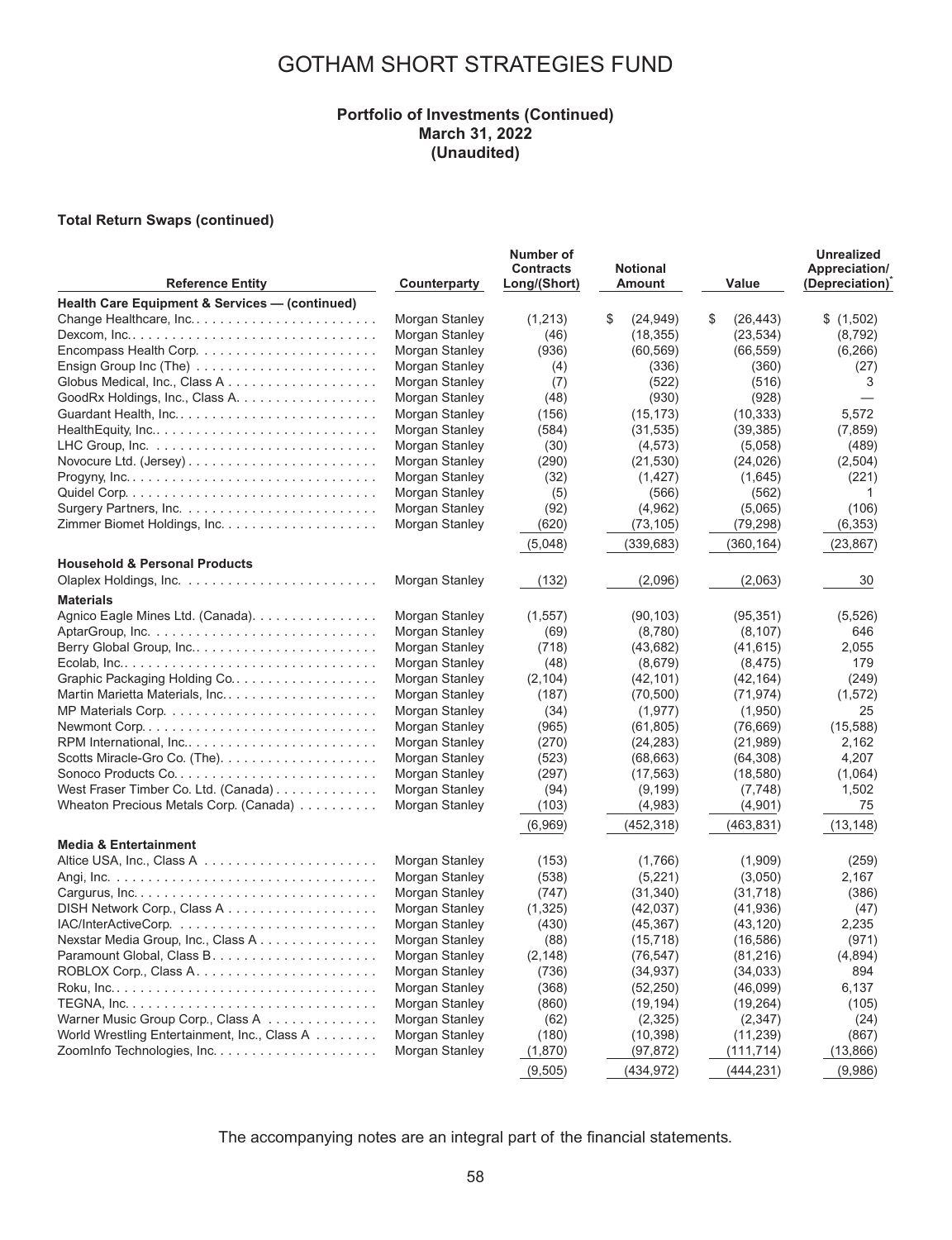# GOTHAM SHORT STRATEGIES FUND

**Portfolio of Investments (Continued)**
**March 31, 2022**
**(Unaudited)**

**Total Return Swaps (continued)**

| Reference Entity | Counterparty | Number of Contracts Long/(Short) | Notional Amount | Value | Unrealized Appreciation/ (Depreciation)* |
|---|---|---|---|---|---|
| **Health Care Equipment & Services — (continued)** | | | | | |
| Change Healthcare, Inc. | Morgan Stanley | (1,213) | $ (24,949) | $ (26,443) | $ (1,502) |
| Dexcom, Inc. | Morgan Stanley | (46) | (18,355) | (23,534) | (8,792) |
| Encompass Health Corp. | Morgan Stanley | (936) | (60,569) | (66,559) | (6,266) |
| Ensign Group Inc (The) | Morgan Stanley | (4) | (336) | (360) | (27) |
| Globus Medical, Inc., Class A | Morgan Stanley | (7) | (522) | (516) | 3 |
| GoodRx Holdings, Inc., Class A. | Morgan Stanley | (48) | (930) | (928) | — |
| Guardant Health, Inc. | Morgan Stanley | (156) | (15,173) | (10,333) | 5,572 |
| HealthEquity, Inc. | Morgan Stanley | (584) | (31,535) | (39,385) | (7,859) |
| LHC Group, Inc. | Morgan Stanley | (30) | (4,573) | (5,058) | (489) |
| Novocure Ltd. (Jersey) | Morgan Stanley | (290) | (21,530) | (24,026) | (2,504) |
| Progyny, Inc. | Morgan Stanley | (32) | (1,427) | (1,645) | (221) |
| Quidel Corp. | Morgan Stanley | (5) | (566) | (562) | 1 |
| Surgery Partners, Inc. | Morgan Stanley | (92) | (4,962) | (5,065) | (106) |
| Zimmer Biomet Holdings, Inc. | Morgan Stanley | (620) | (73,105) | (79,298) | (6,353) |
| | | (5,048) | (339,683) | (360,164) | (23,867) |
| **Household & Personal Products** | | | | | |
| Olaplex Holdings, Inc. | Morgan Stanley | (132) | (2,096) | (2,063) | 30 |
| **Materials** | | | | | |
| Agnico Eagle Mines Ltd. (Canada). | Morgan Stanley | (1,557) | (90,103) | (95,351) | (5,526) |
| AptarGroup, Inc. | Morgan Stanley | (69) | (8,780) | (8,107) | 646 |
| Berry Global Group, Inc. | Morgan Stanley | (718) | (43,682) | (41,615) | 2,055 |
| Ecolab, Inc. | Morgan Stanley | (48) | (8,679) | (8,475) | 179 |
| Graphic Packaging Holding Co. | Morgan Stanley | (2,104) | (42,101) | (42,164) | (249) |
| Martin Marietta Materials, Inc. | Morgan Stanley | (187) | (70,500) | (71,974) | (1,572) |
| MP Materials Corp. | Morgan Stanley | (34) | (1,977) | (1,950) | 25 |
| Newmont Corp. | Morgan Stanley | (965) | (61,805) | (76,669) | (15,588) |
| RPM International, Inc. | Morgan Stanley | (270) | (24,283) | (21,989) | 2,162 |
| Scotts Miracle-Gro Co. (The). | Morgan Stanley | (523) | (68,663) | (64,308) | 4,207 |
| Sonoco Products Co. | Morgan Stanley | (297) | (17,563) | (18,580) | (1,064) |
| West Fraser Timber Co. Ltd. (Canada) | Morgan Stanley | (94) | (9,199) | (7,748) | 1,502 |
| Wheaton Precious Metals Corp. (Canada) | Morgan Stanley | (103) | (4,983) | (4,901) | 75 |
| | | (6,969) | (452,318) | (463,831) | (13,148) |
| **Media & Entertainment** | | | | | |
| Altice USA, Inc., Class A | Morgan Stanley | (153) | (1,766) | (1,909) | (259) |
| Angi, Inc. | Morgan Stanley | (538) | (5,221) | (3,050) | 2,167 |
| Cargurus, Inc. | Morgan Stanley | (747) | (31,340) | (31,718) | (386) |
| DISH Network Corp., Class A | Morgan Stanley | (1,325) | (42,037) | (41,936) | (47) |
| IAC/InterActiveCorp. | Morgan Stanley | (430) | (45,367) | (43,120) | 2,235 |
| Nexstar Media Group, Inc., Class A | Morgan Stanley | (88) | (15,718) | (16,586) | (971) |
| Paramount Global, Class B | Morgan Stanley | (2,148) | (76,547) | (81,216) | (4,894) |
| ROBLOX Corp., Class A | Morgan Stanley | (736) | (34,937) | (34,033) | 894 |
| Roku, Inc. | Morgan Stanley | (368) | (52,250) | (46,099) | 6,137 |
| TEGNA, Inc. | Morgan Stanley | (860) | (19,194) | (19,264) | (105) |
| Warner Music Group Corp., Class A | Morgan Stanley | (62) | (2,325) | (2,347) | (24) |
| World Wrestling Entertainment, Inc., Class A | Morgan Stanley | (180) | (10,398) | (11,239) | (867) |
| ZoomInfo Technologies, Inc. | Morgan Stanley | (1,870) | (97,872) | (111,714) | (13,866) |
| | | (9,505) | (434,972) | (444,231) | (9,986) |

The accompanying notes are an integral part of the financial statements.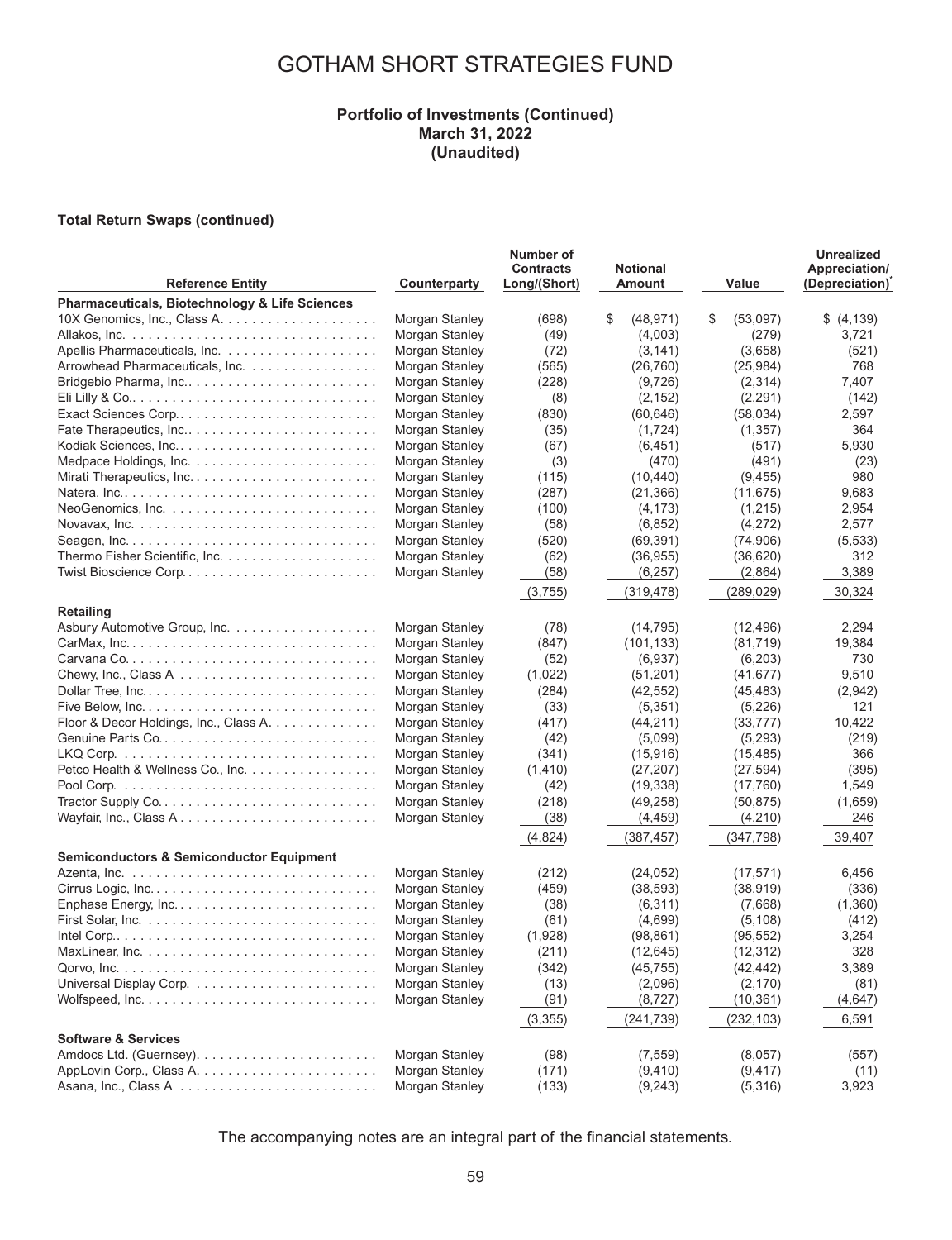# GOTHAM SHORT STRATEGIES FUND

**Portfolio of Investments (Continued)**
**March 31, 2022**
**(Unaudited)**

**Total Return Swaps (continued)**

| Reference Entity | Counterparty | Number of Contracts Long/(Short) | Notional Amount | Value | Unrealized Appreciation/ (Depreciation)* |
|---|---|---|---|---|---|
| **Pharmaceuticals, Biotechnology & Life Sciences** | | | | | |
| 10X Genomics, Inc., Class A | Morgan Stanley | (698) | $ (48,971) | $ (53,097) | $ (4,139) |
| Allakos, Inc. | Morgan Stanley | (49) | (4,003) | (279) | 3,721 |
| Apellis Pharmaceuticals, Inc. | Morgan Stanley | (72) | (3,141) | (3,658) | (521) |
| Arrowhead Pharmaceuticals, Inc. | Morgan Stanley | (565) | (26,760) | (25,984) | 768 |
| Bridgebio Pharma, Inc. | Morgan Stanley | (228) | (9,726) | (2,314) | 7,407 |
| Eli Lilly & Co. | Morgan Stanley | (8) | (2,152) | (2,291) | (142) |
| Exact Sciences Corp. | Morgan Stanley | (830) | (60,646) | (58,034) | 2,597 |
| Fate Therapeutics, Inc. | Morgan Stanley | (35) | (1,724) | (1,357) | 364 |
| Kodiak Sciences, Inc. | Morgan Stanley | (67) | (6,451) | (517) | 5,930 |
| Medpace Holdings, Inc. | Morgan Stanley | (3) | (470) | (491) | (23) |
| Mirati Therapeutics, Inc. | Morgan Stanley | (115) | (10,440) | (9,455) | 980 |
| Natera, Inc. | Morgan Stanley | (287) | (21,366) | (11,675) | 9,683 |
| NeoGenomics, Inc. | Morgan Stanley | (100) | (4,173) | (1,215) | 2,954 |
| Novavax, Inc. | Morgan Stanley | (58) | (6,852) | (4,272) | 2,577 |
| Seagen, Inc. | Morgan Stanley | (520) | (69,391) | (74,906) | (5,533) |
| Thermo Fisher Scientific, Inc. | Morgan Stanley | (62) | (36,955) | (36,620) | 312 |
| Twist Bioscience Corp. | Morgan Stanley | (58) | (6,257) | (2,864) | 3,389 |
| | | (3,755) | (319,478) | (289,029) | 30,324 |
| **Retailing** | | | | | |
| Asbury Automotive Group, Inc. | Morgan Stanley | (78) | (14,795) | (12,496) | 2,294 |
| CarMax, Inc. | Morgan Stanley | (847) | (101,133) | (81,719) | 19,384 |
| Carvana Co. | Morgan Stanley | (52) | (6,937) | (6,203) | 730 |
| Chewy, Inc., Class A | Morgan Stanley | (1,022) | (51,201) | (41,677) | 9,510 |
| Dollar Tree, Inc. | Morgan Stanley | (284) | (42,552) | (45,483) | (2,942) |
| Five Below, Inc. | Morgan Stanley | (33) | (5,351) | (5,226) | 121 |
| Floor & Decor Holdings, Inc., Class A. | Morgan Stanley | (417) | (44,211) | (33,777) | 10,422 |
| Genuine Parts Co. | Morgan Stanley | (42) | (5,099) | (5,293) | (219) |
| LKQ Corp. | Morgan Stanley | (341) | (15,916) | (15,485) | 366 |
| Petco Health & Wellness Co., Inc. | Morgan Stanley | (1,410) | (27,207) | (27,594) | (395) |
| Pool Corp. | Morgan Stanley | (42) | (19,338) | (17,760) | 1,549 |
| Tractor Supply Co. | Morgan Stanley | (218) | (49,258) | (50,875) | (1,659) |
| Wayfair, Inc., Class A | Morgan Stanley | (38) | (4,459) | (4,210) | 246 |
| | | (4,824) | (387,457) | (347,798) | 39,407 |
| **Semiconductors & Semiconductor Equipment** | | | | | |
| Azenta, Inc. | Morgan Stanley | (212) | (24,052) | (17,571) | 6,456 |
| Cirrus Logic, Inc. | Morgan Stanley | (459) | (38,593) | (38,919) | (336) |
| Enphase Energy, Inc. | Morgan Stanley | (38) | (6,311) | (7,668) | (1,360) |
| First Solar, Inc. | Morgan Stanley | (61) | (4,699) | (5,108) | (412) |
| Intel Corp. | Morgan Stanley | (1,928) | (98,861) | (95,552) | 3,254 |
| MaxLinear, Inc. | Morgan Stanley | (211) | (12,645) | (12,312) | 328 |
| Qorvo, Inc. | Morgan Stanley | (342) | (45,755) | (42,442) | 3,389 |
| Universal Display Corp. | Morgan Stanley | (13) | (2,096) | (2,170) | (81) |
| Wolfspeed, Inc. | Morgan Stanley | (91) | (8,727) | (10,361) | (4,647) |
| | | (3,355) | (241,739) | (232,103) | 6,591 |
| **Software & Services** | | | | | |
| Amdocs Ltd. (Guernsey). | Morgan Stanley | (98) | (7,559) | (8,057) | (557) |
| AppLovin Corp., Class A. | Morgan Stanley | (171) | (9,410) | (9,417) | (11) |
| Asana, Inc., Class A | Morgan Stanley | (133) | (9,243) | (5,316) | 3,923 |

The accompanying notes are an integral part of the financial statements.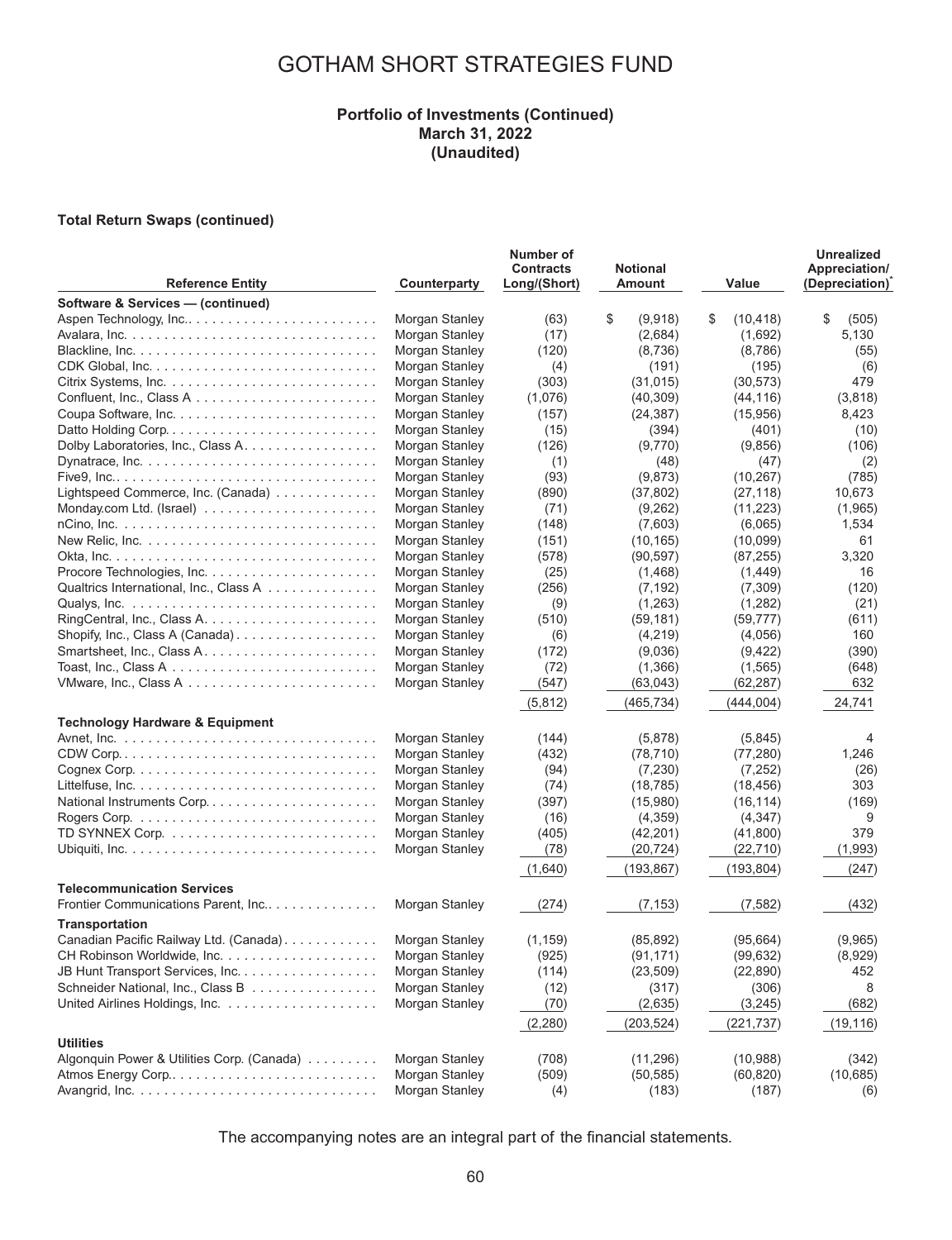# GOTHAM SHORT STRATEGIES FUND

**Portfolio of Investments (Continued)**
**March 31, 2022**
**(Unaudited)**

**Total Return Swaps (continued)**

| Reference Entity | Counterparty | Number of Contracts Long/(Short) | Notional Amount | Value | Unrealized Appreciation/ (Depreciation)* |
|---|---|---|---|---|---|
| **Software & Services — (continued)** | | | | | |
| Aspen Technology, Inc. | Morgan Stanley | (63) | $ (9,918) | $ (10,418) | $ (505) |
| Avalara, Inc. | Morgan Stanley | (17) | (2,684) | (1,692) | 5,130 |
| Blackline, Inc. | Morgan Stanley | (120) | (8,736) | (8,786) | (55) |
| CDK Global, Inc. | Morgan Stanley | (4) | (191) | (195) | (6) |
| Citrix Systems, Inc. | Morgan Stanley | (303) | (31,015) | (30,573) | 479 |
| Confluent, Inc., Class A | Morgan Stanley | (1,076) | (40,309) | (44,116) | (3,818) |
| Coupa Software, Inc. | Morgan Stanley | (157) | (24,387) | (15,956) | 8,423 |
| Datto Holding Corp. | Morgan Stanley | (15) | (394) | (401) | (10) |
| Dolby Laboratories, Inc., Class A | Morgan Stanley | (126) | (9,770) | (9,856) | (106) |
| Dynatrace, Inc. | Morgan Stanley | (1) | (48) | (47) | (2) |
| Five9, Inc. | Morgan Stanley | (93) | (9,873) | (10,267) | (785) |
| Lightspeed Commerce, Inc. (Canada) | Morgan Stanley | (890) | (37,802) | (27,118) | 10,673 |
| Monday.com Ltd. (Israel) | Morgan Stanley | (71) | (9,262) | (11,223) | (1,965) |
| nCino, Inc. | Morgan Stanley | (148) | (7,603) | (6,065) | 1,534 |
| New Relic, Inc. | Morgan Stanley | (151) | (10,165) | (10,099) | 61 |
| Okta, Inc. | Morgan Stanley | (578) | (90,597) | (87,255) | 3,320 |
| Procore Technologies, Inc. | Morgan Stanley | (25) | (1,468) | (1,449) | 16 |
| Qualtrics International, Inc., Class A | Morgan Stanley | (256) | (7,192) | (7,309) | (120) |
| Qualys, Inc. | Morgan Stanley | (9) | (1,263) | (1,282) | (21) |
| RingCentral, Inc., Class A | Morgan Stanley | (510) | (59,181) | (59,777) | (611) |
| Shopify, Inc., Class A (Canada) | Morgan Stanley | (6) | (4,219) | (4,056) | 160 |
| Smartsheet, Inc., Class A | Morgan Stanley | (172) | (9,036) | (9,422) | (390) |
| Toast, Inc., Class A | Morgan Stanley | (72) | (1,366) | (1,565) | (648) |
| VMware, Inc., Class A | Morgan Stanley | (547) | (63,043) | (62,287) | 632 |
| | | (5,812) | (465,734) | (444,004) | 24,741 |
| **Technology Hardware & Equipment** | | | | | |
| Avnet, Inc. | Morgan Stanley | (144) | (5,878) | (5,845) | 4 |
| CDW Corp. | Morgan Stanley | (432) | (78,710) | (77,280) | 1,246 |
| Cognex Corp. | Morgan Stanley | (94) | (7,230) | (7,252) | (26) |
| Littelfuse, Inc. | Morgan Stanley | (74) | (18,785) | (18,456) | 303 |
| National Instruments Corp. | Morgan Stanley | (397) | (15,980) | (16,114) | (169) |
| Rogers Corp. | Morgan Stanley | (16) | (4,359) | (4,347) | 9 |
| TD SYNNEX Corp. | Morgan Stanley | (405) | (42,201) | (41,800) | 379 |
| Ubiquiti, Inc. | Morgan Stanley | (78) | (20,724) | (22,710) | (1,993) |
| | | (1,640) | (193,867) | (193,804) | (247) |
| **Telecommunication Services** | | | | | |
| Frontier Communications Parent, Inc. | Morgan Stanley | (274) | (7,153) | (7,582) | (432) |
| **Transportation** | | | | | |
| Canadian Pacific Railway Ltd. (Canada) | Morgan Stanley | (1,159) | (85,892) | (95,664) | (9,965) |
| CH Robinson Worldwide, Inc. | Morgan Stanley | (925) | (91,171) | (99,632) | (8,929) |
| JB Hunt Transport Services, Inc. | Morgan Stanley | (114) | (23,509) | (22,890) | 452 |
| Schneider National, Inc., Class B | Morgan Stanley | (12) | (317) | (306) | 8 |
| United Airlines Holdings, Inc. | Morgan Stanley | (70) | (2,635) | (3,245) | (682) |
| | | (2,280) | (203,524) | (221,737) | (19,116) |
| **Utilities** | | | | | |
| Algonquin Power & Utilities Corp. (Canada) | Morgan Stanley | (708) | (11,296) | (10,988) | (342) |
| Atmos Energy Corp. | Morgan Stanley | (509) | (50,585) | (60,820) | (10,685) |
| Avangrid, Inc. | Morgan Stanley | (4) | (183) | (187) | (6) |

The accompanying notes are an integral part of the financial statements.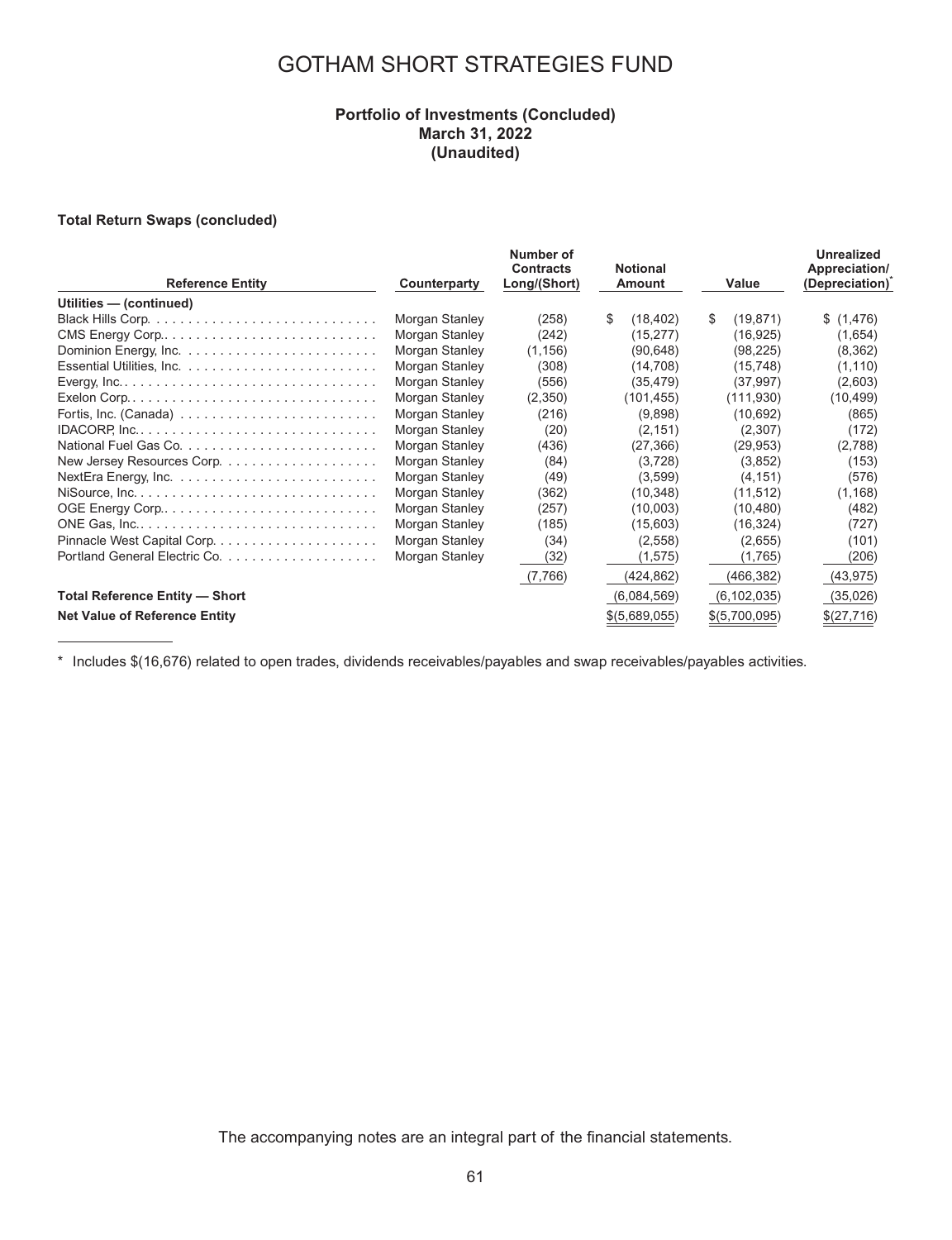# GOTHAM SHORT STRATEGIES FUND

**Portfolio of Investments (Concluded)**
**March 31, 2022**
**(Unaudited)**

**Total Return Swaps (concluded)**

| Reference Entity | Counterparty | Number of Contracts Long/(Short) | Notional Amount | Value | Unrealized Appreciation/ (Depreciation)* |
|---|---|---|---|---|---|
| **Utilities — (continued)** | | | | | |
| Black Hills Corp. | Morgan Stanley | (258) | $ (18,402) | $ (19,871) | $ (1,476) |
| CMS Energy Corp. | Morgan Stanley | (242) | (15,277) | (16,925) | (1,654) |
| Dominion Energy, Inc. | Morgan Stanley | (1,156) | (90,648) | (98,225) | (8,362) |
| Essential Utilities, Inc. | Morgan Stanley | (308) | (14,708) | (15,748) | (1,110) |
| Evergy, Inc. | Morgan Stanley | (556) | (35,479) | (37,997) | (2,603) |
| Exelon Corp. | Morgan Stanley | (2,350) | (101,455) | (111,930) | (10,499) |
| Fortis, Inc. (Canada) | Morgan Stanley | (216) | (9,898) | (10,692) | (865) |
| IDACORP, Inc. | Morgan Stanley | (20) | (2,151) | (2,307) | (172) |
| National Fuel Gas Co. | Morgan Stanley | (436) | (27,366) | (29,953) | (2,788) |
| New Jersey Resources Corp. | Morgan Stanley | (84) | (3,728) | (3,852) | (153) |
| NextEra Energy, Inc. | Morgan Stanley | (49) | (3,599) | (4,151) | (576) |
| NiSource, Inc. | Morgan Stanley | (362) | (10,348) | (11,512) | (1,168) |
| OGE Energy Corp. | Morgan Stanley | (257) | (10,003) | (10,480) | (482) |
| ONE Gas, Inc. | Morgan Stanley | (185) | (15,603) | (16,324) | (727) |
| Pinnacle West Capital Corp. | Morgan Stanley | (34) | (2,558) | (2,655) | (101) |
| Portland General Electric Co. | Morgan Stanley | (32) | (1,575) | (1,765) | (206) |
| | | (7,766) | (424,862) | (466,382) | (43,975) |
| **Total Reference Entity — Short** | | | (6,084,569) | (6,102,035) | (35,026) |
| **Net Value of Reference Entity** | | | $(5,689,055) | $(5,700,095) | $(27,716) |

\* Includes $(16,676) related to open trades, dividends receivables/payables and swap receivables/payables activities.

The accompanying notes are an integral part of the financial statements.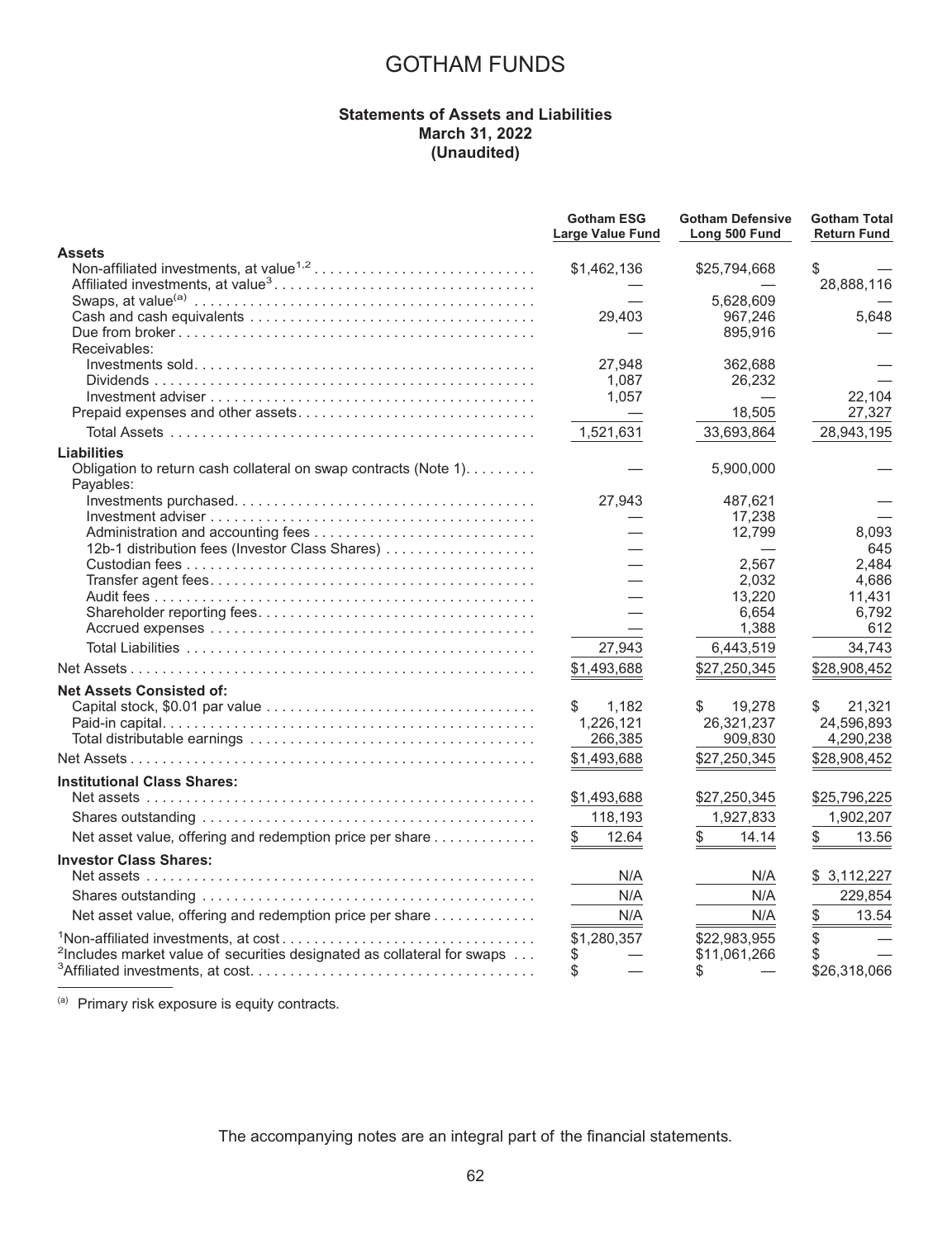# GOTHAM FUNDS

**Statements of Assets and Liabilities**
**March 31, 2022**
**(Unaudited)**

| | Gotham ESG Large Value Fund | Gotham Defensive Long 500 Fund | Gotham Total Return Fund |
|---|---|---|---|
| **Assets** | | | |
| Non-affiliated investments, at value[1,2] | $1,462,136 | $25,794,668 | $ — |
| Affiliated investments, at value[3] | — | — | 28,888,116 |
| Swaps, at value[(a)] | — | 5,628,609 | — |
| Cash and cash equivalents | 29,403 | 967,246 | 5,648 |
| Due from broker | — | 895,916 | — |
| Receivables: | | | |
| Investments sold | 27,948 | 362,688 | — |
| Dividends | 1,087 | 26,232 | — |
| Investment adviser | 1,057 | — | 22,104 |
| Prepaid expenses and other assets | — | 18,505 | 27,327 |
| Total Assets | 1,521,631 | 33,693,864 | 28,943,195 |
| **Liabilities** | | | |
| Obligation to return cash collateral on swap contracts (Note 1) | — | 5,900,000 | — |
| Payables: | | | |
| Investments purchased | 27,943 | 487,621 | — |
| Investment adviser | — | 17,238 | — |
| Administration and accounting fees | — | 12,799 | 8,093 |
| 12b-1 distribution fees (Investor Class Shares) | — | — | 645 |
| Custodian fees | — | 2,567 | 2,484 |
| Transfer agent fees | — | 2,032 | 4,686 |
| Audit fees | — | 13,220 | 11,431 |
| Shareholder reporting fees | — | 6,654 | 6,792 |
| Accrued expenses | — | 1,388 | 612 |
| Total Liabilities | 27,943 | 6,443,519 | 34,743 |
| Net Assets | $1,493,688 | $27,250,345 | $28,908,452 |
| **Net Assets Consisted of:** | | | |
| Capital stock, $0.01 par value | $ 1,182 | $ 19,278 | $ 21,321 |
| Paid-in capital | 1,226,121 | 26,321,237 | 24,596,893 |
| Total distributable earnings | 266,385 | 909,830 | 4,290,238 |
| Net Assets | $1,493,688 | $27,250,345 | $28,908,452 |
| **Institutional Class Shares:** | | | |
| Net assets | $1,493,688 | $27,250,345 | $25,796,225 |
| Shares outstanding | 118,193 | 1,927,833 | 1,902,207 |
| Net asset value, offering and redemption price per share | $ 12.64 | $ 14.14 | $ 13.56 |
| **Investor Class Shares:** | | | |
| Net assets | N/A | N/A | $ 3,112,227 |
| Shares outstanding | N/A | N/A | 229,854 |
| Net asset value, offering and redemption price per share | N/A | N/A | $ 13.54 |
| [1]Non-affiliated investments, at cost | $1,280,357 | $22,983,955 | $ — |
| [2]Includes market value of securities designated as collateral for swaps | $ — | $11,061,266 | $ — |
| [3]Affiliated investments, at cost | $ — | $ — | $26,318,066 |

[(a)] Primary risk exposure is equity contracts.

The accompanying notes are an integral part of the financial statements.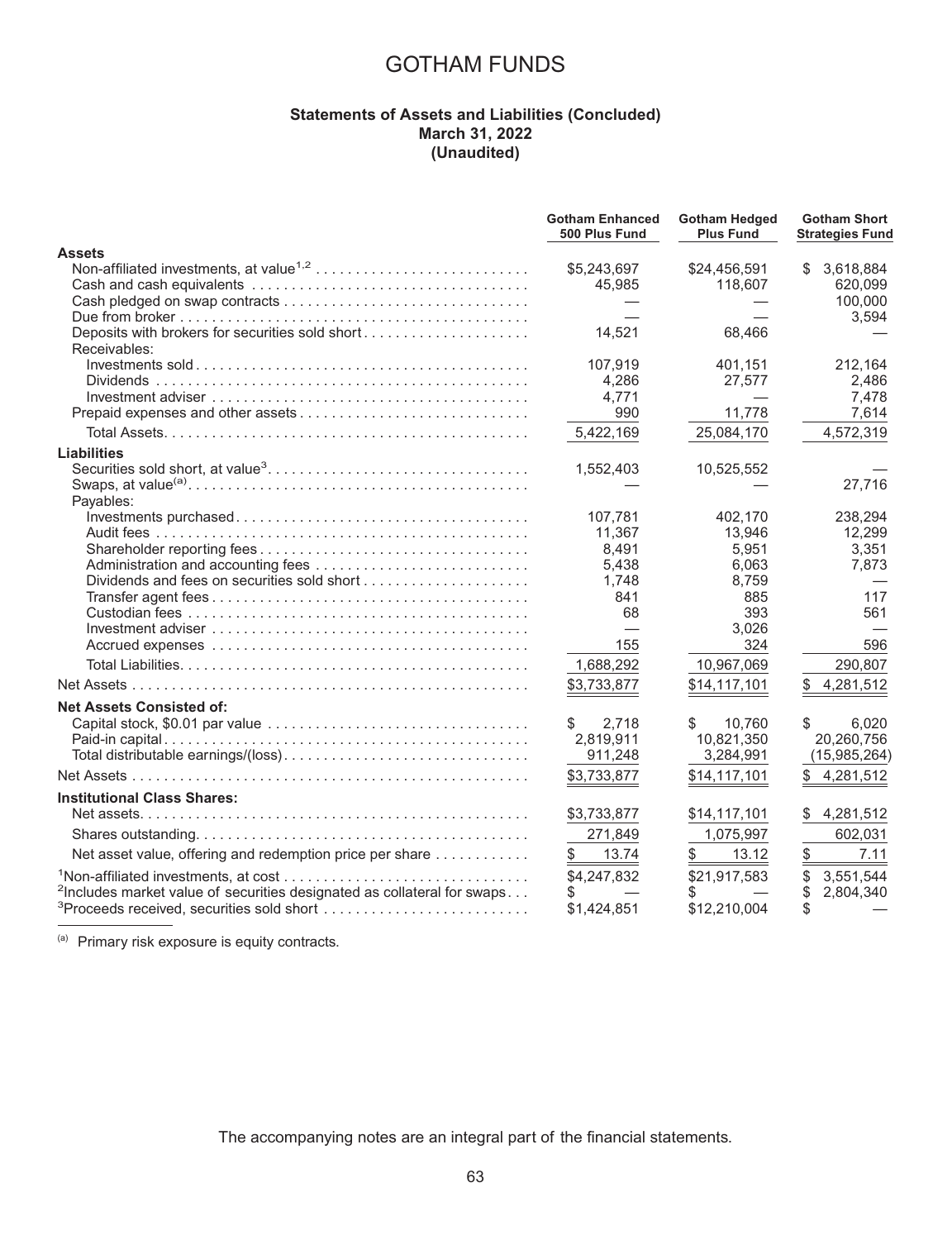# GOTHAM FUNDS

**Statements of Assets and Liabilities (Concluded)**
**March 31, 2022**
**(Unaudited)**

| | Gotham Enhanced 500 Plus Fund | Gotham Hedged Plus Fund | Gotham Short Strategies Fund |
|---|---|---|---|
| **Assets** | | | |
| Non-affiliated investments, at value[1,2] | $5,243,697 | $24,456,591 | $ 3,618,884 |
| Cash and cash equivalents | 45,985 | 118,607 | 620,099 |
| Cash pledged on swap contracts | — | — | 100,000 |
| Due from broker | — | — | 3,594 |
| Deposits with brokers for securities sold short | 14,521 | 68,466 | — |
| Receivables: | | | |
| Investments sold | 107,919 | 401,151 | 212,164 |
| Dividends | 4,286 | 27,577 | 2,486 |
| Investment adviser | 4,771 | — | 7,478 |
| Prepaid expenses and other assets | 990 | 11,778 | 7,614 |
| Total Assets | 5,422,169 | 25,084,170 | 4,572,319 |
| **Liabilities** | | | |
| Securities sold short, at value[3] | 1,552,403 | 10,525,552 | — |
| Swaps, at value[(a)] | — | — | 27,716 |
| Payables: | | | |
| Investments purchased | 107,781 | 402,170 | 238,294 |
| Audit fees | 11,367 | 13,946 | 12,299 |
| Shareholder reporting fees | 8,491 | 5,951 | 3,351 |
| Administration and accounting fees | 5,438 | 6,063 | 7,873 |
| Dividends and fees on securities sold short | 1,748 | 8,759 | — |
| Transfer agent fees | 841 | 885 | 117 |
| Custodian fees | 68 | 393 | 561 |
| Investment adviser | — | 3,026 | — |
| Accrued expenses | 155 | 324 | 596 |
| Total Liabilities | 1,688,292 | 10,967,069 | 290,807 |
| Net Assets | $3,733,877 | $14,117,101 | $ 4,281,512 |
| **Net Assets Consisted of:** | | | |
| Capital stock, $0.01 par value | $ 2,718 | $ 10,760 | $ 6,020 |
| Paid-in capital | 2,819,911 | 10,821,350 | 20,260,756 |
| Total distributable earnings/(loss) | 911,248 | 3,284,991 | (15,985,264) |
| Net Assets | $3,733,877 | $14,117,101 | $ 4,281,512 |
| **Institutional Class Shares:** | | | |
| Net assets | $3,733,877 | $14,117,101 | $ 4,281,512 |
| Shares outstanding | 271,849 | 1,075,997 | 602,031 |
| Net asset value, offering and redemption price per share | $ 13.74 | $ 13.12 | $ 7.11 |
| [1]Non-affiliated investments, at cost | $4,247,832 | $21,917,583 | $ 3,551,544 |
| [2]Includes market value of securities designated as collateral for swaps | $ — | $ — | $ 2,804,340 |
| [3]Proceeds received, securities sold short | $1,424,851 | $12,210,004 | $ — |

[(a)] Primary risk exposure is equity contracts.

The accompanying notes are an integral part of the financial statements.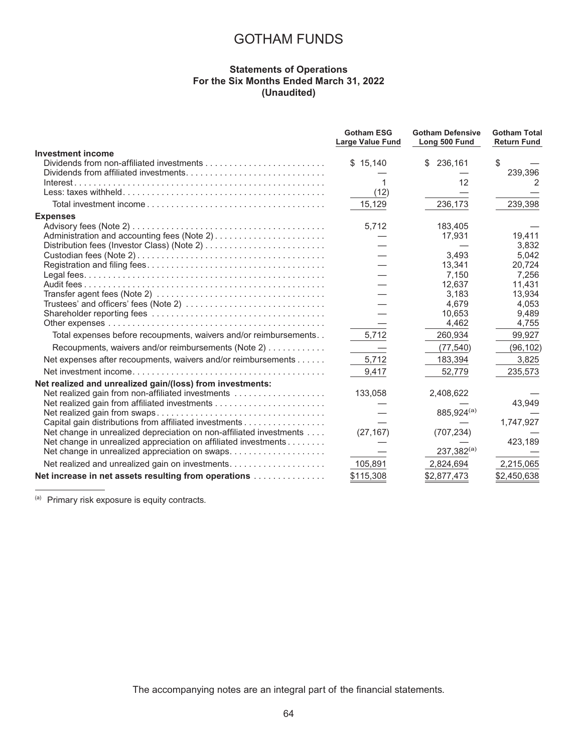# GOTHAM FUNDS

### Statements of Operations
### For the Six Months Ended March 31, 2022
### (Unaudited)

| | Gotham ESG Large Value Fund | Gotham Defensive Long 500 Fund | Gotham Total Return Fund |
|---|---|---|---|
| **Investment income** | | | |
| Dividends from non-affiliated investments | $ 15,140 | $ 236,161 | $ — |
| Dividends from affiliated investments | — | — | 239,396 |
| Interest | 1 | 12 | 2 |
| Less: taxes withheld | (12) | — | — |
| Total investment income | 15,129 | 236,173 | 239,398 |
| **Expenses** | | | |
| Advisory fees (Note 2) | 5,712 | 183,405 | — |
| Administration and accounting fees (Note 2) | — | 17,931 | 19,411 |
| Distribution fees (Investor Class) (Note 2) | — | — | 3,832 |
| Custodian fees (Note 2) | — | 3,493 | 5,042 |
| Registration and filing fees | — | 13,341 | 20,724 |
| Legal fees | — | 7,150 | 7,256 |
| Audit fees | — | 12,637 | 11,431 |
| Transfer agent fees (Note 2) | — | 3,183 | 13,934 |
| Trustees' and officers' fees (Note 2) | — | 4,679 | 4,053 |
| Shareholder reporting fees | — | 10,653 | 9,489 |
| Other expenses | — | 4,462 | 4,755 |
| Total expenses before recoupments, waivers and/or reimbursements | 5,712 | 260,934 | 99,927 |
| Recoupments, waivers and/or reimbursements (Note 2) | — | (77,540) | (96,102) |
| Net expenses after recoupments, waivers and/or reimbursements | 5,712 | 183,394 | 3,825 |
| Net investment income | 9,417 | 52,779 | 235,573 |
| **Net realized and unrealized gain/(loss) from investments:** | | | |
| Net realized gain from non-affiliated investments | 133,058 | 2,408,622 | — |
| Net realized gain from affiliated investments | — | — | 43,949 |
| Net realized gain from swaps | — | 885,924[(a)] | — |
| Capital gain distributions from affiliated investments | — | — | 1,747,927 |
| Net change in unrealized depreciation on non-affiliated investments | (27,167) | (707,234) | — |
| Net change in unrealized appreciation on affiliated investments | — | — | 423,189 |
| Net change in unrealized appreciation on swaps | — | 237,382[(a)] | — |
| Net realized and unrealized gain on investments | 105,891 | 2,824,694 | 2,215,065 |
| **Net increase in net assets resulting from operations** | $115,308 | $2,877,473 | $2,450,638 |

(a) Primary risk exposure is equity contracts.

The accompanying notes are an integral part of the financial statements.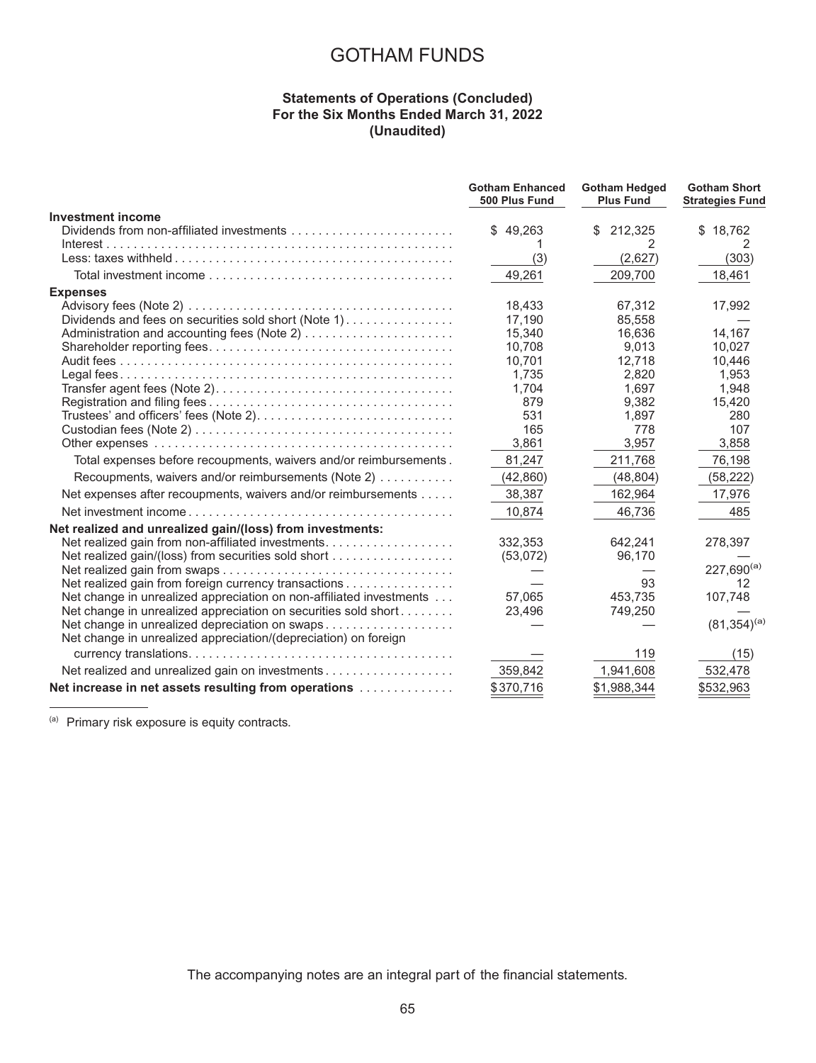# GOTHAM FUNDS

### Statements of Operations (Concluded)
### For the Six Months Ended March 31, 2022
### (Unaudited)

| | Gotham Enhanced 500 Plus Fund | Gotham Hedged Plus Fund | Gotham Short Strategies Fund |
|---|---|---|---|
| **Investment income** | | | |
| Dividends from non-affiliated investments | $ 49,263 | $ 212,325 | $ 18,762 |
| Interest | 1 | 2 | 2 |
| Less: taxes withheld | (3) | (2,627) | (303) |
| Total investment income | 49,261 | 209,700 | 18,461 |
| **Expenses** | | | |
| Advisory fees (Note 2) | 18,433 | 67,312 | 17,992 |
| Dividends and fees on securities sold short (Note 1) | 17,190 | 85,558 | — |
| Administration and accounting fees (Note 2) | 15,340 | 16,636 | 14,167 |
| Shareholder reporting fees | 10,708 | 9,013 | 10,027 |
| Audit fees | 10,701 | 12,718 | 10,446 |
| Legal fees | 1,735 | 2,820 | 1,953 |
| Transfer agent fees (Note 2) | 1,704 | 1,697 | 1,948 |
| Registration and filing fees | 879 | 9,382 | 15,420 |
| Trustees' and officers' fees (Note 2) | 531 | 1,897 | 280 |
| Custodian fees (Note 2) | 165 | 778 | 107 |
| Other expenses | 3,861 | 3,957 | 3,858 |
| Total expenses before recoupments, waivers and/or reimbursements | 81,247 | 211,768 | 76,198 |
| Recoupments, waivers and/or reimbursements (Note 2) | (42,860) | (48,804) | (58,222) |
| Net expenses after recoupments, waivers and/or reimbursements | 38,387 | 162,964 | 17,976 |
| Net investment income | 10,874 | 46,736 | 485 |
| **Net realized and unrealized gain/(loss) from investments:** | | | |
| Net realized gain from non-affiliated investments | 332,353 | 642,241 | 278,397 |
| Net realized gain/(loss) from securities sold short | (53,072) | 96,170 | — |
| Net realized gain from swaps | — | — | 227,690[(a)] |
| Net realized gain from foreign currency transactions | — | 93 | 12 |
| Net change in unrealized appreciation on non-affiliated investments | 57,065 | 453,735 | 107,748 |
| Net change in unrealized appreciation on securities sold short | 23,496 | 749,250 | — |
| Net change in unrealized depreciation on swaps | — | — | (81,354)[(a)] |
| Net change in unrealized appreciation/(depreciation) on foreign currency translations | — | 119 | (15) |
| Net realized and unrealized gain on investments | 359,842 | 1,941,608 | 532,478 |
| **Net increase in net assets resulting from operations** | $370,716 | $1,988,344 | $532,963 |

(a) Primary risk exposure is equity contracts.

The accompanying notes are an integral part of the financial statements.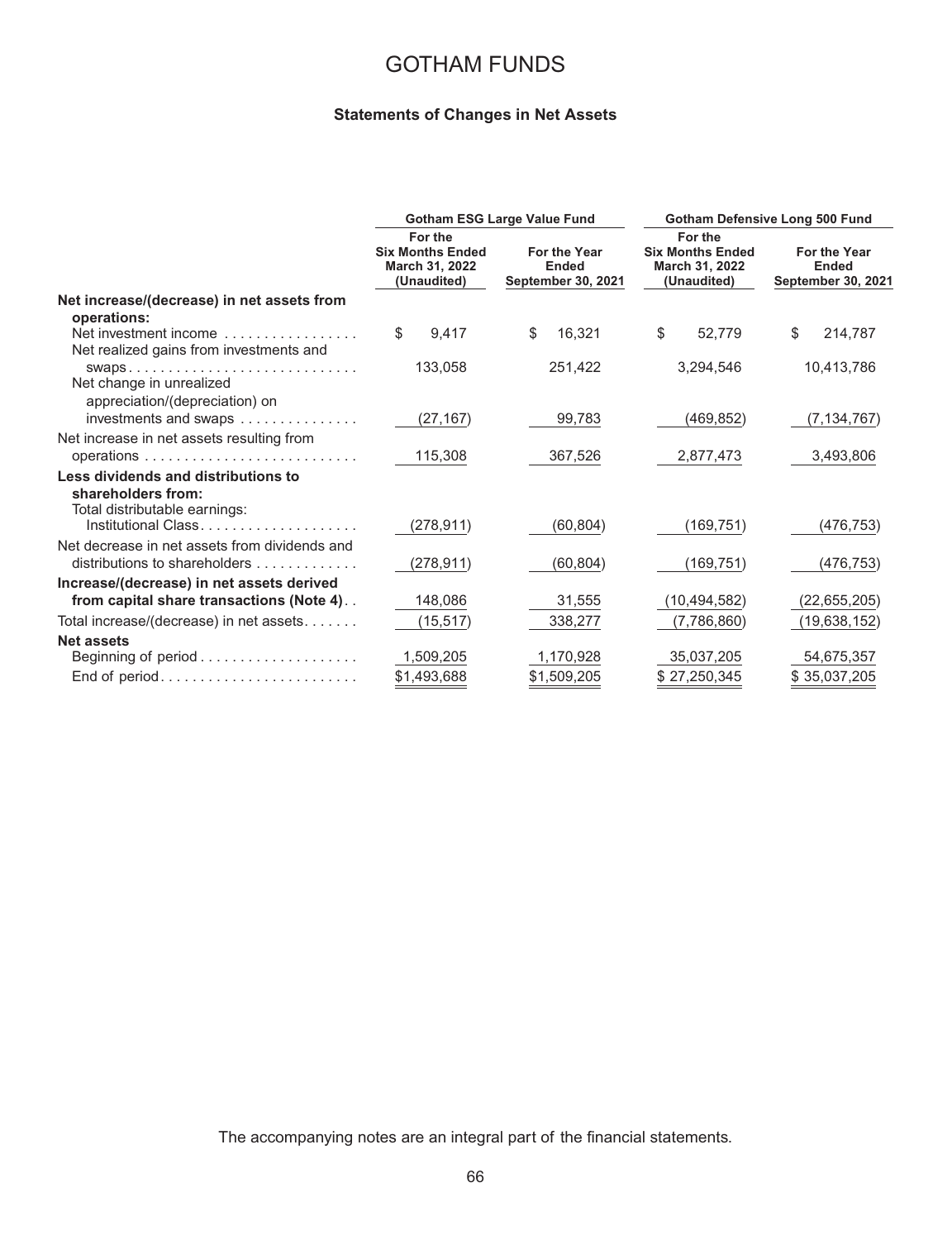# GOTHAM FUNDS

## Statements of Changes in Net Assets

| | Gotham ESG Large Value Fund | | Gotham Defensive Long 500 Fund | |
|---|---|---|---|---|
| | For the Six Months Ended March 31, 2022 (Unaudited) | For the Year Ended September 30, 2021 | For the Six Months Ended March 31, 2022 (Unaudited) | For the Year Ended September 30, 2021 |
| **Net increase/(decrease) in net assets from operations:** | | | | |
| Net investment income | $ 9,417 | $ 16,321 | $ 52,779 | $ 214,787 |
| Net realized gains from investments and swaps | 133,058 | 251,422 | 3,294,546 | 10,413,786 |
| Net change in unrealized appreciation/(depreciation) on investments and swaps | (27,167) | 99,783 | (469,852) | (7,134,767) |
| Net increase in net assets resulting from operations | 115,308 | 367,526 | 2,877,473 | 3,493,806 |
| **Less dividends and distributions to shareholders from:** | | | | |
| Total distributable earnings: | | | | |
| Institutional Class | (278,911) | (60,804) | (169,751) | (476,753) |
| Net decrease in net assets from dividends and distributions to shareholders | (278,911) | (60,804) | (169,751) | (476,753) |
| **Increase/(decrease) in net assets derived from capital share transactions (Note 4)** | 148,086 | 31,555 | (10,494,582) | (22,655,205) |
| Total increase/(decrease) in net assets | (15,517) | 338,277 | (7,786,860) | (19,638,152) |
| **Net assets** | | | | |
| Beginning of period | 1,509,205 | 1,170,928 | 35,037,205 | 54,675,357 |
| End of period | $1,493,688 | $1,509,205 | $ 27,250,345 | $ 35,037,205 |

The accompanying notes are an integral part of the financial statements.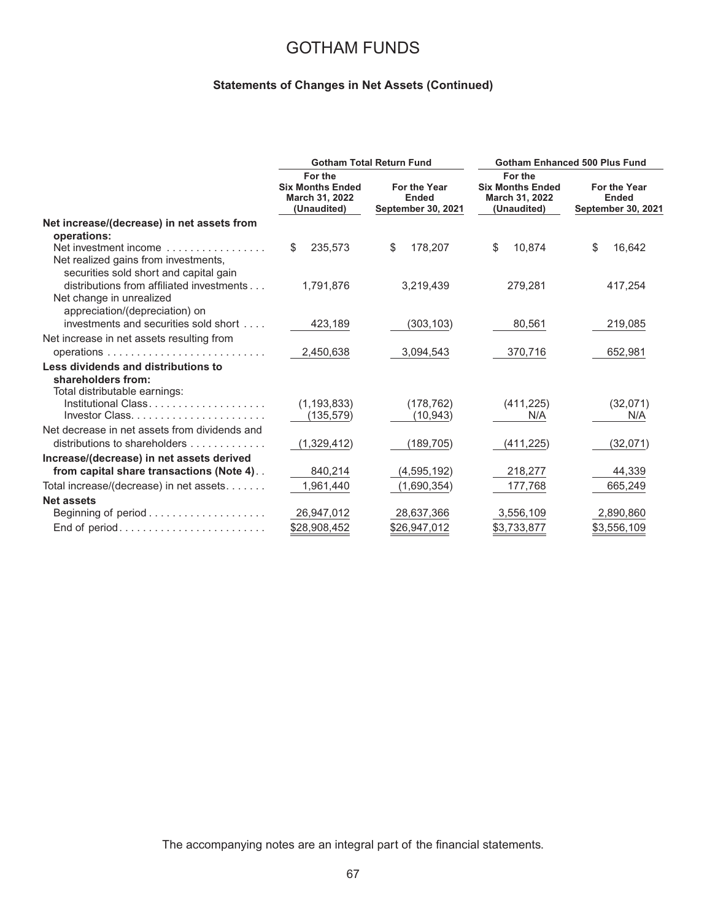# GOTHAM FUNDS

## Statements of Changes in Net Assets (Continued)

| | Gotham Total Return Fund | | Gotham Enhanced 500 Plus Fund | |
|---|---|---|---|---|
| | For the Six Months Ended March 31, 2022 (Unaudited) | For the Year Ended September 30, 2021 | For the Six Months Ended March 31, 2022 (Unaudited) | For the Year Ended September 30, 2021 |
| **Net increase/(decrease) in net assets from operations:** | | | | |
| Net investment income | $ 235,573 | $ 178,207 | $ 10,874 | $ 16,642 |
| Net realized gains from investments, securities sold short and capital gain distributions from affiliated investments | 1,791,876 | 3,219,439 | 279,281 | 417,254 |
| Net change in unrealized appreciation/(depreciation) on investments and securities sold short | 423,189 | (303,103) | 80,561 | 219,085 |
| Net increase in net assets resulting from operations | 2,450,638 | 3,094,543 | 370,716 | 652,981 |
| **Less dividends and distributions to shareholders from:** | | | | |
| Total distributable earnings: | | | | |
| Institutional Class | (1,193,833) | (178,762) | (411,225) | (32,071) |
| Investor Class | (135,579) | (10,943) | N/A | N/A |
| Net decrease in net assets from dividends and distributions to shareholders | (1,329,412) | (189,705) | (411,225) | (32,071) |
| **Increase/(decrease) in net assets derived from capital share transactions (Note 4)** | 840,214 | (4,595,192) | 218,277 | 44,339 |
| Total increase/(decrease) in net assets | 1,961,440 | (1,690,354) | 177,768 | 665,249 |
| **Net assets** | | | | |
| Beginning of period | 26,947,012 | 28,637,366 | 3,556,109 | 2,890,860 |
| End of period | $28,908,452 | $26,947,012 | $3,733,877 | $3,556,109 |

The accompanying notes are an integral part of the financial statements.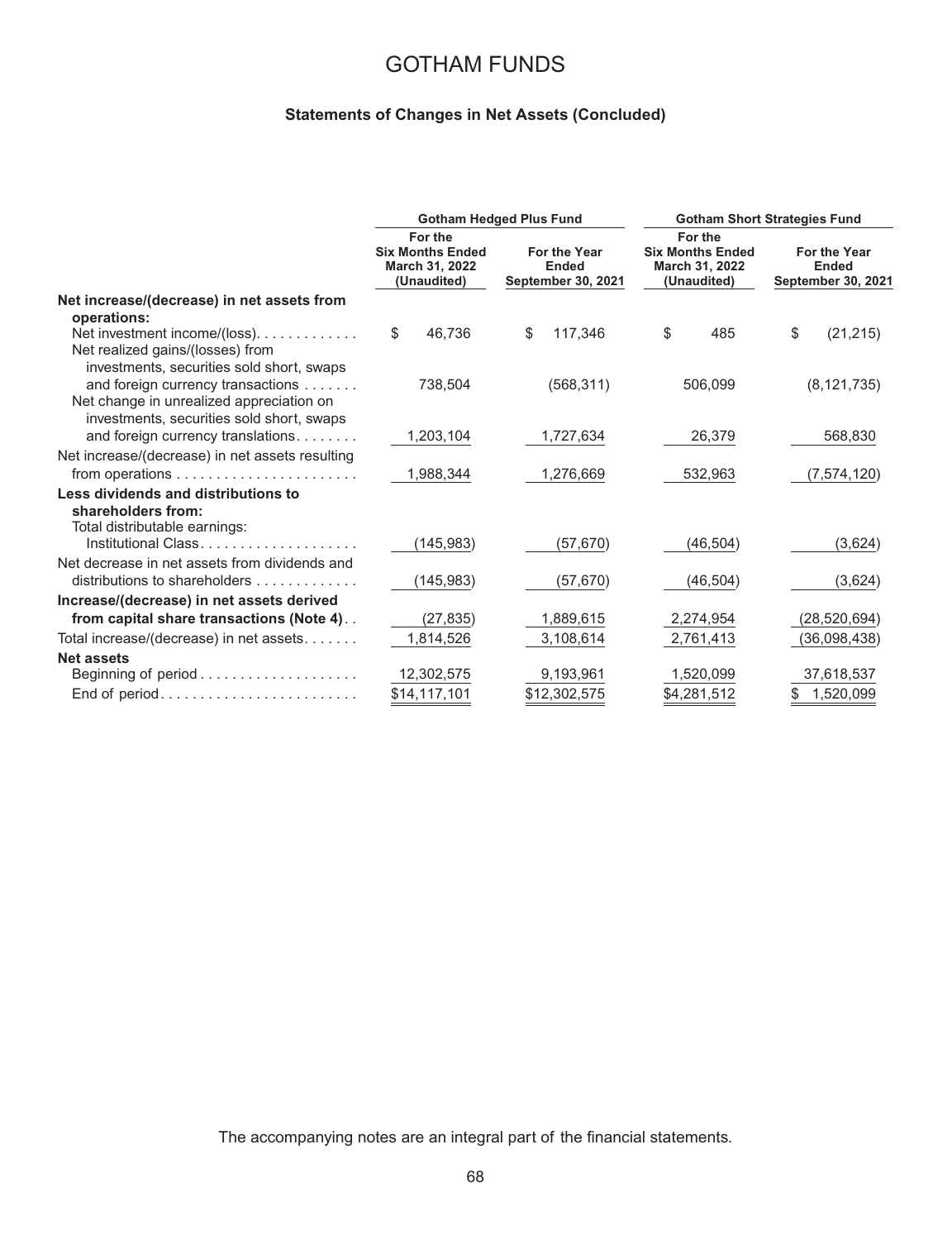# GOTHAM FUNDS

## Statements of Changes in Net Assets (Concluded)

| | Gotham Hedged Plus Fund | | Gotham Short Strategies Fund | |
|---|---|---|---|---|
| | For the Six Months Ended March 31, 2022 (Unaudited) | For the Year Ended September 30, 2021 | For the Six Months Ended March 31, 2022 (Unaudited) | For the Year Ended September 30, 2021 |
| **Net increase/(decrease) in net assets from operations:** | | | | |
| Net investment income/(loss) | $ 46,736 | $ 117,346 | $ 485 | $ (21,215) |
| Net realized gains/(losses) from investments, securities sold short, swaps and foreign currency transactions | 738,504 | (568,311) | 506,099 | (8,121,735) |
| Net change in unrealized appreciation on investments, securities sold short, swaps and foreign currency translations | 1,203,104 | 1,727,634 | 26,379 | 568,830 |
| Net increase/(decrease) in net assets resulting from operations | 1,988,344 | 1,276,669 | 532,963 | (7,574,120) |
| **Less dividends and distributions to shareholders from:** | | | | |
| Total distributable earnings: | | | | |
| Institutional Class | (145,983) | (57,670) | (46,504) | (3,624) |
| Net decrease in net assets from dividends and distributions to shareholders | (145,983) | (57,670) | (46,504) | (3,624) |
| **Increase/(decrease) in net assets derived from capital share transactions (Note 4)** | (27,835) | 1,889,615 | 2,274,954 | (28,520,694) |
| Total increase/(decrease) in net assets | 1,814,526 | 3,108,614 | 2,761,413 | (36,098,438) |
| **Net assets** | | | | |
| Beginning of period | 12,302,575 | 9,193,961 | 1,520,099 | 37,618,537 |
| End of period | $14,117,101 | $12,302,575 | $4,281,512 | $ 1,520,099 |

The accompanying notes are an integral part of the financial statements.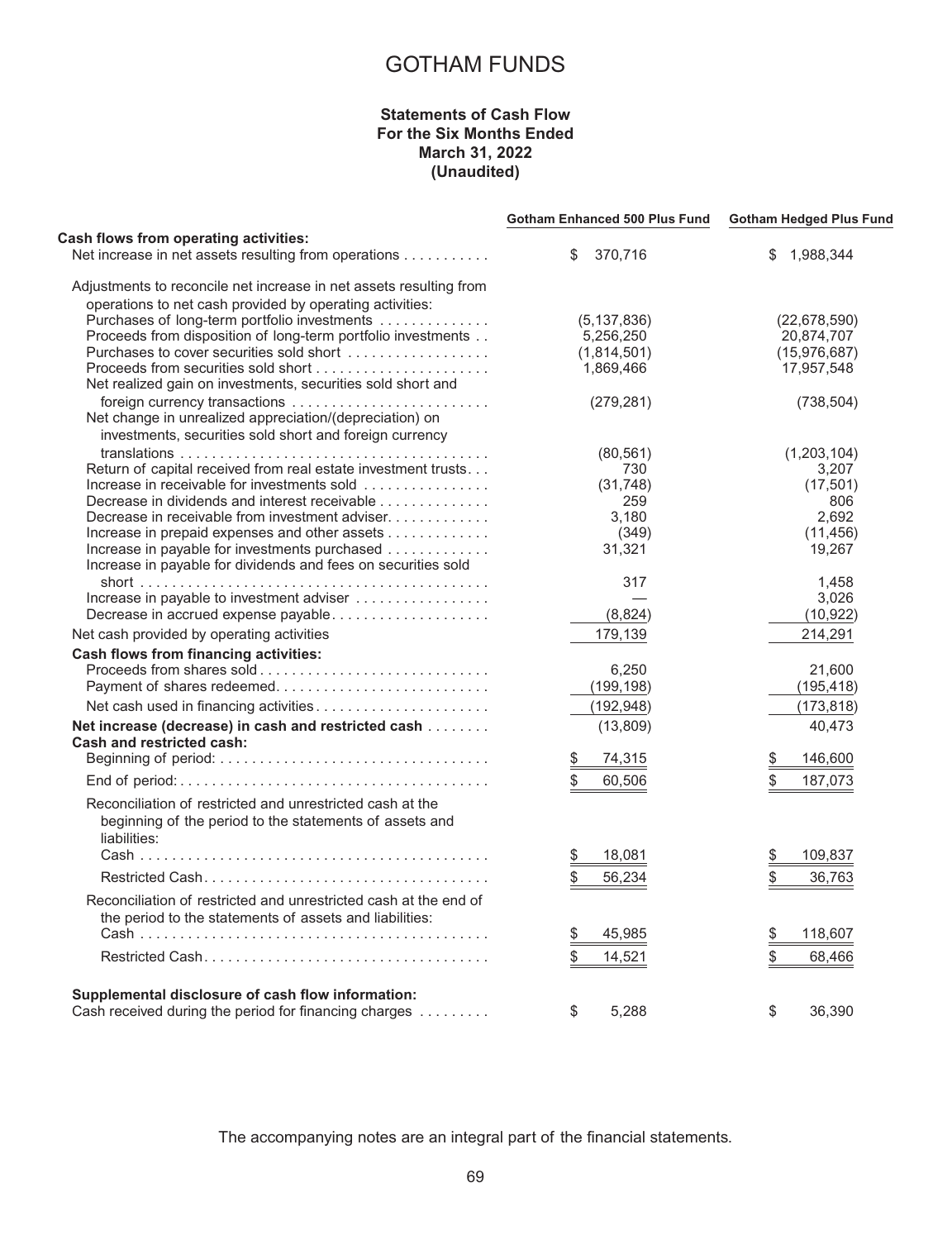# GOTHAM FUNDS

### Statements of Cash Flow
### For the Six Months Ended
### March 31, 2022
### (Unaudited)

| | Gotham Enhanced 500 Plus Fund | Gotham Hedged Plus Fund |
|---|---|---|
| **Cash flows from operating activities:** | | |
| Net increase in net assets resulting from operations | $ 370,716 | $ 1,988,344 |
| Adjustments to reconcile net increase in net assets resulting from operations to net cash provided by operating activities: | | |
| Purchases of long-term portfolio investments | (5,137,836) | (22,678,590) |
| Proceeds from disposition of long-term portfolio investments | 5,256,250 | 20,874,707 |
| Purchases to cover securities sold short | (1,814,501) | (15,976,687) |
| Proceeds from securities sold short | 1,869,466 | 17,957,548 |
| Net realized gain on investments, securities sold short and foreign currency transactions | (279,281) | (738,504) |
| Net change in unrealized appreciation/(depreciation) on investments, securities sold short and foreign currency translations | (80,561) | (1,203,104) |
| Return of capital received from real estate investment trusts | 730 | 3,207 |
| Increase in receivable for investments sold | (31,748) | (17,501) |
| Decrease in dividends and interest receivable | 259 | 806 |
| Decrease in receivable from investment adviser | 3,180 | 2,692 |
| Increase in prepaid expenses and other assets | (349) | (11,456) |
| Increase in payable for investments purchased | 31,321 | 19,267 |
| Increase in payable for dividends and fees on securities sold short | 317 | 1,458 |
| Increase in payable to investment adviser | — | 3,026 |
| Decrease in accrued expense payable | (8,824) | (10,922) |
| Net cash provided by operating activities | 179,139 | 214,291 |
| **Cash flows from financing activities:** | | |
| Proceeds from shares sold | 6,250 | 21,600 |
| Payment of shares redeemed | (199,198) | (195,418) |
| Net cash used in financing activities | (192,948) | (173,818) |
| **Net increase (decrease) in cash and restricted cash** | (13,809) | 40,473 |
| **Cash and restricted cash:** | | |
| Beginning of period: | $ 74,315 | $ 146,600 |
| End of period: | $ 60,506 | $ 187,073 |
| Reconciliation of restricted and unrestricted cash at the beginning of the period to the statements of assets and liabilities: | | |
| Cash | $ 18,081 | $ 109,837 |
| Restricted Cash | $ 56,234 | $ 36,763 |
| Reconciliation of restricted and unrestricted cash at the end of the period to the statements of assets and liabilities: | | |
| Cash | $ 45,985 | $ 118,607 |
| Restricted Cash | $ 14,521 | $ 68,466 |
| **Supplemental disclosure of cash flow information:** | | |
| Cash received during the period for financing charges | $ 5,288 | $ 36,390 |

The accompanying notes are an integral part of the financial statements.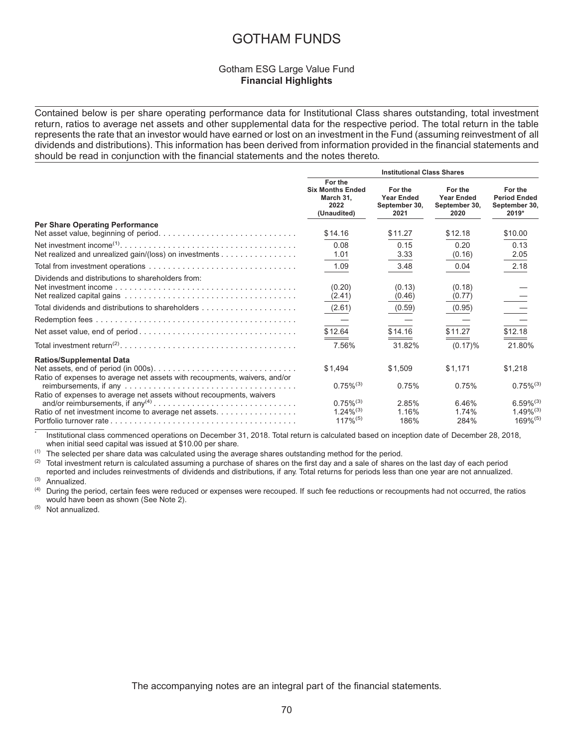# GOTHAM FUNDS

Gotham ESG Large Value Fund
**Financial Highlights**

Contained below is per share operating performance data for Institutional Class shares outstanding, total investment return, ratios to average net assets and other supplemental data for the respective period. The total return in the table represents the rate that an investor would have earned or lost on an investment in the Fund (assuming reinvestment of all dividends and distributions). This information has been derived from information provided in the financial statements and should be read in conjunction with the financial statements and the notes thereto.

| | Institutional Class Shares | | | |
|---|---|---|---|---|
| | For the Six Months Ended March 31, 2022 (Unaudited) | For the Year Ended September 30, 2021 | For the Year Ended September 30, 2020 | For the Period Ended September 30, 2019* |
| **Per Share Operating Performance** | | | | |
| Net asset value, beginning of period | $14.16 | $11.27 | $12.18 | $10.00 |
| Net investment income[(1)] | 0.08 | 0.15 | 0.20 | 0.13 |
| Net realized and unrealized gain/(loss) on investments | 1.01 | 3.33 | (0.16) | 2.05 |
| Total from investment operations | 1.09 | 3.48 | 0.04 | 2.18 |
| Dividends and distributions to shareholders from: | | | | |
| Net investment income | (0.20) | (0.13) | (0.18) | — |
| Net realized capital gains | (2.41) | (0.46) | (0.77) | — |
| Total dividends and distributions to shareholders | (2.61) | (0.59) | (0.95) | — |
| Redemption fees | — | — | — | — |
| Net asset value, end of period | $12.64 | $14.16 | $11.27 | $12.18 |
| Total investment return[(2)] | 7.56% | 31.82% | (0.17)% | 21.80% |
| **Ratios/Supplemental Data** | | | | |
| Net assets, end of period (in 000s) | $1,494 | $1,509 | $1,171 | $1,218 |
| Ratio of expenses to average net assets with recoupments, waivers, and/or reimbursements, if any | 0.75%[(3)] | 0.75% | 0.75% | 0.75%[(3)] |
| Ratio of expenses to average net assets without recoupments, waivers and/or reimbursements, if any[(4)] | 0.75%[(3)] | 2.85% | 6.46% | 6.59%[(3)] |
| Ratio of net investment income to average net assets | 1.24%[(3)] | 1.16% | 1.74% | 1.49%[(3)] |
| Portfolio turnover rate | 117%[(5)] | 186% | 284% | 169%[(5)] |

\* Institutional class commenced operations on December 31, 2018. Total return is calculated based on inception date of December 28, 2018, when initial seed capital was issued at $10.00 per share.

(1) The selected per share data was calculated using the average shares outstanding method for the period.

(2) Total investment return is calculated assuming a purchase of shares on the first day and a sale of shares on the last day of each period reported and includes reinvestments of dividends and distributions, if any. Total returns for periods less than one year are not annualized.

(3) Annualized.

(4) During the period, certain fees were reduced or expenses were recouped. If such fee reductions or recoupments had not occurred, the ratios would have been as shown (See Note 2).

(5) Not annualized.

The accompanying notes are an integral part of the financial statements.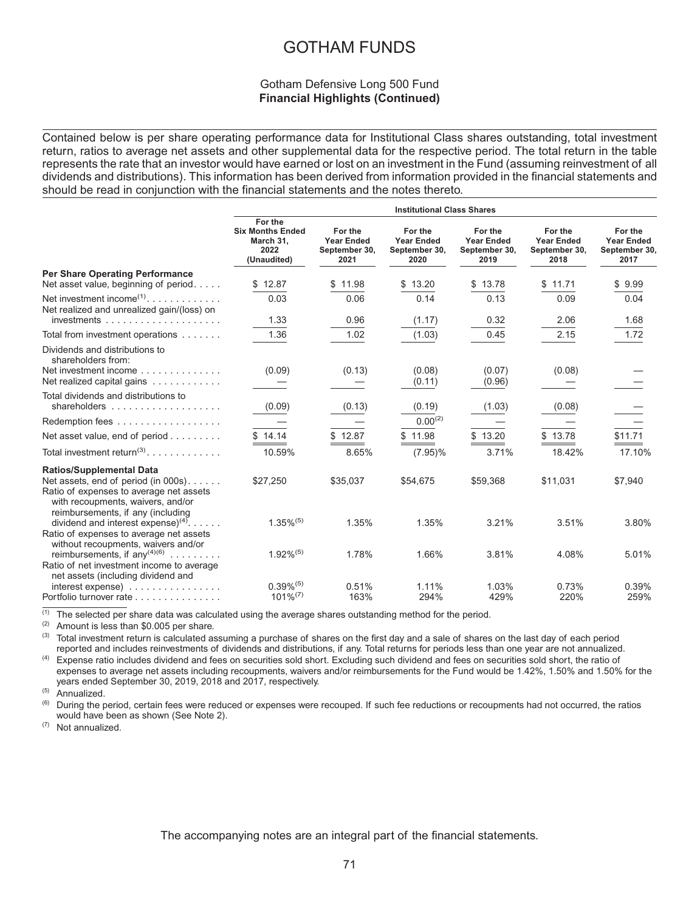# GOTHAM FUNDS

## Gotham Defensive Long 500 Fund
### Financial Highlights (Continued)

Contained below is per share operating performance data for Institutional Class shares outstanding, total investment return, ratios to average net assets and other supplemental data for the respective period. The total return in the table represents the rate that an investor would have earned or lost on an investment in the Fund (assuming reinvestment of all dividends and distributions). This information has been derived from information provided in the financial statements and should be read in conjunction with the financial statements and the notes thereto.

| | Institutional Class Shares | | | | | |
|---|---|---|---|---|---|---|
| | For the Six Months Ended March 31, 2022 (Unaudited) | For the Year Ended September 30, 2021 | For the Year Ended September 30, 2020 | For the Year Ended September 30, 2019 | For the Year Ended September 30, 2018 | For the Year Ended September 30, 2017 |
| **Per Share Operating Performance** | | | | | | |
| Net asset value, beginning of period | $ 12.87 | $ 11.98 | $ 13.20 | $ 13.78 | $ 11.71 | $ 9.99 |
| Net investment income[(1)] | 0.03 | 0.06 | 0.14 | 0.13 | 0.09 | 0.04 |
| Net realized and unrealized gain/(loss) on investments | 1.33 | 0.96 | (1.17) | 0.32 | 2.06 | 1.68 |
| Total from investment operations | 1.36 | 1.02 | (1.03) | 0.45 | 2.15 | 1.72 |
| Dividends and distributions to shareholders from: | | | | | | |
| Net investment income | (0.09) | (0.13) | (0.08) | (0.07) | (0.08) | — |
| Net realized capital gains | — | — | (0.11) | (0.96) | — | — |
| Total dividends and distributions to shareholders | (0.09) | (0.13) | (0.19) | (1.03) | (0.08) | — |
| Redemption fees | — | — | 0.00[(2)] | — | — | — |
| Net asset value, end of period | $ 14.14 | $ 12.87 | $ 11.98 | $ 13.20 | $ 13.78 | $11.71 |
| Total investment return[(3)] | 10.59% | 8.65% | (7.95)% | 3.71% | 18.42% | 17.10% |
| **Ratios/Supplemental Data** | | | | | | |
| Net assets, end of period (in 000s) | $27,250 | $35,037 | $54,675 | $59,368 | $11,031 | $7,940 |
| Ratio of expenses to average net assets with recoupments, waivers, and/or reimbursements, if any (including dividend and interest expense)[(4)] | 1.35%[(5)] | 1.35% | 1.35% | 3.21% | 3.51% | 3.80% |
| Ratio of expenses to average net assets without recoupments, waivers and/or reimbursements, if any[(4)(6)] | 1.92%[(5)] | 1.78% | 1.66% | 3.81% | 4.08% | 5.01% |
| Ratio of net investment income to average net assets (including dividend and interest expense) | 0.39%[(5)] | 0.51% | 1.11% | 1.03% | 0.73% | 0.39% |
| Portfolio turnover rate | 101%[(7)] | 163% | 294% | 429% | 220% | 259% |

(1) The selected per share data was calculated using the average shares outstanding method for the period.

(2) Amount is less than $0.005 per share.

(3) Total investment return is calculated assuming a purchase of shares on the first day and a sale of shares on the last day of each period reported and includes reinvestments of dividends and distributions, if any. Total returns for periods less than one year are not annualized.

(4) Expense ratio includes dividend and fees on securities sold short. Excluding such dividend and fees on securities sold short, the ratio of expenses to average net assets including recoupments, waivers and/or reimbursements for the Fund would be 1.42%, 1.50% and 1.50% for the years ended September 30, 2019, 2018 and 2017, respectively.

(5) Annualized.

(6) During the period, certain fees were reduced or expenses were recouped. If such fee reductions or recoupments had not occurred, the ratios would have been as shown (See Note 2).

(7) Not annualized.

The accompanying notes are an integral part of the financial statements.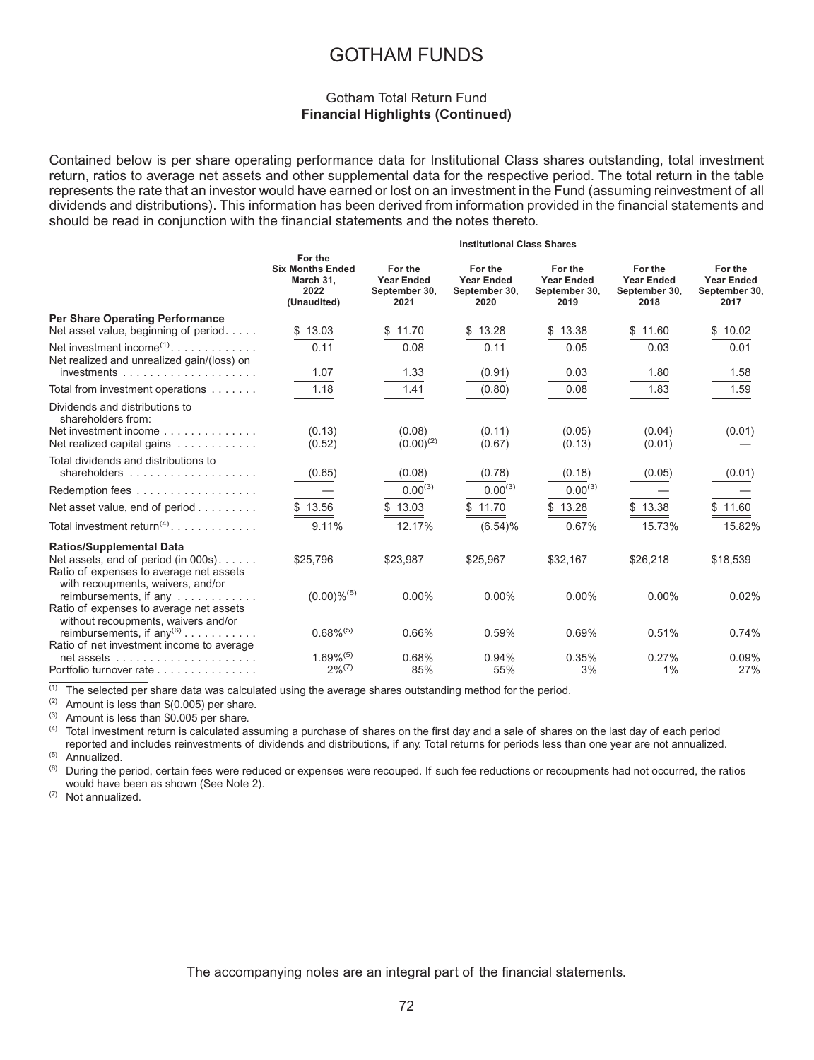# GOTHAM FUNDS

Gotham Total Return Fund
**Financial Highlights (Continued)**

Contained below is per share operating performance data for Institutional Class shares outstanding, total investment return, ratios to average net assets and other supplemental data for the respective period. The total return in the table represents the rate that an investor would have earned or lost on an investment in the Fund (assuming reinvestment of all dividends and distributions). This information has been derived from information provided in the financial statements and should be read in conjunction with the financial statements and the notes thereto.

| | Institutional Class Shares | | | | | |
|---|---|---|---|---|---|---|
| | **For the Six Months Ended March 31, 2022 (Unaudited)** | **For the Year Ended September 30, 2021** | **For the Year Ended September 30, 2020** | **For the Year Ended September 30, 2019** | **For the Year Ended September 30, 2018** | **For the Year Ended September 30, 2017** |
| **Per Share Operating Performance** | | | | | | |
| Net asset value, beginning of period | $ 13.03 | $ 11.70 | $ 13.28 | $ 13.38 | $ 11.60 | $ 10.02 |
| Net investment income[(1)] | 0.11 | 0.08 | 0.11 | 0.05 | 0.03 | 0.01 |
| Net realized and unrealized gain/(loss) on investments | 1.07 | 1.33 | (0.91) | 0.03 | 1.80 | 1.58 |
| Total from investment operations | 1.18 | 1.41 | (0.80) | 0.08 | 1.83 | 1.59 |
| Dividends and distributions to shareholders from: | | | | | | |
| Net investment income | (0.13) | (0.08) | (0.11) | (0.05) | (0.04) | (0.01) |
| Net realized capital gains | (0.52) | (0.00)[(2)] | (0.67) | (0.13) | (0.01) | — |
| Total dividends and distributions to shareholders | (0.65) | (0.08) | (0.78) | (0.18) | (0.05) | (0.01) |
| Redemption fees | — | 0.00[(3)] | 0.00[(3)] | 0.00[(3)] | — | — |
| Net asset value, end of period | $ 13.56 | $ 13.03 | $ 11.70 | $ 13.28 | $ 13.38 | $ 11.60 |
| Total investment return[(4)] | 9.11% | 12.17% | (6.54)% | 0.67% | 15.73% | 15.82% |
| **Ratios/Supplemental Data** | | | | | | |
| Net assets, end of period (in 000s) | $25,796 | $23,987 | $25,967 | $32,167 | $26,218 | $18,539 |
| Ratio of expenses to average net assets with recoupments, waivers, and/or reimbursements, if any | (0.00)%[(5)] | 0.00% | 0.00% | 0.00% | 0.00% | 0.02% |
| Ratio of expenses to average net assets without recoupments, waivers and/or reimbursements, if any[(6)] | 0.68%[(5)] | 0.66% | 0.59% | 0.69% | 0.51% | 0.74% |
| Ratio of net investment income to average net assets | 1.69%[(5)] | 0.68% | 0.94% | 0.35% | 0.27% | 0.09% |
| Portfolio turnover rate | 2%[(7)] | 85% | 55% | 3% | 1% | 27% |

(1) The selected per share data was calculated using the average shares outstanding method for the period.

(2) Amount is less than $(0.005) per share.

(3) Amount is less than $0.005 per share.

(4) Total investment return is calculated assuming a purchase of shares on the first day and a sale of shares on the last day of each period reported and includes reinvestments of dividends and distributions, if any. Total returns for periods less than one year are not annualized.

(5) Annualized.

(6) During the period, certain fees were reduced or expenses were recouped. If such fee reductions or recoupments had not occurred, the ratios would have been as shown (See Note 2).

(7) Not annualized.

The accompanying notes are an integral part of the financial statements.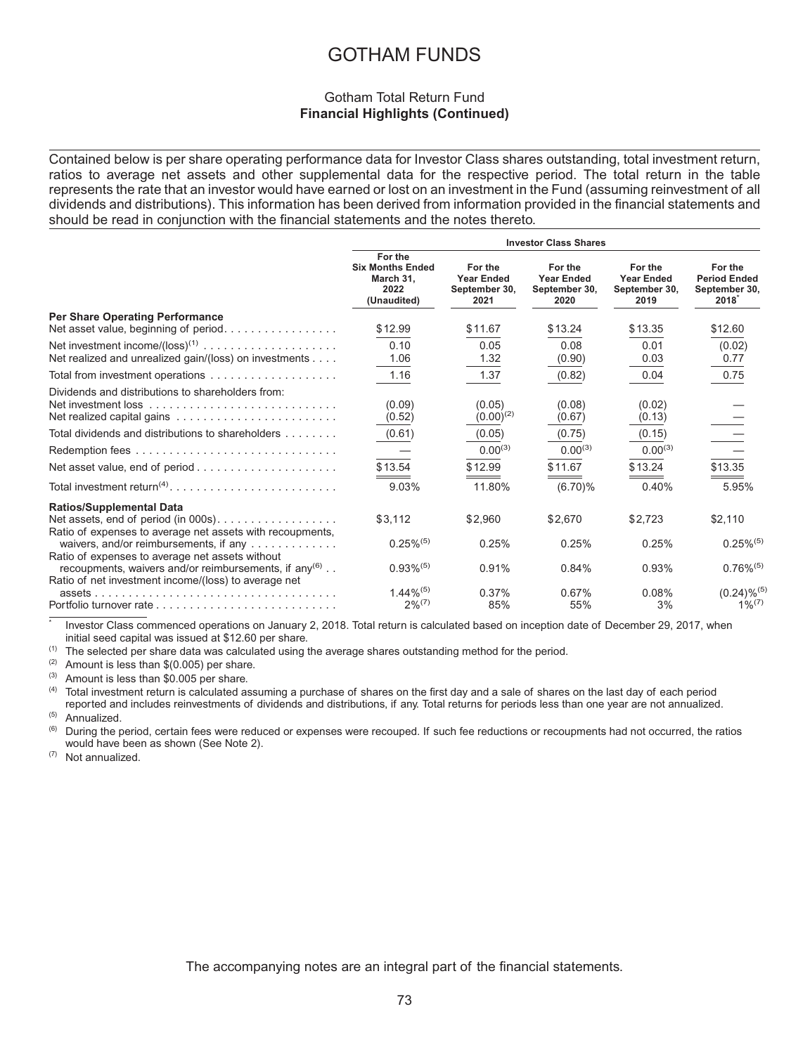# GOTHAM FUNDS

## Gotham Total Return Fund
**Financial Highlights (Continued)**

Contained below is per share operating performance data for Investor Class shares outstanding, total investment return, ratios to average net assets and other supplemental data for the respective period. The total return in the table represents the rate that an investor would have earned or lost on an investment in the Fund (assuming reinvestment of all dividends and distributions). This information has been derived from information provided in the financial statements and should be read in conjunction with the financial statements and the notes thereto.

| | Investor Class Shares | | | | |
|---|---|---|---|---|---|
| | For the Six Months Ended March 31, 2022 (Unaudited) | For the Year Ended September 30, 2021 | For the Year Ended September 30, 2020 | For the Year Ended September 30, 2019 | For the Period Ended September 30, 2018* |
| **Per Share Operating Performance** | | | | | |
| Net asset value, beginning of period | $12.99 | $11.67 | $13.24 | $13.35 | $12.60 |
| Net investment income/(loss)[(1)] | 0.10 | 0.05 | 0.08 | 0.01 | (0.02) |
| Net realized and unrealized gain/(loss) on investments | 1.06 | 1.32 | (0.90) | 0.03 | 0.77 |
| Total from investment operations | 1.16 | 1.37 | (0.82) | 0.04 | 0.75 |
| Dividends and distributions to shareholders from: | | | | | |
| Net investment loss | (0.09) | (0.05) | (0.08) | (0.02) | — |
| Net realized capital gains | (0.52) | (0.00)[(2)] | (0.67) | (0.13) | — |
| Total dividends and distributions to shareholders | (0.61) | (0.05) | (0.75) | (0.15) | — |
| Redemption fees | — | 0.00[(3)] | 0.00[(3)] | 0.00[(3)] | — |
| Net asset value, end of period | $13.54 | $12.99 | $11.67 | $13.24 | $13.35 |
| Total investment return[(4)] | 9.03% | 11.80% | (6.70)% | 0.40% | 5.95% |
| **Ratios/Supplemental Data** | | | | | |
| Net assets, end of period (in 000s) | $3,112 | $2,960 | $2,670 | $2,723 | $2,110 |
| Ratio of expenses to average net assets with recoupments, waivers, and/or reimbursements, if any | 0.25%[(5)] | 0.25% | 0.25% | 0.25% | 0.25%[(5)] |
| Ratio of expenses to average net assets without recoupments, waivers and/or reimbursements, if any[(6)] | 0.93%[(5)] | 0.91% | 0.84% | 0.93% | 0.76%[(5)] |
| Ratio of net investment income/(loss) to average net assets | 1.44%[(5)] | 0.37% | 0.67% | 0.08% | (0.24)%[(5)] |
| Portfolio turnover rate | 2%[(7)] | 85% | 55% | 3% | 1%[(7)] |

\* Investor Class commenced operations on January 2, 2018. Total return is calculated based on inception date of December 29, 2017, when initial seed capital was issued at $12.60 per share.

(1) The selected per share data was calculated using the average shares outstanding method for the period.

(2) Amount is less than $(0.005) per share.

(3) Amount is less than $0.005 per share.

(4) Total investment return is calculated assuming a purchase of shares on the first day and a sale of shares on the last day of each period reported and includes reinvestments of dividends and distributions, if any. Total returns for periods less than one year are not annualized.

(5) Annualized.

(6) During the period, certain fees were reduced or expenses were recouped. If such fee reductions or recoupments had not occurred, the ratios would have been as shown (See Note 2).

(7) Not annualized.

The accompanying notes are an integral part of the financial statements.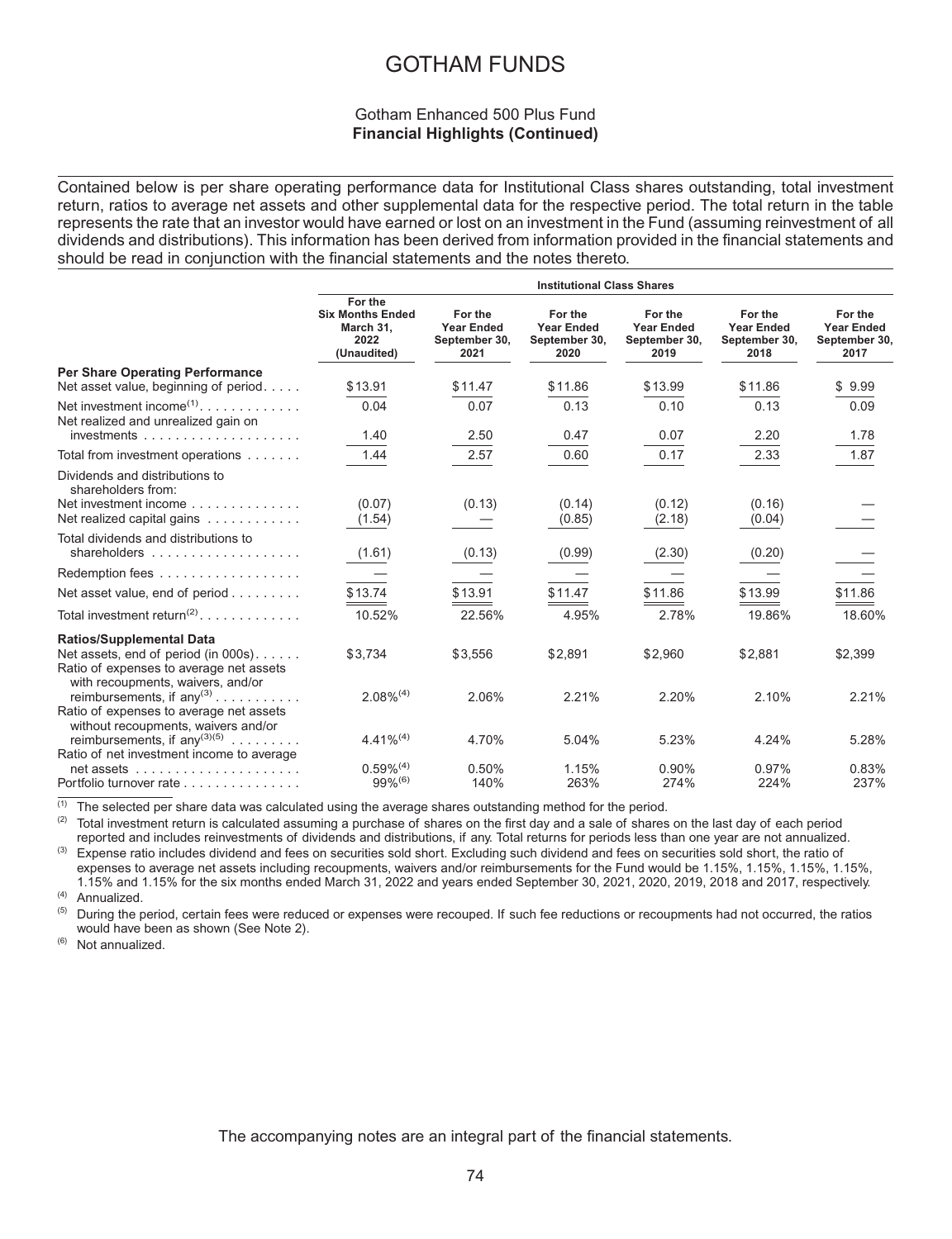# GOTHAM FUNDS

### Gotham Enhanced 500 Plus Fund
### **Financial Highlights (Continued)**

Contained below is per share operating performance data for Institutional Class shares outstanding, total investment return, ratios to average net assets and other supplemental data for the respective period. The total return in the table represents the rate that an investor would have earned or lost on an investment in the Fund (assuming reinvestment of all dividends and distributions). This information has been derived from information provided in the financial statements and should be read in conjunction with the financial statements and the notes thereto.

| | Institutional Class Shares | | | | | |
|---|---|---|---|---|---|---|
| | **For the Six Months Ended March 31, 2022 (Unaudited)** | **For the Year Ended September 30, 2021** | **For the Year Ended September 30, 2020** | **For the Year Ended September 30, 2019** | **For the Year Ended September 30, 2018** | **For the Year Ended September 30, 2017** |
| **Per Share Operating Performance** | | | | | | |
| Net asset value, beginning of period | $13.91 | $11.47 | $11.86 | $13.99 | $11.86 | $ 9.99 |
| Net investment income[(1)] | 0.04 | 0.07 | 0.13 | 0.10 | 0.13 | 0.09 |
| Net realized and unrealized gain on investments | 1.40 | 2.50 | 0.47 | 0.07 | 2.20 | 1.78 |
| Total from investment operations | 1.44 | 2.57 | 0.60 | 0.17 | 2.33 | 1.87 |
| Dividends and distributions to shareholders from: | | | | | | |
| Net investment income | (0.07) | (0.13) | (0.14) | (0.12) | (0.16) | — |
| Net realized capital gains | (1.54) | — | (0.85) | (2.18) | (0.04) | — |
| Total dividends and distributions to shareholders | (1.61) | (0.13) | (0.99) | (2.30) | (0.20) | — |
| Redemption fees | — | — | — | — | — | — |
| Net asset value, end of period | $13.74 | $13.91 | $11.47 | $11.86 | $13.99 | $11.86 |
| Total investment return[(2)] | 10.52% | 22.56% | 4.95% | 2.78% | 19.86% | 18.60% |
| **Ratios/Supplemental Data** | | | | | | |
| Net assets, end of period (in 000s) | $3,734 | $3,556 | $2,891 | $2,960 | $2,881 | $2,399 |
| Ratio of expenses to average net assets with recoupments, waivers, and/or reimbursements, if any[(3)] | 2.08%[(4)] | 2.06% | 2.21% | 2.20% | 2.10% | 2.21% |
| Ratio of expenses to average net assets without recoupments, waivers and/or reimbursements, if any[(3)(5)] | 4.41%[(4)] | 4.70% | 5.04% | 5.23% | 4.24% | 5.28% |
| Ratio of net investment income to average net assets | 0.59%[(4)] | 0.50% | 1.15% | 0.90% | 0.97% | 0.83% |
| Portfolio turnover rate | 99%[(6)] | 140% | 263% | 274% | 224% | 237% |

(1) The selected per share data was calculated using the average shares outstanding method for the period.

(2) Total investment return is calculated assuming a purchase of shares on the first day and a sale of shares on the last day of each period reported and includes reinvestments of dividends and distributions, if any. Total returns for periods less than one year are not annualized.

(3) Expense ratio includes dividend and fees on securities sold short. Excluding such dividend and fees on securities sold short, the ratio of expenses to average net assets including recoupments, waivers and/or reimbursements for the Fund would be 1.15%, 1.15%, 1.15%, 1.15%, 1.15% and 1.15% for the six months ended March 31, 2022 and years ended September 30, 2021, 2020, 2019, 2018 and 2017, respectively.

(4) Annualized.

(5) During the period, certain fees were reduced or expenses were recouped. If such fee reductions or recoupments had not occurred, the ratios would have been as shown (See Note 2).

(6) Not annualized.

The accompanying notes are an integral part of the financial statements.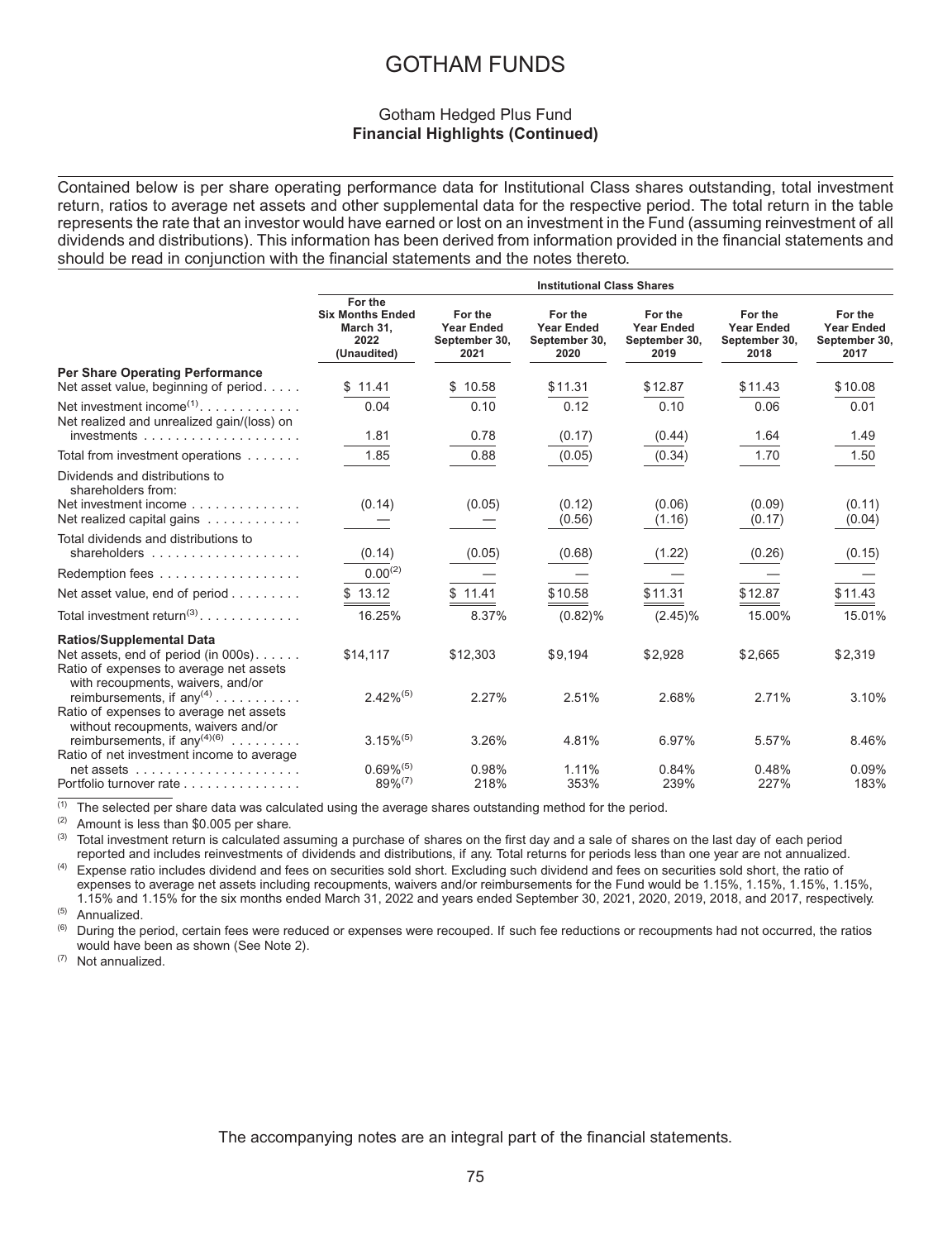# GOTHAM FUNDS

## Gotham Hedged Plus Fund
**Financial Highlights (Continued)**

Contained below is per share operating performance data for Institutional Class shares outstanding, total investment return, ratios to average net assets and other supplemental data for the respective period. The total return in the table represents the rate that an investor would have earned or lost on an investment in the Fund (assuming reinvestment of all dividends and distributions). This information has been derived from information provided in the financial statements and should be read in conjunction with the financial statements and the notes thereto.

| | Institutional Class Shares | | | | | |
|---|---|---|---|---|---|---|
| | For the Six Months Ended March 31, 2022 (Unaudited) | For the Year Ended September 30, 2021 | For the Year Ended September 30, 2020 | For the Year Ended September 30, 2019 | For the Year Ended September 30, 2018 | For the Year Ended September 30, 2017 |
| **Per Share Operating Performance** | | | | | | |
| Net asset value, beginning of period | $ 11.41 | $ 10.58 | $11.31 | $12.87 | $11.43 | $10.08 |
| Net investment income[1] | 0.04 | 0.10 | 0.12 | 0.10 | 0.06 | 0.01 |
| Net realized and unrealized gain/(loss) on investments | 1.81 | 0.78 | (0.17) | (0.44) | 1.64 | 1.49 |
| Total from investment operations | 1.85 | 0.88 | (0.05) | (0.34) | 1.70 | 1.50 |
| Dividends and distributions to shareholders from: | | | | | | |
| Net investment income | (0.14) | (0.05) | (0.12) | (0.06) | (0.09) | (0.11) |
| Net realized capital gains | — | — | (0.56) | (1.16) | (0.17) | (0.04) |
| Total dividends and distributions to shareholders | (0.14) | (0.05) | (0.68) | (1.22) | (0.26) | (0.15) |
| Redemption fees | 0.00[2] | — | — | — | — | — |
| Net asset value, end of period | $ 13.12 | $ 11.41 | $10.58 | $11.31 | $12.87 | $11.43 |
| Total investment return[3] | 16.25% | 8.37% | (0.82)% | (2.45)% | 15.00% | 15.01% |
| **Ratios/Supplemental Data** | | | | | | |
| Net assets, end of period (in 000s) | $14,117 | $12,303 | $9,194 | $2,928 | $2,665 | $2,319 |
| Ratio of expenses to average net assets with recoupments, waivers, and/or reimbursements, if any[4] | 2.42%[5] | 2.27% | 2.51% | 2.68% | 2.71% | 3.10% |
| Ratio of expenses to average net assets without recoupments, waivers and/or reimbursements, if any[4][6] | 3.15%[5] | 3.26% | 4.81% | 6.97% | 5.57% | 8.46% |
| Ratio of net investment income to average net assets | 0.69%[5] | 0.98% | 1.11% | 0.84% | 0.48% | 0.09% |
| Portfolio turnover rate | 89%[7] | 218% | 353% | 239% | 227% | 183% |

[1] The selected per share data was calculated using the average shares outstanding method for the period.

[2] Amount is less than $0.005 per share.

[3] Total investment return is calculated assuming a purchase of shares on the first day and a sale of shares on the last day of each period reported and includes reinvestments of dividends and distributions, if any. Total returns for periods less than one year are not annualized.

[4] Expense ratio includes dividend and fees on securities sold short. Excluding such dividend and fees on securities sold short, the ratio of expenses to average net assets including recoupments, waivers and/or reimbursements for the Fund would be 1.15%, 1.15%, 1.15%, 1.15%, 1.15% and 1.15% for the six months ended March 31, 2022 and years ended September 30, 2021, 2020, 2019, 2018, and 2017, respectively.

[5] Annualized.

[6] During the period, certain fees were reduced or expenses were recouped. If such fee reductions or recoupments had not occurred, the ratios would have been as shown (See Note 2).

[7] Not annualized.

The accompanying notes are an integral part of the financial statements.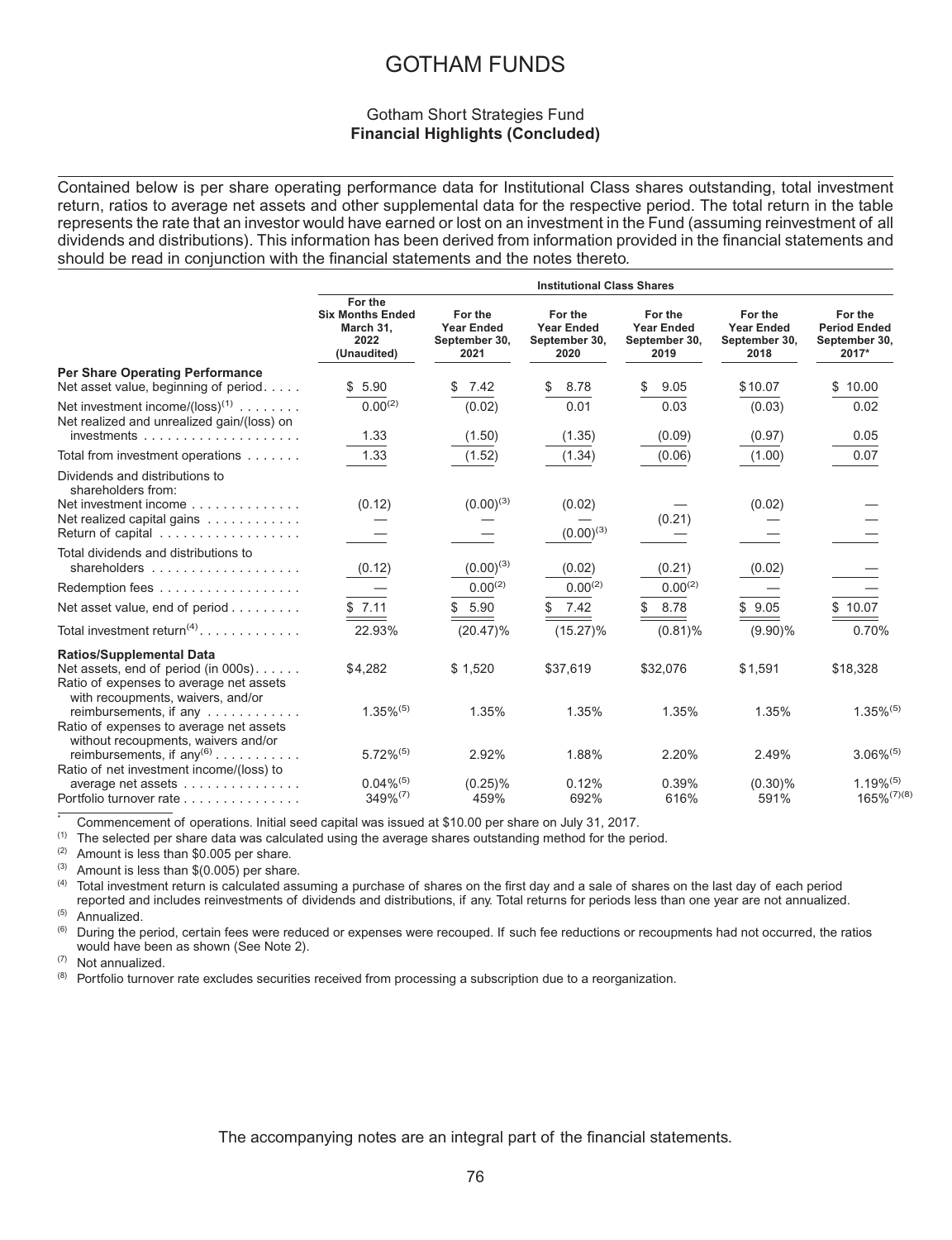# GOTHAM FUNDS

Gotham Short Strategies Fund
**Financial Highlights (Concluded)**

Contained below is per share operating performance data for Institutional Class shares outstanding, total investment return, ratios to average net assets and other supplemental data for the respective period. The total return in the table represents the rate that an investor would have earned or lost on an investment in the Fund (assuming reinvestment of all dividends and distributions). This information has been derived from information provided in the financial statements and should be read in conjunction with the financial statements and the notes thereto.

| | Institutional Class Shares | | | | | |
|---|---|---|---|---|---|---|
| | For the Six Months Ended March 31, 2022 (Unaudited) | For the Year Ended September 30, 2021 | For the Year Ended September 30, 2020 | For the Year Ended September 30, 2019 | For the Year Ended September 30, 2018 | For the Period Ended September 30, 2017* |
| **Per Share Operating Performance** | | | | | | |
| Net asset value, beginning of period | $ 5.90 | $ 7.42 | $ 8.78 | $ 9.05 | $10.07 | $ 10.00 |
| Net investment income/(loss)[(1)] | 0.00[(2)] | (0.02) | 0.01 | 0.03 | (0.03) | 0.02 |
| Net realized and unrealized gain/(loss) on investments | 1.33 | (1.50) | (1.35) | (0.09) | (0.97) | 0.05 |
| Total from investment operations | 1.33 | (1.52) | (1.34) | (0.06) | (1.00) | 0.07 |
| Dividends and distributions to shareholders from: | | | | | | |
| Net investment income | (0.12) | (0.00)[(3)] | (0.02) | — | (0.02) | — |
| Net realized capital gains | — | — | — | (0.21) | — | — |
| Return of capital | — | — | (0.00)[(3)] | — | — | — |
| Total dividends and distributions to shareholders | (0.12) | (0.00)[(3)] | (0.02) | (0.21) | (0.02) | — |
| Redemption fees | — | 0.00[(2)] | 0.00[(2)] | 0.00[(2)] | — | — |
| Net asset value, end of period | $ 7.11 | $ 5.90 | $ 7.42 | $ 8.78 | $ 9.05 | $ 10.07 |
| Total investment return[(4)] | 22.93% | (20.47)% | (15.27)% | (0.81)% | (9.90)% | 0.70% |
| **Ratios/Supplemental Data** | | | | | | |
| Net assets, end of period (in 000s) | $4,282 | $ 1,520 | $37,619 | $32,076 | $1,591 | $18,328 |
| Ratio of expenses to average net assets with recoupments, waivers, and/or reimbursements, if any | 1.35%[(5)] | 1.35% | 1.35% | 1.35% | 1.35% | 1.35%[(5)] |
| Ratio of expenses to average net assets without recoupments, waivers and/or reimbursements, if any[(6)] | 5.72%[(5)] | 2.92% | 1.88% | 2.20% | 2.49% | 3.06%[(5)] |
| Ratio of net investment income/(loss) to average net assets | 0.04%[(5)] | (0.25)% | 0.12% | 0.39% | (0.30)% | 1.19%[(5)] |
| Portfolio turnover rate | 349%[(7)] | 459% | 692% | 616% | 591% | 165%[(7)(8)] |

\* Commencement of operations. Initial seed capital was issued at $10.00 per share on July 31, 2017.

(1) The selected per share data was calculated using the average shares outstanding method for the period.

(2) Amount is less than $0.005 per share.

(3) Amount is less than $(0.005) per share.

(4) Total investment return is calculated assuming a purchase of shares on the first day and a sale of shares on the last day of each period reported and includes reinvestments of dividends and distributions, if any. Total returns for periods less than one year are not annualized.

(5) Annualized.

(6) During the period, certain fees were reduced or expenses were recouped. If such fee reductions or recoupments had not occurred, the ratios would have been as shown (See Note 2).

(7) Not annualized.

(8) Portfolio turnover rate excludes securities received from processing a subscription due to a reorganization.

The accompanying notes are an integral part of the financial statements.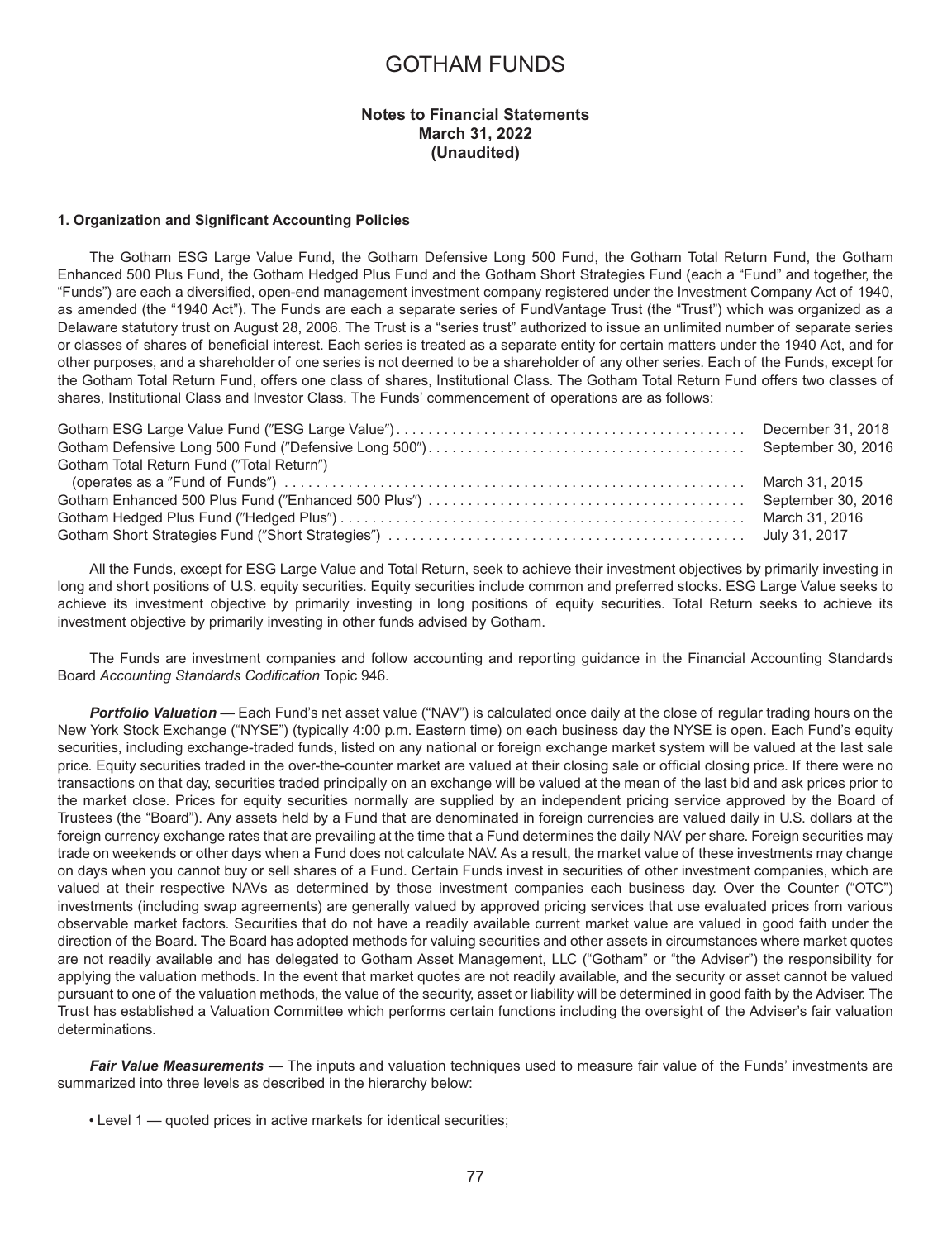# GOTHAM FUNDS

**Notes to Financial Statements**
**March 31, 2022**
**(Unaudited)**

**1. Organization and Significant Accounting Policies**

The Gotham ESG Large Value Fund, the Gotham Defensive Long 500 Fund, the Gotham Total Return Fund, the Gotham Enhanced 500 Plus Fund, the Gotham Hedged Plus Fund and the Gotham Short Strategies Fund (each a "Fund" and together, the "Funds") are each a diversified, open-end management investment company registered under the Investment Company Act of 1940, as amended (the "1940 Act"). The Funds are each a separate series of FundVantage Trust (the "Trust") which was organized as a Delaware statutory trust on August 28, 2006. The Trust is a "series trust" authorized to issue an unlimited number of separate series or classes of shares of beneficial interest. Each series is treated as a separate entity for certain matters under the 1940 Act, and for other purposes, and a shareholder of one series is not deemed to be a shareholder of any other series. Each of the Funds, except for the Gotham Total Return Fund, offers one class of shares, Institutional Class. The Gotham Total Return Fund offers two classes of shares, Institutional Class and Investor Class. The Funds' commencement of operations are as follows:

| | |
|---|---|
| Gotham ESG Large Value Fund ("ESG Large Value") | December 31, 2018 |
| Gotham Defensive Long 500 Fund ("Defensive Long 500") | September 30, 2016 |
| Gotham Total Return Fund ("Total Return") (operates as a "Fund of Funds") | March 31, 2015 |
| Gotham Enhanced 500 Plus Fund ("Enhanced 500 Plus") | September 30, 2016 |
| Gotham Hedged Plus Fund ("Hedged Plus") | March 31, 2016 |
| Gotham Short Strategies Fund ("Short Strategies") | July 31, 2017 |

All the Funds, except for ESG Large Value and Total Return, seek to achieve their investment objectives by primarily investing in long and short positions of U.S. equity securities. Equity securities include common and preferred stocks. ESG Large Value seeks to achieve its investment objective by primarily investing in long positions of equity securities. Total Return seeks to achieve its investment objective by primarily investing in other funds advised by Gotham.

The Funds are investment companies and follow accounting and reporting guidance in the Financial Accounting Standards Board *Accounting Standards Codification* Topic 946.

***Portfolio Valuation*** — Each Fund's net asset value ("NAV") is calculated once daily at the close of regular trading hours on the New York Stock Exchange ("NYSE") (typically 4:00 p.m. Eastern time) on each business day the NYSE is open. Each Fund's equity securities, including exchange-traded funds, listed on any national or foreign exchange market system will be valued at the last sale price. Equity securities traded in the over-the-counter market are valued at their closing sale or official closing price. If there were no transactions on that day, securities traded principally on an exchange will be valued at the mean of the last bid and ask prices prior to the market close. Prices for equity securities normally are supplied by an independent pricing service approved by the Board of Trustees (the "Board"). Any assets held by a Fund that are denominated in foreign currencies are valued daily in U.S. dollars at the foreign currency exchange rates that are prevailing at the time that a Fund determines the daily NAV per share. Foreign securities may trade on weekends or other days when a Fund does not calculate NAV. As a result, the market value of these investments may change on days when you cannot buy or sell shares of a Fund. Certain Funds invest in securities of other investment companies, which are valued at their respective NAVs as determined by those investment companies each business day. Over the Counter ("OTC") investments (including swap agreements) are generally valued by approved pricing services that use evaluated prices from various observable market factors. Securities that do not have a readily available current market value are valued in good faith under the direction of the Board. The Board has adopted methods for valuing securities and other assets in circumstances where market quotes are not readily available and has delegated to Gotham Asset Management, LLC ("Gotham" or "the Adviser") the responsibility for applying the valuation methods. In the event that market quotes are not readily available, and the security or asset cannot be valued pursuant to one of the valuation methods, the value of the security, asset or liability will be determined in good faith by the Adviser. The Trust has established a Valuation Committee which performs certain functions including the oversight of the Adviser's fair valuation determinations.

***Fair Value Measurements*** — The inputs and valuation techniques used to measure fair value of the Funds' investments are summarized into three levels as described in the hierarchy below:

- Level 1 — quoted prices in active markets for identical securities;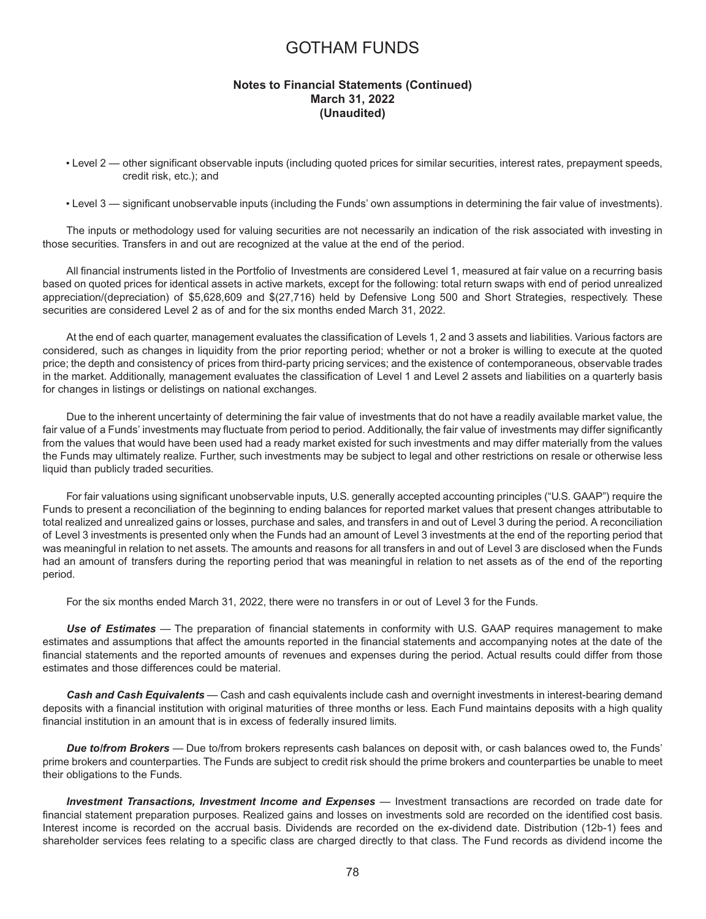- Level 2 — other significant observable inputs (including quoted prices for similar securities, interest rates, prepayment speeds, credit risk, etc.); and

- Level 3 — significant unobservable inputs (including the Funds' own assumptions in determining the fair value of investments).

The inputs or methodology used for valuing securities are not necessarily an indication of the risk associated with investing in those securities. Transfers in and out are recognized at the value at the end of the period.

All financial instruments listed in the Portfolio of Investments are considered Level 1, measured at fair value on a recurring basis based on quoted prices for identical assets in active markets, except for the following: total return swaps with end of period unrealized appreciation/(depreciation) of $5,628,609 and $(27,716) held by Defensive Long 500 and Short Strategies, respectively. These securities are considered Level 2 as of and for the six months ended March 31, 2022.

At the end of each quarter, management evaluates the classification of Levels 1, 2 and 3 assets and liabilities. Various factors are considered, such as changes in liquidity from the prior reporting period; whether or not a broker is willing to execute at the quoted price; the depth and consistency of prices from third-party pricing services; and the existence of contemporaneous, observable trades in the market. Additionally, management evaluates the classification of Level 1 and Level 2 assets and liabilities on a quarterly basis for changes in listings or delistings on national exchanges.

Due to the inherent uncertainty of determining the fair value of investments that do not have a readily available market value, the fair value of a Funds' investments may fluctuate from period to period. Additionally, the fair value of investments may differ significantly from the values that would have been used had a ready market existed for such investments and may differ materially from the values the Funds may ultimately realize. Further, such investments may be subject to legal and other restrictions on resale or otherwise less liquid than publicly traded securities.

For fair valuations using significant unobservable inputs, U.S. generally accepted accounting principles ("U.S. GAAP") require the Funds to present a reconciliation of the beginning to ending balances for reported market values that present changes attributable to total realized and unrealized gains or losses, purchase and sales, and transfers in and out of Level 3 during the period. A reconciliation of Level 3 investments is presented only when the Funds had an amount of Level 3 investments at the end of the reporting period that was meaningful in relation to net assets. The amounts and reasons for all transfers in and out of Level 3 are disclosed when the Funds had an amount of transfers during the reporting period that was meaningful in relation to net assets as of the end of the reporting period.

For the six months ended March 31, 2022, there were no transfers in or out of Level 3 for the Funds.

***Use of Estimates*** — The preparation of financial statements in conformity with U.S. GAAP requires management to make estimates and assumptions that affect the amounts reported in the financial statements and accompanying notes at the date of the financial statements and the reported amounts of revenues and expenses during the period. Actual results could differ from those estimates and those differences could be material.

***Cash and Cash Equivalents*** — Cash and cash equivalents include cash and overnight investments in interest-bearing demand deposits with a financial institution with original maturities of three months or less. Each Fund maintains deposits with a high quality financial institution in an amount that is in excess of federally insured limits.

***Due to/from Brokers*** — Due to/from brokers represents cash balances on deposit with, or cash balances owed to, the Funds' prime brokers and counterparties. The Funds are subject to credit risk should the prime brokers and counterparties be unable to meet their obligations to the Funds.

***Investment Transactions, Investment Income and Expenses*** — Investment transactions are recorded on trade date for financial statement preparation purposes. Realized gains and losses on investments sold are recorded on the identified cost basis. Interest income is recorded on the accrual basis. Dividends are recorded on the ex-dividend date. Distribution (12b-1) fees and shareholder services fees relating to a specific class are charged directly to that class. The Fund records as dividend income the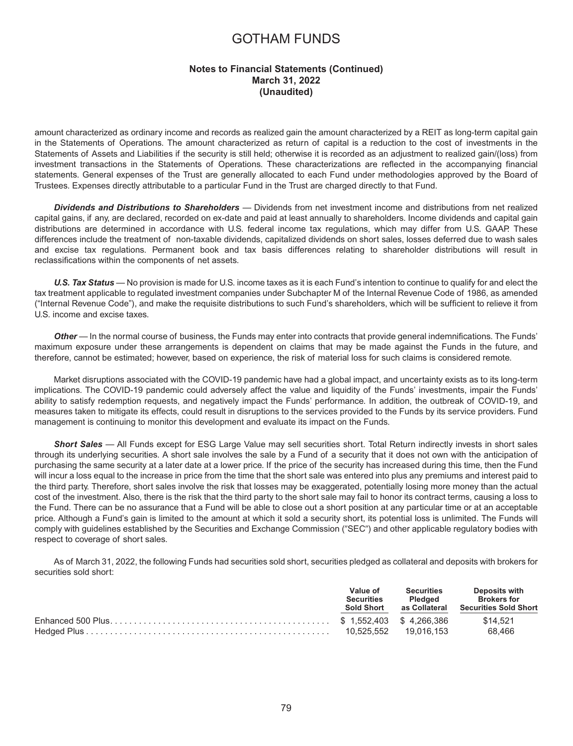# GOTHAM FUNDS

**Notes to Financial Statements (Continued)**
**March 31, 2022**
**(Unaudited)**

amount characterized as ordinary income and records as realized gain the amount characterized by a REIT as long-term capital gain in the Statements of Operations. The amount characterized as return of capital is a reduction to the cost of investments in the Statements of Assets and Liabilities if the security is still held; otherwise it is recorded as an adjustment to realized gain/(loss) from investment transactions in the Statements of Operations. These characterizations are reflected in the accompanying financial statements. General expenses of the Trust are generally allocated to each Fund under methodologies approved by the Board of Trustees. Expenses directly attributable to a particular Fund in the Trust are charged directly to that Fund.

***Dividends and Distributions to Shareholders*** — Dividends from net investment income and distributions from net realized capital gains, if any, are declared, recorded on ex-date and paid at least annually to shareholders. Income dividends and capital gain distributions are determined in accordance with U.S. federal income tax regulations, which may differ from U.S. GAAP. These differences include the treatment of non-taxable dividends, capitalized dividends on short sales, losses deferred due to wash sales and excise tax regulations. Permanent book and tax basis differences relating to shareholder distributions will result in reclassifications within the components of net assets.

***U.S. Tax Status*** — No provision is made for U.S. income taxes as it is each Fund's intention to continue to qualify for and elect the tax treatment applicable to regulated investment companies under Subchapter M of the Internal Revenue Code of 1986, as amended ("Internal Revenue Code"), and make the requisite distributions to such Fund's shareholders, which will be sufficient to relieve it from U.S. income and excise taxes.

***Other*** — In the normal course of business, the Funds may enter into contracts that provide general indemnifications. The Funds' maximum exposure under these arrangements is dependent on claims that may be made against the Funds in the future, and therefore, cannot be estimated; however, based on experience, the risk of material loss for such claims is considered remote.

Market disruptions associated with the COVID-19 pandemic have had a global impact, and uncertainty exists as to its long-term implications. The COVID-19 pandemic could adversely affect the value and liquidity of the Funds' investments, impair the Funds' ability to satisfy redemption requests, and negatively impact the Funds' performance. In addition, the outbreak of COVID-19, and measures taken to mitigate its effects, could result in disruptions to the services provided to the Funds by its service providers. Fund management is continuing to monitor this development and evaluate its impact on the Funds.

***Short Sales*** — All Funds except for ESG Large Value may sell securities short. Total Return indirectly invests in short sales through its underlying securities. A short sale involves the sale by a Fund of a security that it does not own with the anticipation of purchasing the same security at a later date at a lower price. If the price of the security has increased during this time, then the Fund will incur a loss equal to the increase in price from the time that the short sale was entered into plus any premiums and interest paid to the third party. Therefore, short sales involve the risk that losses may be exaggerated, potentially losing more money than the actual cost of the investment. Also, there is the risk that the third party to the short sale may fail to honor its contract terms, causing a loss to the Fund. There can be no assurance that a Fund will be able to close out a short position at any particular time or at an acceptable price. Although a Fund's gain is limited to the amount at which it sold a security short, its potential loss is unlimited. The Funds will comply with guidelines established by the Securities and Exchange Commission ("SEC") and other applicable regulatory bodies with respect to coverage of short sales.

As of March 31, 2022, the following Funds had securities sold short, securities pledged as collateral and deposits with brokers for securities sold short:

| | Value of Securities Sold Short | Securities Pledged as Collateral | Deposits with Brokers for Securities Sold Short |
|---|---|---|---|
| Enhanced 500 Plus | $ 1,552,403 | $ 4,266,386 | $14,521 |
| Hedged Plus | 10,525,552 | 19,016,153 | 68,466 |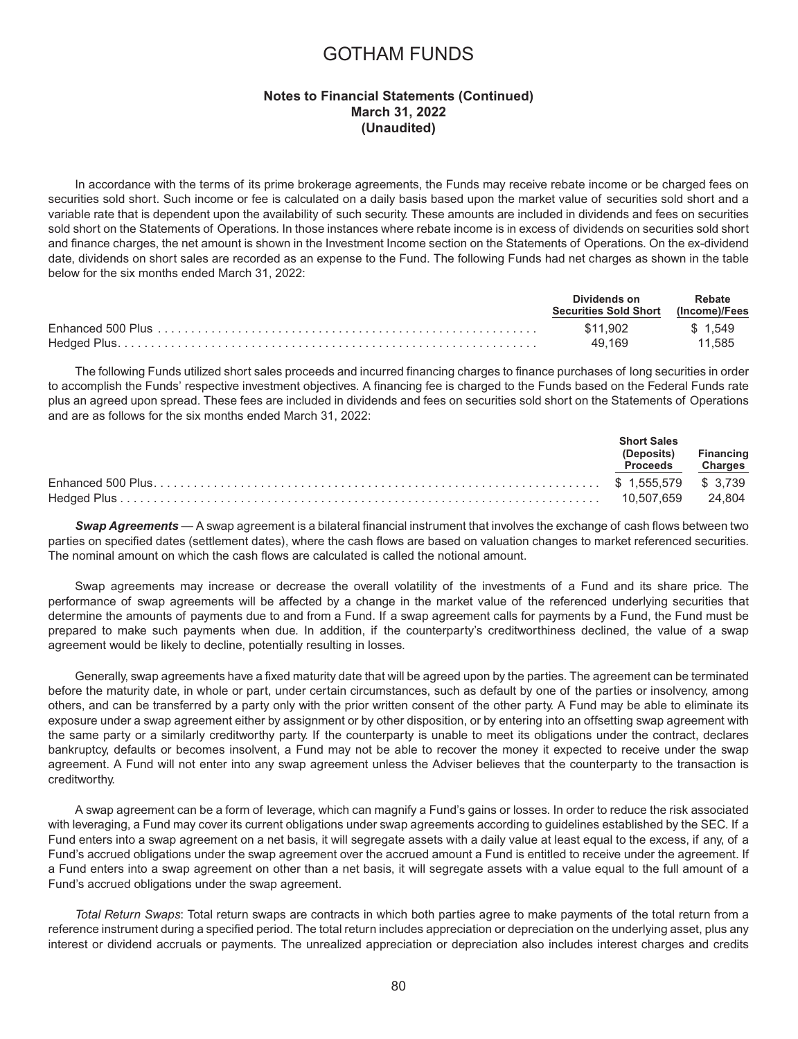# GOTHAM FUNDS

**Notes to Financial Statements (Continued)**
**March 31, 2022**
**(Unaudited)**

In accordance with the terms of its prime brokerage agreements, the Funds may receive rebate income or be charged fees on securities sold short. Such income or fee is calculated on a daily basis based upon the market value of securities sold short and a variable rate that is dependent upon the availability of such security. These amounts are included in dividends and fees on securities sold short on the Statements of Operations. In those instances where rebate income is in excess of dividends on securities sold short and finance charges, the net amount is shown in the Investment Income section on the Statements of Operations. On the ex-dividend date, dividends on short sales are recorded as an expense to the Fund. The following Funds had net charges as shown in the table below for the six months ended March 31, 2022:

| | Dividends on Securities Sold Short | Rebate (Income)/Fees |
|---|---|---|
| Enhanced 500 Plus | $11,902 | $ 1,549 |
| Hedged Plus | 49,169 | 11,585 |

The following Funds utilized short sales proceeds and incurred financing charges to finance purchases of long securities in order to accomplish the Funds' respective investment objectives. A financing fee is charged to the Funds based on the Federal Funds rate plus an agreed upon spread. These fees are included in dividends and fees on securities sold short on the Statements of Operations and are as follows for the six months ended March 31, 2022:

| | Short Sales (Deposits) Proceeds | Financing Charges |
|---|---|---|
| Enhanced 500 Plus | $ 1,555,579 | $ 3,739 |
| Hedged Plus | 10,507,659 | 24,804 |

***Swap Agreements*** — A swap agreement is a bilateral financial instrument that involves the exchange of cash flows between two parties on specified dates (settlement dates), where the cash flows are based on valuation changes to market referenced securities. The nominal amount on which the cash flows are calculated is called the notional amount.

Swap agreements may increase or decrease the overall volatility of the investments of a Fund and its share price. The performance of swap agreements will be affected by a change in the market value of the referenced underlying securities that determine the amounts of payments due to and from a Fund. If a swap agreement calls for payments by a Fund, the Fund must be prepared to make such payments when due. In addition, if the counterparty's creditworthiness declined, the value of a swap agreement would be likely to decline, potentially resulting in losses.

Generally, swap agreements have a fixed maturity date that will be agreed upon by the parties. The agreement can be terminated before the maturity date, in whole or part, under certain circumstances, such as default by one of the parties or insolvency, among others, and can be transferred by a party only with the prior written consent of the other party. A Fund may be able to eliminate its exposure under a swap agreement either by assignment or by other disposition, or by entering into an offsetting swap agreement with the same party or a similarly creditworthy party. If the counterparty is unable to meet its obligations under the contract, declares bankruptcy, defaults or becomes insolvent, a Fund may not be able to recover the money it expected to receive under the swap agreement. A Fund will not enter into any swap agreement unless the Adviser believes that the counterparty to the transaction is creditworthy.

A swap agreement can be a form of leverage, which can magnify a Fund's gains or losses. In order to reduce the risk associated with leveraging, a Fund may cover its current obligations under swap agreements according to guidelines established by the SEC. If a Fund enters into a swap agreement on a net basis, it will segregate assets with a daily value at least equal to the excess, if any, of a Fund's accrued obligations under the swap agreement over the accrued amount a Fund is entitled to receive under the agreement. If a Fund enters into a swap agreement on other than a net basis, it will segregate assets with a value equal to the full amount of a Fund's accrued obligations under the swap agreement.

*Total Return Swaps*: Total return swaps are contracts in which both parties agree to make payments of the total return from a reference instrument during a specified period. The total return includes appreciation or depreciation on the underlying asset, plus any interest or dividend accruals or payments. The unrealized appreciation or depreciation also includes interest charges and credits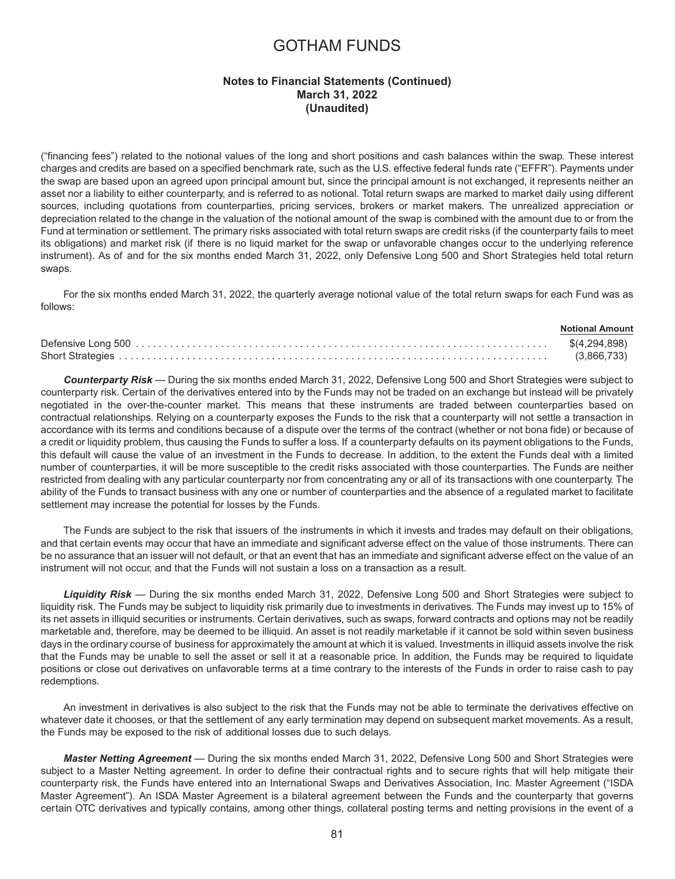("financing fees") related to the notional values of the long and short positions and cash balances within the swap. These interest charges and credits are based on a specified benchmark rate, such as the U.S. effective federal funds rate ("EFFR"). Payments under the swap are based upon an agreed upon principal amount but, since the principal amount is not exchanged, it represents neither an asset nor a liability to either counterparty, and is referred to as notional. Total return swaps are marked to market daily using different sources, including quotations from counterparties, pricing services, brokers or market makers. The unrealized appreciation or depreciation related to the change in the valuation of the notional amount of the swap is combined with the amount due to or from the Fund at termination or settlement. The primary risks associated with total return swaps are credit risks (if the counterparty fails to meet its obligations) and market risk (if there is no liquid market for the swap or unfavorable changes occur to the underlying reference instrument). As of and for the six months ended March 31, 2022, only Defensive Long 500 and Short Strategies held total return swaps.

For the six months ended March 31, 2022, the quarterly average notional value of the total return swaps for each Fund was as follows:

| | Notional Amount |
|---|---|
| Defensive Long 500 | $(4,294,898) |
| Short Strategies | (3,866,733) |

***Counterparty Risk*** — During the six months ended March 31, 2022, Defensive Long 500 and Short Strategies were subject to counterparty risk. Certain of the derivatives entered into by the Funds may not be traded on an exchange but instead will be privately negotiated in the over-the-counter market. This means that these instruments are traded between counterparties based on contractual relationships. Relying on a counterparty exposes the Funds to the risk that a counterparty will not settle a transaction in accordance with its terms and conditions because of a dispute over the terms of the contract (whether or not bona fide) or because of a credit or liquidity problem, thus causing the Funds to suffer a loss. If a counterparty defaults on its payment obligations to the Funds, this default will cause the value of an investment in the Funds to decrease. In addition, to the extent the Funds deal with a limited number of counterparties, it will be more susceptible to the credit risks associated with those counterparties. The Funds are neither restricted from dealing with any particular counterparty nor from concentrating any or all of its transactions with one counterparty. The ability of the Funds to transact business with any one or number of counterparties and the absence of a regulated market to facilitate settlement may increase the potential for losses by the Funds.

The Funds are subject to the risk that issuers of the instruments in which it invests and trades may default on their obligations, and that certain events may occur that have an immediate and significant adverse effect on the value of those instruments. There can be no assurance that an issuer will not default, or that an event that has an immediate and significant adverse effect on the value of an instrument will not occur, and that the Funds will not sustain a loss on a transaction as a result.

***Liquidity Risk*** — During the six months ended March 31, 2022, Defensive Long 500 and Short Strategies were subject to liquidity risk. The Funds may be subject to liquidity risk primarily due to investments in derivatives. The Funds may invest up to 15% of its net assets in illiquid securities or instruments. Certain derivatives, such as swaps, forward contracts and options may not be readily marketable and, therefore, may be deemed to be illiquid. An asset is not readily marketable if it cannot be sold within seven business days in the ordinary course of business for approximately the amount at which it is valued. Investments in illiquid assets involve the risk that the Funds may be unable to sell the asset or sell it at a reasonable price. In addition, the Funds may be required to liquidate positions or close out derivatives on unfavorable terms at a time contrary to the interests of the Funds in order to raise cash to pay redemptions.

An investment in derivatives is also subject to the risk that the Funds may not be able to terminate the derivatives effective on whatever date it chooses, or that the settlement of any early termination may depend on subsequent market movements. As a result, the Funds may be exposed to the risk of additional losses due to such delays.

***Master Netting Agreement*** — During the six months ended March 31, 2022, Defensive Long 500 and Short Strategies were subject to a Master Netting agreement. In order to define their contractual rights and to secure rights that will help mitigate their counterparty risk, the Funds have entered into an International Swaps and Derivatives Association, Inc. Master Agreement ("ISDA Master Agreement"). An ISDA Master Agreement is a bilateral agreement between the Funds and the counterparty that governs certain OTC derivatives and typically contains, among other things, collateral posting terms and netting provisions in the event of a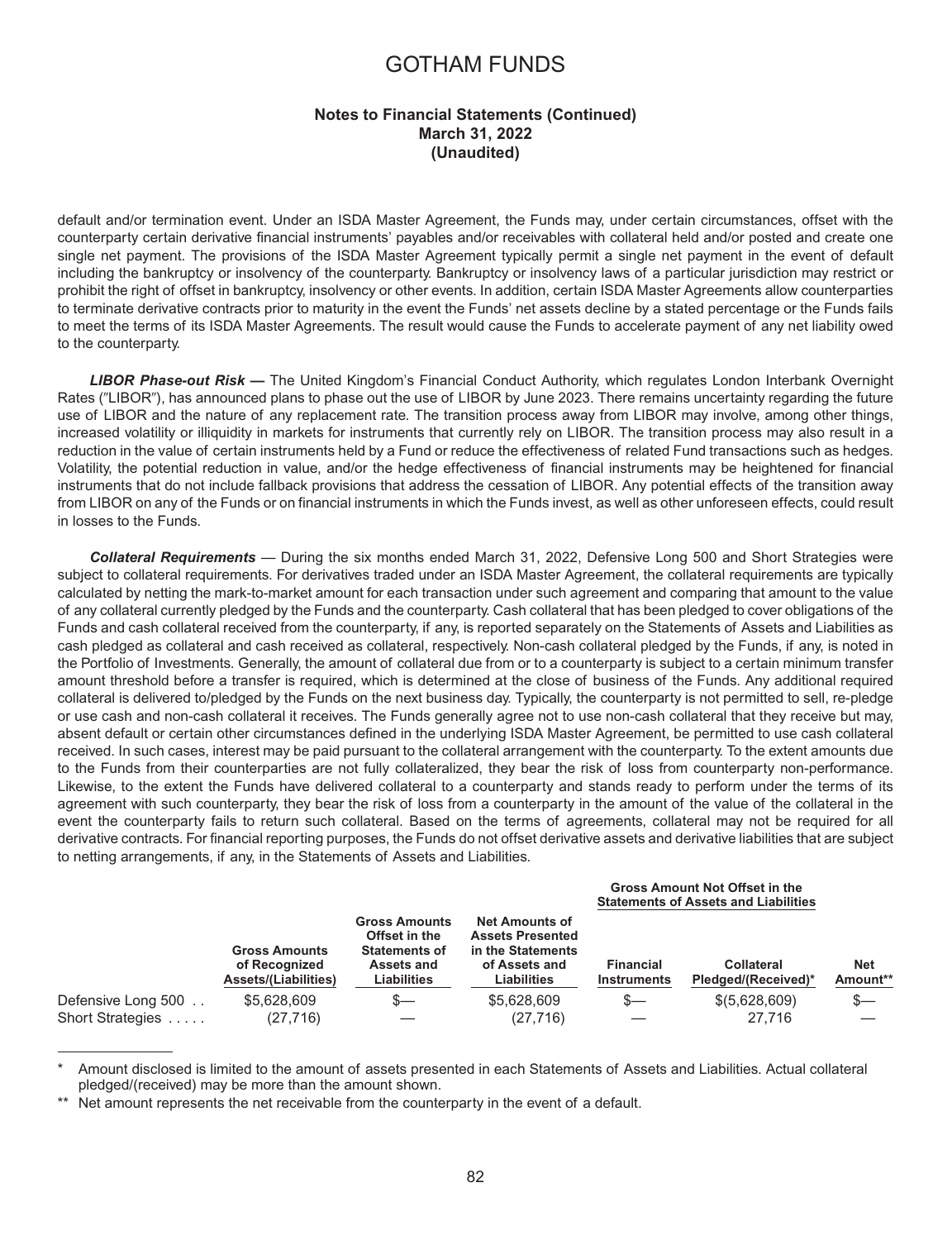default and/or termination event. Under an ISDA Master Agreement, the Funds may, under certain circumstances, offset with the counterparty certain derivative financial instruments' payables and/or receivables with collateral held and/or posted and create one single net payment. The provisions of the ISDA Master Agreement typically permit a single net payment in the event of default including the bankruptcy or insolvency of the counterparty. Bankruptcy or insolvency laws of a particular jurisdiction may restrict or prohibit the right of offset in bankruptcy, insolvency or other events. In addition, certain ISDA Master Agreements allow counterparties to terminate derivative contracts prior to maturity in the event the Funds' net assets decline by a stated percentage or the Funds fails to meet the terms of its ISDA Master Agreements. The result would cause the Funds to accelerate payment of any net liability owed to the counterparty.

***LIBOR Phase-out Risk —*** The United Kingdom's Financial Conduct Authority, which regulates London Interbank Overnight Rates ("LIBOR"), has announced plans to phase out the use of LIBOR by June 2023. There remains uncertainty regarding the future use of LIBOR and the nature of any replacement rate. The transition process away from LIBOR may involve, among other things, increased volatility or illiquidity in markets for instruments that currently rely on LIBOR. The transition process may also result in a reduction in the value of certain instruments held by a Fund or reduce the effectiveness of related Fund transactions such as hedges. Volatility, the potential reduction in value, and/or the hedge effectiveness of financial instruments may be heightened for financial instruments that do not include fallback provisions that address the cessation of LIBOR. Any potential effects of the transition away from LIBOR on any of the Funds or on financial instruments in which the Funds invest, as well as other unforeseen effects, could result in losses to the Funds.

***Collateral Requirements*** — During the six months ended March 31, 2022, Defensive Long 500 and Short Strategies were subject to collateral requirements. For derivatives traded under an ISDA Master Agreement, the collateral requirements are typically calculated by netting the mark-to-market amount for each transaction under such agreement and comparing that amount to the value of any collateral currently pledged by the Funds and the counterparty. Cash collateral that has been pledged to cover obligations of the Funds and cash collateral received from the counterparty, if any, is reported separately on the Statements of Assets and Liabilities as cash pledged as collateral and cash received as collateral, respectively. Non-cash collateral pledged by the Funds, if any, is noted in the Portfolio of Investments. Generally, the amount of collateral due from or to a counterparty is subject to a certain minimum transfer amount threshold before a transfer is required, which is determined at the close of business of the Funds. Any additional required collateral is delivered to/pledged by the Funds on the next business day. Typically, the counterparty is not permitted to sell, re-pledge or use cash and non-cash collateral it receives. The Funds generally agree not to use non-cash collateral that they receive but may, absent default or certain other circumstances defined in the underlying ISDA Master Agreement, be permitted to use cash collateral received. In such cases, interest may be paid pursuant to the collateral arrangement with the counterparty. To the extent amounts due to the Funds from their counterparties are not fully collateralized, they bear the risk of loss from counterparty non-performance. Likewise, to the extent the Funds have delivered collateral to a counterparty and stands ready to perform under the terms of its agreement with such counterparty, they bear the risk of loss from a counterparty in the amount of the value of the collateral in the event the counterparty fails to return such collateral. Based on the terms of agreements, collateral may not be required for all derivative contracts. For financial reporting purposes, the Funds do not offset derivative assets and derivative liabilities that are subject to netting arrangements, if any, in the Statements of Assets and Liabilities.

| | | | | Gross Amount Not Offset in the Statements of Assets and Liabilities | | |
|---|---|---|---|---|---|---|
| | Gross Amounts of Recognized Assets/(Liabilities) | Gross Amounts Offset in the Statements of Assets and Liabilities | Net Amounts of Assets Presented in the Statements of Assets and Liabilities | Financial Instruments | Collateral Pledged/(Received)* | Net Amount** |
| Defensive Long 500 . . | $5,628,609 | $— | $5,628,609 | $— | $(5,628,609) | $— |
| Short Strategies . . . . . | (27,716) | — | (27,716) | — | 27,716 | — |

\* Amount disclosed is limited to the amount of assets presented in each Statements of Assets and Liabilities. Actual collateral pledged/(received) may be more than the amount shown.

\** Net amount represents the net receivable from the counterparty in the event of a default.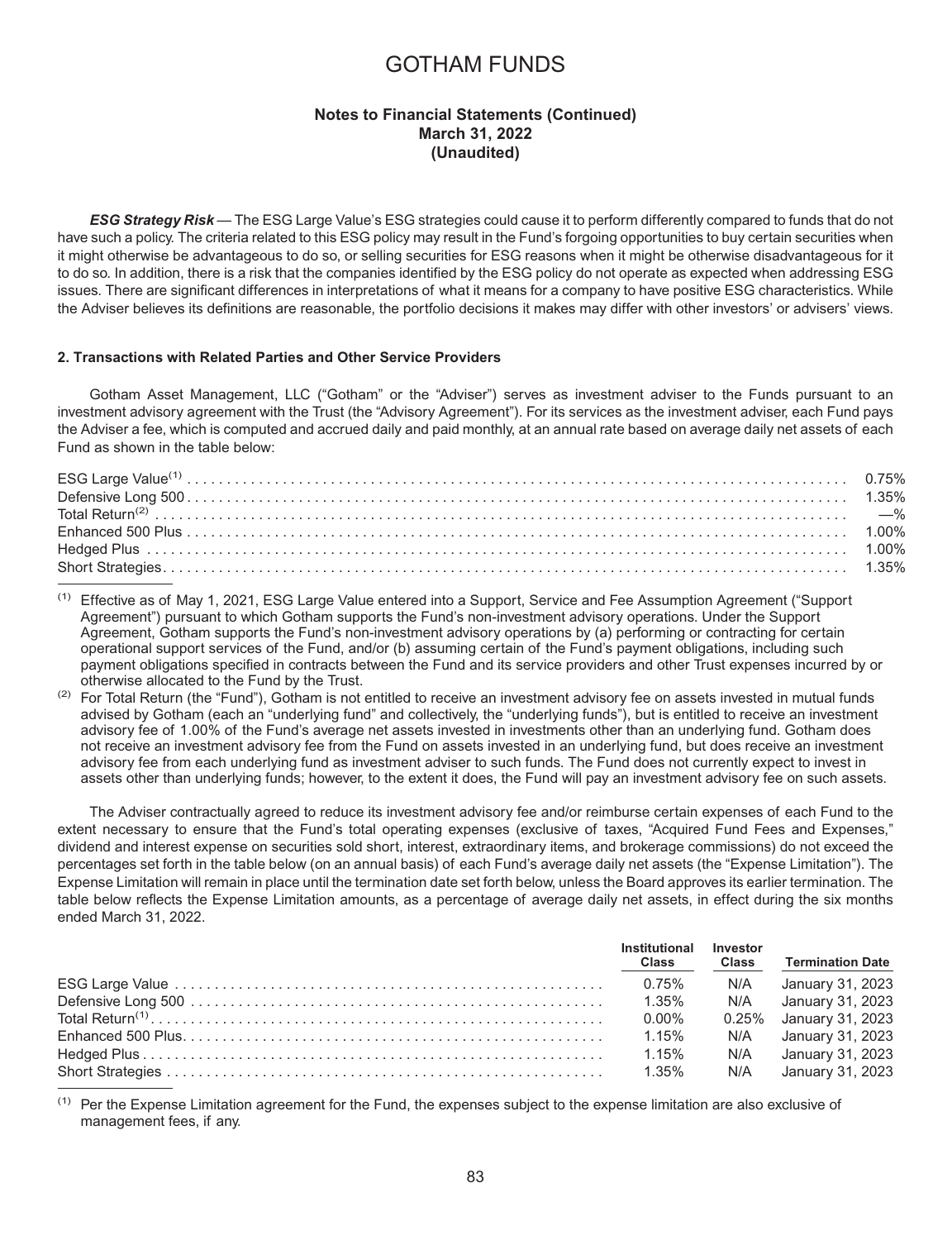# GOTHAM FUNDS

**Notes to Financial Statements (Continued)**
**March 31, 2022**
**(Unaudited)**

***ESG Strategy Risk*** — The ESG Large Value's ESG strategies could cause it to perform differently compared to funds that do not have such a policy. The criteria related to this ESG policy may result in the Fund's forgoing opportunities to buy certain securities when it might otherwise be advantageous to do so, or selling securities for ESG reasons when it might be otherwise disadvantageous for it to do so. In addition, there is a risk that the companies identified by the ESG policy do not operate as expected when addressing ESG issues. There are significant differences in interpretations of what it means for a company to have positive ESG characteristics. While the Adviser believes its definitions are reasonable, the portfolio decisions it makes may differ with other investors' or advisers' views.

**2. Transactions with Related Parties and Other Service Providers**

Gotham Asset Management, LLC ("Gotham" or the "Adviser") serves as investment adviser to the Funds pursuant to an investment advisory agreement with the Trust (the "Advisory Agreement"). For its services as the investment adviser, each Fund pays the Adviser a fee, which is computed and accrued daily and paid monthly, at an annual rate based on average daily net assets of each Fund as shown in the table below:

| Fund | Fee |
|---|---|
| ESG Large Value[1] | 0.75% |
| Defensive Long 500 | 1.35% |
| Total Return[2] | —% |
| Enhanced 500 Plus | 1.00% |
| Hedged Plus | 1.00% |
| Short Strategies | 1.35% |

[1] Effective as of May 1, 2021, ESG Large Value entered into a Support, Service and Fee Assumption Agreement ("Support Agreement") pursuant to which Gotham supports the Fund's non-investment advisory operations. Under the Support Agreement, Gotham supports the Fund's non-investment advisory operations by (a) performing or contracting for certain operational support services of the Fund, and/or (b) assuming certain of the Fund's payment obligations, including such payment obligations specified in contracts between the Fund and its service providers and other Trust expenses incurred by or otherwise allocated to the Fund by the Trust.

[2] For Total Return (the "Fund"), Gotham is not entitled to receive an investment advisory fee on assets invested in mutual funds advised by Gotham (each an "underlying fund" and collectively, the "underlying funds"), but is entitled to receive an investment advisory fee of 1.00% of the Fund's average net assets invested in investments other than an underlying fund. Gotham does not receive an investment advisory fee from the Fund on assets invested in an underlying fund, but does receive an investment advisory fee from each underlying fund as investment adviser to such funds. The Fund does not currently expect to invest in assets other than underlying funds; however, to the extent it does, the Fund will pay an investment advisory fee on such assets.

The Adviser contractually agreed to reduce its investment advisory fee and/or reimburse certain expenses of each Fund to the extent necessary to ensure that the Fund's total operating expenses (exclusive of taxes, "Acquired Fund Fees and Expenses," dividend and interest expense on securities sold short, interest, extraordinary items, and brokerage commissions) do not exceed the percentages set forth in the table below (on an annual basis) of each Fund's average daily net assets (the "Expense Limitation"). The Expense Limitation will remain in place until the termination date set forth below, unless the Board approves its earlier termination. The table below reflects the Expense Limitation amounts, as a percentage of average daily net assets, in effect during the six months ended March 31, 2022.

| | Institutional Class | Investor Class | Termination Date |
|---|---|---|---|
| ESG Large Value | 0.75% | N/A | January 31, 2023 |
| Defensive Long 500 | 1.35% | N/A | January 31, 2023 |
| Total Return[1] | 0.00% | 0.25% | January 31, 2023 |
| Enhanced 500 Plus | 1.15% | N/A | January 31, 2023 |
| Hedged Plus | 1.15% | N/A | January 31, 2023 |
| Short Strategies | 1.35% | N/A | January 31, 2023 |

[1] Per the Expense Limitation agreement for the Fund, the expenses subject to the expense limitation are also exclusive of management fees, if any.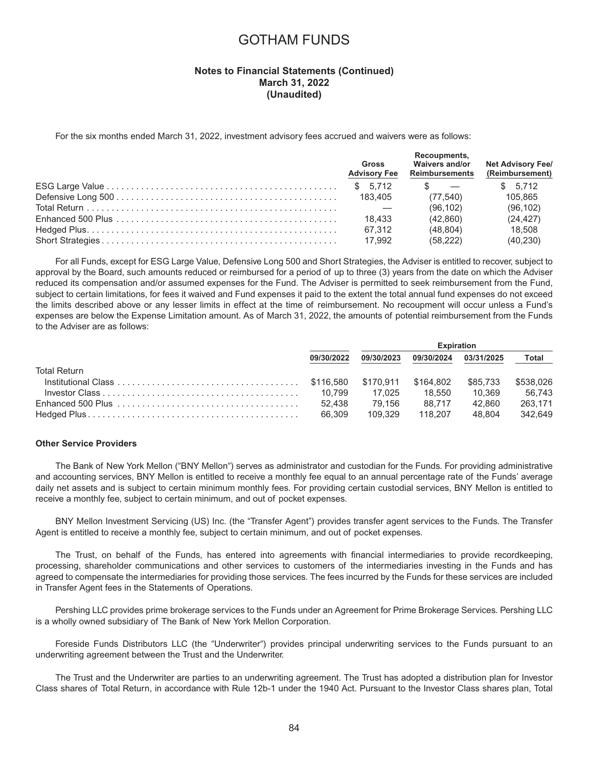# GOTHAM FUNDS

**Notes to Financial Statements (Continued)**
**March 31, 2022**
**(Unaudited)**

For the six months ended March 31, 2022, investment advisory fees accrued and waivers were as follows:

| | Gross Advisory Fee | Recoupments, Waivers and/or Reimbursements | Net Advisory Fee/ (Reimbursement) |
|---|---|---|---|
| ESG Large Value | $ 5,712 | $ — | $ 5,712 |
| Defensive Long 500 | 183,405 | (77,540) | 105,865 |
| Total Return | — | (96,102) | (96,102) |
| Enhanced 500 Plus | 18,433 | (42,860) | (24,427) |
| Hedged Plus | 67,312 | (48,804) | 18,508 |
| Short Strategies | 17,992 | (58,222) | (40,230) |

For all Funds, except for ESG Large Value, Defensive Long 500 and Short Strategies, the Adviser is entitled to recover, subject to approval by the Board, such amounts reduced or reimbursed for a period of up to three (3) years from the date on which the Adviser reduced its compensation and/or assumed expenses for the Fund. The Adviser is permitted to seek reimbursement from the Fund, subject to certain limitations, for fees it waived and Fund expenses it paid to the extent the total annual fund expenses do not exceed the limits described above or any lesser limits in effect at the time of reimbursement. No recoupment will occur unless a Fund's expenses are below the Expense Limitation amount. As of March 31, 2022, the amounts of potential reimbursement from the Funds to the Adviser are as follows:

| | Expiration | | | | |
|---|---|---|---|---|---|
| | 09/30/2022 | 09/30/2023 | 09/30/2024 | 03/31/2025 | Total |
| Total Return | | | | | |
| Institutional Class | $116,580 | $170,911 | $164,802 | $85,733 | $538,026 |
| Investor Class | 10,799 | 17,025 | 18,550 | 10,369 | 56,743 |
| Enhanced 500 Plus | 52,438 | 79,156 | 88,717 | 42,860 | 263,171 |
| Hedged Plus | 66,309 | 109,329 | 118,207 | 48,804 | 342,649 |

**Other Service Providers**

The Bank of New York Mellon ("BNY Mellon") serves as administrator and custodian for the Funds. For providing administrative and accounting services, BNY Mellon is entitled to receive a monthly fee equal to an annual percentage rate of the Funds' average daily net assets and is subject to certain minimum monthly fees. For providing certain custodial services, BNY Mellon is entitled to receive a monthly fee, subject to certain minimum, and out of pocket expenses.

BNY Mellon Investment Servicing (US) Inc. (the "Transfer Agent") provides transfer agent services to the Funds. The Transfer Agent is entitled to receive a monthly fee, subject to certain minimum, and out of pocket expenses.

The Trust, on behalf of the Funds, has entered into agreements with financial intermediaries to provide recordkeeping, processing, shareholder communications and other services to customers of the intermediaries investing in the Funds and has agreed to compensate the intermediaries for providing those services. The fees incurred by the Funds for these services are included in Transfer Agent fees in the Statements of Operations.

Pershing LLC provides prime brokerage services to the Funds under an Agreement for Prime Brokerage Services. Pershing LLC is a wholly owned subsidiary of The Bank of New York Mellon Corporation.

Foreside Funds Distributors LLC (the "Underwriter") provides principal underwriting services to the Funds pursuant to an underwriting agreement between the Trust and the Underwriter.

The Trust and the Underwriter are parties to an underwriting agreement. The Trust has adopted a distribution plan for Investor Class shares of Total Return, in accordance with Rule 12b-1 under the 1940 Act. Pursuant to the Investor Class shares plan, Total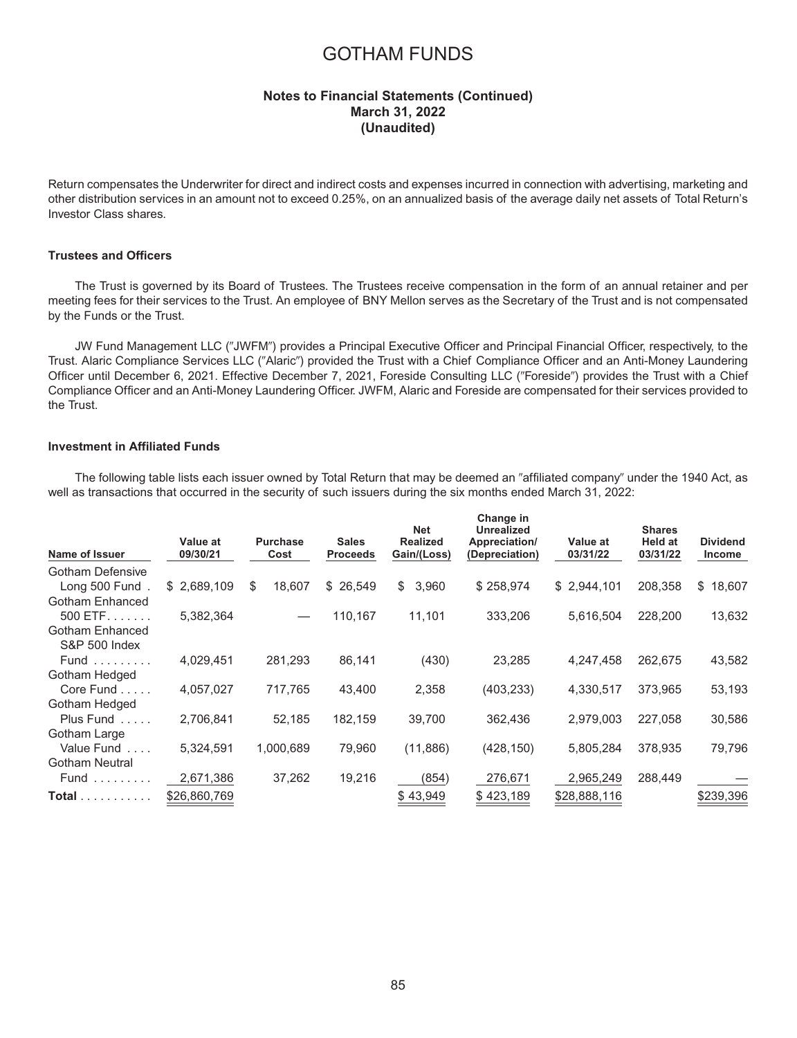# GOTHAM FUNDS

**Notes to Financial Statements (Continued)**
**March 31, 2022**
**(Unaudited)**

Return compensates the Underwriter for direct and indirect costs and expenses incurred in connection with advertising, marketing and other distribution services in an amount not to exceed 0.25%, on an annualized basis of the average daily net assets of Total Return's Investor Class shares.

#### Trustees and Officers

The Trust is governed by its Board of Trustees. The Trustees receive compensation in the form of an annual retainer and per meeting fees for their services to the Trust. An employee of BNY Mellon serves as the Secretary of the Trust and is not compensated by the Funds or the Trust.

JW Fund Management LLC ("JWFM") provides a Principal Executive Officer and Principal Financial Officer, respectively, to the Trust. Alaric Compliance Services LLC ("Alaric") provided the Trust with a Chief Compliance Officer and an Anti-Money Laundering Officer until December 6, 2021. Effective December 7, 2021, Foreside Consulting LLC ("Foreside") provides the Trust with a Chief Compliance Officer and an Anti-Money Laundering Officer. JWFM, Alaric and Foreside are compensated for their services provided to the Trust.

#### Investment in Affiliated Funds

The following table lists each issuer owned by Total Return that may be deemed an "affiliated company" under the 1940 Act, as well as transactions that occurred in the security of such issuers during the six months ended March 31, 2022:

| Name of Issuer | Value at 09/30/21 | Purchase Cost | Sales Proceeds | Net Realized Gain/(Loss) | Change in Unrealized Appreciation/ (Depreciation) | Value at 03/31/22 | Shares Held at 03/31/22 | Dividend Income |
|---|---|---|---|---|---|---|---|---|
| Gotham Defensive Long 500 Fund | $ 2,689,109 | $ 18,607 | $ 26,549 | $ 3,960 | $ 258,974 | $ 2,944,101 | 208,358 | $ 18,607 |
| Gotham Enhanced 500 ETF | 5,382,364 | — | 110,167 | 11,101 | 333,206 | 5,616,504 | 228,200 | 13,632 |
| Gotham Enhanced S&P 500 Index Fund | 4,029,451 | 281,293 | 86,141 | (430) | 23,285 | 4,247,458 | 262,675 | 43,582 |
| Gotham Hedged Core Fund | 4,057,027 | 717,765 | 43,400 | 2,358 | (403,233) | 4,330,517 | 373,965 | 53,193 |
| Gotham Hedged Plus Fund | 2,706,841 | 52,185 | 182,159 | 39,700 | 362,436 | 2,979,003 | 227,058 | 30,586 |
| Gotham Large Value Fund | 5,324,591 | 1,000,689 | 79,960 | (11,886) | (428,150) | 5,805,284 | 378,935 | 79,796 |
| Gotham Neutral Fund | 2,671,386 | 37,262 | 19,216 | (854) | 276,671 | 2,965,249 | 288,449 | — |
| **Total** | $26,860,769 | | | $ 43,949 | $ 423,189 | $28,888,116 | | $239,396 |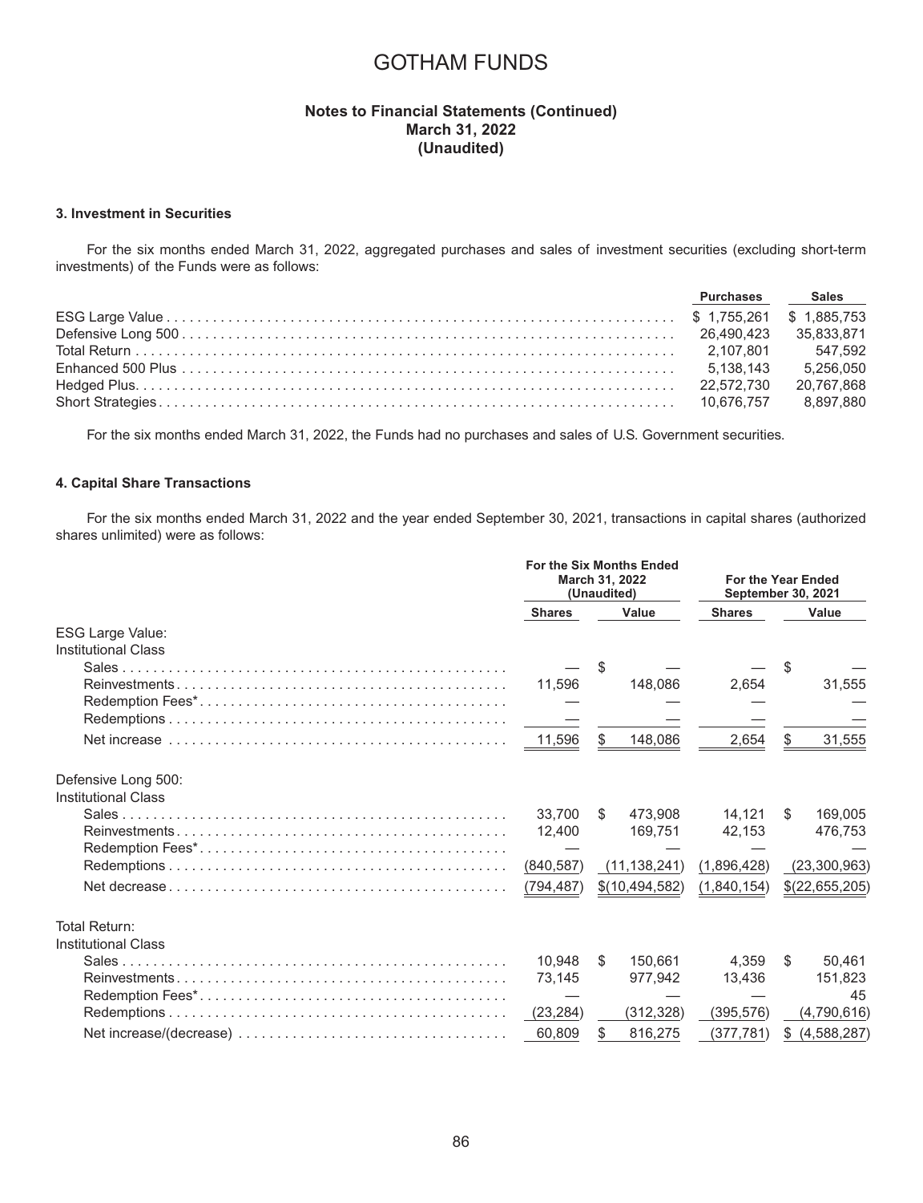# GOTHAM FUNDS

**Notes to Financial Statements (Continued)**
**March 31, 2022**
**(Unaudited)**

### 3. Investment in Securities

For the six months ended March 31, 2022, aggregated purchases and sales of investment securities (excluding short-term investments) of the Funds were as follows:

| | Purchases | Sales |
|---|---|---|
| ESG Large Value | $ 1,755,261 | $ 1,885,753 |
| Defensive Long 500 | 26,490,423 | 35,833,871 |
| Total Return | 2,107,801 | 547,592 |
| Enhanced 500 Plus | 5,138,143 | 5,256,050 |
| Hedged Plus | 22,572,730 | 20,767,868 |
| Short Strategies | 10,676,757 | 8,897,880 |

For the six months ended March 31, 2022, the Funds had no purchases and sales of U.S. Government securities.

### 4. Capital Share Transactions

For the six months ended March 31, 2022 and the year ended September 30, 2021, transactions in capital shares (authorized shares unlimited) were as follows:

| | For the Six Months Ended March 31, 2022 (Unaudited) | | For the Year Ended September 30, 2021 | |
|---|---|---|---|---|
| | Shares | Value | Shares | Value |
| ESG Large Value: | | | | |
| Institutional Class | | | | |
| Sales | — | $ — | — | $ — |
| Reinvestments | 11,596 | 148,086 | 2,654 | 31,555 |
| Redemption Fees* | — | — | — | — |
| Redemptions | — | — | — | — |
| Net increase | 11,596 | $ 148,086 | 2,654 | $ 31,555 |
| Defensive Long 500: | | | | |
| Institutional Class | | | | |
| Sales | 33,700 | $ 473,908 | 14,121 | $ 169,005 |
| Reinvestments | 12,400 | 169,751 | 42,153 | 476,753 |
| Redemption Fees* | — | — | — | — |
| Redemptions | (840,587) | (11,138,241) | (1,896,428) | (23,300,963) |
| Net decrease | (794,487) | $(10,494,582) | (1,840,154) | $(22,655,205) |
| Total Return: | | | | |
| Institutional Class | | | | |
| Sales | 10,948 | $ 150,661 | 4,359 | $ 50,461 |
| Reinvestments | 73,145 | 977,942 | 13,436 | 151,823 |
| Redemption Fees* | — | — | — | 45 |
| Redemptions | (23,284) | (312,328) | (395,576) | (4,790,616) |
| Net increase/(decrease) | 60,809 | $ 816,275 | (377,781) | $ (4,588,287) |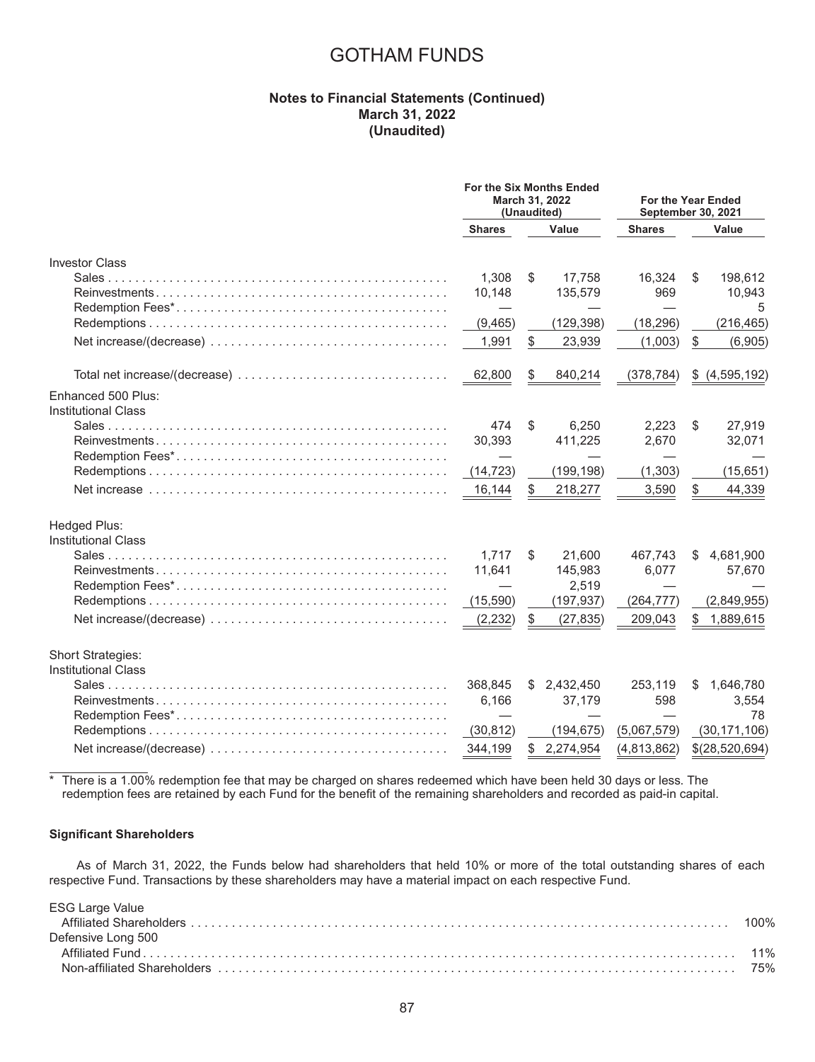# GOTHAM FUNDS

**Notes to Financial Statements (Continued)**
**March 31, 2022**
**(Unaudited)**

| | For the Six Months Ended March 31, 2022 (Unaudited) | | For the Year Ended September 30, 2021 | |
|---|---|---|---|---|
| | **Shares** | **Value** | **Shares** | **Value** |
| Investor Class | | | | |
| Sales | 1,308 | $ 17,758 | 16,324 | $ 198,612 |
| Reinvestments | 10,148 | 135,579 | 969 | 10,943 |
| Redemption Fees* | — | — | — | 5 |
| Redemptions | (9,465) | (129,398) | (18,296) | (216,465) |
| Net increase/(decrease) | 1,991 | $ 23,939 | (1,003) | $ (6,905) |
| Total net increase/(decrease) | 62,800 | $ 840,214 | (378,784) | $ (4,595,192) |
| Enhanced 500 Plus: Institutional Class | | | | |
| Sales | 474 | $ 6,250 | 2,223 | $ 27,919 |
| Reinvestments | 30,393 | 411,225 | 2,670 | 32,071 |
| Redemption Fees* | — | — | — | — |
| Redemptions | (14,723) | (199,198) | (1,303) | (15,651) |
| Net increase | 16,144 | $ 218,277 | 3,590 | $ 44,339 |
| Hedged Plus: Institutional Class | | | | |
| Sales | 1,717 | $ 21,600 | 467,743 | $ 4,681,900 |
| Reinvestments | 11,641 | 145,983 | 6,077 | 57,670 |
| Redemption Fees* | — | 2,519 | — | — |
| Redemptions | (15,590) | (197,937) | (264,777) | (2,849,955) |
| Net increase/(decrease) | (2,232) | $ (27,835) | 209,043 | $ 1,889,615 |
| Short Strategies: Institutional Class | | | | |
| Sales | 368,845 | $ 2,432,450 | 253,119 | $ 1,646,780 |
| Reinvestments | 6,166 | 37,179 | 598 | 3,554 |
| Redemption Fees* | — | — | — | 78 |
| Redemptions | (30,812) | (194,675) | (5,067,579) | (30,171,106) |
| Net increase/(decrease) | 344,199 | $ 2,274,954 | (4,813,862) | $ (28,520,694) |

\* There is a 1.00% redemption fee that may be charged on shares redeemed which have been held 30 days or less. The redemption fees are retained by each Fund for the benefit of the remaining shareholders and recorded as paid-in capital.

**Significant Shareholders**

As of March 31, 2022, the Funds below had shareholders that held 10% or more of the total outstanding shares of each respective Fund. Transactions by these shareholders may have a material impact on each respective Fund.

| | |
|---|---|
| ESG Large Value | |
| Affiliated Shareholders | 100% |
| Defensive Long 500 | |
| Affiliated Fund | 11% |
| Non-affiliated Shareholders | 75% |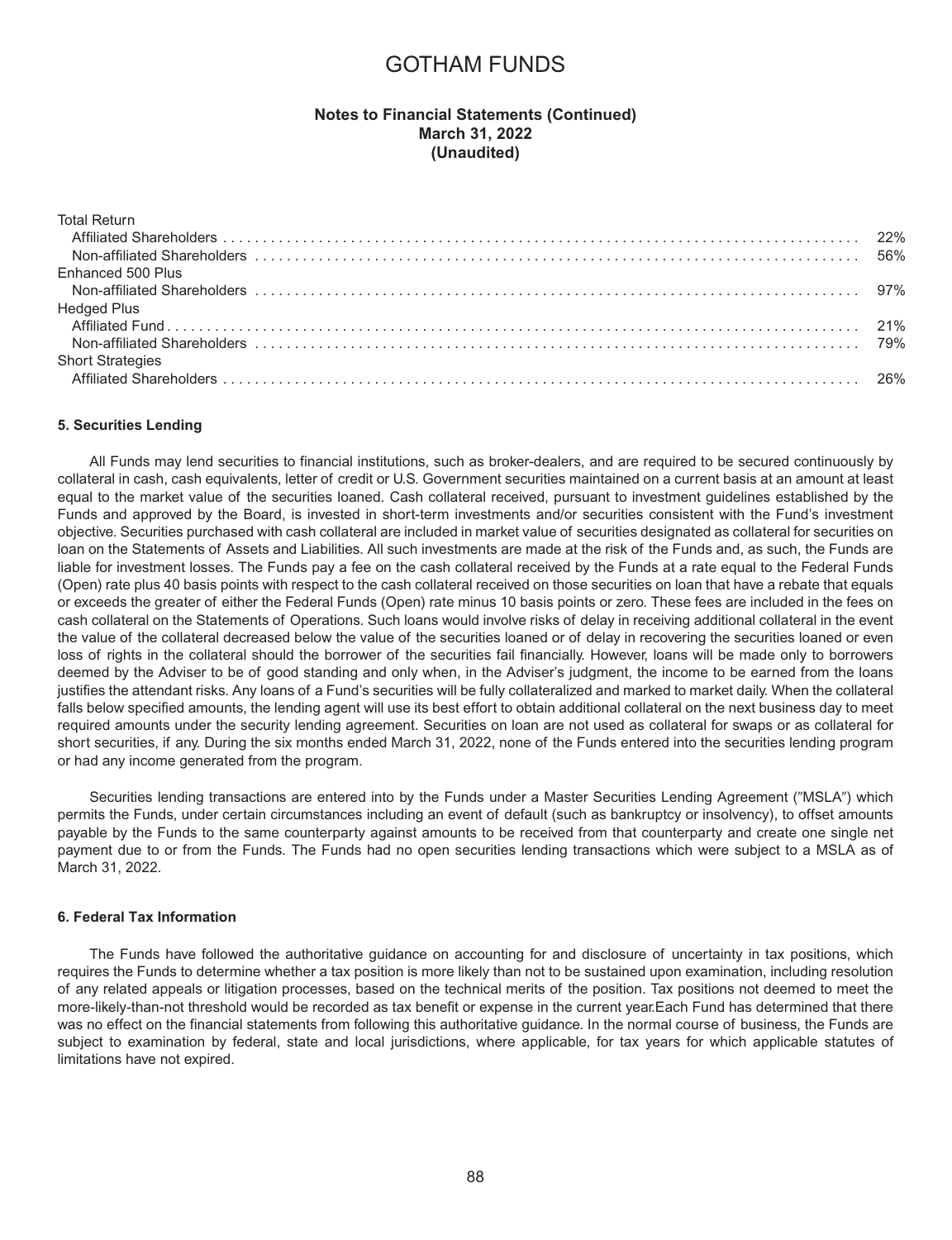| | |
|---|---|
| Total Return | |
| Affiliated Shareholders | 22% |
| Non-affiliated Shareholders | 56% |
| Enhanced 500 Plus | |
| Non-affiliated Shareholders | 97% |
| Hedged Plus | |
| Affiliated Fund | 21% |
| Non-affiliated Shareholders | 79% |
| Short Strategies | |
| Affiliated Shareholders | 26% |

**5. Securities Lending**

All Funds may lend securities to financial institutions, such as broker-dealers, and are required to be secured continuously by collateral in cash, cash equivalents, letter of credit or U.S. Government securities maintained on a current basis at an amount at least equal to the market value of the securities loaned. Cash collateral received, pursuant to investment guidelines established by the Funds and approved by the Board, is invested in short-term investments and/or securities consistent with the Fund's investment objective. Securities purchased with cash collateral are included in market value of securities designated as collateral for securities on loan on the Statements of Assets and Liabilities. All such investments are made at the risk of the Funds and, as such, the Funds are liable for investment losses. The Funds pay a fee on the cash collateral received by the Funds at a rate equal to the Federal Funds (Open) rate plus 40 basis points with respect to the cash collateral received on those securities on loan that have a rebate that equals or exceeds the greater of either the Federal Funds (Open) rate minus 10 basis points or zero. These fees are included in the fees on cash collateral on the Statements of Operations. Such loans would involve risks of delay in receiving additional collateral in the event the value of the collateral decreased below the value of the securities loaned or of delay in recovering the securities loaned or even loss of rights in the collateral should the borrower of the securities fail financially. However, loans will be made only to borrowers deemed by the Adviser to be of good standing and only when, in the Adviser's judgment, the income to be earned from the loans justifies the attendant risks. Any loans of a Fund's securities will be fully collateralized and marked to market daily. When the collateral falls below specified amounts, the lending agent will use its best effort to obtain additional collateral on the next business day to meet required amounts under the security lending agreement. Securities on loan are not used as collateral for swaps or as collateral for short securities, if any. During the six months ended March 31, 2022, none of the Funds entered into the securities lending program or had any income generated from the program.

Securities lending transactions are entered into by the Funds under a Master Securities Lending Agreement ("MSLA") which permits the Funds, under certain circumstances including an event of default (such as bankruptcy or insolvency), to offset amounts payable by the Funds to the same counterparty against amounts to be received from that counterparty and create one single net payment due to or from the Funds. The Funds had no open securities lending transactions which were subject to a MSLA as of March 31, 2022.

**6. Federal Tax Information**

The Funds have followed the authoritative guidance on accounting for and disclosure of uncertainty in tax positions, which requires the Funds to determine whether a tax position is more likely than not to be sustained upon examination, including resolution of any related appeals or litigation processes, based on the technical merits of the position. Tax positions not deemed to meet the more-likely-than-not threshold would be recorded as tax benefit or expense in the current year.Each Fund has determined that there was no effect on the financial statements from following this authoritative guidance. In the normal course of business, the Funds are subject to examination by federal, state and local jurisdictions, where applicable, for tax years for which applicable statutes of limitations have not expired.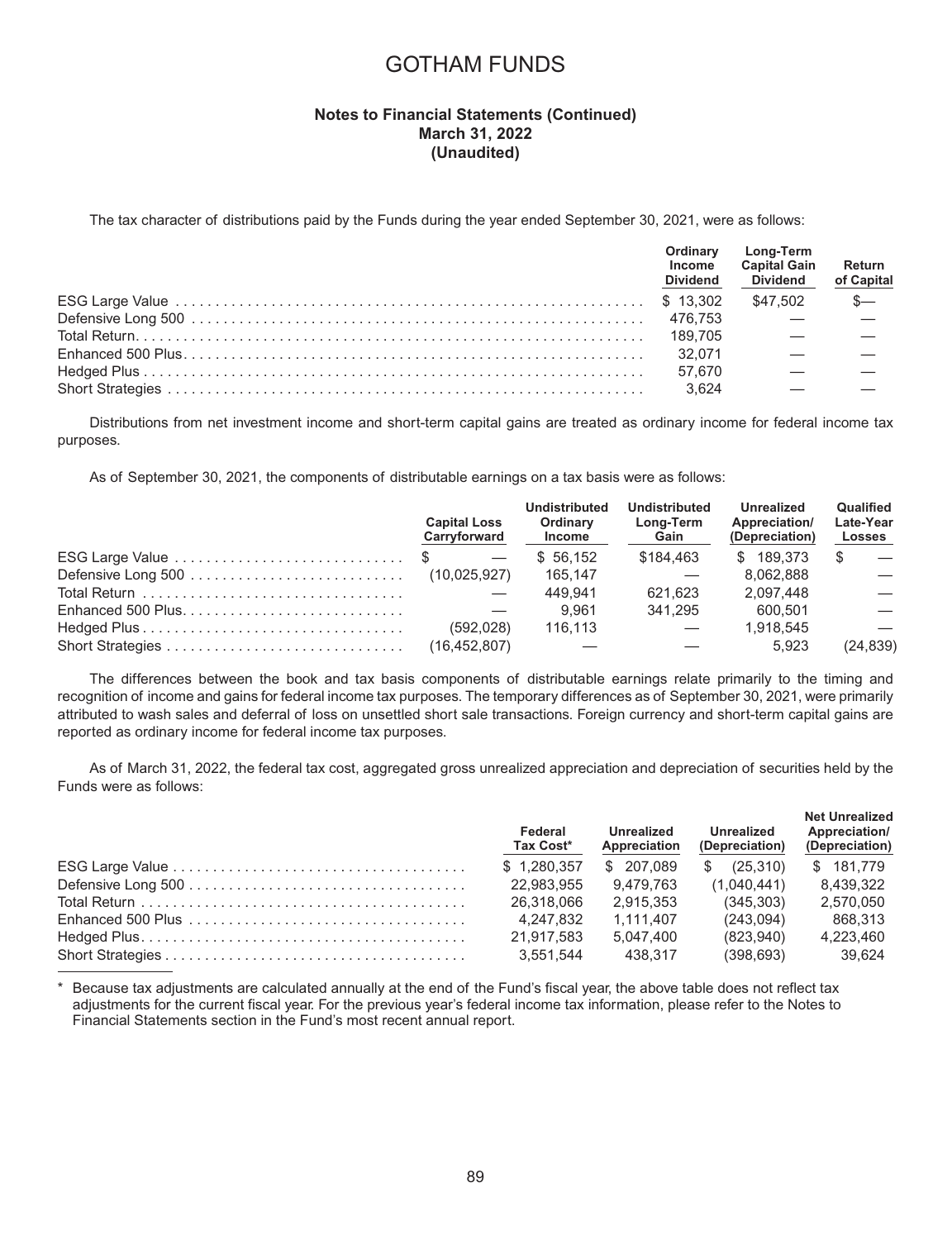# GOTHAM FUNDS

### Notes to Financial Statements (Continued)
### March 31, 2022
### (Unaudited)

The tax character of distributions paid by the Funds during the year ended September 30, 2021, were as follows:

| | Ordinary Income Dividend | Long-Term Capital Gain Dividend | Return of Capital |
|---|---|---|---|
| ESG Large Value | $ 13,302 | $47,502 | $— |
| Defensive Long 500 | 476,753 | — | — |
| Total Return | 189,705 | — | — |
| Enhanced 500 Plus | 32,071 | — | — |
| Hedged Plus | 57,670 | — | — |
| Short Strategies | 3,624 | — | — |

Distributions from net investment income and short-term capital gains are treated as ordinary income for federal income tax purposes.

As of September 30, 2021, the components of distributable earnings on a tax basis were as follows:

| | Capital Loss Carryforward | Undistributed Ordinary Income | Undistributed Long-Term Gain | Unrealized Appreciation/ (Depreciation) | Qualified Late-Year Losses |
|---|---|---|---|---|---|
| ESG Large Value | $ — | $ 56,152 | $184,463 | $ 189,373 | $ — |
| Defensive Long 500 | (10,025,927) | 165,147 | — | 8,062,888 | — |
| Total Return | — | 449,941 | 621,623 | 2,097,448 | — |
| Enhanced 500 Plus | — | 9,961 | 341,295 | 600,501 | — |
| Hedged Plus | (592,028) | 116,113 | — | 1,918,545 | — |
| Short Strategies | (16,452,807) | — | — | 5,923 | (24,839) |

The differences between the book and tax basis components of distributable earnings relate primarily to the timing and recognition of income and gains for federal income tax purposes. The temporary differences as of September 30, 2021, were primarily attributed to wash sales and deferral of loss on unsettled short sale transactions. Foreign currency and short-term capital gains are reported as ordinary income for federal income tax purposes.

As of March 31, 2022, the federal tax cost, aggregated gross unrealized appreciation and depreciation of securities held by the Funds were as follows:

| | Federal Tax Cost* | Unrealized Appreciation | Unrealized (Depreciation) | Net Unrealized Appreciation/ (Depreciation) |
|---|---|---|---|---|
| ESG Large Value | $ 1,280,357 | $ 207,089 | $ (25,310) | $ 181,779 |
| Defensive Long 500 | 22,983,955 | 9,479,763 | (1,040,441) | 8,439,322 |
| Total Return | 26,318,066 | 2,915,353 | (345,303) | 2,570,050 |
| Enhanced 500 Plus | 4,247,832 | 1,111,407 | (243,094) | 868,313 |
| Hedged Plus | 21,917,583 | 5,047,400 | (823,940) | 4,223,460 |
| Short Strategies | 3,551,544 | 438,317 | (398,693) | 39,624 |

\* Because tax adjustments are calculated annually at the end of the Fund's fiscal year, the above table does not reflect tax adjustments for the current fiscal year. For the previous year's federal income tax information, please refer to the Notes to Financial Statements section in the Fund's most recent annual report.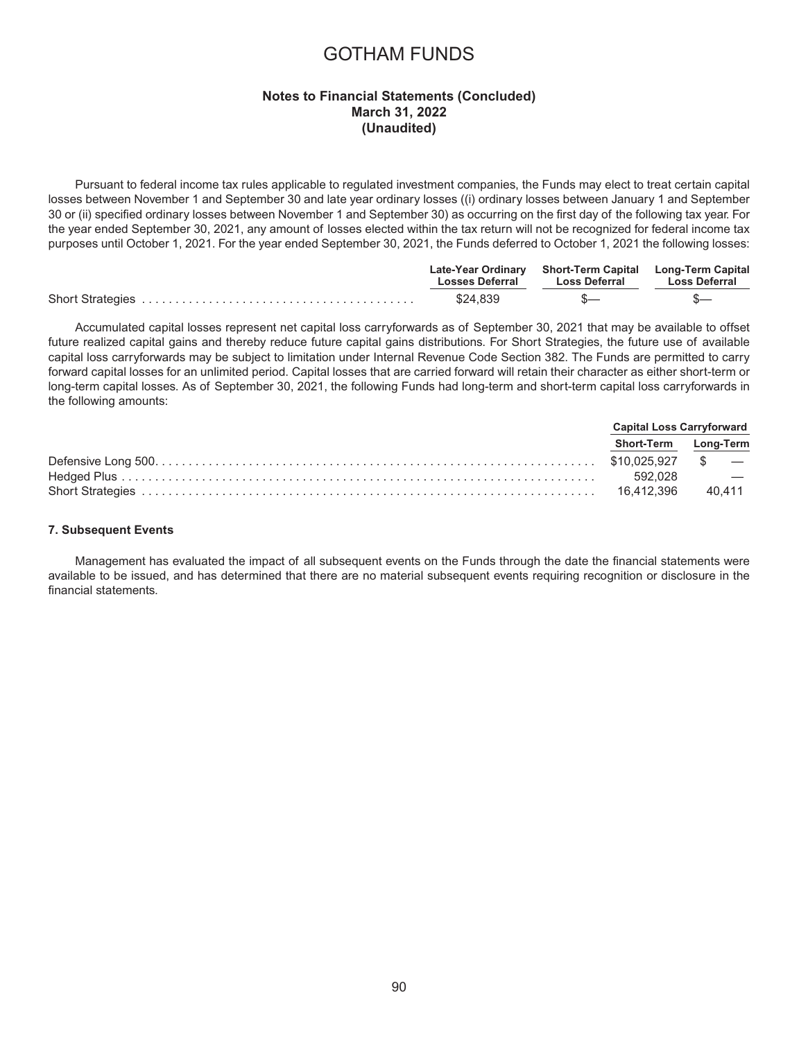# GOTHAM FUNDS

**Notes to Financial Statements (Concluded)**
**March 31, 2022**
**(Unaudited)**

Pursuant to federal income tax rules applicable to regulated investment companies, the Funds may elect to treat certain capital losses between November 1 and September 30 and late year ordinary losses ((i) ordinary losses between January 1 and September 30 or (ii) specified ordinary losses between November 1 and September 30) as occurring on the first day of the following tax year. For the year ended September 30, 2021, any amount of losses elected within the tax return will not be recognized for federal income tax purposes until October 1, 2021. For the year ended September 30, 2021, the Funds deferred to October 1, 2021 the following losses:

| | Late-Year Ordinary Losses Deferral | Short-Term Capital Loss Deferral | Long-Term Capital Loss Deferral |
|---|---|---|---|
| Short Strategies | $24,839 | $— | $— |

Accumulated capital losses represent net capital loss carryforwards as of September 30, 2021 that may be available to offset future realized capital gains and thereby reduce future capital gains distributions. For Short Strategies, the future use of available capital loss carryforwards may be subject to limitation under Internal Revenue Code Section 382. The Funds are permitted to carry forward capital losses for an unlimited period. Capital losses that are carried forward will retain their character as either short-term or long-term capital losses. As of September 30, 2021, the following Funds had long-term and short-term capital loss carryforwards in the following amounts:

| | Capital Loss Carryforward | |
|---|---|---|
| | Short-Term | Long-Term |
| Defensive Long 500 | $10,025,927 | $ — |
| Hedged Plus | 592,028 | — |
| Short Strategies | 16,412,396 | 40,411 |

**7. Subsequent Events**

Management has evaluated the impact of all subsequent events on the Funds through the date the financial statements were available to be issued, and has determined that there are no material subsequent events requiring recognition or disclosure in the financial statements.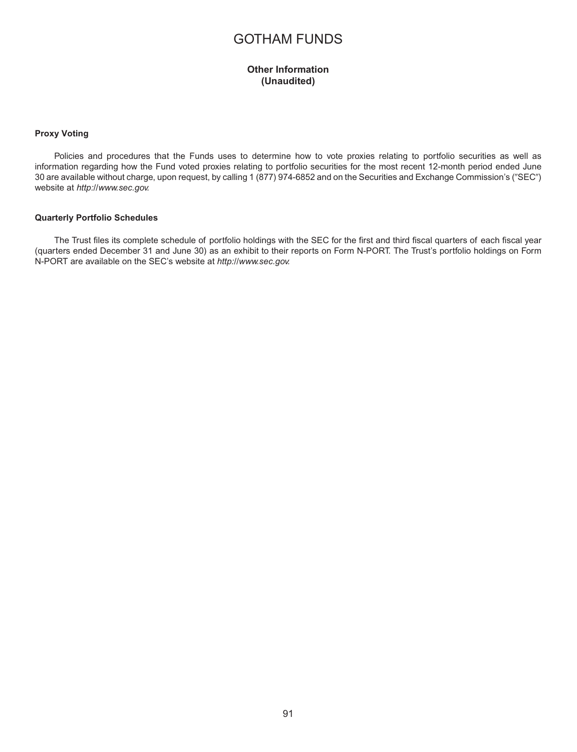# GOTHAM FUNDS

**Other Information**
**(Unaudited)**

**Proxy Voting**

Policies and procedures that the Funds uses to determine how to vote proxies relating to portfolio securities as well as information regarding how the Fund voted proxies relating to portfolio securities for the most recent 12-month period ended June 30 are available without charge, upon request, by calling 1 (877) 974-6852 and on the Securities and Exchange Commission's ("SEC") website at *http://www.sec.gov.*

**Quarterly Portfolio Schedules**

The Trust files its complete schedule of portfolio holdings with the SEC for the first and third fiscal quarters of each fiscal year (quarters ended December 31 and June 30) as an exhibit to their reports on Form N-PORT. The Trust's portfolio holdings on Form N-PORT are available on the SEC's website at *http://www.sec.gov.*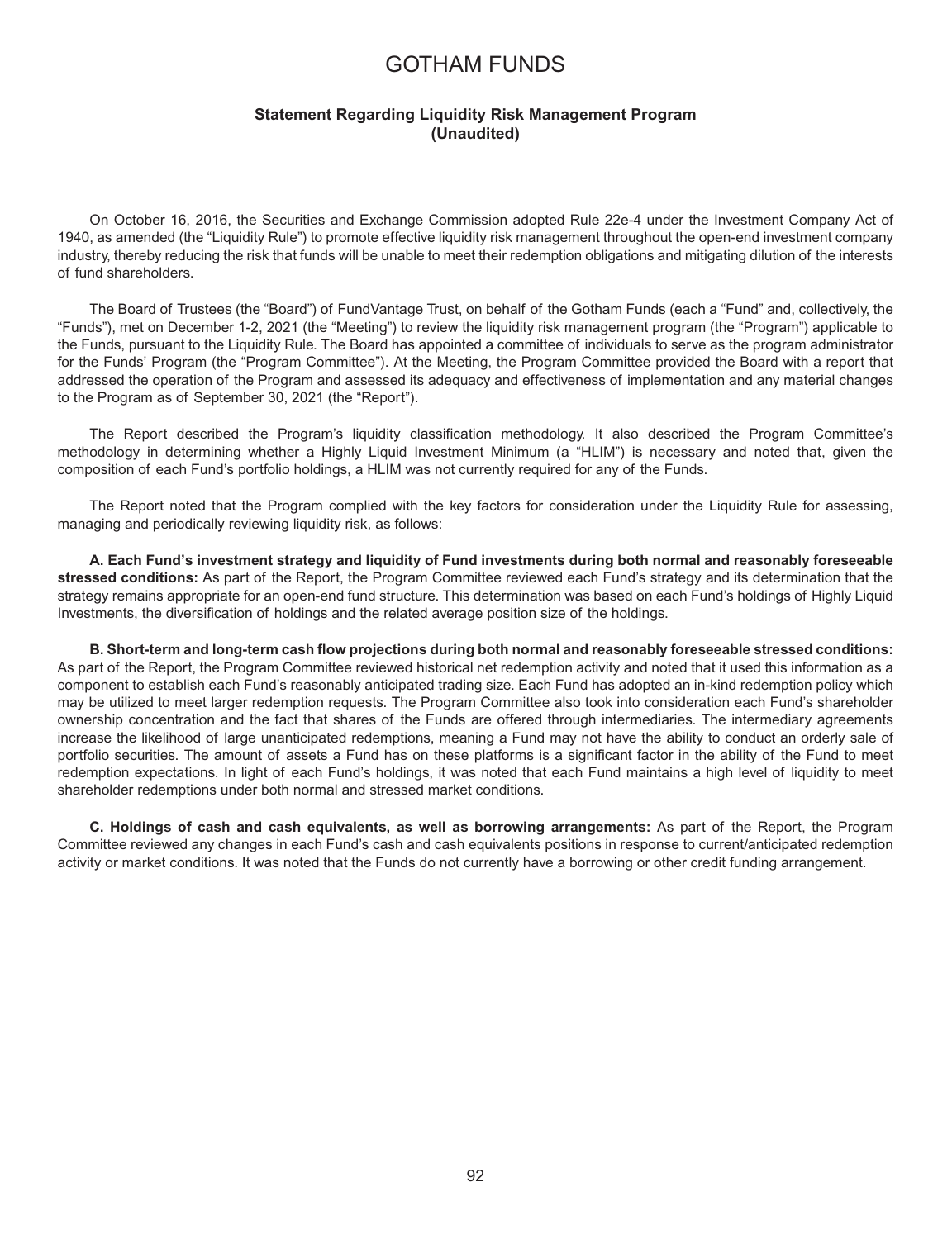# GOTHAM FUNDS

## Statement Regarding Liquidity Risk Management Program (Unaudited)

On October 16, 2016, the Securities and Exchange Commission adopted Rule 22e-4 under the Investment Company Act of 1940, as amended (the "Liquidity Rule") to promote effective liquidity risk management throughout the open-end investment company industry, thereby reducing the risk that funds will be unable to meet their redemption obligations and mitigating dilution of the interests of fund shareholders.

The Board of Trustees (the "Board") of FundVantage Trust, on behalf of the Gotham Funds (each a "Fund" and, collectively, the "Funds"), met on December 1-2, 2021 (the "Meeting") to review the liquidity risk management program (the "Program") applicable to the Funds, pursuant to the Liquidity Rule. The Board has appointed a committee of individuals to serve as the program administrator for the Funds' Program (the "Program Committee"). At the Meeting, the Program Committee provided the Board with a report that addressed the operation of the Program and assessed its adequacy and effectiveness of implementation and any material changes to the Program as of September 30, 2021 (the "Report").

The Report described the Program's liquidity classification methodology. It also described the Program Committee's methodology in determining whether a Highly Liquid Investment Minimum (a "HLIM") is necessary and noted that, given the composition of each Fund's portfolio holdings, a HLIM was not currently required for any of the Funds.

The Report noted that the Program complied with the key factors for consideration under the Liquidity Rule for assessing, managing and periodically reviewing liquidity risk, as follows:

**A. Each Fund's investment strategy and liquidity of Fund investments during both normal and reasonably foreseeable stressed conditions:** As part of the Report, the Program Committee reviewed each Fund's strategy and its determination that the strategy remains appropriate for an open-end fund structure. This determination was based on each Fund's holdings of Highly Liquid Investments, the diversification of holdings and the related average position size of the holdings.

**B. Short-term and long-term cash flow projections during both normal and reasonably foreseeable stressed conditions:** As part of the Report, the Program Committee reviewed historical net redemption activity and noted that it used this information as a component to establish each Fund's reasonably anticipated trading size. Each Fund has adopted an in-kind redemption policy which may be utilized to meet larger redemption requests. The Program Committee also took into consideration each Fund's shareholder ownership concentration and the fact that shares of the Funds are offered through intermediaries. The intermediary agreements increase the likelihood of large unanticipated redemptions, meaning a Fund may not have the ability to conduct an orderly sale of portfolio securities. The amount of assets a Fund has on these platforms is a significant factor in the ability of the Fund to meet redemption expectations. In light of each Fund's holdings, it was noted that each Fund maintains a high level of liquidity to meet shareholder redemptions under both normal and stressed market conditions.

**C. Holdings of cash and cash equivalents, as well as borrowing arrangements:** As part of the Report, the Program Committee reviewed any changes in each Fund's cash and cash equivalents positions in response to current/anticipated redemption activity or market conditions. It was noted that the Funds do not currently have a borrowing or other credit funding arrangement.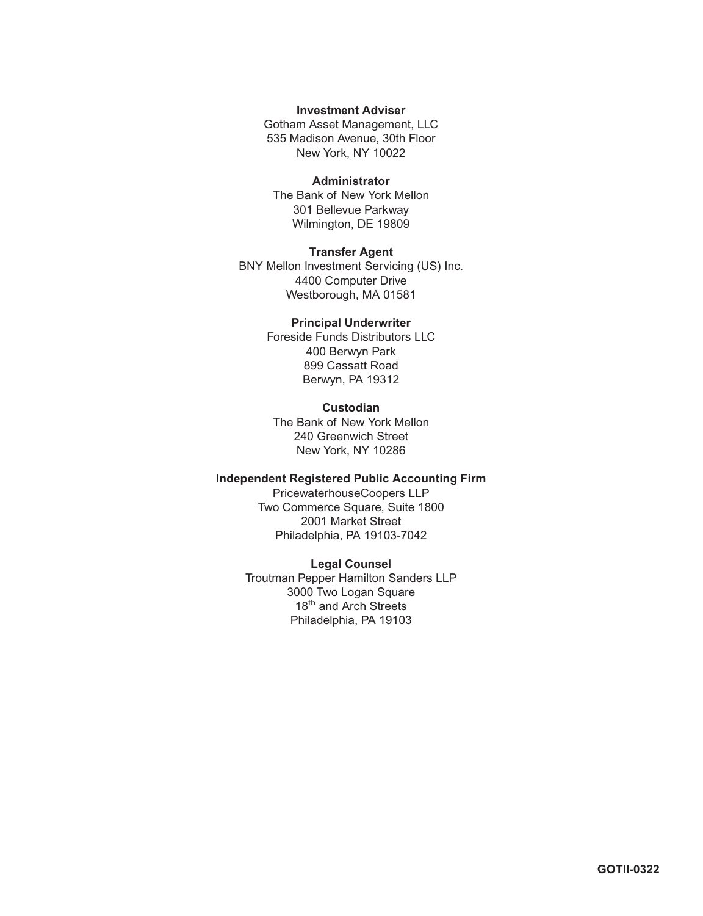**Investment Adviser**
Gotham Asset Management, LLC
535 Madison Avenue, 30th Floor
New York, NY 10022

**Administrator**
The Bank of New York Mellon
301 Bellevue Parkway
Wilmington, DE 19809

**Transfer Agent**
BNY Mellon Investment Servicing (US) Inc.
4400 Computer Drive
Westborough, MA 01581

**Principal Underwriter**
Foreside Funds Distributors LLC
400 Berwyn Park
899 Cassatt Road
Berwyn, PA 19312

**Custodian**
The Bank of New York Mellon
240 Greenwich Street
New York, NY 10286

**Independent Registered Public Accounting Firm**
PricewaterhouseCoopers LLP
Two Commerce Square, Suite 1800
2001 Market Street
Philadelphia, PA 19103-7042

**Legal Counsel**
Troutman Pepper Hamilton Sanders LLP
3000 Two Logan Square
18th and Arch Streets
Philadelphia, PA 19103

**GOTII-0322**